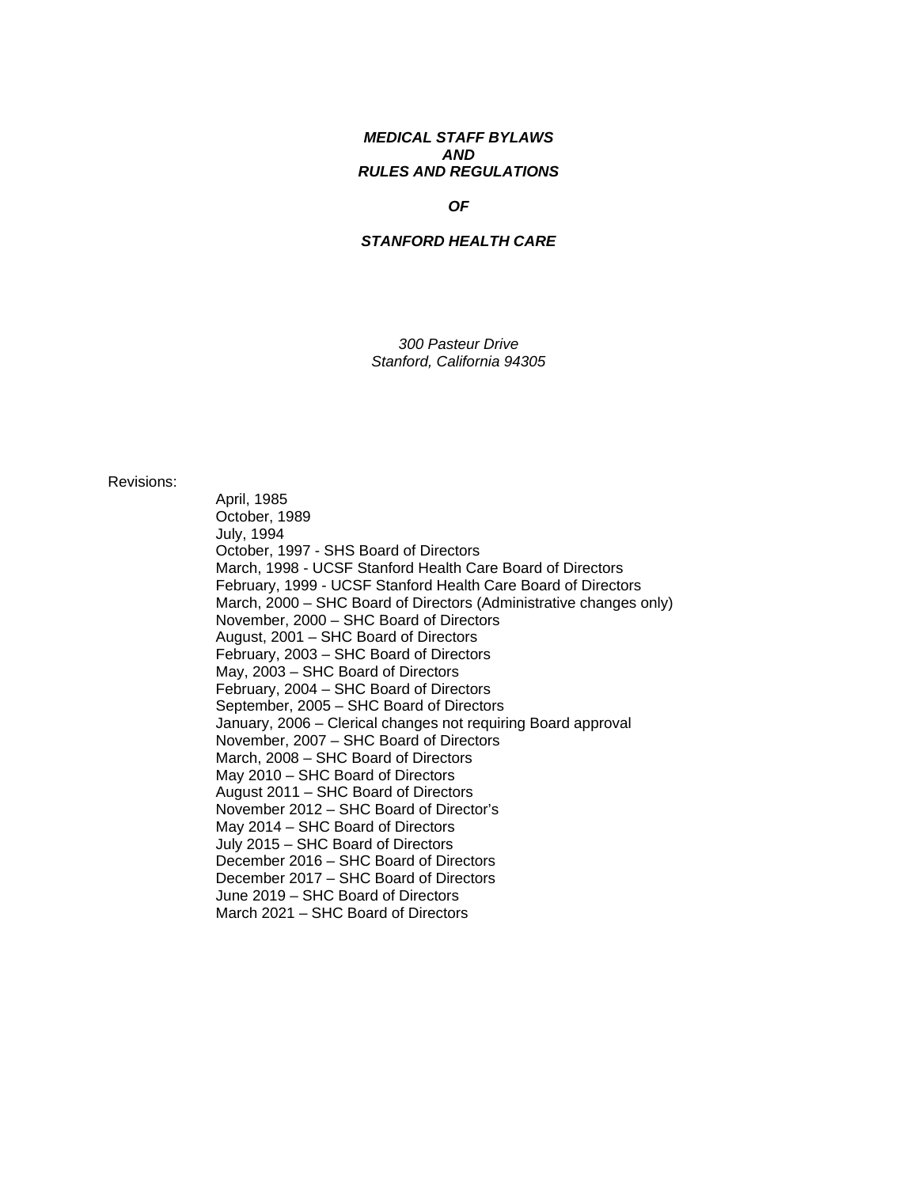# *MEDICAL STAFF BYLAWS AND RULES AND REGULATIONS*

## *OF*

## *STANFORD HEALTH CARE*

*300 Pasteur Drive*
*Stanford, California 94305*

Revisions:

- April, 1985
- October, 1989
- July, 1994
- October, 1997 - SHS Board of Directors
- March, 1998 - UCSF Stanford Health Care Board of Directors
- February, 1999 - UCSF Stanford Health Care Board of Directors
- March, 2000 – SHC Board of Directors (Administrative changes only)
- November, 2000 – SHC Board of Directors
- August, 2001 – SHC Board of Directors
- February, 2003 – SHC Board of Directors
- May, 2003 – SHC Board of Directors
- February, 2004 – SHC Board of Directors
- September, 2005 – SHC Board of Directors
- January, 2006 – Clerical changes not requiring Board approval
- November, 2007 – SHC Board of Directors
- March, 2008 – SHC Board of Directors
- May 2010 – SHC Board of Directors
- August 2011 – SHC Board of Directors
- November 2012 – SHC Board of Director's
- May 2014 – SHC Board of Directors
- July 2015 – SHC Board of Directors
- December 2016 – SHC Board of Directors
- December 2017 – SHC Board of Directors
- June 2019 – SHC Board of Directors
- March 2021 – SHC Board of Directors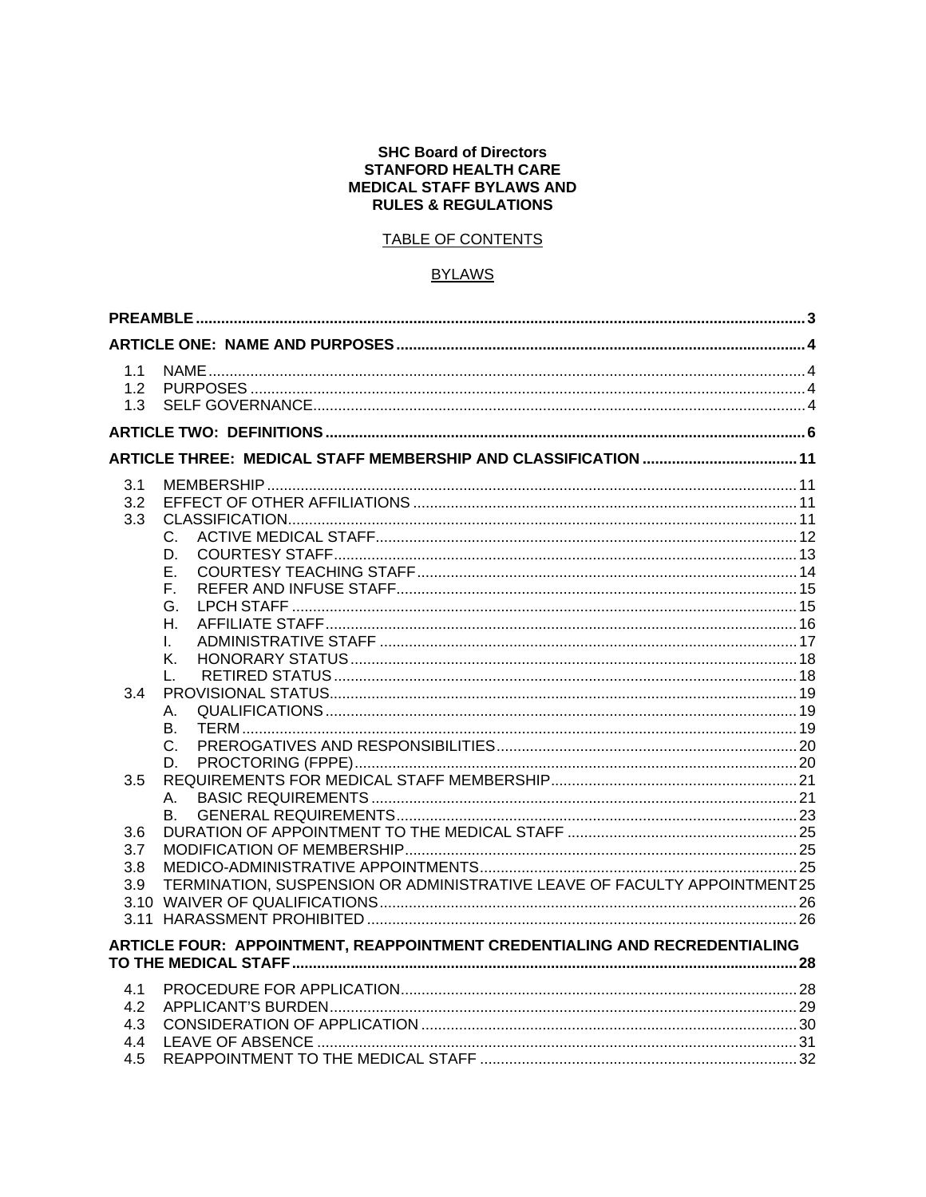**SHC Board of Directors**
**STANFORD HEALTH CARE**
**MEDICAL STAFF BYLAWS AND**
**RULES & REGULATIONS**

TABLE OF CONTENTS

BYLAWS

**PREAMBLE** ... **3**

**ARTICLE ONE: NAME AND PURPOSES** ... **4**

- 1.1 NAME ... 4
- 1.2 PURPOSES ... 4
- 1.3 SELF GOVERNANCE ... 4

**ARTICLE TWO: DEFINITIONS** ... **6**

**ARTICLE THREE: MEDICAL STAFF MEMBERSHIP AND CLASSIFICATION** ... **11**

- 3.1 MEMBERSHIP ... 11
- 3.2 EFFECT OF OTHER AFFILIATIONS ... 11
- 3.3 CLASSIFICATION ... 11
  - C. ACTIVE MEDICAL STAFF ... 12
  - D. COURTESY STAFF ... 13
  - E. COURTESY TEACHING STAFF ... 14
  - F. REFER AND INFUSE STAFF ... 15
  - G. LPCH STAFF ... 15
  - H. AFFILIATE STAFF ... 16
  - I. ADMINISTRATIVE STAFF ... 17
  - K. HONORARY STATUS ... 18
  - L. RETIRED STATUS ... 18
- 3.4 PROVISIONAL STATUS ... 19
  - A. QUALIFICATIONS ... 19
  - B. TERM ... 19
  - C. PREROGATIVES AND RESPONSIBILITIES ... 20
  - D. PROCTORING (FPPE) ... 20
- 3.5 REQUIREMENTS FOR MEDICAL STAFF MEMBERSHIP ... 21
  - A. BASIC REQUIREMENTS ... 21
  - B. GENERAL REQUIREMENTS ... 23
- 3.6 DURATION OF APPOINTMENT TO THE MEDICAL STAFF ... 25
- 3.7 MODIFICATION OF MEMBERSHIP ... 25
- 3.8 MEDICO-ADMINISTRATIVE APPOINTMENTS ... 25
- 3.9 TERMINATION, SUSPENSION OR ADMINISTRATIVE LEAVE OF FACULTY APPOINTMENT ... 25
- 3.10 WAIVER OF QUALIFICATIONS ... 26
- 3.11 HARASSMENT PROHIBITED ... 26

**ARTICLE FOUR: APPOINTMENT, REAPPOINTMENT CREDENTIALING AND RECREDENTIALING TO THE MEDICAL STAFF** ... **28**

- 4.1 PROCEDURE FOR APPLICATION ... 28
- 4.2 APPLICANT'S BURDEN ... 29
- 4.3 CONSIDERATION OF APPLICATION ... 30
- 4.4 LEAVE OF ABSENCE ... 31
- 4.5 REAPPOINTMENT TO THE MEDICAL STAFF ... 32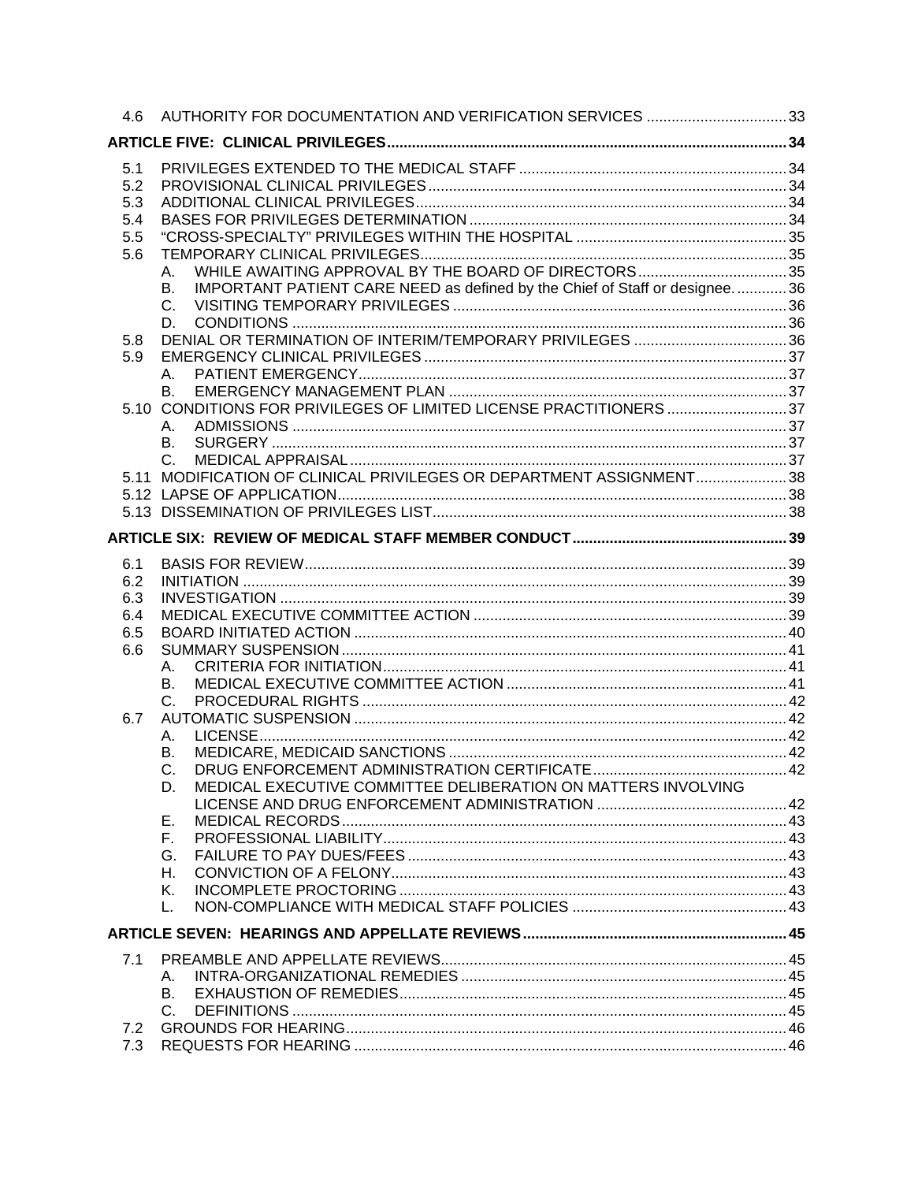4.6 AUTHORITY FOR DOCUMENTATION AND VERIFICATION SERVICES .......... 33

**ARTICLE FIVE: CLINICAL PRIVILEGES .......... 34**

5.1 PRIVILEGES EXTENDED TO THE MEDICAL STAFF .......... 34
5.2 PROVISIONAL CLINICAL PRIVILEGES .......... 34
5.3 ADDITIONAL CLINICAL PRIVILEGES .......... 34
5.4 BASES FOR PRIVILEGES DETERMINATION .......... 34
5.5 "CROSS-SPECIALTY" PRIVILEGES WITHIN THE HOSPITAL .......... 35
5.6 TEMPORARY CLINICAL PRIVILEGES .......... 35
  A. WHILE AWAITING APPROVAL BY THE BOARD OF DIRECTORS .......... 35
  B. IMPORTANT PATIENT CARE NEED as defined by the Chief of Staff or designee. .......... 36
  C. VISITING TEMPORARY PRIVILEGES .......... 36
  D. CONDITIONS .......... 36
5.8 DENIAL OR TERMINATION OF INTERIM/TEMPORARY PRIVILEGES .......... 36
5.9 EMERGENCY CLINICAL PRIVILEGES .......... 37
  A. PATIENT EMERGENCY .......... 37
  B. EMERGENCY MANAGEMENT PLAN .......... 37
5.10 CONDITIONS FOR PRIVILEGES OF LIMITED LICENSE PRACTITIONERS .......... 37
  A. ADMISSIONS .......... 37
  B. SURGERY .......... 37
  C. MEDICAL APPRAISAL .......... 37
5.11 MODIFICATION OF CLINICAL PRIVILEGES OR DEPARTMENT ASSIGNMENT .......... 38
5.12 LAPSE OF APPLICATION .......... 38
5.13 DISSEMINATION OF PRIVILEGES LIST .......... 38

**ARTICLE SIX: REVIEW OF MEDICAL STAFF MEMBER CONDUCT .......... 39**

6.1 BASIS FOR REVIEW .......... 39
6.2 INITIATION .......... 39
6.3 INVESTIGATION .......... 39
6.4 MEDICAL EXECUTIVE COMMITTEE ACTION .......... 39
6.5 BOARD INITIATED ACTION .......... 40
6.6 SUMMARY SUSPENSION .......... 41
  A. CRITERIA FOR INITIATION .......... 41
  B. MEDICAL EXECUTIVE COMMITTEE ACTION .......... 41
  C. PROCEDURAL RIGHTS .......... 42
6.7 AUTOMATIC SUSPENSION .......... 42
  A. LICENSE .......... 42
  B. MEDICARE, MEDICAID SANCTIONS .......... 42
  C. DRUG ENFORCEMENT ADMINISTRATION CERTIFICATE .......... 42
  D. MEDICAL EXECUTIVE COMMITTEE DELIBERATION ON MATTERS INVOLVING LICENSE AND DRUG ENFORCEMENT ADMINISTRATION .......... 42
  E. MEDICAL RECORDS .......... 43
  F. PROFESSIONAL LIABILITY .......... 43
  G. FAILURE TO PAY DUES/FEES .......... 43
  H. CONVICTION OF A FELONY .......... 43
  K. INCOMPLETE PROCTORING .......... 43
  L. NON-COMPLIANCE WITH MEDICAL STAFF POLICIES .......... 43

**ARTICLE SEVEN: HEARINGS AND APPELLATE REVIEWS .......... 45**

7.1 PREAMBLE AND APPELLATE REVIEWS .......... 45
  A. INTRA-ORGANIZATIONAL REMEDIES .......... 45
  B. EXHAUSTION OF REMEDIES .......... 45
  C. DEFINITIONS .......... 45
7.2 GROUNDS FOR HEARING .......... 46
7.3 REQUESTS FOR HEARING .......... 46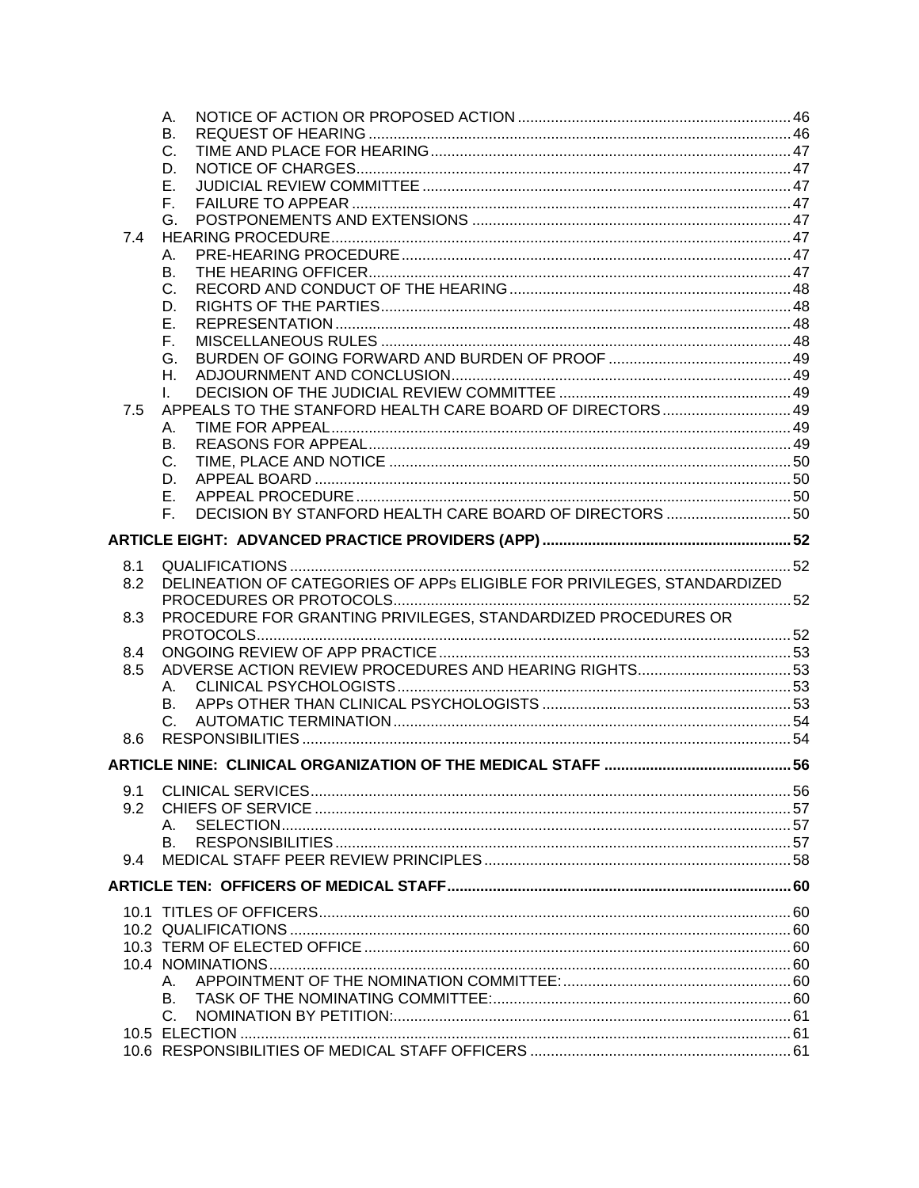A. NOTICE OF ACTION OR PROPOSED ACTION ... 46
B. REQUEST OF HEARING ... 46
C. TIME AND PLACE FOR HEARING ... 47
D. NOTICE OF CHARGES ... 47
E. JUDICIAL REVIEW COMMITTEE ... 47
F. FAILURE TO APPEAR ... 47
G. POSTPONEMENTS AND EXTENSIONS ... 47

7.4 HEARING PROCEDURE ... 47
A. PRE-HEARING PROCEDURE ... 47
B. THE HEARING OFFICER ... 47
C. RECORD AND CONDUCT OF THE HEARING ... 48
D. RIGHTS OF THE PARTIES ... 48
E. REPRESENTATION ... 48
F. MISCELLANEOUS RULES ... 48
G. BURDEN OF GOING FORWARD AND BURDEN OF PROOF ... 49
H. ADJOURNMENT AND CONCLUSION ... 49
I. DECISION OF THE JUDICIAL REVIEW COMMITTEE ... 49

7.5 APPEALS TO THE STANFORD HEALTH CARE BOARD OF DIRECTORS ... 49
A. TIME FOR APPEAL ... 49
B. REASONS FOR APPEAL ... 49
C. TIME, PLACE AND NOTICE ... 50
D. APPEAL BOARD ... 50
E. APPEAL PROCEDURE ... 50
F. DECISION BY STANFORD HEALTH CARE BOARD OF DIRECTORS ... 50

**ARTICLE EIGHT: ADVANCED PRACTICE PROVIDERS (APP) ... 52**

8.1 QUALIFICATIONS ... 52
8.2 DELINEATION OF CATEGORIES OF APPs ELIGIBLE FOR PRIVILEGES, STANDARDIZED PROCEDURES OR PROTOCOLS ... 52
8.3 PROCEDURE FOR GRANTING PRIVILEGES, STANDARDIZED PROCEDURES OR PROTOCOLS ... 52
8.4 ONGOING REVIEW OF APP PRACTICE ... 53
8.5 ADVERSE ACTION REVIEW PROCEDURES AND HEARING RIGHTS ... 53
A. CLINICAL PSYCHOLOGISTS ... 53
B. APPs OTHER THAN CLINICAL PSYCHOLOGISTS ... 53
C. AUTOMATIC TERMINATION ... 54
8.6 RESPONSIBILITIES ... 54

**ARTICLE NINE: CLINICAL ORGANIZATION OF THE MEDICAL STAFF ... 56**

9.1 CLINICAL SERVICES ... 56
9.2 CHIEFS OF SERVICE ... 57
A. SELECTION ... 57
B. RESPONSIBILITIES ... 57
9.4 MEDICAL STAFF PEER REVIEW PRINCIPLES ... 58

**ARTICLE TEN: OFFICERS OF MEDICAL STAFF ... 60**

10.1 TITLES OF OFFICERS ... 60
10.2 QUALIFICATIONS ... 60
10.3 TERM OF ELECTED OFFICE ... 60
10.4 NOMINATIONS ... 60
A. APPOINTMENT OF THE NOMINATION COMMITTEE: ... 60
B. TASK OF THE NOMINATING COMMITTEE: ... 60
C. NOMINATION BY PETITION: ... 61
10.5 ELECTION ... 61
10.6 RESPONSIBILITIES OF MEDICAL STAFF OFFICERS ... 61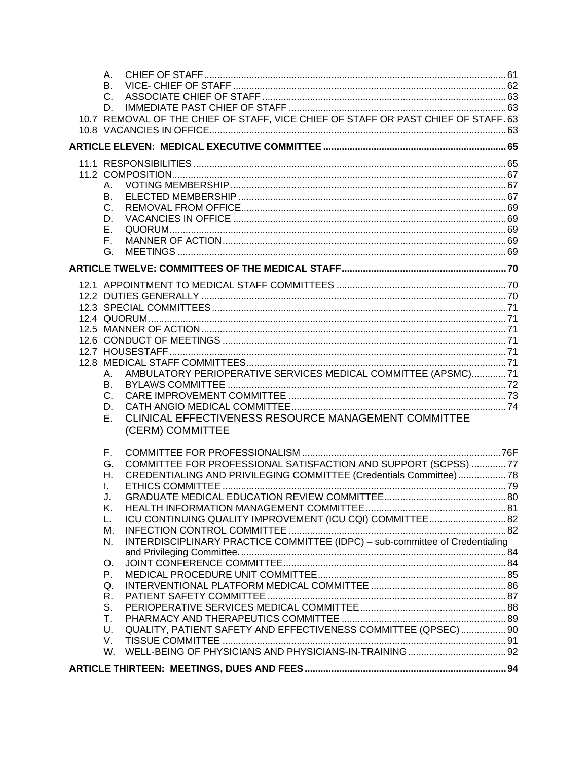- A. CHIEF OF STAFF ..... 61
- B. VICE- CHIEF OF STAFF ..... 62
- C. ASSOCIATE CHIEF OF STAFF ..... 63
- D. IMMEDIATE PAST CHIEF OF STAFF ..... 63

10.7 REMOVAL OF THE CHIEF OF STAFF, VICE CHIEF OF STAFF OR PAST CHIEF OF STAFF ..... 63

10.8 VACANCIES IN OFFICE ..... 63

**ARTICLE ELEVEN: MEDICAL EXECUTIVE COMMITTEE ..... 65**

11.1 RESPONSIBILITIES ..... 65

11.2 COMPOSITION ..... 67

- A. VOTING MEMBERSHIP ..... 67
- B. ELECTED MEMBERSHIP ..... 67
- C. REMOVAL FROM OFFICE ..... 69
- D. VACANCIES IN OFFICE ..... 69
- E. QUORUM ..... 69
- F. MANNER OF ACTION ..... 69
- G. MEETINGS ..... 69

**ARTICLE TWELVE: COMMITTEES OF THE MEDICAL STAFF ..... 70**

12.1 APPOINTMENT TO MEDICAL STAFF COMMITTEES ..... 70

12.2 DUTIES GENERALLY ..... 70

12.3 SPECIAL COMMITTEES ..... 71

12.4 QUORUM ..... 71

12.5 MANNER OF ACTION ..... 71

12.6 CONDUCT OF MEETINGS ..... 71

12.7 HOUSESTAFF ..... 71

12.8 MEDICAL STAFF COMMITTEES ..... 71

- A. AMBULATORY PERIOPERATIVE SERVICES MEDICAL COMMITTEE (APSMC) ..... 71
- B. BYLAWS COMMITTEE ..... 72
- C. CARE IMPROVEMENT COMMITTEE ..... 73
- D. CATH ANGIO MEDICAL COMMITTEE ..... 74
- E. CLINICAL EFFECTIVENESS RESOURCE MANAGEMENT COMMITTEE (CERM) COMMITTEE
- F. COMMITTEE FOR PROFESSIONALISM ..... 76F
- G. COMMITTEE FOR PROFESSIONAL SATISFACTION AND SUPPORT (SCPSS) ..... 77
- H. CREDENTIALING AND PRIVILEGING COMMITTEE (Credentials Committee) ..... 78
- I. ETHICS COMMITTEE ..... 79
- J. GRADUATE MEDICAL EDUCATION REVIEW COMMITTEE ..... 80
- K. HEALTH INFORMATION MANAGEMENT COMMITTEE ..... 81
- L. ICU CONTINUING QUALITY IMPROVEMENT (ICU CQI) COMMITTEE ..... 82
- M. INFECTION CONTROL COMMITTEE ..... 82
- N. INTERDISCIPLINARY PRACTICE COMMITTEE (IDPC) – sub-committee of Credentialing and Privileging Committee. ..... 84
- O. JOINT CONFERENCE COMMITTEE ..... 84
- P. MEDICAL PROCEDURE UNIT COMMITTEE ..... 85
- Q. INTERVENTIONAL PLATFORM MEDICAL COMMITTEE ..... 86
- R. PATIENT SAFETY COMMITTEE ..... 87
- S. PERIOPERATIVE SERVICES MEDICAL COMMITTEE ..... 88
- T. PHARMACY AND THERAPEUTICS COMMITTEE ..... 89
- U. QUALITY, PATIENT SAFETY AND EFFECTIVENESS COMMITTEE (QPSEC) ..... 90
- V. TISSUE COMMITTEE ..... 91
- W. WELL-BEING OF PHYSICIANS AND PHYSICIANS-IN-TRAINING ..... 92

**ARTICLE THIRTEEN: MEETINGS, DUES AND FEES ..... 94**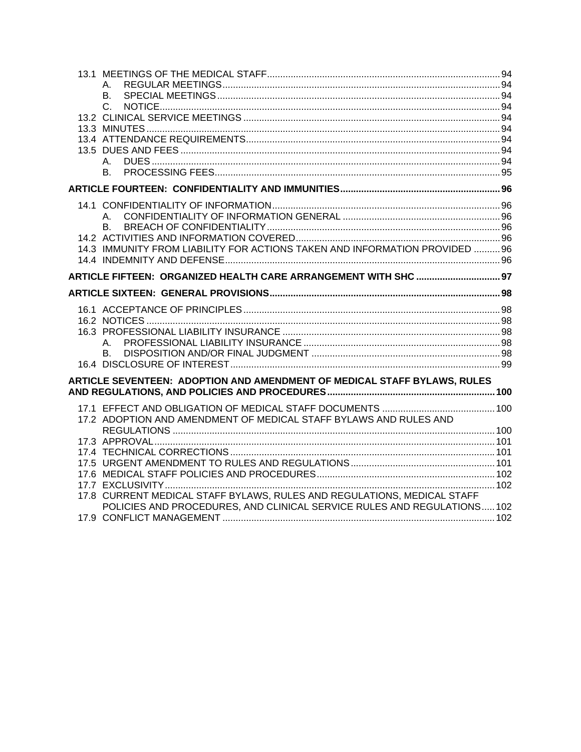13.1 MEETINGS OF THE MEDICAL STAFF ........ 94
- A. REGULAR MEETINGS ........ 94
- B. SPECIAL MEETINGS ........ 94
- C. NOTICE ........ 94

13.2 CLINICAL SERVICE MEETINGS ........ 94
13.3 MINUTES ........ 94
13.4 ATTENDANCE REQUIREMENTS ........ 94
13.5 DUES AND FEES ........ 94
- A. DUES ........ 94
- B. PROCESSING FEES ........ 95

**ARTICLE FOURTEEN: CONFIDENTIALITY AND IMMUNITIES ........ 96**

14.1 CONFIDENTIALITY OF INFORMATION ........ 96
- A. CONFIDENTIALITY OF INFORMATION GENERAL ........ 96
- B. BREACH OF CONFIDENTIALITY ........ 96

14.2 ACTIVITIES AND INFORMATION COVERED ........ 96
14.3 IMMUNITY FROM LIABILITY FOR ACTIONS TAKEN AND INFORMATION PROVIDED ........ 96
14.4 INDEMNITY AND DEFENSE ........ 96

**ARTICLE FIFTEEN: ORGANIZED HEALTH CARE ARRANGEMENT WITH SHC ........ 97**

**ARTICLE SIXTEEN: GENERAL PROVISIONS ........ 98**

16.1 ACCEPTANCE OF PRINCIPLES ........ 98
16.2 NOTICES ........ 98
16.3 PROFESSIONAL LIABILITY INSURANCE ........ 98
- A. PROFESSIONAL LIABILITY INSURANCE ........ 98
- B. DISPOSITION AND/OR FINAL JUDGMENT ........ 98

16.4 DISCLOSURE OF INTEREST ........ 99

**ARTICLE SEVENTEEN: ADOPTION AND AMENDMENT OF MEDICAL STAFF BYLAWS, RULES AND REGULATIONS, AND POLICIES AND PROCEDURES ........ 100**

17.1 EFFECT AND OBLIGATION OF MEDICAL STAFF DOCUMENTS ........ 100
17.2 ADOPTION AND AMENDMENT OF MEDICAL STAFF BYLAWS AND RULES AND REGULATIONS ........ 100
17.3 APPROVAL ........ 101
17.4 TECHNICAL CORRECTIONS ........ 101
17.5 URGENT AMENDMENT TO RULES AND REGULATIONS ........ 101
17.6 MEDICAL STAFF POLICIES AND PROCEDURES ........ 102
17.7 EXCLUSIVITY ........ 102
17.8 CURRENT MEDICAL STAFF BYLAWS, RULES AND REGULATIONS, MEDICAL STAFF POLICIES AND PROCEDURES, AND CLINICAL SERVICE RULES AND REGULATIONS ........ 102
17.9 CONFLICT MANAGEMENT ........ 102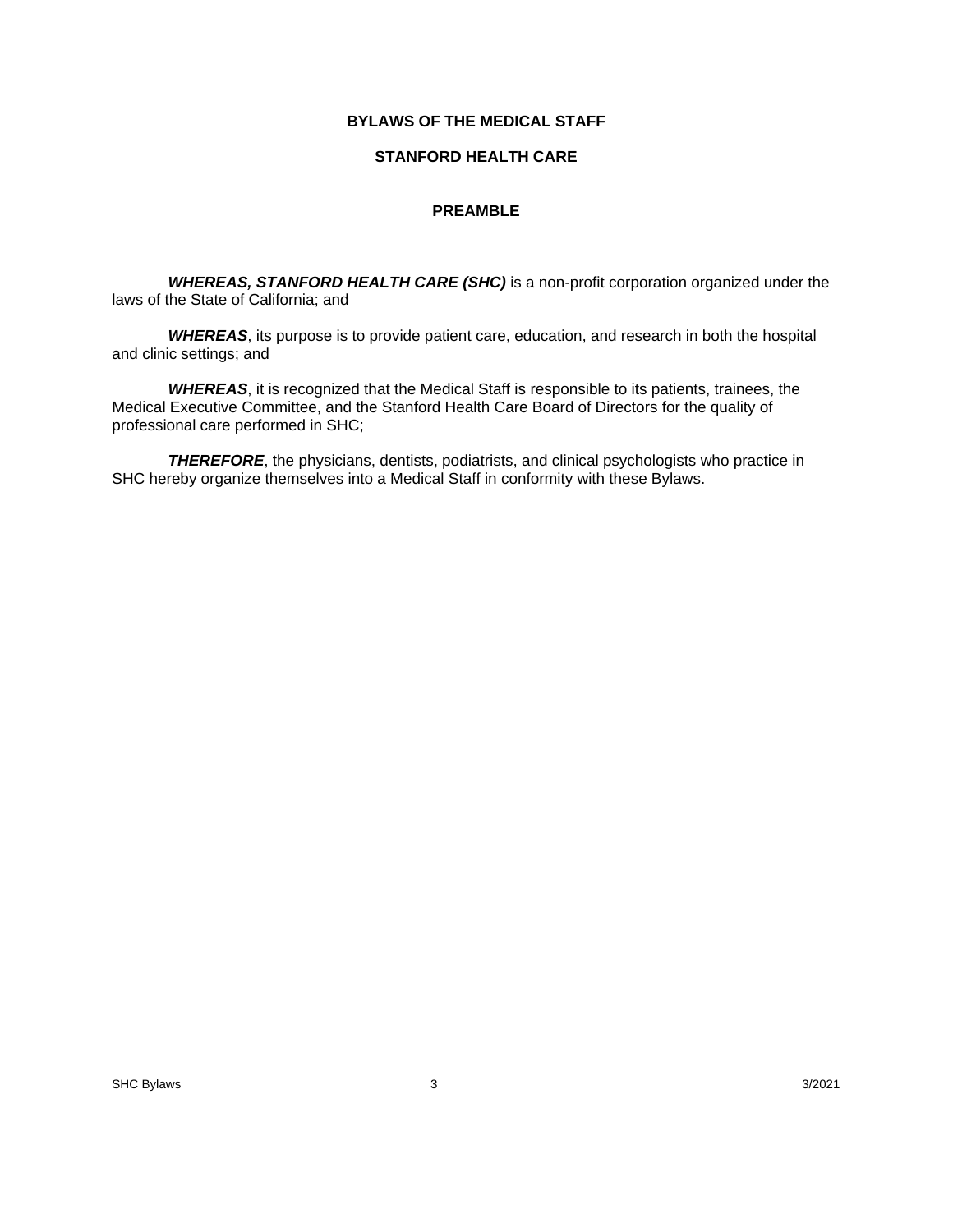# BYLAWS OF THE MEDICAL STAFF

# STANFORD HEALTH CARE

## PREAMBLE

***WHEREAS, STANFORD HEALTH CARE (SHC)*** is a non-profit corporation organized under the laws of the State of California; and

***WHEREAS***, its purpose is to provide patient care, education, and research in both the hospital and clinic settings; and

***WHEREAS***, it is recognized that the Medical Staff is responsible to its patients, trainees, the Medical Executive Committee, and the Stanford Health Care Board of Directors for the quality of professional care performed in SHC;

***THEREFORE***, the physicians, dentists, podiatrists, and clinical psychologists who practice in SHC hereby organize themselves into a Medical Staff in conformity with these Bylaws.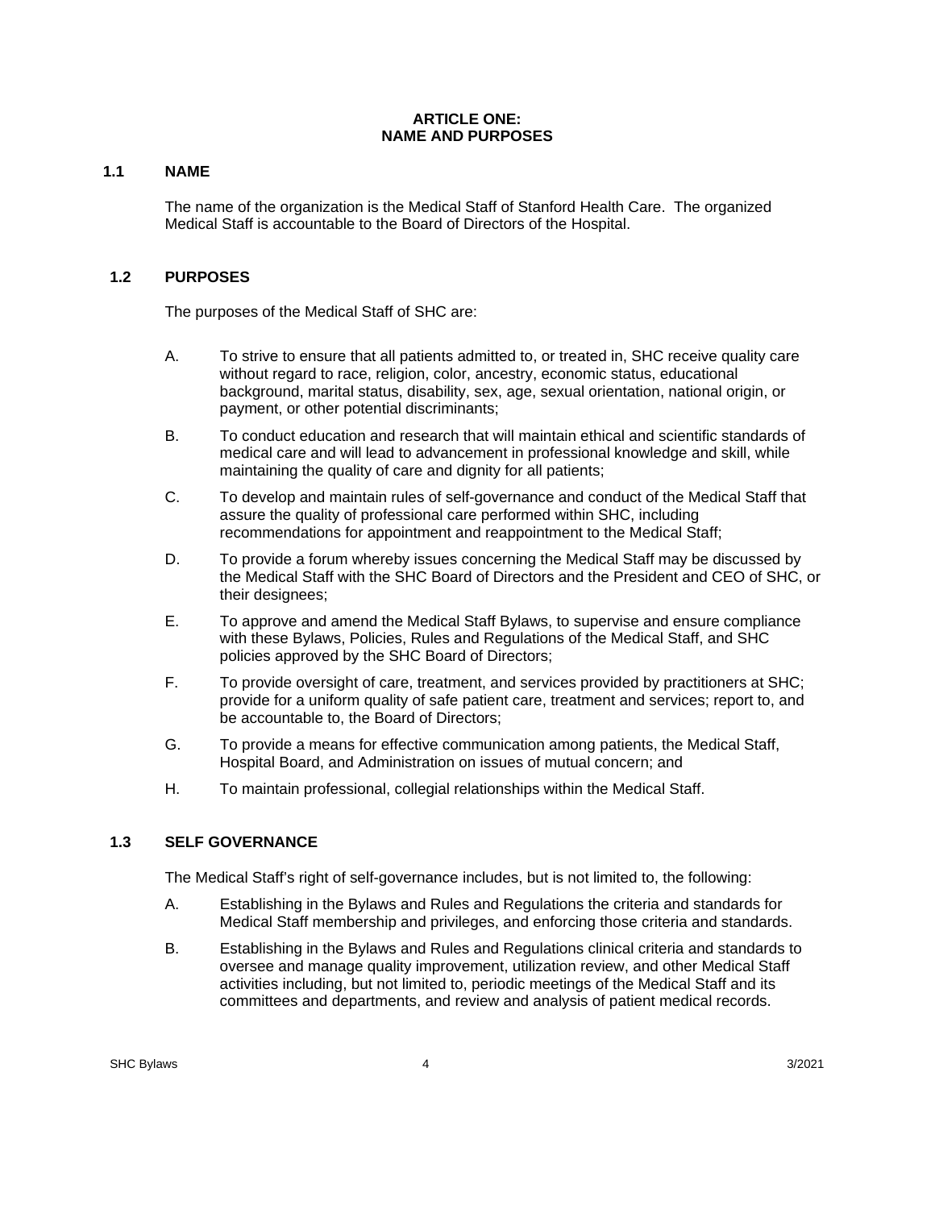# ARTICLE ONE:
# NAME AND PURPOSES

## 1.1 NAME

The name of the organization is the Medical Staff of Stanford Health Care. The organized Medical Staff is accountable to the Board of Directors of the Hospital.

## 1.2 PURPOSES

The purposes of the Medical Staff of SHC are:

A. To strive to ensure that all patients admitted to, or treated in, SHC receive quality care without regard to race, religion, color, ancestry, economic status, educational background, marital status, disability, sex, age, sexual orientation, national origin, or payment, or other potential discriminants;

B. To conduct education and research that will maintain ethical and scientific standards of medical care and will lead to advancement in professional knowledge and skill, while maintaining the quality of care and dignity for all patients;

C. To develop and maintain rules of self-governance and conduct of the Medical Staff that assure the quality of professional care performed within SHC, including recommendations for appointment and reappointment to the Medical Staff;

D. To provide a forum whereby issues concerning the Medical Staff may be discussed by the Medical Staff with the SHC Board of Directors and the President and CEO of SHC, or their designees;

E. To approve and amend the Medical Staff Bylaws, to supervise and ensure compliance with these Bylaws, Policies, Rules and Regulations of the Medical Staff, and SHC policies approved by the SHC Board of Directors;

F. To provide oversight of care, treatment, and services provided by practitioners at SHC; provide for a uniform quality of safe patient care, treatment and services; report to, and be accountable to, the Board of Directors;

G. To provide a means for effective communication among patients, the Medical Staff, Hospital Board, and Administration on issues of mutual concern; and

H. To maintain professional, collegial relationships within the Medical Staff.

## 1.3 SELF GOVERNANCE

The Medical Staff's right of self-governance includes, but is not limited to, the following:

A. Establishing in the Bylaws and Rules and Regulations the criteria and standards for Medical Staff membership and privileges, and enforcing those criteria and standards.

B. Establishing in the Bylaws and Rules and Regulations clinical criteria and standards to oversee and manage quality improvement, utilization review, and other Medical Staff activities including, but not limited to, periodic meetings of the Medical Staff and its committees and departments, and review and analysis of patient medical records.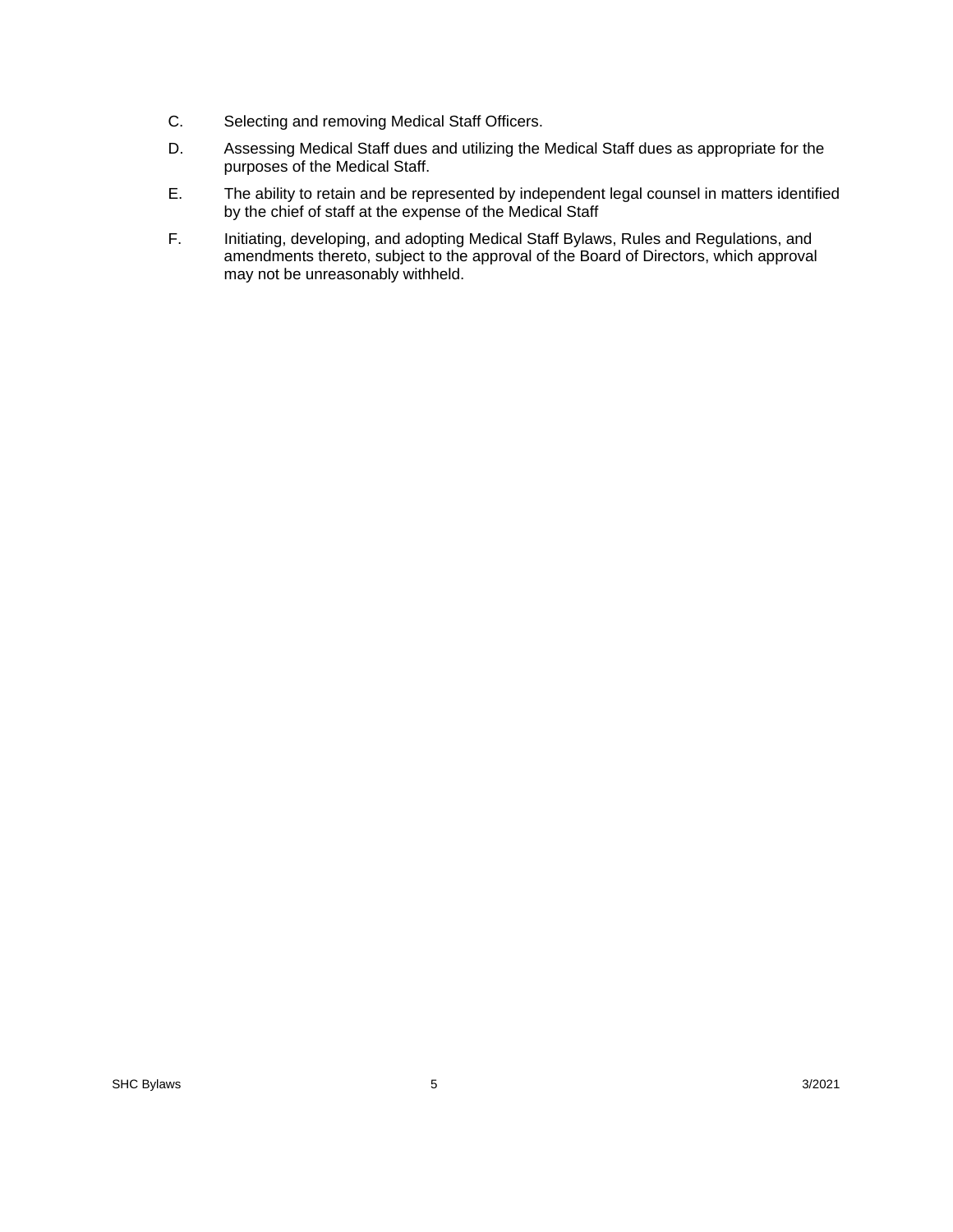C. Selecting and removing Medical Staff Officers.

D. Assessing Medical Staff dues and utilizing the Medical Staff dues as appropriate for the purposes of the Medical Staff.

E. The ability to retain and be represented by independent legal counsel in matters identified by the chief of staff at the expense of the Medical Staff

F. Initiating, developing, and adopting Medical Staff Bylaws, Rules and Regulations, and amendments thereto, subject to the approval of the Board of Directors, which approval may not be unreasonably withheld.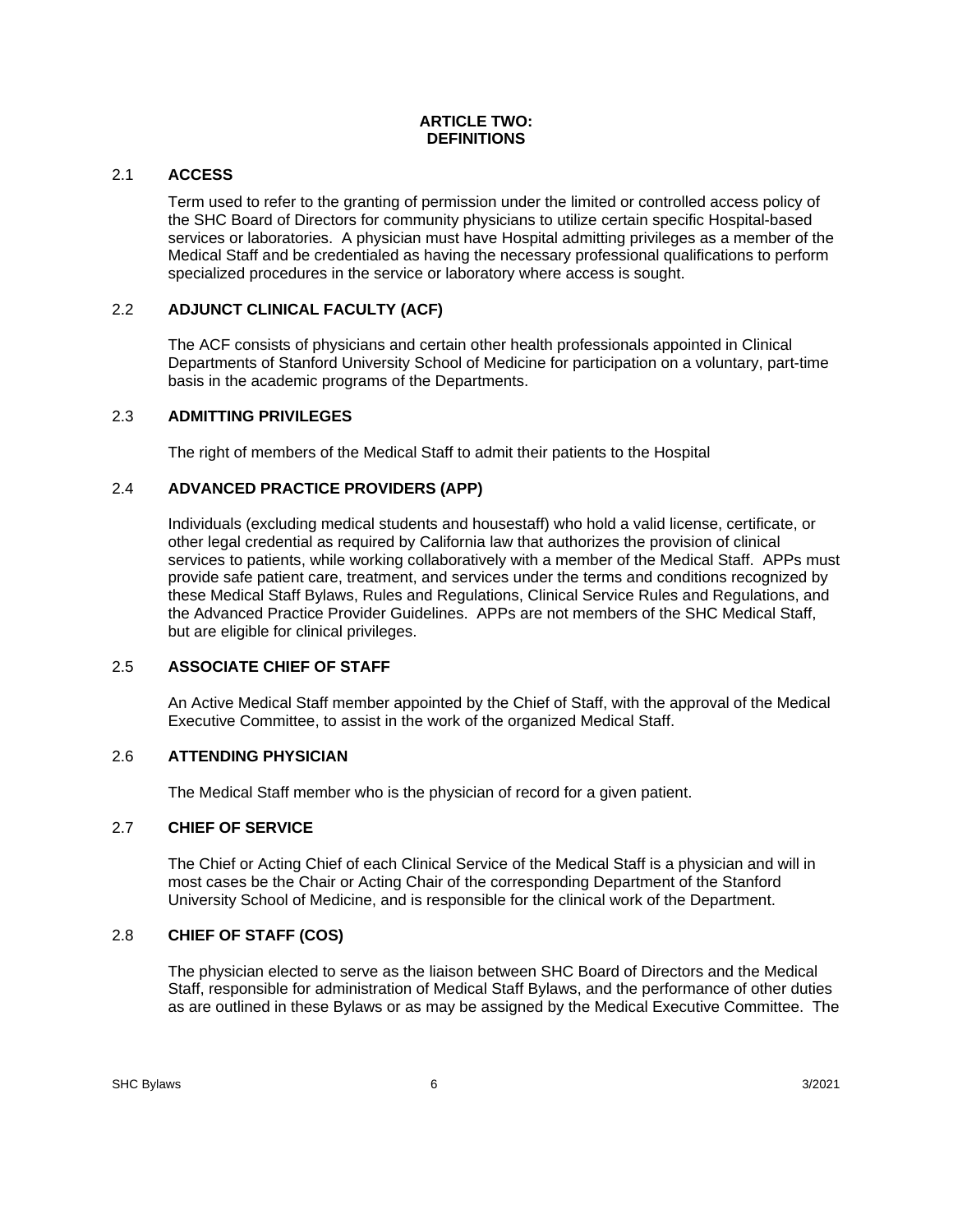# ARTICLE TWO: DEFINITIONS

## 2.1 ACCESS

Term used to refer to the granting of permission under the limited or controlled access policy of the SHC Board of Directors for community physicians to utilize certain specific Hospital-based services or laboratories. A physician must have Hospital admitting privileges as a member of the Medical Staff and be credentialed as having the necessary professional qualifications to perform specialized procedures in the service or laboratory where access is sought.

## 2.2 ADJUNCT CLINICAL FACULTY (ACF)

The ACF consists of physicians and certain other health professionals appointed in Clinical Departments of Stanford University School of Medicine for participation on a voluntary, part-time basis in the academic programs of the Departments.

## 2.3 ADMITTING PRIVILEGES

The right of members of the Medical Staff to admit their patients to the Hospital

## 2.4 ADVANCED PRACTICE PROVIDERS (APP)

Individuals (excluding medical students and housestaff) who hold a valid license, certificate, or other legal credential as required by California law that authorizes the provision of clinical services to patients, while working collaboratively with a member of the Medical Staff. APPs must provide safe patient care, treatment, and services under the terms and conditions recognized by these Medical Staff Bylaws, Rules and Regulations, Clinical Service Rules and Regulations, and the Advanced Practice Provider Guidelines. APPs are not members of the SHC Medical Staff, but are eligible for clinical privileges.

## 2.5 ASSOCIATE CHIEF OF STAFF

An Active Medical Staff member appointed by the Chief of Staff, with the approval of the Medical Executive Committee, to assist in the work of the organized Medical Staff.

## 2.6 ATTENDING PHYSICIAN

The Medical Staff member who is the physician of record for a given patient.

## 2.7 CHIEF OF SERVICE

The Chief or Acting Chief of each Clinical Service of the Medical Staff is a physician and will in most cases be the Chair or Acting Chair of the corresponding Department of the Stanford University School of Medicine, and is responsible for the clinical work of the Department.

## 2.8 CHIEF OF STAFF (COS)

The physician elected to serve as the liaison between SHC Board of Directors and the Medical Staff, responsible for administration of Medical Staff Bylaws, and the performance of other duties as are outlined in these Bylaws or as may be assigned by the Medical Executive Committee. The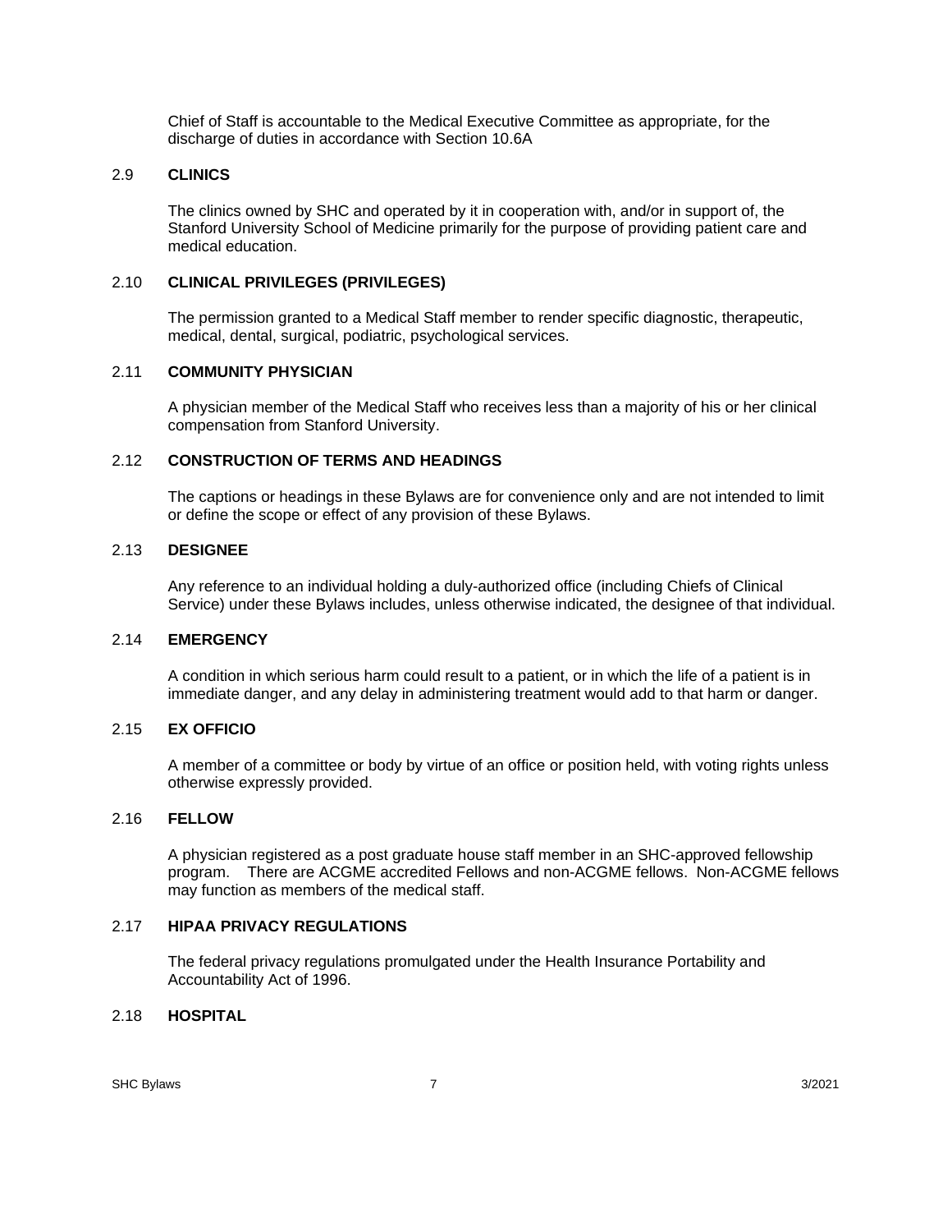Chief of Staff is accountable to the Medical Executive Committee as appropriate, for the discharge of duties in accordance with Section 10.6A

### 2.9 CLINICS

The clinics owned by SHC and operated by it in cooperation with, and/or in support of, the Stanford University School of Medicine primarily for the purpose of providing patient care and medical education.

### 2.10 CLINICAL PRIVILEGES (PRIVILEGES)

The permission granted to a Medical Staff member to render specific diagnostic, therapeutic, medical, dental, surgical, podiatric, psychological services.

### 2.11 COMMUNITY PHYSICIAN

A physician member of the Medical Staff who receives less than a majority of his or her clinical compensation from Stanford University.

### 2.12 CONSTRUCTION OF TERMS AND HEADINGS

The captions or headings in these Bylaws are for convenience only and are not intended to limit or define the scope or effect of any provision of these Bylaws.

### 2.13 DESIGNEE

Any reference to an individual holding a duly-authorized office (including Chiefs of Clinical Service) under these Bylaws includes, unless otherwise indicated, the designee of that individual.

### 2.14 EMERGENCY

A condition in which serious harm could result to a patient, or in which the life of a patient is in immediate danger, and any delay in administering treatment would add to that harm or danger.

### 2.15 EX OFFICIO

A member of a committee or body by virtue of an office or position held, with voting rights unless otherwise expressly provided.

### 2.16 FELLOW

A physician registered as a post graduate house staff member in an SHC-approved fellowship program. There are ACGME accredited Fellows and non-ACGME fellows. Non-ACGME fellows may function as members of the medical staff.

### 2.17 HIPAA PRIVACY REGULATIONS

The federal privacy regulations promulgated under the Health Insurance Portability and Accountability Act of 1996.

### 2.18 HOSPITAL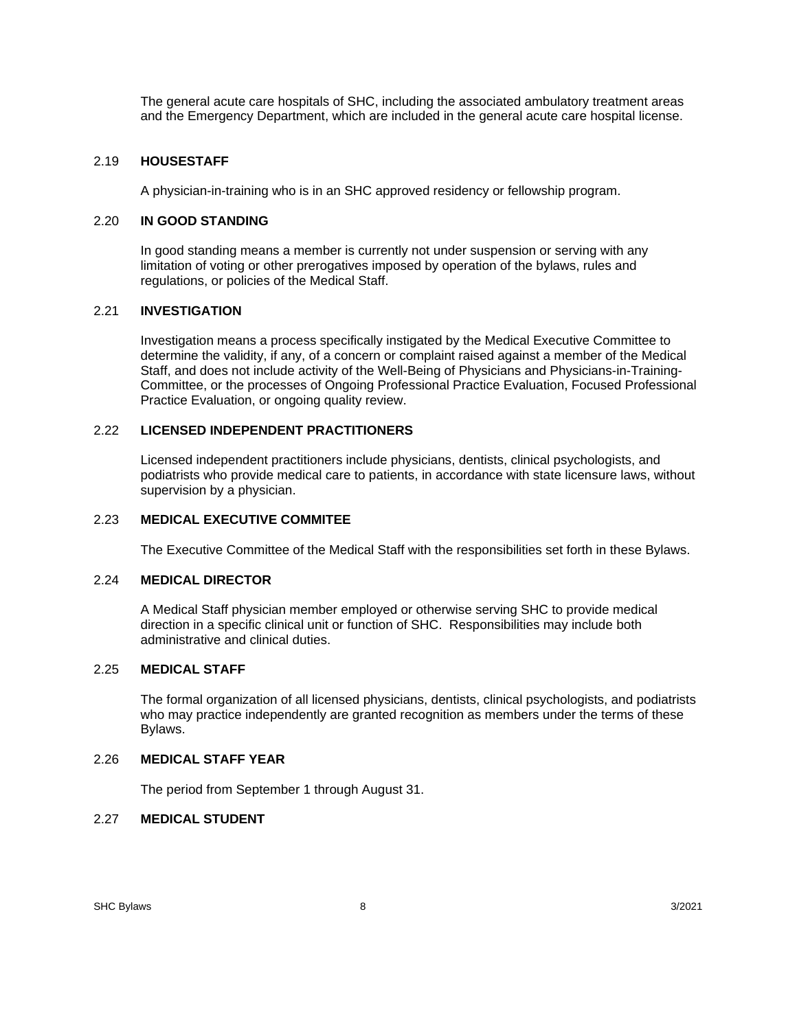The general acute care hospitals of SHC, including the associated ambulatory treatment areas and the Emergency Department, which are included in the general acute care hospital license.

### 2.19 HOUSESTAFF

A physician-in-training who is in an SHC approved residency or fellowship program.

### 2.20 IN GOOD STANDING

In good standing means a member is currently not under suspension or serving with any limitation of voting or other prerogatives imposed by operation of the bylaws, rules and regulations, or policies of the Medical Staff.

### 2.21 INVESTIGATION

Investigation means a process specifically instigated by the Medical Executive Committee to determine the validity, if any, of a concern or complaint raised against a member of the Medical Staff, and does not include activity of the Well-Being of Physicians and Physicians-in-Training-Committee, or the processes of Ongoing Professional Practice Evaluation, Focused Professional Practice Evaluation, or ongoing quality review.

### 2.22 LICENSED INDEPENDENT PRACTITIONERS

Licensed independent practitioners include physicians, dentists, clinical psychologists, and podiatrists who provide medical care to patients, in accordance with state licensure laws, without supervision by a physician.

### 2.23 MEDICAL EXECUTIVE COMMITEE

The Executive Committee of the Medical Staff with the responsibilities set forth in these Bylaws.

### 2.24 MEDICAL DIRECTOR

A Medical Staff physician member employed or otherwise serving SHC to provide medical direction in a specific clinical unit or function of SHC. Responsibilities may include both administrative and clinical duties.

### 2.25 MEDICAL STAFF

The formal organization of all licensed physicians, dentists, clinical psychologists, and podiatrists who may practice independently are granted recognition as members under the terms of these Bylaws.

### 2.26 MEDICAL STAFF YEAR

The period from September 1 through August 31.

### 2.27 MEDICAL STUDENT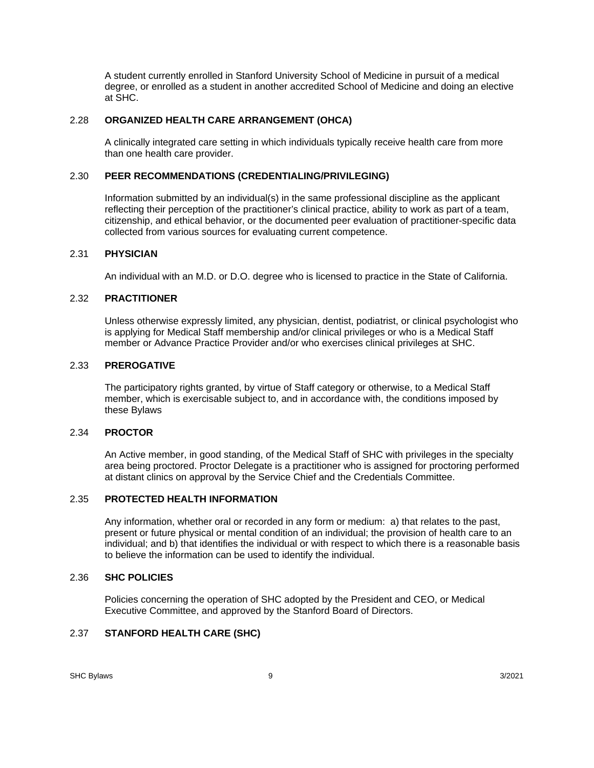A student currently enrolled in Stanford University School of Medicine in pursuit of a medical degree, or enrolled as a student in another accredited School of Medicine and doing an elective at SHC.

### 2.28 ORGANIZED HEALTH CARE ARRANGEMENT (OHCA)

A clinically integrated care setting in which individuals typically receive health care from more than one health care provider.

### 2.30 PEER RECOMMENDATIONS (CREDENTIALING/PRIVILEGING)

Information submitted by an individual(s) in the same professional discipline as the applicant reflecting their perception of the practitioner's clinical practice, ability to work as part of a team, citizenship, and ethical behavior, or the documented peer evaluation of practitioner-specific data collected from various sources for evaluating current competence.

### 2.31 PHYSICIAN

An individual with an M.D. or D.O. degree who is licensed to practice in the State of California.

### 2.32 PRACTITIONER

Unless otherwise expressly limited, any physician, dentist, podiatrist, or clinical psychologist who is applying for Medical Staff membership and/or clinical privileges or who is a Medical Staff member or Advance Practice Provider and/or who exercises clinical privileges at SHC.

### 2.33 PREROGATIVE

The participatory rights granted, by virtue of Staff category or otherwise, to a Medical Staff member, which is exercisable subject to, and in accordance with, the conditions imposed by these Bylaws

### 2.34 PROCTOR

An Active member, in good standing, of the Medical Staff of SHC with privileges in the specialty area being proctored. Proctor Delegate is a practitioner who is assigned for proctoring performed at distant clinics on approval by the Service Chief and the Credentials Committee.

### 2.35 PROTECTED HEALTH INFORMATION

Any information, whether oral or recorded in any form or medium: a) that relates to the past, present or future physical or mental condition of an individual; the provision of health care to an individual; and b) that identifies the individual or with respect to which there is a reasonable basis to believe the information can be used to identify the individual.

### 2.36 SHC POLICIES

Policies concerning the operation of SHC adopted by the President and CEO, or Medical Executive Committee, and approved by the Stanford Board of Directors.

### 2.37 STANFORD HEALTH CARE (SHC)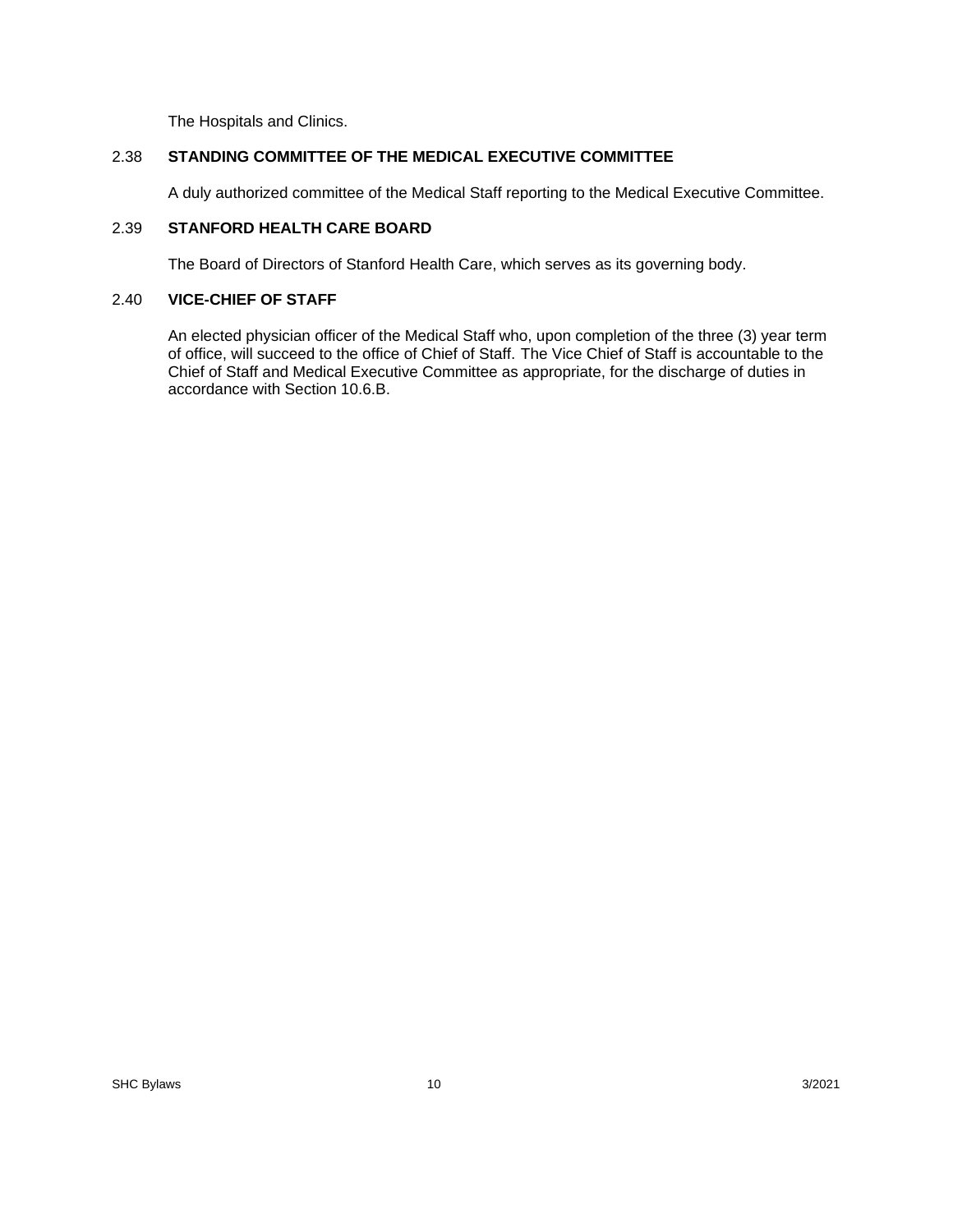The Hospitals and Clinics.

### 2.38 STANDING COMMITTEE OF THE MEDICAL EXECUTIVE COMMITTEE

A duly authorized committee of the Medical Staff reporting to the Medical Executive Committee.

### 2.39 STANFORD HEALTH CARE BOARD

The Board of Directors of Stanford Health Care, which serves as its governing body.

### 2.40 VICE-CHIEF OF STAFF

An elected physician officer of the Medical Staff who, upon completion of the three (3) year term of office, will succeed to the office of Chief of Staff. The Vice Chief of Staff is accountable to the Chief of Staff and Medical Executive Committee as appropriate, for the discharge of duties in accordance with Section 10.6.B.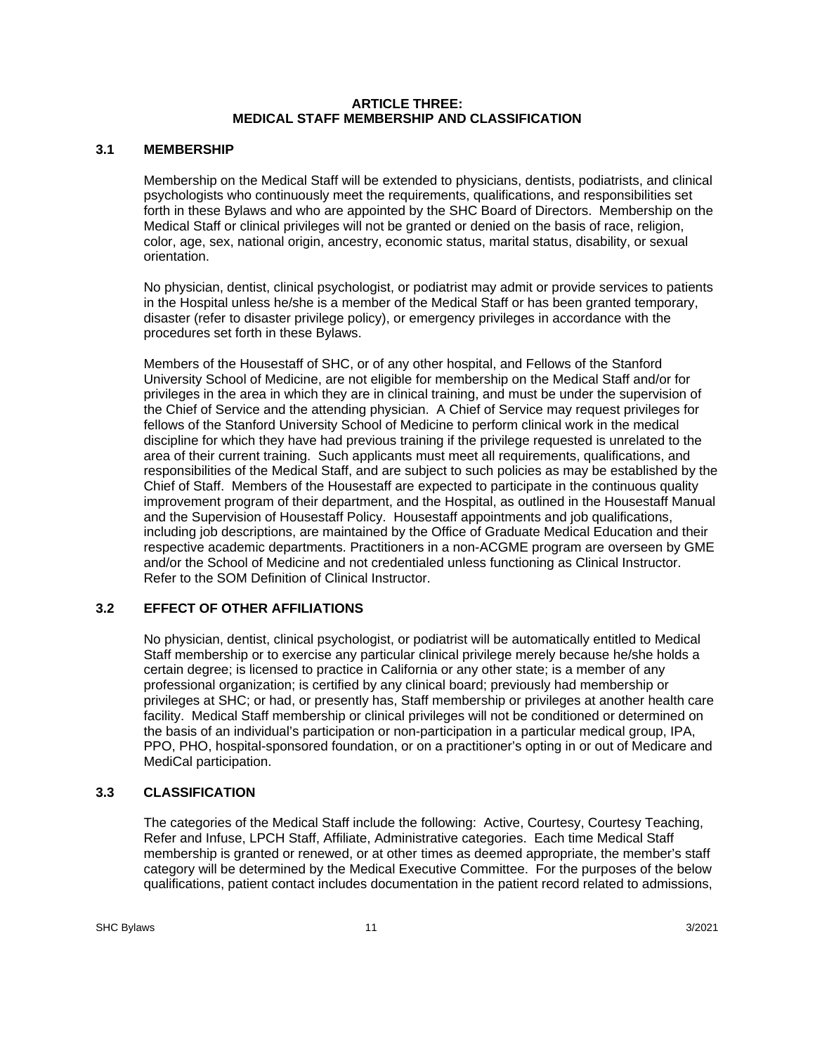# ARTICLE THREE: MEDICAL STAFF MEMBERSHIP AND CLASSIFICATION

## 3.1 MEMBERSHIP

Membership on the Medical Staff will be extended to physicians, dentists, podiatrists, and clinical psychologists who continuously meet the requirements, qualifications, and responsibilities set forth in these Bylaws and who are appointed by the SHC Board of Directors. Membership on the Medical Staff or clinical privileges will not be granted or denied on the basis of race, religion, color, age, sex, national origin, ancestry, economic status, marital status, disability, or sexual orientation.

No physician, dentist, clinical psychologist, or podiatrist may admit or provide services to patients in the Hospital unless he/she is a member of the Medical Staff or has been granted temporary, disaster (refer to disaster privilege policy), or emergency privileges in accordance with the procedures set forth in these Bylaws.

Members of the Housestaff of SHC, or of any other hospital, and Fellows of the Stanford University School of Medicine, are not eligible for membership on the Medical Staff and/or for privileges in the area in which they are in clinical training, and must be under the supervision of the Chief of Service and the attending physician. A Chief of Service may request privileges for fellows of the Stanford University School of Medicine to perform clinical work in the medical discipline for which they have had previous training if the privilege requested is unrelated to the area of their current training. Such applicants must meet all requirements, qualifications, and responsibilities of the Medical Staff, and are subject to such policies as may be established by the Chief of Staff. Members of the Housestaff are expected to participate in the continuous quality improvement program of their department, and the Hospital, as outlined in the Housestaff Manual and the Supervision of Housestaff Policy. Housestaff appointments and job qualifications, including job descriptions, are maintained by the Office of Graduate Medical Education and their respective academic departments. Practitioners in a non-ACGME program are overseen by GME and/or the School of Medicine and not credentialed unless functioning as Clinical Instructor. Refer to the SOM Definition of Clinical Instructor.

## 3.2 EFFECT OF OTHER AFFILIATIONS

No physician, dentist, clinical psychologist, or podiatrist will be automatically entitled to Medical Staff membership or to exercise any particular clinical privilege merely because he/she holds a certain degree; is licensed to practice in California or any other state; is a member of any professional organization; is certified by any clinical board; previously had membership or privileges at SHC; or had, or presently has, Staff membership or privileges at another health care facility. Medical Staff membership or clinical privileges will not be conditioned or determined on the basis of an individual's participation or non-participation in a particular medical group, IPA, PPO, PHO, hospital-sponsored foundation, or on a practitioner's opting in or out of Medicare and MediCal participation.

## 3.3 CLASSIFICATION

The categories of the Medical Staff include the following: Active, Courtesy, Courtesy Teaching, Refer and Infuse, LPCH Staff, Affiliate, Administrative categories. Each time Medical Staff membership is granted or renewed, or at other times as deemed appropriate, the member's staff category will be determined by the Medical Executive Committee. For the purposes of the below qualifications, patient contact includes documentation in the patient record related to admissions,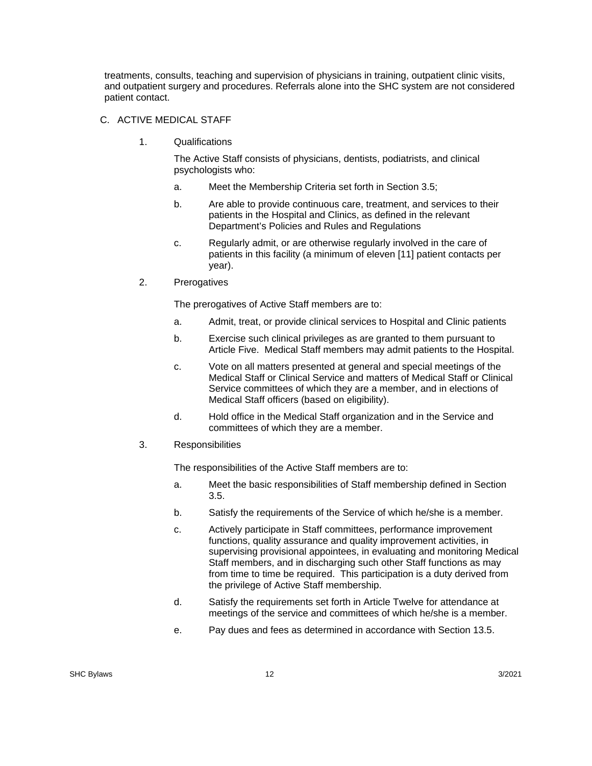treatments, consults, teaching and supervision of physicians in training, outpatient clinic visits, and outpatient surgery and procedures. Referrals alone into the SHC system are not considered patient contact.

C. ACTIVE MEDICAL STAFF

1. Qualifications

The Active Staff consists of physicians, dentists, podiatrists, and clinical psychologists who:

a. Meet the Membership Criteria set forth in Section 3.5;

b. Are able to provide continuous care, treatment, and services to their patients in the Hospital and Clinics, as defined in the relevant Department's Policies and Rules and Regulations

c. Regularly admit, or are otherwise regularly involved in the care of patients in this facility (a minimum of eleven [11] patient contacts per year).

2. Prerogatives

The prerogatives of Active Staff members are to:

a. Admit, treat, or provide clinical services to Hospital and Clinic patients

b. Exercise such clinical privileges as are granted to them pursuant to Article Five. Medical Staff members may admit patients to the Hospital.

c. Vote on all matters presented at general and special meetings of the Medical Staff or Clinical Service and matters of Medical Staff or Clinical Service committees of which they are a member, and in elections of Medical Staff officers (based on eligibility).

d. Hold office in the Medical Staff organization and in the Service and committees of which they are a member.

3. Responsibilities

The responsibilities of the Active Staff members are to:

a. Meet the basic responsibilities of Staff membership defined in Section 3.5.

b. Satisfy the requirements of the Service of which he/she is a member.

c. Actively participate in Staff committees, performance improvement functions, quality assurance and quality improvement activities, in supervising provisional appointees, in evaluating and monitoring Medical Staff members, and in discharging such other Staff functions as may from time to time be required. This participation is a duty derived from the privilege of Active Staff membership.

d. Satisfy the requirements set forth in Article Twelve for attendance at meetings of the service and committees of which he/she is a member.

e. Pay dues and fees as determined in accordance with Section 13.5.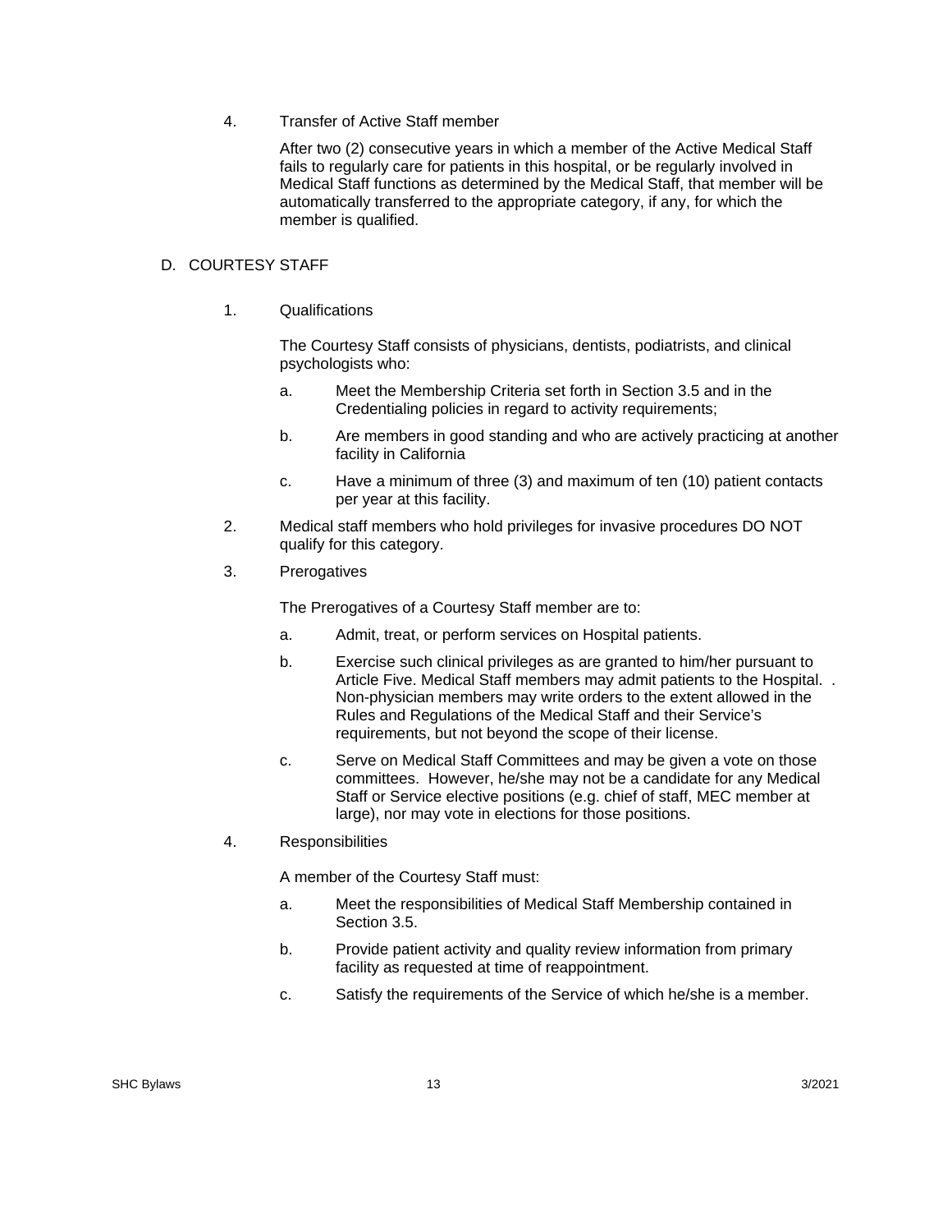4. Transfer of Active Staff member

   After two (2) consecutive years in which a member of the Active Medical Staff fails to regularly care for patients in this hospital, or be regularly involved in Medical Staff functions as determined by the Medical Staff, that member will be automatically transferred to the appropriate category, if any, for which the member is qualified.

## D. COURTESY STAFF

1. Qualifications

   The Courtesy Staff consists of physicians, dentists, podiatrists, and clinical psychologists who:

   a. Meet the Membership Criteria set forth in Section 3.5 and in the Credentialing policies in regard to activity requirements;

   b. Are members in good standing and who are actively practicing at another facility in California

   c. Have a minimum of three (3) and maximum of ten (10) patient contacts per year at this facility.

2. Medical staff members who hold privileges for invasive procedures DO NOT qualify for this category.

3. Prerogatives

   The Prerogatives of a Courtesy Staff member are to:

   a. Admit, treat, or perform services on Hospital patients.

   b. Exercise such clinical privileges as are granted to him/her pursuant to Article Five. Medical Staff members may admit patients to the Hospital. . Non-physician members may write orders to the extent allowed in the Rules and Regulations of the Medical Staff and their Service's requirements, but not beyond the scope of their license.

   c. Serve on Medical Staff Committees and may be given a vote on those committees. However, he/she may not be a candidate for any Medical Staff or Service elective positions (e.g. chief of staff, MEC member at large), nor may vote in elections for those positions.

4. Responsibilities

   A member of the Courtesy Staff must:

   a. Meet the responsibilities of Medical Staff Membership contained in Section 3.5.

   b. Provide patient activity and quality review information from primary facility as requested at time of reappointment.

   c. Satisfy the requirements of the Service of which he/she is a member.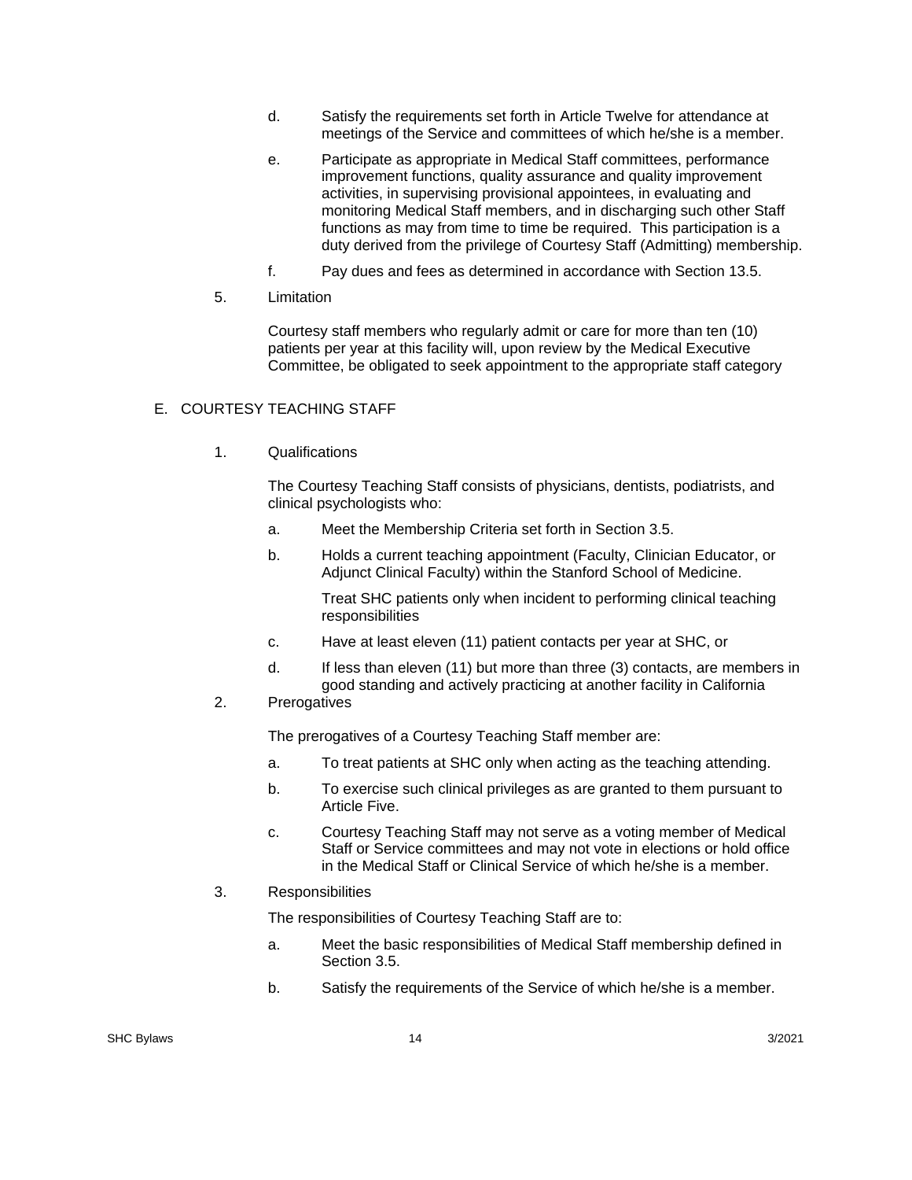d. Satisfy the requirements set forth in Article Twelve for attendance at meetings of the Service and committees of which he/she is a member.

e. Participate as appropriate in Medical Staff committees, performance improvement functions, quality assurance and quality improvement activities, in supervising provisional appointees, in evaluating and monitoring Medical Staff members, and in discharging such other Staff functions as may from time to time be required. This participation is a duty derived from the privilege of Courtesy Staff (Admitting) membership.

f. Pay dues and fees as determined in accordance with Section 13.5.

5. Limitation

Courtesy staff members who regularly admit or care for more than ten (10) patients per year at this facility will, upon review by the Medical Executive Committee, be obligated to seek appointment to the appropriate staff category

## E. COURTESY TEACHING STAFF

1. Qualifications

The Courtesy Teaching Staff consists of physicians, dentists, podiatrists, and clinical psychologists who:

a. Meet the Membership Criteria set forth in Section 3.5.

b. Holds a current teaching appointment (Faculty, Clinician Educator, or Adjunct Clinical Faculty) within the Stanford School of Medicine.

   Treat SHC patients only when incident to performing clinical teaching responsibilities

c. Have at least eleven (11) patient contacts per year at SHC, or

d. If less than eleven (11) but more than three (3) contacts, are members in good standing and actively practicing at another facility in California

2. Prerogatives

The prerogatives of a Courtesy Teaching Staff member are:

a. To treat patients at SHC only when acting as the teaching attending.

b. To exercise such clinical privileges as are granted to them pursuant to Article Five.

c. Courtesy Teaching Staff may not serve as a voting member of Medical Staff or Service committees and may not vote in elections or hold office in the Medical Staff or Clinical Service of which he/she is a member.

3. Responsibilities

The responsibilities of Courtesy Teaching Staff are to:

a. Meet the basic responsibilities of Medical Staff membership defined in Section 3.5.

b. Satisfy the requirements of the Service of which he/she is a member.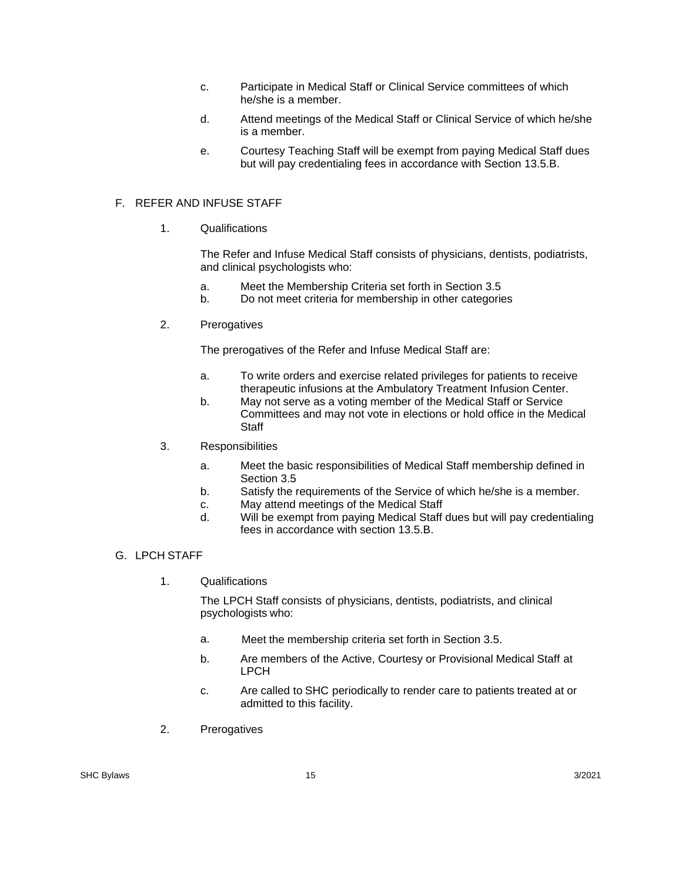c. Participate in Medical Staff or Clinical Service committees of which he/she is a member.

d. Attend meetings of the Medical Staff or Clinical Service of which he/she is a member.

e. Courtesy Teaching Staff will be exempt from paying Medical Staff dues but will pay credentialing fees in accordance with Section 13.5.B.

F. REFER AND INFUSE STAFF

1. Qualifications

The Refer and Infuse Medical Staff consists of physicians, dentists, podiatrists, and clinical psychologists who:

a. Meet the Membership Criteria set forth in Section 3.5
b. Do not meet criteria for membership in other categories

2. Prerogatives

The prerogatives of the Refer and Infuse Medical Staff are:

a. To write orders and exercise related privileges for patients to receive therapeutic infusions at the Ambulatory Treatment Infusion Center.
b. May not serve as a voting member of the Medical Staff or Service Committees and may not vote in elections or hold office in the Medical Staff

3. Responsibilities

a. Meet the basic responsibilities of Medical Staff membership defined in Section 3.5
b. Satisfy the requirements of the Service of which he/she is a member.
c. May attend meetings of the Medical Staff
d. Will be exempt from paying Medical Staff dues but will pay credentialing fees in accordance with section 13.5.B.

G. LPCH STAFF

1. Qualifications

The LPCH Staff consists of physicians, dentists, podiatrists, and clinical psychologists who:

a. Meet the membership criteria set forth in Section 3.5.

b. Are members of the Active, Courtesy or Provisional Medical Staff at LPCH

c. Are called to SHC periodically to render care to patients treated at or admitted to this facility.

2. Prerogatives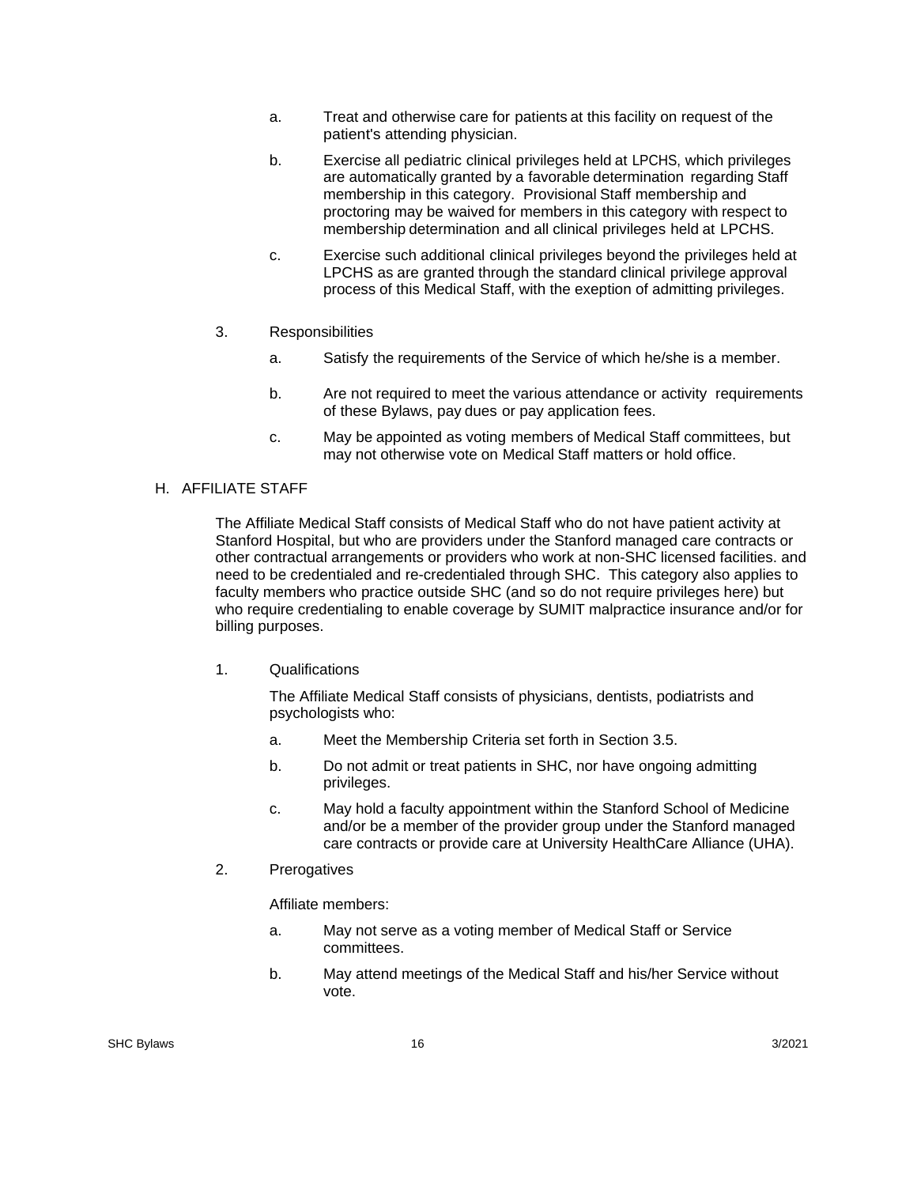a. Treat and otherwise care for patients at this facility on request of the patient's attending physician.

b. Exercise all pediatric clinical privileges held at LPCHS, which privileges are automatically granted by a favorable determination regarding Staff membership in this category. Provisional Staff membership and proctoring may be waived for members in this category with respect to membership determination and all clinical privileges held at LPCHS.

c. Exercise such additional clinical privileges beyond the privileges held at LPCHS as are granted through the standard clinical privilege approval process of this Medical Staff, with the exeption of admitting privileges.

3. Responsibilities

a. Satisfy the requirements of the Service of which he/she is a member.

b. Are not required to meet the various attendance or activity requirements of these Bylaws, pay dues or pay application fees.

c. May be appointed as voting members of Medical Staff committees, but may not otherwise vote on Medical Staff matters or hold office.

## H. AFFILIATE STAFF

The Affiliate Medical Staff consists of Medical Staff who do not have patient activity at Stanford Hospital, but who are providers under the Stanford managed care contracts or other contractual arrangements or providers who work at non-SHC licensed facilities. and need to be credentialed and re-credentialed through SHC. This category also applies to faculty members who practice outside SHC (and so do not require privileges here) but who require credentialing to enable coverage by SUMIT malpractice insurance and/or for billing purposes.

1. Qualifications

The Affiliate Medical Staff consists of physicians, dentists, podiatrists and psychologists who:

a. Meet the Membership Criteria set forth in Section 3.5.

b. Do not admit or treat patients in SHC, nor have ongoing admitting privileges.

c. May hold a faculty appointment within the Stanford School of Medicine and/or be a member of the provider group under the Stanford managed care contracts or provide care at University HealthCare Alliance (UHA).

2. Prerogatives

Affiliate members:

a. May not serve as a voting member of Medical Staff or Service committees.

b. May attend meetings of the Medical Staff and his/her Service without vote.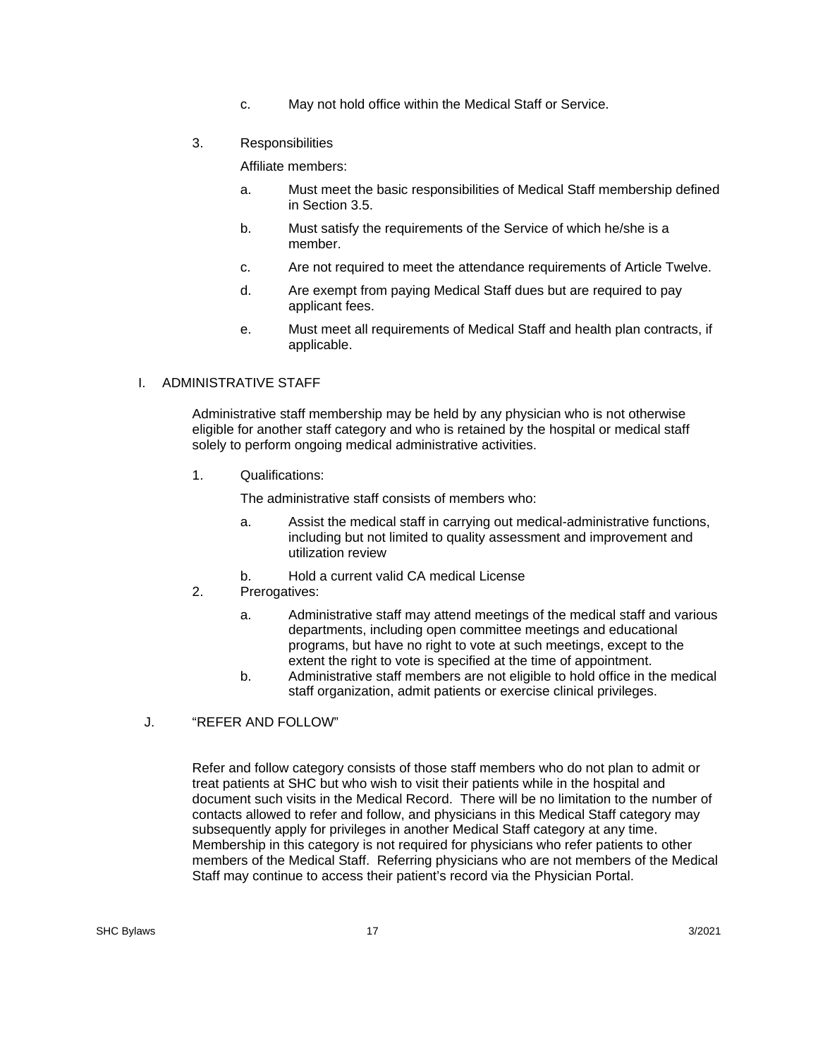c. May not hold office within the Medical Staff or Service.

3. Responsibilities

   Affiliate members:

   a. Must meet the basic responsibilities of Medical Staff membership defined in Section 3.5.

   b. Must satisfy the requirements of the Service of which he/she is a member.

   c. Are not required to meet the attendance requirements of Article Twelve.

   d. Are exempt from paying Medical Staff dues but are required to pay applicant fees.

   e. Must meet all requirements of Medical Staff and health plan contracts, if applicable.

## I. ADMINISTRATIVE STAFF

Administrative staff membership may be held by any physician who is not otherwise eligible for another staff category and who is retained by the hospital or medical staff solely to perform ongoing medical administrative activities.

1. Qualifications:

   The administrative staff consists of members who:

   a. Assist the medical staff in carrying out medical-administrative functions, including but not limited to quality assessment and improvement and utilization review

   b. Hold a current valid CA medical License

2. Prerogatives:

   a. Administrative staff may attend meetings of the medical staff and various departments, including open committee meetings and educational programs, but have no right to vote at such meetings, except to the extent the right to vote is specified at the time of appointment.

   b. Administrative staff members are not eligible to hold office in the medical staff organization, admit patients or exercise clinical privileges.

## J. "REFER AND FOLLOW"

Refer and follow category consists of those staff members who do not plan to admit or treat patients at SHC but who wish to visit their patients while in the hospital and document such visits in the Medical Record. There will be no limitation to the number of contacts allowed to refer and follow, and physicians in this Medical Staff category may subsequently apply for privileges in another Medical Staff category at any time. Membership in this category is not required for physicians who refer patients to other members of the Medical Staff. Referring physicians who are not members of the Medical Staff may continue to access their patient's record via the Physician Portal.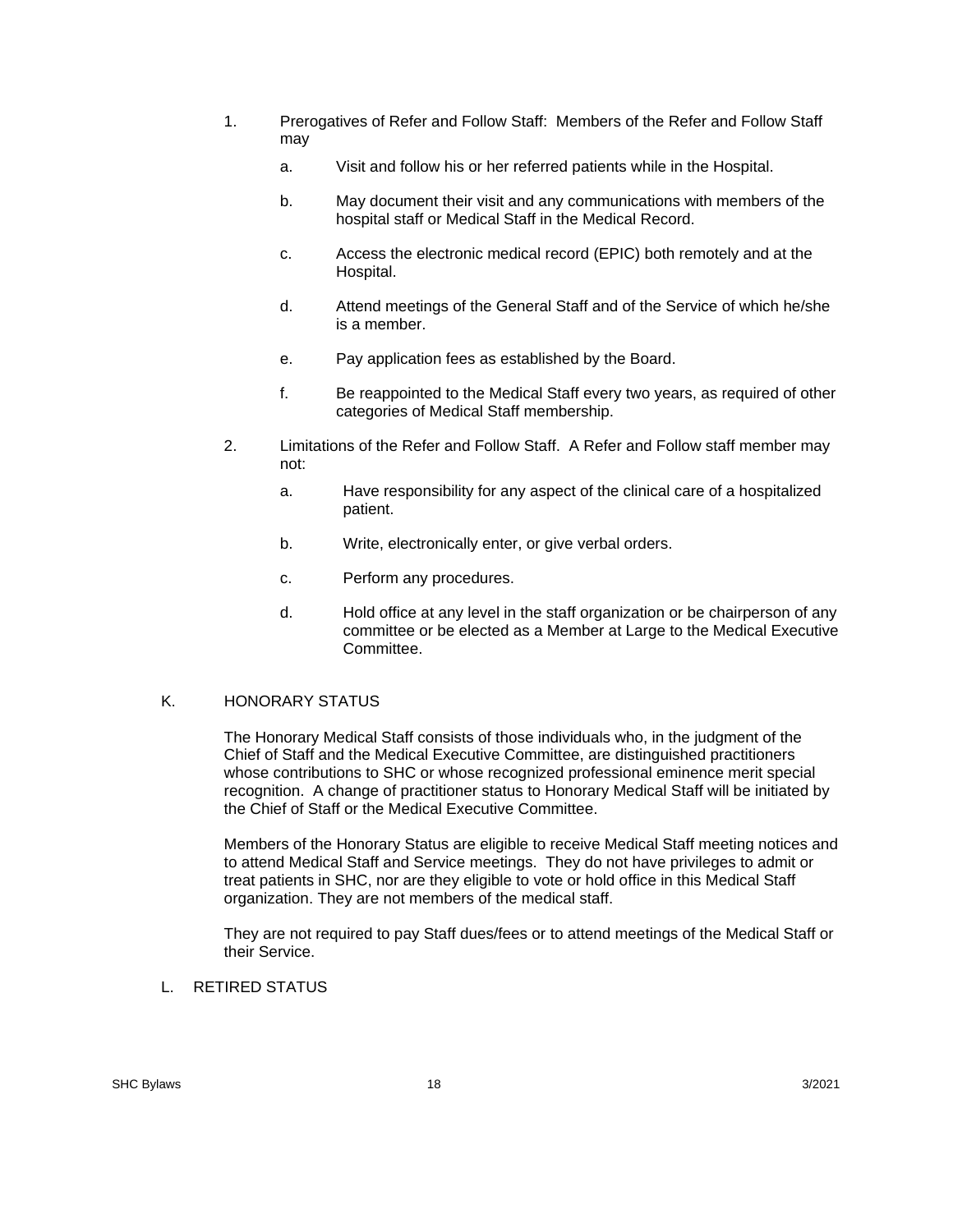1. Prerogatives of Refer and Follow Staff: Members of the Refer and Follow Staff may

    a. Visit and follow his or her referred patients while in the Hospital.

    b. May document their visit and any communications with members of the hospital staff or Medical Staff in the Medical Record.

    c. Access the electronic medical record (EPIC) both remotely and at the Hospital.

    d. Attend meetings of the General Staff and of the Service of which he/she is a member.

    e. Pay application fees as established by the Board.

    f. Be reappointed to the Medical Staff every two years, as required of other categories of Medical Staff membership.

2. Limitations of the Refer and Follow Staff. A Refer and Follow staff member may not:

    a. Have responsibility for any aspect of the clinical care of a hospitalized patient.

    b. Write, electronically enter, or give verbal orders.

    c. Perform any procedures.

    d. Hold office at any level in the staff organization or be chairperson of any committee or be elected as a Member at Large to the Medical Executive Committee.

K. HONORARY STATUS

The Honorary Medical Staff consists of those individuals who, in the judgment of the Chief of Staff and the Medical Executive Committee, are distinguished practitioners whose contributions to SHC or whose recognized professional eminence merit special recognition. A change of practitioner status to Honorary Medical Staff will be initiated by the Chief of Staff or the Medical Executive Committee.

Members of the Honorary Status are eligible to receive Medical Staff meeting notices and to attend Medical Staff and Service meetings. They do not have privileges to admit or treat patients in SHC, nor are they eligible to vote or hold office in this Medical Staff organization. They are not members of the medical staff.

They are not required to pay Staff dues/fees or to attend meetings of the Medical Staff or their Service.

L. RETIRED STATUS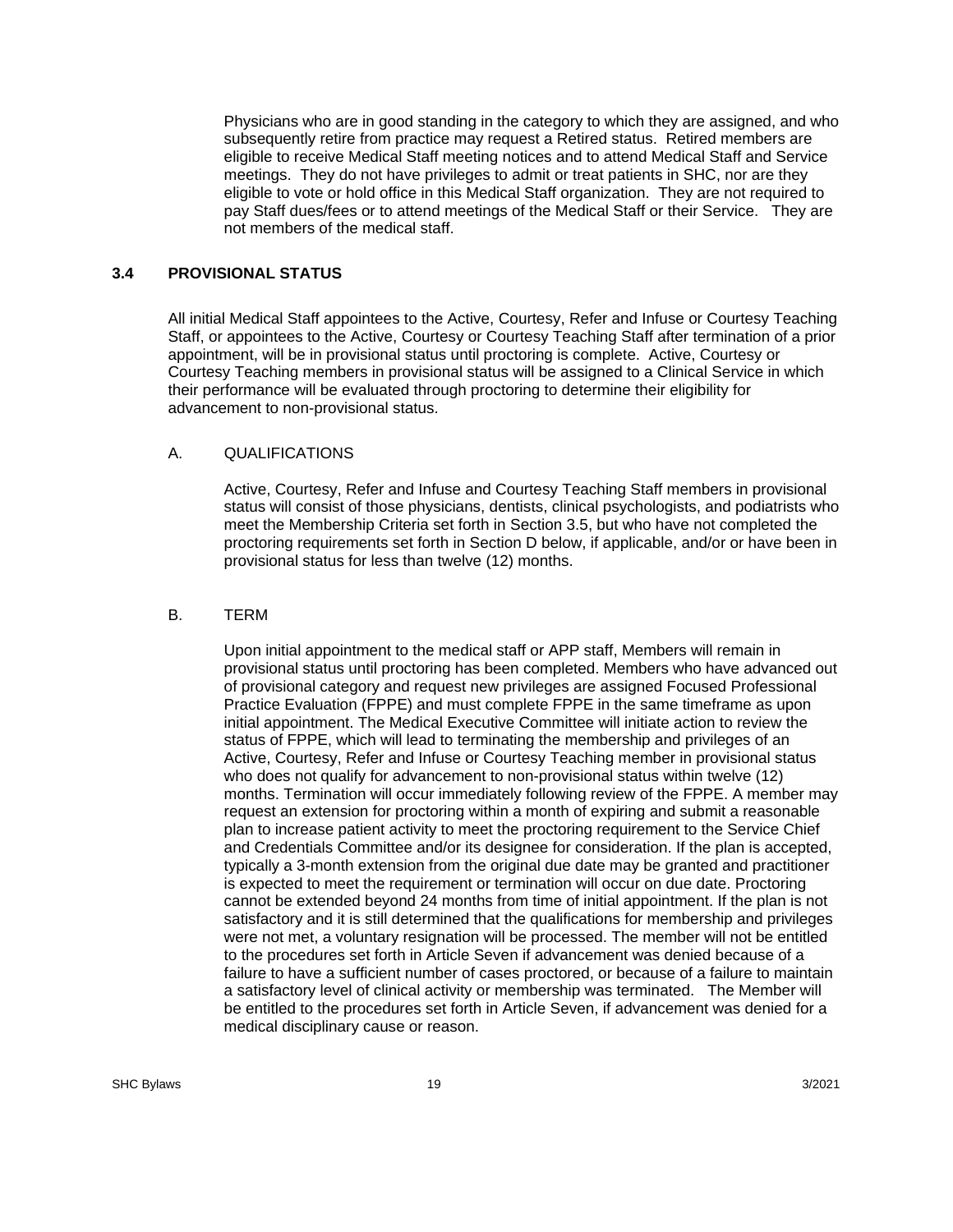Physicians who are in good standing in the category to which they are assigned, and who subsequently retire from practice may request a Retired status. Retired members are eligible to receive Medical Staff meeting notices and to attend Medical Staff and Service meetings. They do not have privileges to admit or treat patients in SHC, nor are they eligible to vote or hold office in this Medical Staff organization. They are not required to pay Staff dues/fees or to attend meetings of the Medical Staff or their Service. They are not members of the medical staff.

## 3.4 PROVISIONAL STATUS

All initial Medical Staff appointees to the Active, Courtesy, Refer and Infuse or Courtesy Teaching Staff, or appointees to the Active, Courtesy or Courtesy Teaching Staff after termination of a prior appointment, will be in provisional status until proctoring is complete. Active, Courtesy or Courtesy Teaching members in provisional status will be assigned to a Clinical Service in which their performance will be evaluated through proctoring to determine their eligibility for advancement to non-provisional status.

### A. QUALIFICATIONS

Active, Courtesy, Refer and Infuse and Courtesy Teaching Staff members in provisional status will consist of those physicians, dentists, clinical psychologists, and podiatrists who meet the Membership Criteria set forth in Section 3.5, but who have not completed the proctoring requirements set forth in Section D below, if applicable, and/or or have been in provisional status for less than twelve (12) months.

### B. TERM

Upon initial appointment to the medical staff or APP staff, Members will remain in provisional status until proctoring has been completed. Members who have advanced out of provisional category and request new privileges are assigned Focused Professional Practice Evaluation (FPPE) and must complete FPPE in the same timeframe as upon initial appointment. The Medical Executive Committee will initiate action to review the status of FPPE, which will lead to terminating the membership and privileges of an Active, Courtesy, Refer and Infuse or Courtesy Teaching member in provisional status who does not qualify for advancement to non-provisional status within twelve (12) months. Termination will occur immediately following review of the FPPE. A member may request an extension for proctoring within a month of expiring and submit a reasonable plan to increase patient activity to meet the proctoring requirement to the Service Chief and Credentials Committee and/or its designee for consideration. If the plan is accepted, typically a 3-month extension from the original due date may be granted and practitioner is expected to meet the requirement or termination will occur on due date. Proctoring cannot be extended beyond 24 months from time of initial appointment. If the plan is not satisfactory and it is still determined that the qualifications for membership and privileges were not met, a voluntary resignation will be processed. The member will not be entitled to the procedures set forth in Article Seven if advancement was denied because of a failure to have a sufficient number of cases proctored, or because of a failure to maintain a satisfactory level of clinical activity or membership was terminated. The Member will be entitled to the procedures set forth in Article Seven, if advancement was denied for a medical disciplinary cause or reason.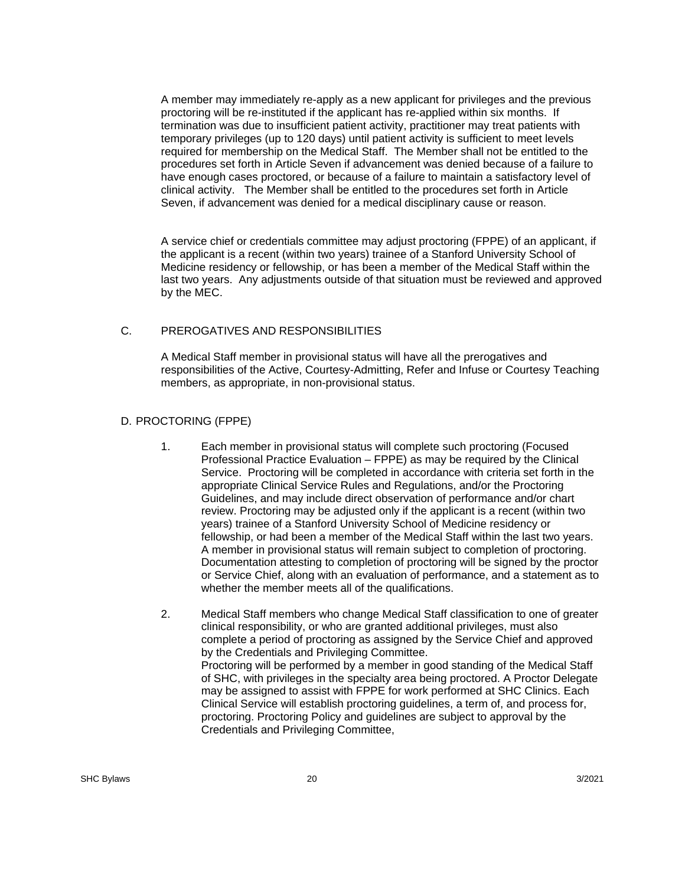A member may immediately re-apply as a new applicant for privileges and the previous proctoring will be re-instituted if the applicant has re-applied within six months. If termination was due to insufficient patient activity, practitioner may treat patients with temporary privileges (up to 120 days) until patient activity is sufficient to meet levels required for membership on the Medical Staff. The Member shall not be entitled to the procedures set forth in Article Seven if advancement was denied because of a failure to have enough cases proctored, or because of a failure to maintain a satisfactory level of clinical activity. The Member shall be entitled to the procedures set forth in Article Seven, if advancement was denied for a medical disciplinary cause or reason.

A service chief or credentials committee may adjust proctoring (FPPE) of an applicant, if the applicant is a recent (within two years) trainee of a Stanford University School of Medicine residency or fellowship, or has been a member of the Medical Staff within the last two years. Any adjustments outside of that situation must be reviewed and approved by the MEC.

## C. PREROGATIVES AND RESPONSIBILITIES

A Medical Staff member in provisional status will have all the prerogatives and responsibilities of the Active, Courtesy-Admitting, Refer and Infuse or Courtesy Teaching members, as appropriate, in non-provisional status.

## D. PROCTORING (FPPE)

1. Each member in provisional status will complete such proctoring (Focused Professional Practice Evaluation – FPPE) as may be required by the Clinical Service. Proctoring will be completed in accordance with criteria set forth in the appropriate Clinical Service Rules and Regulations, and/or the Proctoring Guidelines, and may include direct observation of performance and/or chart review. Proctoring may be adjusted only if the applicant is a recent (within two years) trainee of a Stanford University School of Medicine residency or fellowship, or had been a member of the Medical Staff within the last two years. A member in provisional status will remain subject to completion of proctoring. Documentation attesting to completion of proctoring will be signed by the proctor or Service Chief, along with an evaluation of performance, and a statement as to whether the member meets all of the qualifications.

2. Medical Staff members who change Medical Staff classification to one of greater clinical responsibility, or who are granted additional privileges, must also complete a period of proctoring as assigned by the Service Chief and approved by the Credentials and Privileging Committee.
   Proctoring will be performed by a member in good standing of the Medical Staff of SHC, with privileges in the specialty area being proctored. A Proctor Delegate may be assigned to assist with FPPE for work performed at SHC Clinics. Each Clinical Service will establish proctoring guidelines, a term of, and process for, proctoring. Proctoring Policy and guidelines are subject to approval by the Credentials and Privileging Committee,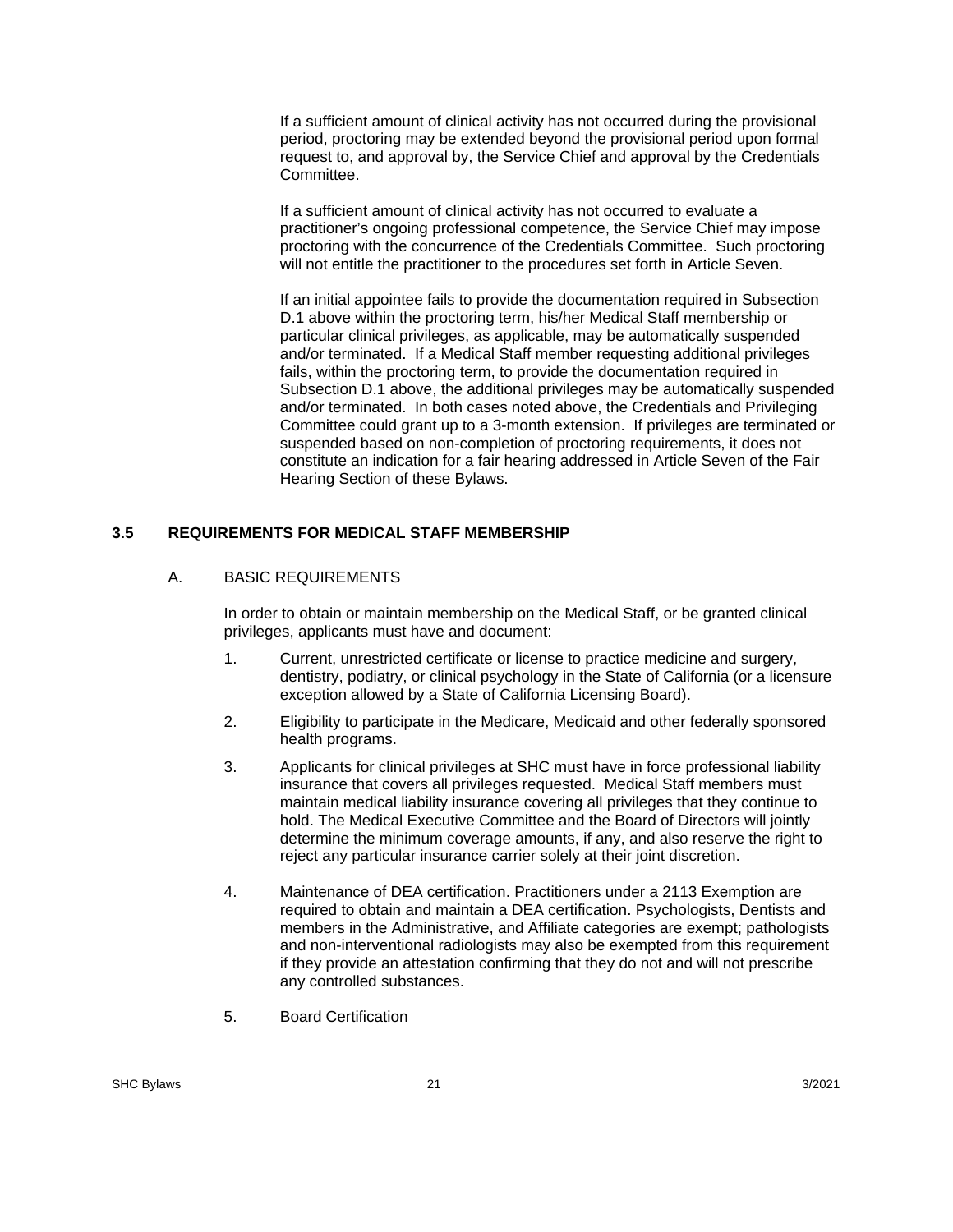If a sufficient amount of clinical activity has not occurred during the provisional period, proctoring may be extended beyond the provisional period upon formal request to, and approval by, the Service Chief and approval by the Credentials Committee.

If a sufficient amount of clinical activity has not occurred to evaluate a practitioner's ongoing professional competence, the Service Chief may impose proctoring with the concurrence of the Credentials Committee. Such proctoring will not entitle the practitioner to the procedures set forth in Article Seven.

If an initial appointee fails to provide the documentation required in Subsection D.1 above within the proctoring term, his/her Medical Staff membership or particular clinical privileges, as applicable, may be automatically suspended and/or terminated. If a Medical Staff member requesting additional privileges fails, within the proctoring term, to provide the documentation required in Subsection D.1 above, the additional privileges may be automatically suspended and/or terminated. In both cases noted above, the Credentials and Privileging Committee could grant up to a 3-month extension. If privileges are terminated or suspended based on non-completion of proctoring requirements, it does not constitute an indication for a fair hearing addressed in Article Seven of the Fair Hearing Section of these Bylaws.

### 3.5 REQUIREMENTS FOR MEDICAL STAFF MEMBERSHIP

A. BASIC REQUIREMENTS

In order to obtain or maintain membership on the Medical Staff, or be granted clinical privileges, applicants must have and document:

1. Current, unrestricted certificate or license to practice medicine and surgery, dentistry, podiatry, or clinical psychology in the State of California (or a licensure exception allowed by a State of California Licensing Board).

2. Eligibility to participate in the Medicare, Medicaid and other federally sponsored health programs.

3. Applicants for clinical privileges at SHC must have in force professional liability insurance that covers all privileges requested. Medical Staff members must maintain medical liability insurance covering all privileges that they continue to hold. The Medical Executive Committee and the Board of Directors will jointly determine the minimum coverage amounts, if any, and also reserve the right to reject any particular insurance carrier solely at their joint discretion.

4. Maintenance of DEA certification. Practitioners under a 2113 Exemption are required to obtain and maintain a DEA certification. Psychologists, Dentists and members in the Administrative, and Affiliate categories are exempt; pathologists and non-interventional radiologists may also be exempted from this requirement if they provide an attestation confirming that they do not and will not prescribe any controlled substances.

5. Board Certification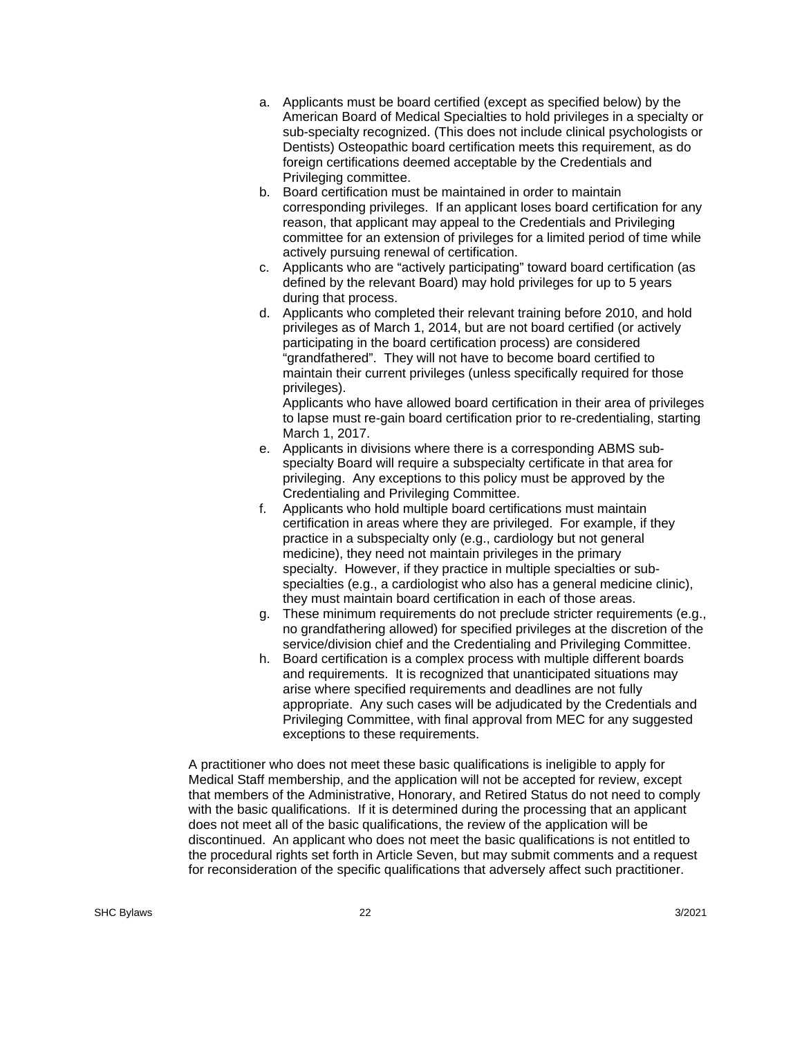a. Applicants must be board certified (except as specified below) by the American Board of Medical Specialties to hold privileges in a specialty or sub-specialty recognized. (This does not include clinical psychologists or Dentists) Osteopathic board certification meets this requirement, as do foreign certifications deemed acceptable by the Credentials and Privileging committee.
b. Board certification must be maintained in order to maintain corresponding privileges. If an applicant loses board certification for any reason, that applicant may appeal to the Credentials and Privileging committee for an extension of privileges for a limited period of time while actively pursuing renewal of certification.
c. Applicants who are "actively participating" toward board certification (as defined by the relevant Board) may hold privileges for up to 5 years during that process.
d. Applicants who completed their relevant training before 2010, and hold privileges as of March 1, 2014, but are not board certified (or actively participating in the board certification process) are considered "grandfathered". They will not have to become board certified to maintain their current privileges (unless specifically required for those privileges).
   Applicants who have allowed board certification in their area of privileges to lapse must re-gain board certification prior to re-credentialing, starting March 1, 2017.
e. Applicants in divisions where there is a corresponding ABMS sub-specialty Board will require a subspecialty certificate in that area for privileging. Any exceptions to this policy must be approved by the Credentialing and Privileging Committee.
f. Applicants who hold multiple board certifications must maintain certification in areas where they are privileged. For example, if they practice in a subspecialty only (e.g., cardiology but not general medicine), they need not maintain privileges in the primary specialty. However, if they practice in multiple specialties or sub-specialties (e.g., a cardiologist who also has a general medicine clinic), they must maintain board certification in each of those areas.
g. These minimum requirements do not preclude stricter requirements (e.g., no grandfathering allowed) for specified privileges at the discretion of the service/division chief and the Credentialing and Privileging Committee.
h. Board certification is a complex process with multiple different boards and requirements. It is recognized that unanticipated situations may arise where specified requirements and deadlines are not fully appropriate. Any such cases will be adjudicated by the Credentials and Privileging Committee, with final approval from MEC for any suggested exceptions to these requirements.

A practitioner who does not meet these basic qualifications is ineligible to apply for Medical Staff membership, and the application will not be accepted for review, except that members of the Administrative, Honorary, and Retired Status do not need to comply with the basic qualifications. If it is determined during the processing that an applicant does not meet all of the basic qualifications, the review of the application will be discontinued. An applicant who does not meet the basic qualifications is not entitled to the procedural rights set forth in Article Seven, but may submit comments and a request for reconsideration of the specific qualifications that adversely affect such practitioner.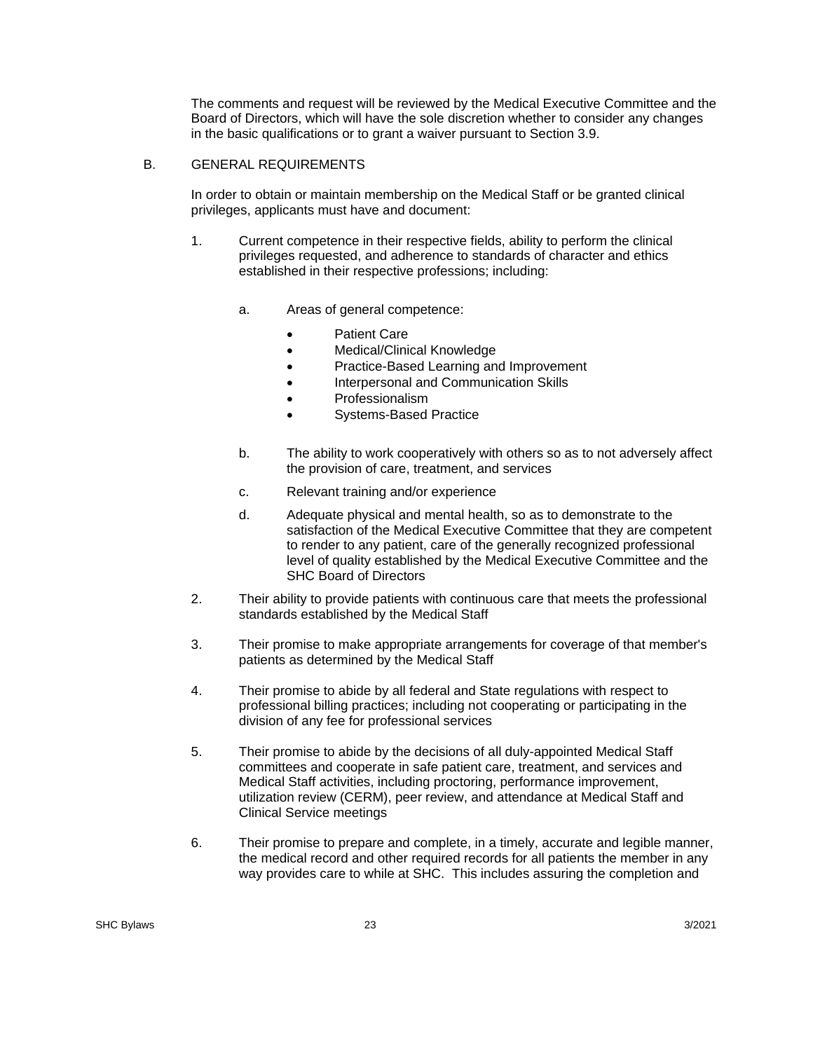The comments and request will be reviewed by the Medical Executive Committee and the Board of Directors, which will have the sole discretion whether to consider any changes in the basic qualifications or to grant a waiver pursuant to Section 3.9.

B. GENERAL REQUIREMENTS

In order to obtain or maintain membership on the Medical Staff or be granted clinical privileges, applicants must have and document:

1. Current competence in their respective fields, ability to perform the clinical privileges requested, and adherence to standards of character and ethics established in their respective professions; including:

   a. Areas of general competence:

      - Patient Care
      - Medical/Clinical Knowledge
      - Practice-Based Learning and Improvement
      - Interpersonal and Communication Skills
      - Professionalism
      - Systems-Based Practice

   b. The ability to work cooperatively with others so as to not adversely affect the provision of care, treatment, and services

   c. Relevant training and/or experience

   d. Adequate physical and mental health, so as to demonstrate to the satisfaction of the Medical Executive Committee that they are competent to render to any patient, care of the generally recognized professional level of quality established by the Medical Executive Committee and the SHC Board of Directors

2. Their ability to provide patients with continuous care that meets the professional standards established by the Medical Staff

3. Their promise to make appropriate arrangements for coverage of that member's patients as determined by the Medical Staff

4. Their promise to abide by all federal and State regulations with respect to professional billing practices; including not cooperating or participating in the division of any fee for professional services

5. Their promise to abide by the decisions of all duly-appointed Medical Staff committees and cooperate in safe patient care, treatment, and services and Medical Staff activities, including proctoring, performance improvement, utilization review (CERM), peer review, and attendance at Medical Staff and Clinical Service meetings

6. Their promise to prepare and complete, in a timely, accurate and legible manner, the medical record and other required records for all patients the member in any way provides care to while at SHC. This includes assuring the completion and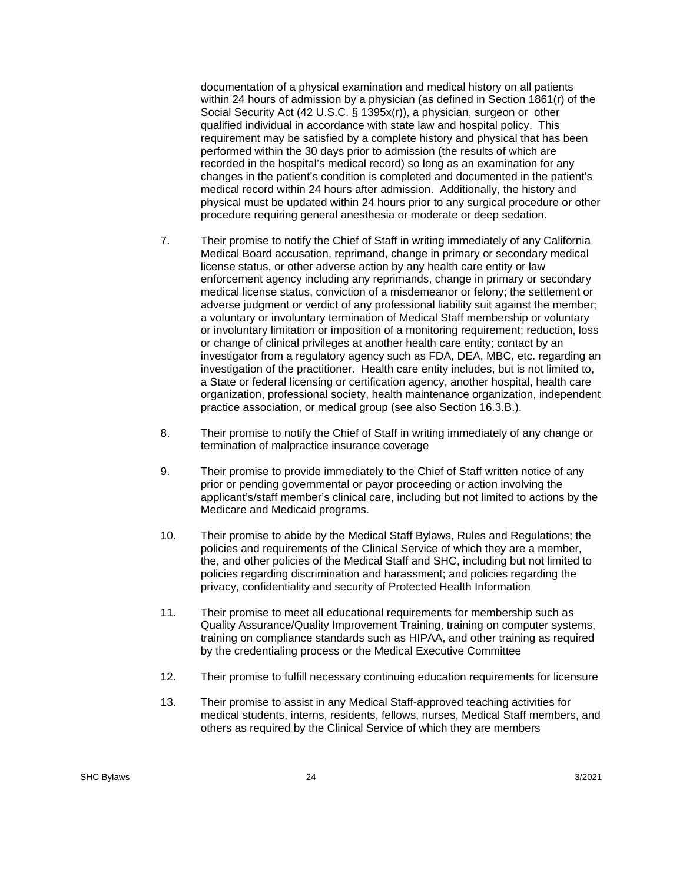documentation of a physical examination and medical history on all patients within 24 hours of admission by a physician (as defined in Section 1861(r) of the Social Security Act (42 U.S.C. § 1395x(r)), a physician, surgeon or other qualified individual in accordance with state law and hospital policy. This requirement may be satisfied by a complete history and physical that has been performed within the 30 days prior to admission (the results of which are recorded in the hospital's medical record) so long as an examination for any changes in the patient's condition is completed and documented in the patient's medical record within 24 hours after admission. Additionally, the history and physical must be updated within 24 hours prior to any surgical procedure or other procedure requiring general anesthesia or moderate or deep sedation.

7. Their promise to notify the Chief of Staff in writing immediately of any California Medical Board accusation, reprimand, change in primary or secondary medical license status, or other adverse action by any health care entity or law enforcement agency including any reprimands, change in primary or secondary medical license status, conviction of a misdemeanor or felony; the settlement or adverse judgment or verdict of any professional liability suit against the member; a voluntary or involuntary termination of Medical Staff membership or voluntary or involuntary limitation or imposition of a monitoring requirement; reduction, loss or change of clinical privileges at another health care entity; contact by an investigator from a regulatory agency such as FDA, DEA, MBC, etc. regarding an investigation of the practitioner. Health care entity includes, but is not limited to, a State or federal licensing or certification agency, another hospital, health care organization, professional society, health maintenance organization, independent practice association, or medical group (see also Section 16.3.B.).

8. Their promise to notify the Chief of Staff in writing immediately of any change or termination of malpractice insurance coverage

9. Their promise to provide immediately to the Chief of Staff written notice of any prior or pending governmental or payor proceeding or action involving the applicant's/staff member's clinical care, including but not limited to actions by the Medicare and Medicaid programs.

10. Their promise to abide by the Medical Staff Bylaws, Rules and Regulations; the policies and requirements of the Clinical Service of which they are a member, the, and other policies of the Medical Staff and SHC, including but not limited to policies regarding discrimination and harassment; and policies regarding the privacy, confidentiality and security of Protected Health Information

11. Their promise to meet all educational requirements for membership such as Quality Assurance/Quality Improvement Training, training on computer systems, training on compliance standards such as HIPAA, and other training as required by the credentialing process or the Medical Executive Committee

12. Their promise to fulfill necessary continuing education requirements for licensure

13. Their promise to assist in any Medical Staff-approved teaching activities for medical students, interns, residents, fellows, nurses, Medical Staff members, and others as required by the Clinical Service of which they are members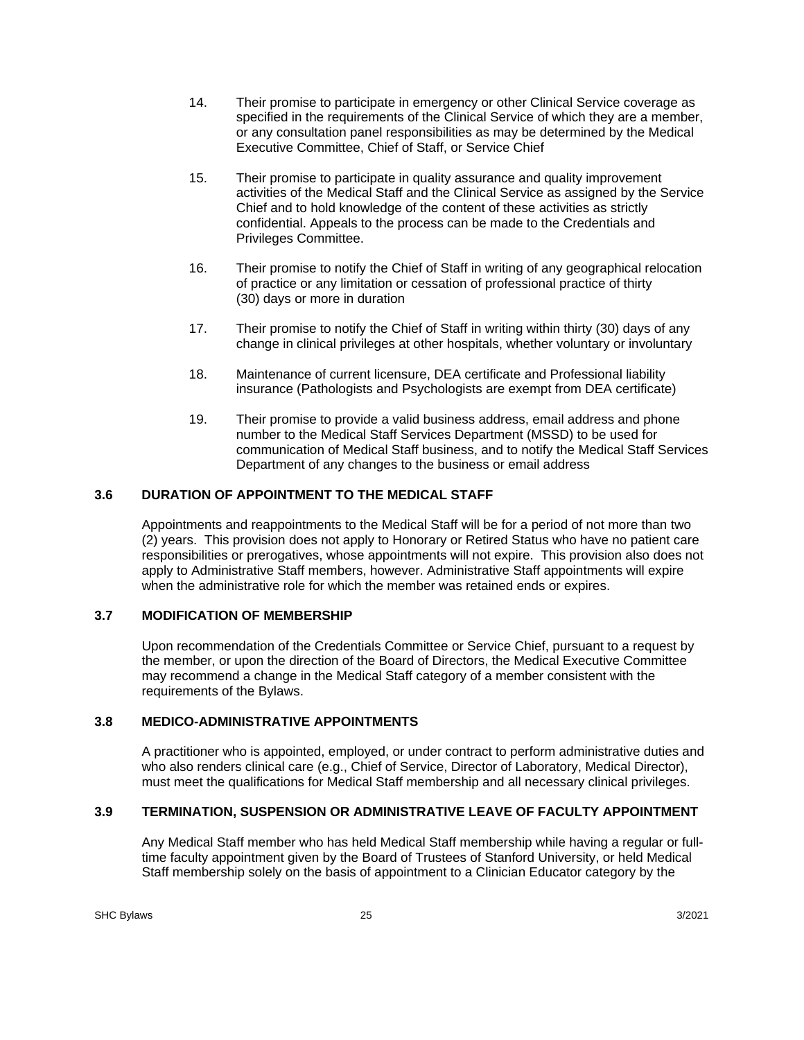14. Their promise to participate in emergency or other Clinical Service coverage as specified in the requirements of the Clinical Service of which they are a member, or any consultation panel responsibilities as may be determined by the Medical Executive Committee, Chief of Staff, or Service Chief

15. Their promise to participate in quality assurance and quality improvement activities of the Medical Staff and the Clinical Service as assigned by the Service Chief and to hold knowledge of the content of these activities as strictly confidential. Appeals to the process can be made to the Credentials and Privileges Committee.

16. Their promise to notify the Chief of Staff in writing of any geographical relocation of practice or any limitation or cessation of professional practice of thirty (30) days or more in duration

17. Their promise to notify the Chief of Staff in writing within thirty (30) days of any change in clinical privileges at other hospitals, whether voluntary or involuntary

18. Maintenance of current licensure, DEA certificate and Professional liability insurance (Pathologists and Psychologists are exempt from DEA certificate)

19. Their promise to provide a valid business address, email address and phone number to the Medical Staff Services Department (MSSD) to be used for communication of Medical Staff business, and to notify the Medical Staff Services Department of any changes to the business or email address

### 3.6 DURATION OF APPOINTMENT TO THE MEDICAL STAFF

Appointments and reappointments to the Medical Staff will be for a period of not more than two (2) years. This provision does not apply to Honorary or Retired Status who have no patient care responsibilities or prerogatives, whose appointments will not expire. This provision also does not apply to Administrative Staff members, however. Administrative Staff appointments will expire when the administrative role for which the member was retained ends or expires.

### 3.7 MODIFICATION OF MEMBERSHIP

Upon recommendation of the Credentials Committee or Service Chief, pursuant to a request by the member, or upon the direction of the Board of Directors, the Medical Executive Committee may recommend a change in the Medical Staff category of a member consistent with the requirements of the Bylaws.

### 3.8 MEDICO-ADMINISTRATIVE APPOINTMENTS

A practitioner who is appointed, employed, or under contract to perform administrative duties and who also renders clinical care (e.g., Chief of Service, Director of Laboratory, Medical Director), must meet the qualifications for Medical Staff membership and all necessary clinical privileges.

### 3.9 TERMINATION, SUSPENSION OR ADMINISTRATIVE LEAVE OF FACULTY APPOINTMENT

Any Medical Staff member who has held Medical Staff membership while having a regular or full-time faculty appointment given by the Board of Trustees of Stanford University, or held Medical Staff membership solely on the basis of appointment to a Clinician Educator category by the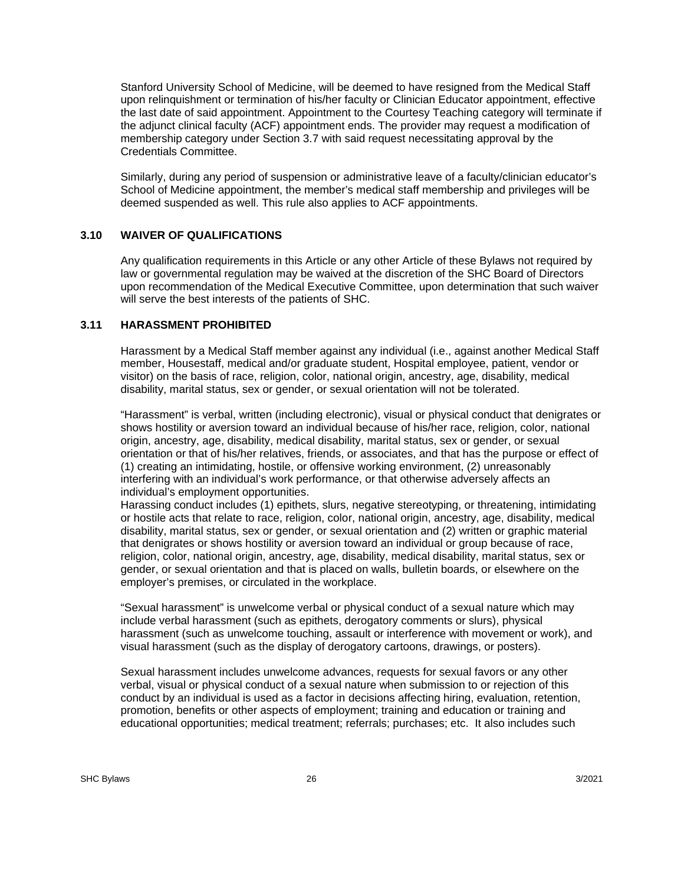Stanford University School of Medicine, will be deemed to have resigned from the Medical Staff upon relinquishment or termination of his/her faculty or Clinician Educator appointment, effective the last date of said appointment. Appointment to the Courtesy Teaching category will terminate if the adjunct clinical faculty (ACF) appointment ends. The provider may request a modification of membership category under Section 3.7 with said request necessitating approval by the Credentials Committee.

Similarly, during any period of suspension or administrative leave of a faculty/clinician educator's School of Medicine appointment, the member's medical staff membership and privileges will be deemed suspended as well. This rule also applies to ACF appointments.

### 3.10 WAIVER OF QUALIFICATIONS

Any qualification requirements in this Article or any other Article of these Bylaws not required by law or governmental regulation may be waived at the discretion of the SHC Board of Directors upon recommendation of the Medical Executive Committee, upon determination that such waiver will serve the best interests of the patients of SHC.

### 3.11 HARASSMENT PROHIBITED

Harassment by a Medical Staff member against any individual (i.e., against another Medical Staff member, Housestaff, medical and/or graduate student, Hospital employee, patient, vendor or visitor) on the basis of race, religion, color, national origin, ancestry, age, disability, medical disability, marital status, sex or gender, or sexual orientation will not be tolerated.

"Harassment" is verbal, written (including electronic), visual or physical conduct that denigrates or shows hostility or aversion toward an individual because of his/her race, religion, color, national origin, ancestry, age, disability, medical disability, marital status, sex or gender, or sexual orientation or that of his/her relatives, friends, or associates, and that has the purpose or effect of (1) creating an intimidating, hostile, or offensive working environment, (2) unreasonably interfering with an individual's work performance, or that otherwise adversely affects an individual's employment opportunities.
Harassing conduct includes (1) epithets, slurs, negative stereotyping, or threatening, intimidating or hostile acts that relate to race, religion, color, national origin, ancestry, age, disability, medical disability, marital status, sex or gender, or sexual orientation and (2) written or graphic material that denigrates or shows hostility or aversion toward an individual or group because of race, religion, color, national origin, ancestry, age, disability, medical disability, marital status, sex or gender, or sexual orientation and that is placed on walls, bulletin boards, or elsewhere on the employer's premises, or circulated in the workplace.

"Sexual harassment" is unwelcome verbal or physical conduct of a sexual nature which may include verbal harassment (such as epithets, derogatory comments or slurs), physical harassment (such as unwelcome touching, assault or interference with movement or work), and visual harassment (such as the display of derogatory cartoons, drawings, or posters).

Sexual harassment includes unwelcome advances, requests for sexual favors or any other verbal, visual or physical conduct of a sexual nature when submission to or rejection of this conduct by an individual is used as a factor in decisions affecting hiring, evaluation, retention, promotion, benefits or other aspects of employment; training and education or training and educational opportunities; medical treatment; referrals; purchases; etc. It also includes such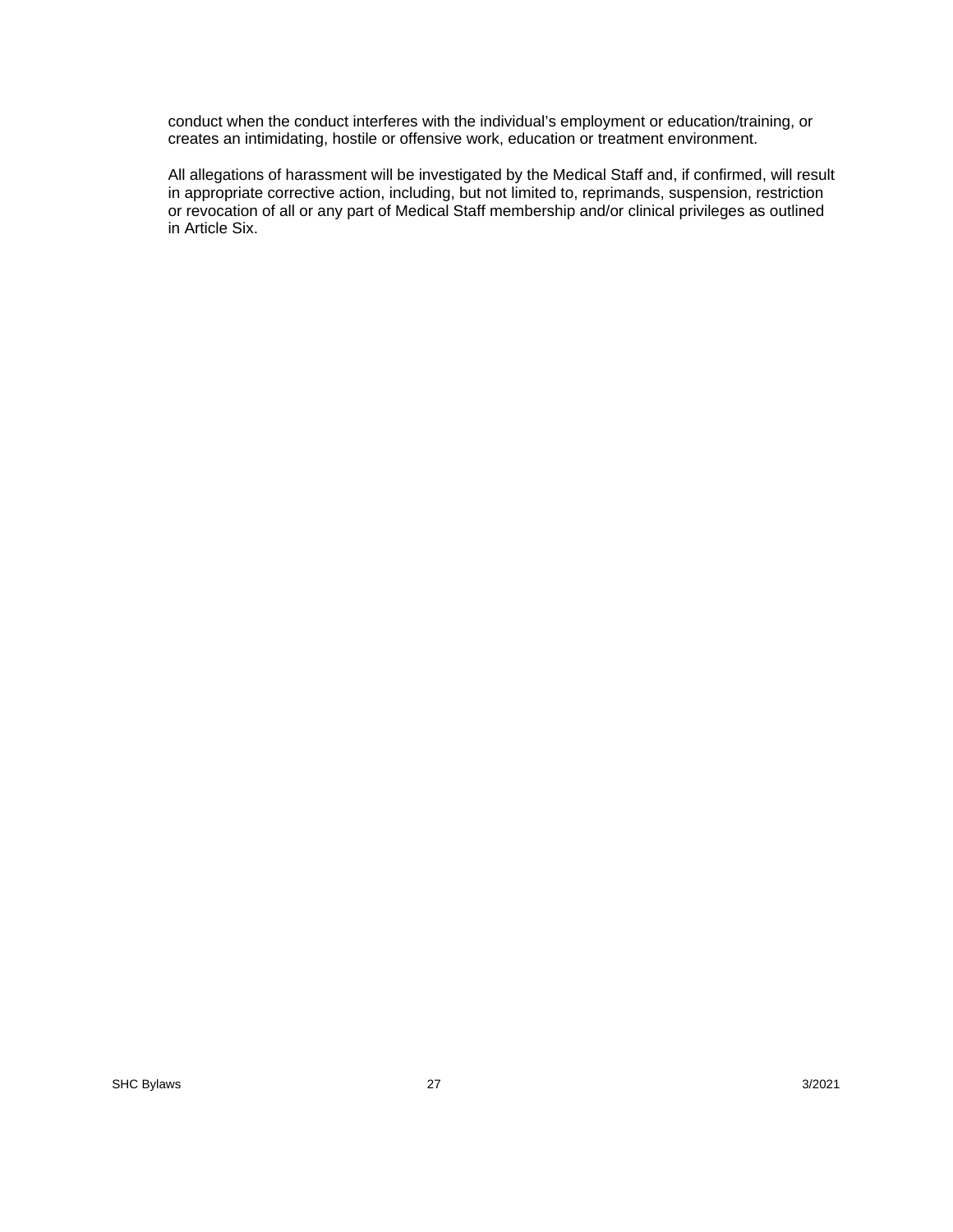conduct when the conduct interferes with the individual's employment or education/training, or creates an intimidating, hostile or offensive work, education or treatment environment.

All allegations of harassment will be investigated by the Medical Staff and, if confirmed, will result in appropriate corrective action, including, but not limited to, reprimands, suspension, restriction or revocation of all or any part of Medical Staff membership and/or clinical privileges as outlined in Article Six.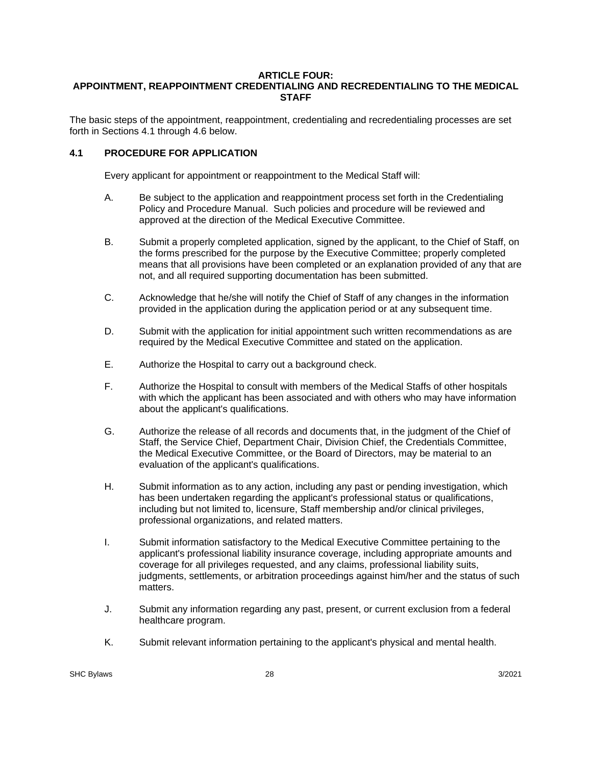## ARTICLE FOUR:
## APPOINTMENT, REAPPOINTMENT CREDENTIALING AND RECREDENTIALING TO THE MEDICAL STAFF

The basic steps of the appointment, reappointment, credentialing and recredentialing processes are set forth in Sections 4.1 through 4.6 below.

### 4.1 PROCEDURE FOR APPLICATION

Every applicant for appointment or reappointment to the Medical Staff will:

A. Be subject to the application and reappointment process set forth in the Credentialing Policy and Procedure Manual. Such policies and procedure will be reviewed and approved at the direction of the Medical Executive Committee.

B. Submit a properly completed application, signed by the applicant, to the Chief of Staff, on the forms prescribed for the purpose by the Executive Committee; properly completed means that all provisions have been completed or an explanation provided of any that are not, and all required supporting documentation has been submitted.

C. Acknowledge that he/she will notify the Chief of Staff of any changes in the information provided in the application during the application period or at any subsequent time.

D. Submit with the application for initial appointment such written recommendations as are required by the Medical Executive Committee and stated on the application.

E. Authorize the Hospital to carry out a background check.

F. Authorize the Hospital to consult with members of the Medical Staffs of other hospitals with which the applicant has been associated and with others who may have information about the applicant's qualifications.

G. Authorize the release of all records and documents that, in the judgment of the Chief of Staff, the Service Chief, Department Chair, Division Chief, the Credentials Committee, the Medical Executive Committee, or the Board of Directors, may be material to an evaluation of the applicant's qualifications.

H. Submit information as to any action, including any past or pending investigation, which has been undertaken regarding the applicant's professional status or qualifications, including but not limited to, licensure, Staff membership and/or clinical privileges, professional organizations, and related matters.

I. Submit information satisfactory to the Medical Executive Committee pertaining to the applicant's professional liability insurance coverage, including appropriate amounts and coverage for all privileges requested, and any claims, professional liability suits, judgments, settlements, or arbitration proceedings against him/her and the status of such matters.

J. Submit any information regarding any past, present, or current exclusion from a federal healthcare program.

K. Submit relevant information pertaining to the applicant's physical and mental health.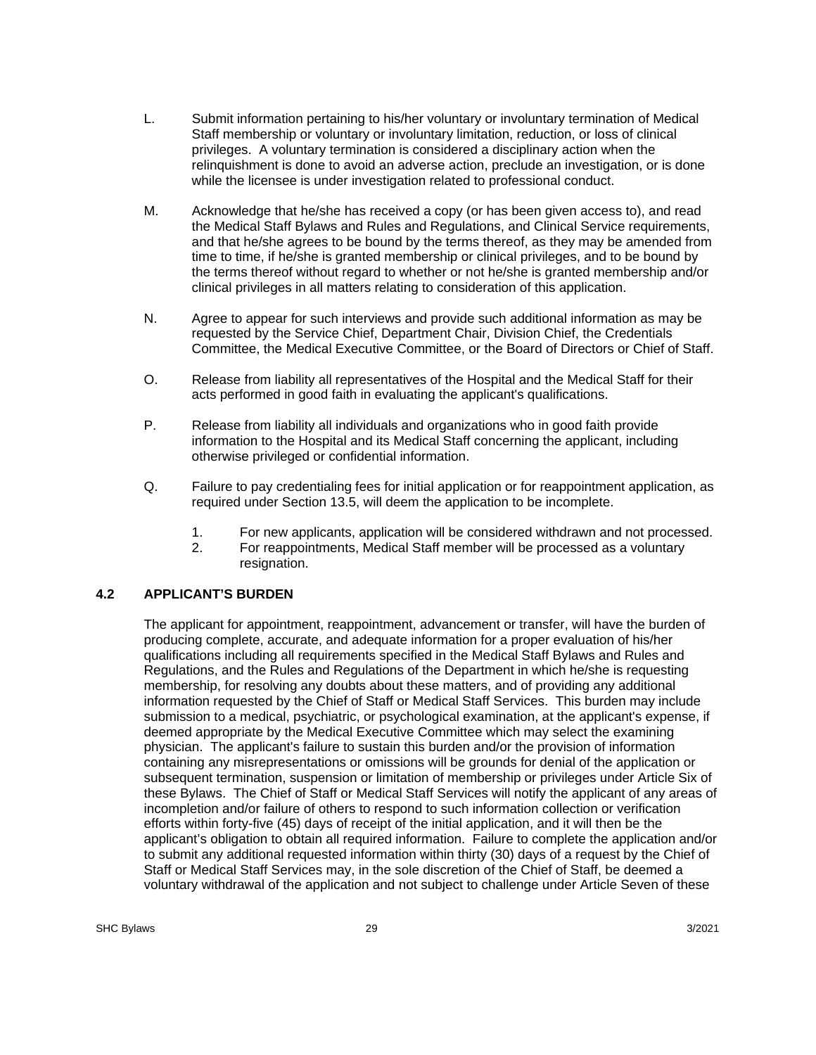L. Submit information pertaining to his/her voluntary or involuntary termination of Medical Staff membership or voluntary or involuntary limitation, reduction, or loss of clinical privileges. A voluntary termination is considered a disciplinary action when the relinquishment is done to avoid an adverse action, preclude an investigation, or is done while the licensee is under investigation related to professional conduct.

M. Acknowledge that he/she has received a copy (or has been given access to), and read the Medical Staff Bylaws and Rules and Regulations, and Clinical Service requirements, and that he/she agrees to be bound by the terms thereof, as they may be amended from time to time, if he/she is granted membership or clinical privileges, and to be bound by the terms thereof without regard to whether or not he/she is granted membership and/or clinical privileges in all matters relating to consideration of this application.

N. Agree to appear for such interviews and provide such additional information as may be requested by the Service Chief, Department Chair, Division Chief, the Credentials Committee, the Medical Executive Committee, or the Board of Directors or Chief of Staff.

O. Release from liability all representatives of the Hospital and the Medical Staff for their acts performed in good faith in evaluating the applicant's qualifications.

P. Release from liability all individuals and organizations who in good faith provide information to the Hospital and its Medical Staff concerning the applicant, including otherwise privileged or confidential information.

Q. Failure to pay credentialing fees for initial application or for reappointment application, as required under Section 13.5, will deem the application to be incomplete.

   1. For new applicants, application will be considered withdrawn and not processed.
   2. For reappointments, Medical Staff member will be processed as a voluntary resignation.

### 4.2 APPLICANT'S BURDEN

The applicant for appointment, reappointment, advancement or transfer, will have the burden of producing complete, accurate, and adequate information for a proper evaluation of his/her qualifications including all requirements specified in the Medical Staff Bylaws and Rules and Regulations, and the Rules and Regulations of the Department in which he/she is requesting membership, for resolving any doubts about these matters, and of providing any additional information requested by the Chief of Staff or Medical Staff Services. This burden may include submission to a medical, psychiatric, or psychological examination, at the applicant's expense, if deemed appropriate by the Medical Executive Committee which may select the examining physician. The applicant's failure to sustain this burden and/or the provision of information containing any misrepresentations or omissions will be grounds for denial of the application or subsequent termination, suspension or limitation of membership or privileges under Article Six of these Bylaws. The Chief of Staff or Medical Staff Services will notify the applicant of any areas of incompletion and/or failure of others to respond to such information collection or verification efforts within forty-five (45) days of receipt of the initial application, and it will then be the applicant's obligation to obtain all required information. Failure to complete the application and/or to submit any additional requested information within thirty (30) days of a request by the Chief of Staff or Medical Staff Services may, in the sole discretion of the Chief of Staff, be deemed a voluntary withdrawal of the application and not subject to challenge under Article Seven of these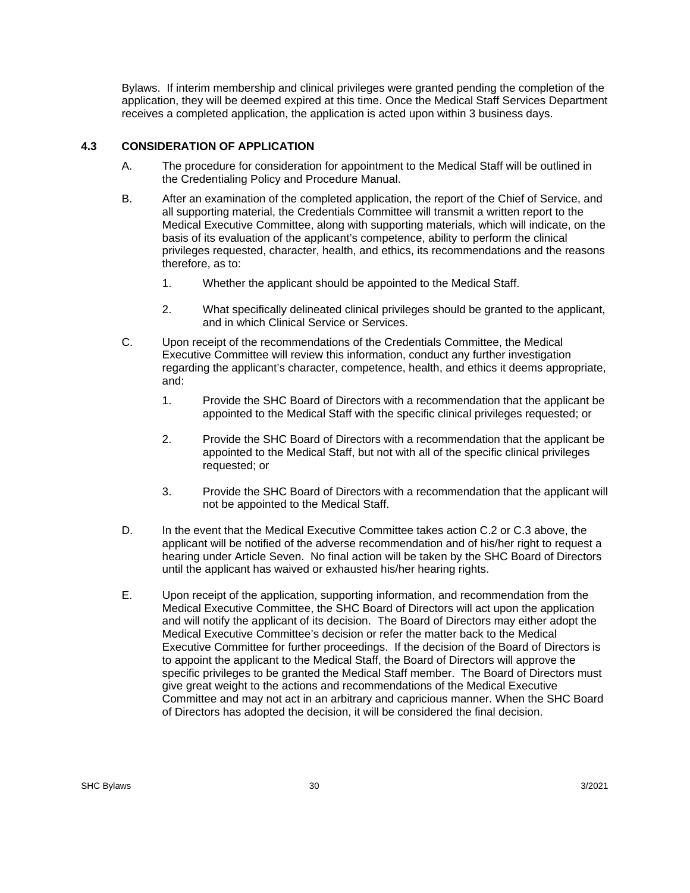Bylaws. If interim membership and clinical privileges were granted pending the completion of the application, they will be deemed expired at this time. Once the Medical Staff Services Department receives a completed application, the application is acted upon within 3 business days.

### 4.3 CONSIDERATION OF APPLICATION

A. The procedure for consideration for appointment to the Medical Staff will be outlined in the Credentialing Policy and Procedure Manual.

B. After an examination of the completed application, the report of the Chief of Service, and all supporting material, the Credentials Committee will transmit a written report to the Medical Executive Committee, along with supporting materials, which will indicate, on the basis of its evaluation of the applicant's competence, ability to perform the clinical privileges requested, character, health, and ethics, its recommendations and the reasons therefore, as to:

1. Whether the applicant should be appointed to the Medical Staff.

2. What specifically delineated clinical privileges should be granted to the applicant, and in which Clinical Service or Services.

C. Upon receipt of the recommendations of the Credentials Committee, the Medical Executive Committee will review this information, conduct any further investigation regarding the applicant's character, competence, health, and ethics it deems appropriate, and:

1. Provide the SHC Board of Directors with a recommendation that the applicant be appointed to the Medical Staff with the specific clinical privileges requested; or

2. Provide the SHC Board of Directors with a recommendation that the applicant be appointed to the Medical Staff, but not with all of the specific clinical privileges requested; or

3. Provide the SHC Board of Directors with a recommendation that the applicant will not be appointed to the Medical Staff.

D. In the event that the Medical Executive Committee takes action C.2 or C.3 above, the applicant will be notified of the adverse recommendation and of his/her right to request a hearing under Article Seven. No final action will be taken by the SHC Board of Directors until the applicant has waived or exhausted his/her hearing rights.

E. Upon receipt of the application, supporting information, and recommendation from the Medical Executive Committee, the SHC Board of Directors will act upon the application and will notify the applicant of its decision. The Board of Directors may either adopt the Medical Executive Committee's decision or refer the matter back to the Medical Executive Committee for further proceedings. If the decision of the Board of Directors is to appoint the applicant to the Medical Staff, the Board of Directors will approve the specific privileges to be granted the Medical Staff member. The Board of Directors must give great weight to the actions and recommendations of the Medical Executive Committee and may not act in an arbitrary and capricious manner. When the SHC Board of Directors has adopted the decision, it will be considered the final decision.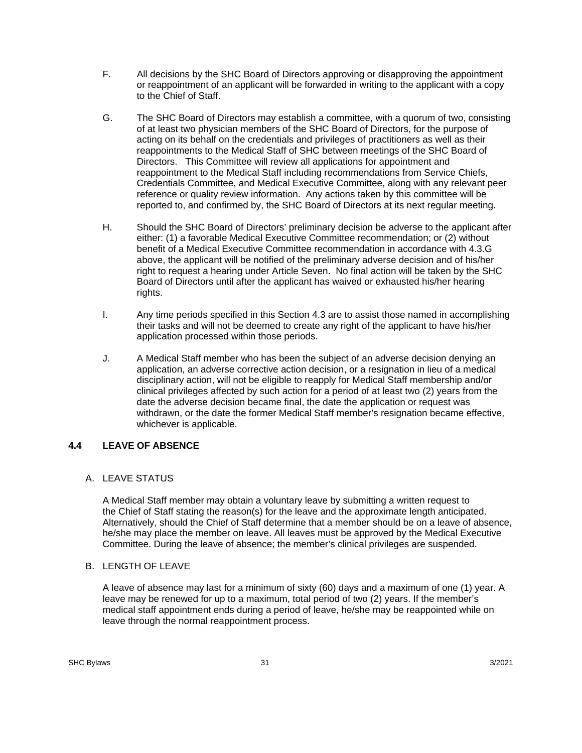F. All decisions by the SHC Board of Directors approving or disapproving the appointment or reappointment of an applicant will be forwarded in writing to the applicant with a copy to the Chief of Staff.

G. The SHC Board of Directors may establish a committee, with a quorum of two, consisting of at least two physician members of the SHC Board of Directors, for the purpose of acting on its behalf on the credentials and privileges of practitioners as well as their reappointments to the Medical Staff of SHC between meetings of the SHC Board of Directors. This Committee will review all applications for appointment and reappointment to the Medical Staff including recommendations from Service Chiefs, Credentials Committee, and Medical Executive Committee, along with any relevant peer reference or quality review information. Any actions taken by this committee will be reported to, and confirmed by, the SHC Board of Directors at its next regular meeting.

H. Should the SHC Board of Directors' preliminary decision be adverse to the applicant after either: (1) a favorable Medical Executive Committee recommendation; or (2) without benefit of a Medical Executive Committee recommendation in accordance with 4.3.G above, the applicant will be notified of the preliminary adverse decision and of his/her right to request a hearing under Article Seven. No final action will be taken by the SHC Board of Directors until after the applicant has waived or exhausted his/her hearing rights.

I. Any time periods specified in this Section 4.3 are to assist those named in accomplishing their tasks and will not be deemed to create any right of the applicant to have his/her application processed within those periods.

J. A Medical Staff member who has been the subject of an adverse decision denying an application, an adverse corrective action decision, or a resignation in lieu of a medical disciplinary action, will not be eligible to reapply for Medical Staff membership and/or clinical privileges affected by such action for a period of at least two (2) years from the date the adverse decision became final, the date the application or request was withdrawn, or the date the former Medical Staff member's resignation became effective, whichever is applicable.

## 4.4 LEAVE OF ABSENCE

A. LEAVE STATUS

A Medical Staff member may obtain a voluntary leave by submitting a written request to the Chief of Staff stating the reason(s) for the leave and the approximate length anticipated. Alternatively, should the Chief of Staff determine that a member should be on a leave of absence, he/she may place the member on leave. All leaves must be approved by the Medical Executive Committee. During the leave of absence; the member's clinical privileges are suspended.

B. LENGTH OF LEAVE

A leave of absence may last for a minimum of sixty (60) days and a maximum of one (1) year. A leave may be renewed for up to a maximum, total period of two (2) years. If the member's medical staff appointment ends during a period of leave, he/she may be reappointed while on leave through the normal reappointment process.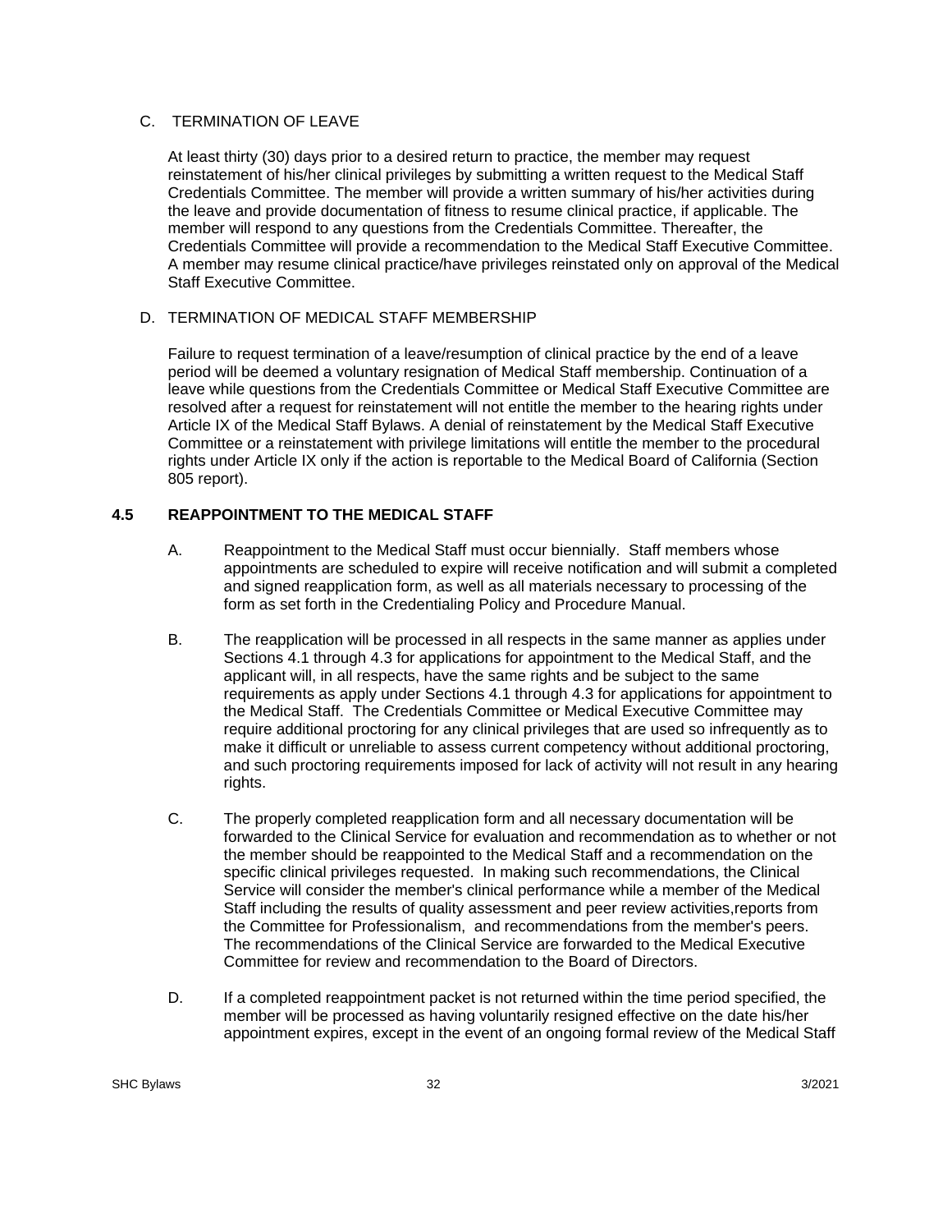C. TERMINATION OF LEAVE

At least thirty (30) days prior to a desired return to practice, the member may request reinstatement of his/her clinical privileges by submitting a written request to the Medical Staff Credentials Committee. The member will provide a written summary of his/her activities during the leave and provide documentation of fitness to resume clinical practice, if applicable. The member will respond to any questions from the Credentials Committee. Thereafter, the Credentials Committee will provide a recommendation to the Medical Staff Executive Committee. A member may resume clinical practice/have privileges reinstated only on approval of the Medical Staff Executive Committee.

D. TERMINATION OF MEDICAL STAFF MEMBERSHIP

Failure to request termination of a leave/resumption of clinical practice by the end of a leave period will be deemed a voluntary resignation of Medical Staff membership. Continuation of a leave while questions from the Credentials Committee or Medical Staff Executive Committee are resolved after a request for reinstatement will not entitle the member to the hearing rights under Article IX of the Medical Staff Bylaws. A denial of reinstatement by the Medical Staff Executive Committee or a reinstatement with privilege limitations will entitle the member to the procedural rights under Article IX only if the action is reportable to the Medical Board of California (Section 805 report).

## 4.5 REAPPOINTMENT TO THE MEDICAL STAFF

A. Reappointment to the Medical Staff must occur biennially. Staff members whose appointments are scheduled to expire will receive notification and will submit a completed and signed reapplication form, as well as all materials necessary to processing of the form as set forth in the Credentialing Policy and Procedure Manual.

B. The reapplication will be processed in all respects in the same manner as applies under Sections 4.1 through 4.3 for applications for appointment to the Medical Staff, and the applicant will, in all respects, have the same rights and be subject to the same requirements as apply under Sections 4.1 through 4.3 for applications for appointment to the Medical Staff. The Credentials Committee or Medical Executive Committee may require additional proctoring for any clinical privileges that are used so infrequently as to make it difficult or unreliable to assess current competency without additional proctoring, and such proctoring requirements imposed for lack of activity will not result in any hearing rights.

C. The properly completed reapplication form and all necessary documentation will be forwarded to the Clinical Service for evaluation and recommendation as to whether or not the member should be reappointed to the Medical Staff and a recommendation on the specific clinical privileges requested. In making such recommendations, the Clinical Service will consider the member's clinical performance while a member of the Medical Staff including the results of quality assessment and peer review activities,reports from the Committee for Professionalism, and recommendations from the member's peers. The recommendations of the Clinical Service are forwarded to the Medical Executive Committee for review and recommendation to the Board of Directors.

D. If a completed reappointment packet is not returned within the time period specified, the member will be processed as having voluntarily resigned effective on the date his/her appointment expires, except in the event of an ongoing formal review of the Medical Staff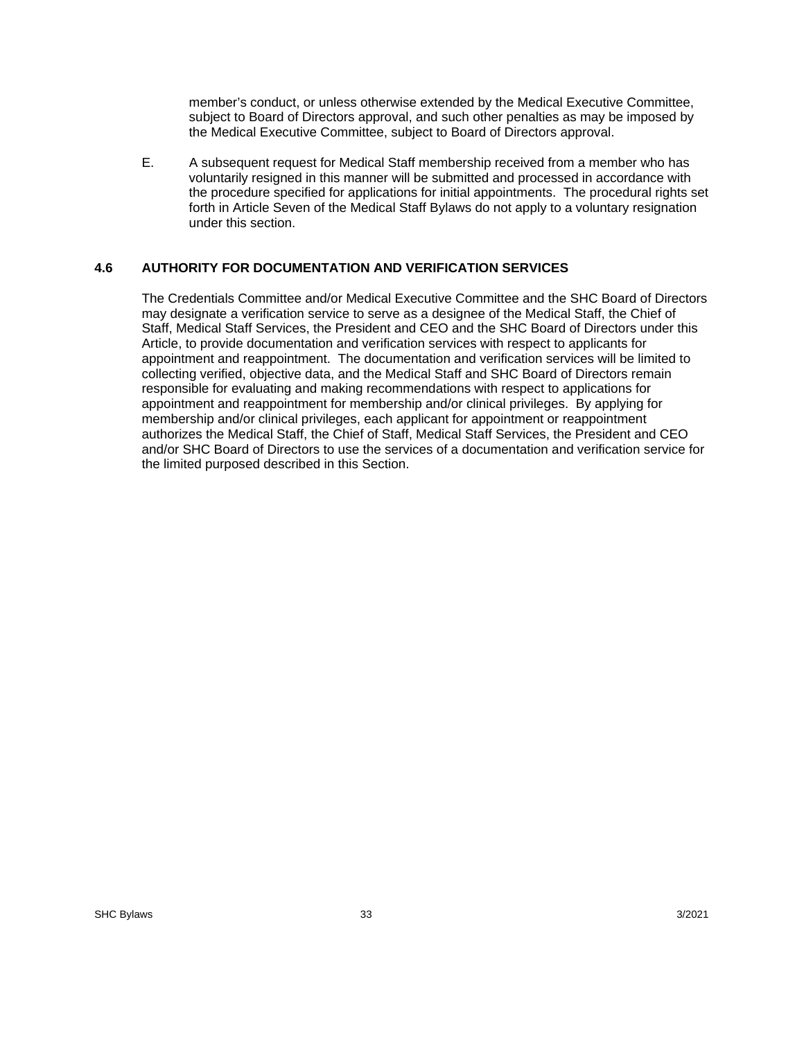member's conduct, or unless otherwise extended by the Medical Executive Committee, subject to Board of Directors approval, and such other penalties as may be imposed by the Medical Executive Committee, subject to Board of Directors approval.

E. A subsequent request for Medical Staff membership received from a member who has voluntarily resigned in this manner will be submitted and processed in accordance with the procedure specified for applications for initial appointments. The procedural rights set forth in Article Seven of the Medical Staff Bylaws do not apply to a voluntary resignation under this section.

### 4.6 AUTHORITY FOR DOCUMENTATION AND VERIFICATION SERVICES

The Credentials Committee and/or Medical Executive Committee and the SHC Board of Directors may designate a verification service to serve as a designee of the Medical Staff, the Chief of Staff, Medical Staff Services, the President and CEO and the SHC Board of Directors under this Article, to provide documentation and verification services with respect to applicants for appointment and reappointment. The documentation and verification services will be limited to collecting verified, objective data, and the Medical Staff and SHC Board of Directors remain responsible for evaluating and making recommendations with respect to applications for appointment and reappointment for membership and/or clinical privileges. By applying for membership and/or clinical privileges, each applicant for appointment or reappointment authorizes the Medical Staff, the Chief of Staff, Medical Staff Services, the President and CEO and/or SHC Board of Directors to use the services of a documentation and verification service for the limited purposed described in this Section.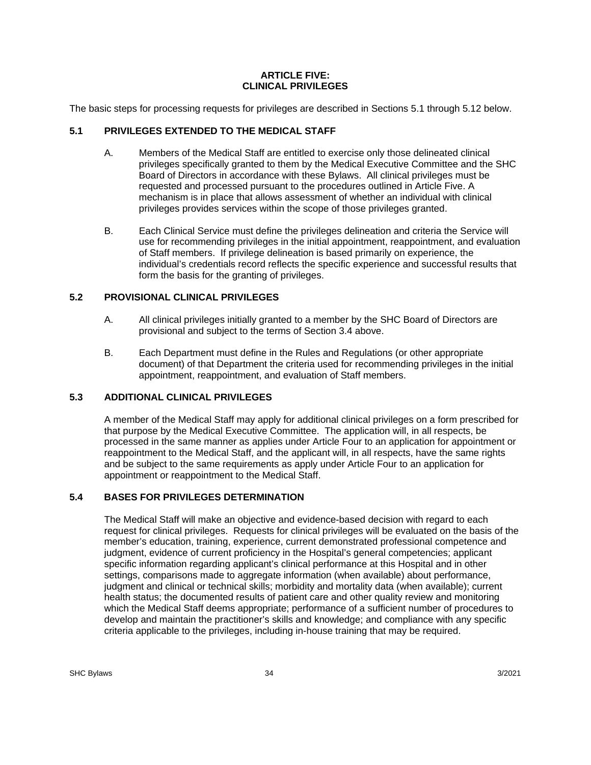# ARTICLE FIVE: CLINICAL PRIVILEGES

The basic steps for processing requests for privileges are described in Sections 5.1 through 5.12 below.

## 5.1 PRIVILEGES EXTENDED TO THE MEDICAL STAFF

A. Members of the Medical Staff are entitled to exercise only those delineated clinical privileges specifically granted to them by the Medical Executive Committee and the SHC Board of Directors in accordance with these Bylaws. All clinical privileges must be requested and processed pursuant to the procedures outlined in Article Five. A mechanism is in place that allows assessment of whether an individual with clinical privileges provides services within the scope of those privileges granted.

B. Each Clinical Service must define the privileges delineation and criteria the Service will use for recommending privileges in the initial appointment, reappointment, and evaluation of Staff members. If privilege delineation is based primarily on experience, the individual's credentials record reflects the specific experience and successful results that form the basis for the granting of privileges.

## 5.2 PROVISIONAL CLINICAL PRIVILEGES

A. All clinical privileges initially granted to a member by the SHC Board of Directors are provisional and subject to the terms of Section 3.4 above.

B. Each Department must define in the Rules and Regulations (or other appropriate document) of that Department the criteria used for recommending privileges in the initial appointment, reappointment, and evaluation of Staff members.

## 5.3 ADDITIONAL CLINICAL PRIVILEGES

A member of the Medical Staff may apply for additional clinical privileges on a form prescribed for that purpose by the Medical Executive Committee. The application will, in all respects, be processed in the same manner as applies under Article Four to an application for appointment or reappointment to the Medical Staff, and the applicant will, in all respects, have the same rights and be subject to the same requirements as apply under Article Four to an application for appointment or reappointment to the Medical Staff.

## 5.4 BASES FOR PRIVILEGES DETERMINATION

The Medical Staff will make an objective and evidence-based decision with regard to each request for clinical privileges. Requests for clinical privileges will be evaluated on the basis of the member's education, training, experience, current demonstrated professional competence and judgment, evidence of current proficiency in the Hospital's general competencies; applicant specific information regarding applicant's clinical performance at this Hospital and in other settings, comparisons made to aggregate information (when available) about performance, judgment and clinical or technical skills; morbidity and mortality data (when available); current health status; the documented results of patient care and other quality review and monitoring which the Medical Staff deems appropriate; performance of a sufficient number of procedures to develop and maintain the practitioner's skills and knowledge; and compliance with any specific criteria applicable to the privileges, including in-house training that may be required.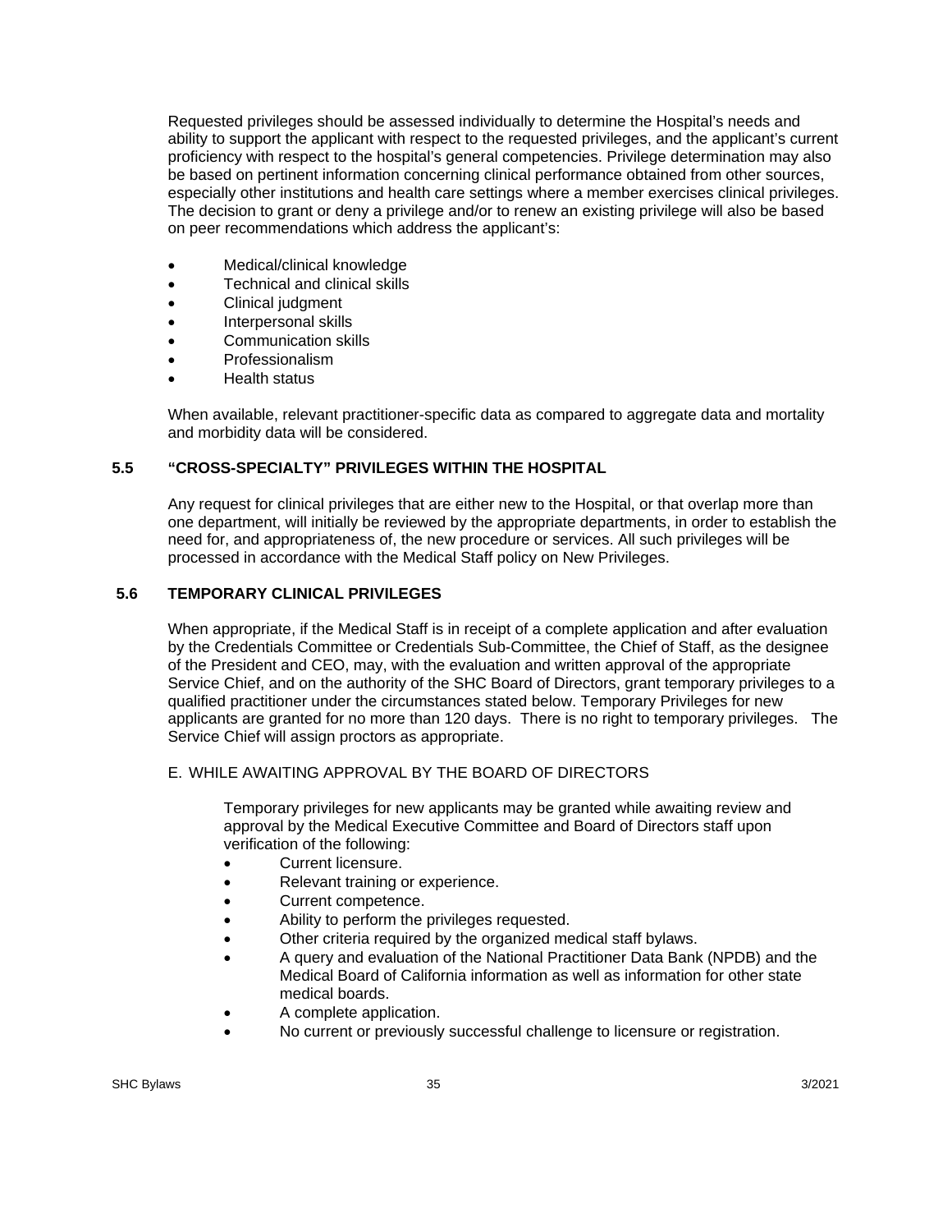Requested privileges should be assessed individually to determine the Hospital's needs and ability to support the applicant with respect to the requested privileges, and the applicant's current proficiency with respect to the hospital's general competencies. Privilege determination may also be based on pertinent information concerning clinical performance obtained from other sources, especially other institutions and health care settings where a member exercises clinical privileges. The decision to grant or deny a privilege and/or to renew an existing privilege will also be based on peer recommendations which address the applicant's:

- Medical/clinical knowledge
- Technical and clinical skills
- Clinical judgment
- Interpersonal skills
- Communication skills
- Professionalism
- Health status

When available, relevant practitioner-specific data as compared to aggregate data and mortality and morbidity data will be considered.

### 5.5 "CROSS-SPECIALTY" PRIVILEGES WITHIN THE HOSPITAL

Any request for clinical privileges that are either new to the Hospital, or that overlap more than one department, will initially be reviewed by the appropriate departments, in order to establish the need for, and appropriateness of, the new procedure or services. All such privileges will be processed in accordance with the Medical Staff policy on New Privileges.

### 5.6 TEMPORARY CLINICAL PRIVILEGES

When appropriate, if the Medical Staff is in receipt of a complete application and after evaluation by the Credentials Committee or Credentials Sub-Committee, the Chief of Staff, as the designee of the President and CEO, may, with the evaluation and written approval of the appropriate Service Chief, and on the authority of the SHC Board of Directors, grant temporary privileges to a qualified practitioner under the circumstances stated below. Temporary Privileges for new applicants are granted for no more than 120 days. There is no right to temporary privileges. The Service Chief will assign proctors as appropriate.

E. WHILE AWAITING APPROVAL BY THE BOARD OF DIRECTORS

Temporary privileges for new applicants may be granted while awaiting review and approval by the Medical Executive Committee and Board of Directors staff upon verification of the following:

- Current licensure.
- Relevant training or experience.
- Current competence.
- Ability to perform the privileges requested.
- Other criteria required by the organized medical staff bylaws.
- A query and evaluation of the National Practitioner Data Bank (NPDB) and the Medical Board of California information as well as information for other state medical boards.
- A complete application.
- No current or previously successful challenge to licensure or registration.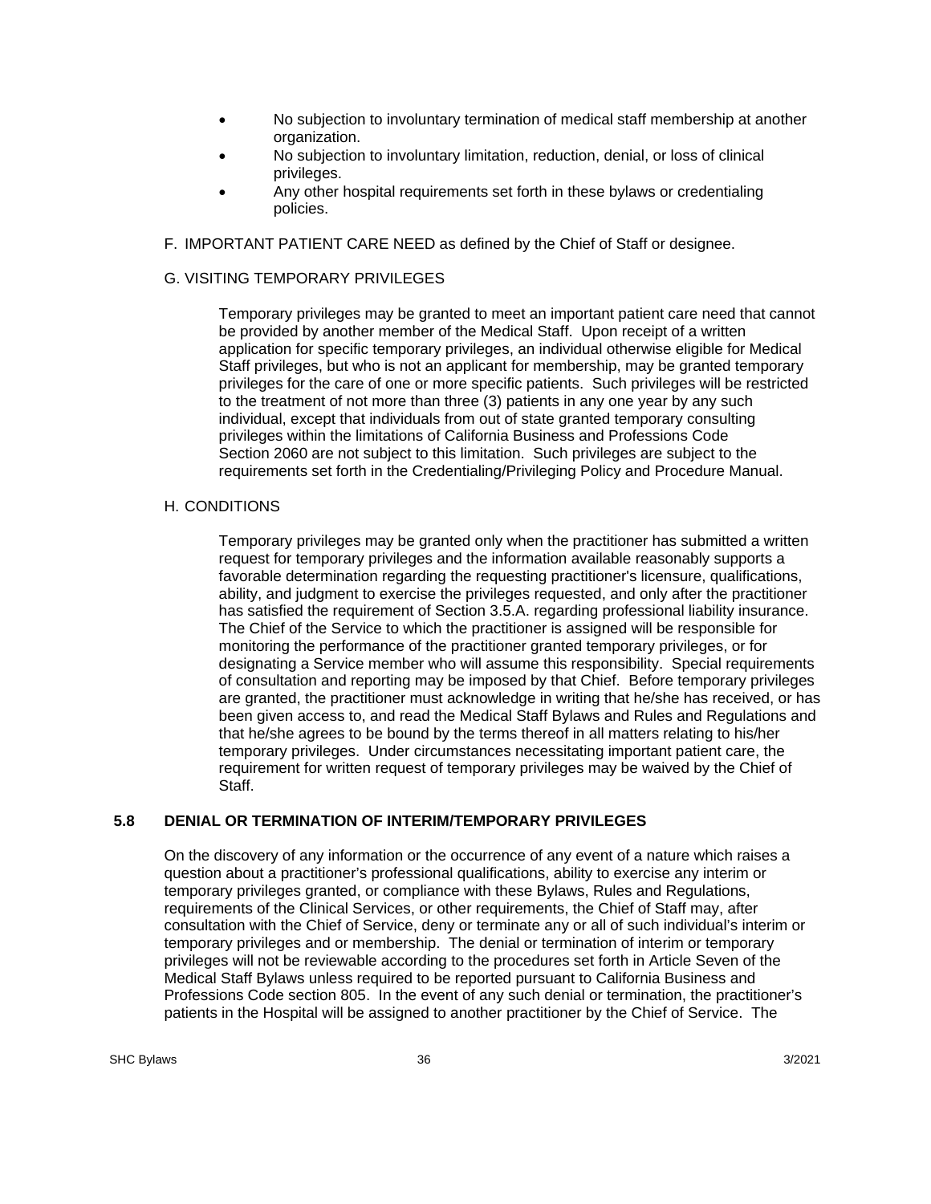- No subjection to involuntary termination of medical staff membership at another organization.
- No subjection to involuntary limitation, reduction, denial, or loss of clinical privileges.
- Any other hospital requirements set forth in these bylaws or credentialing policies.

F. IMPORTANT PATIENT CARE NEED as defined by the Chief of Staff or designee.

G. VISITING TEMPORARY PRIVILEGES

Temporary privileges may be granted to meet an important patient care need that cannot be provided by another member of the Medical Staff. Upon receipt of a written application for specific temporary privileges, an individual otherwise eligible for Medical Staff privileges, but who is not an applicant for membership, may be granted temporary privileges for the care of one or more specific patients. Such privileges will be restricted to the treatment of not more than three (3) patients in any one year by any such individual, except that individuals from out of state granted temporary consulting privileges within the limitations of California Business and Professions Code Section 2060 are not subject to this limitation. Such privileges are subject to the requirements set forth in the Credentialing/Privileging Policy and Procedure Manual.

H. CONDITIONS

Temporary privileges may be granted only when the practitioner has submitted a written request for temporary privileges and the information available reasonably supports a favorable determination regarding the requesting practitioner's licensure, qualifications, ability, and judgment to exercise the privileges requested, and only after the practitioner has satisfied the requirement of Section 3.5.A. regarding professional liability insurance. The Chief of the Service to which the practitioner is assigned will be responsible for monitoring the performance of the practitioner granted temporary privileges, or for designating a Service member who will assume this responsibility. Special requirements of consultation and reporting may be imposed by that Chief. Before temporary privileges are granted, the practitioner must acknowledge in writing that he/she has received, or has been given access to, and read the Medical Staff Bylaws and Rules and Regulations and that he/she agrees to be bound by the terms thereof in all matters relating to his/her temporary privileges. Under circumstances necessitating important patient care, the requirement for written request of temporary privileges may be waived by the Chief of Staff.

## 5.8 DENIAL OR TERMINATION OF INTERIM/TEMPORARY PRIVILEGES

On the discovery of any information or the occurrence of any event of a nature which raises a question about a practitioner's professional qualifications, ability to exercise any interim or temporary privileges granted, or compliance with these Bylaws, Rules and Regulations, requirements of the Clinical Services, or other requirements, the Chief of Staff may, after consultation with the Chief of Service, deny or terminate any or all of such individual's interim or temporary privileges and or membership. The denial or termination of interim or temporary privileges will not be reviewable according to the procedures set forth in Article Seven of the Medical Staff Bylaws unless required to be reported pursuant to California Business and Professions Code section 805. In the event of any such denial or termination, the practitioner's patients in the Hospital will be assigned to another practitioner by the Chief of Service. The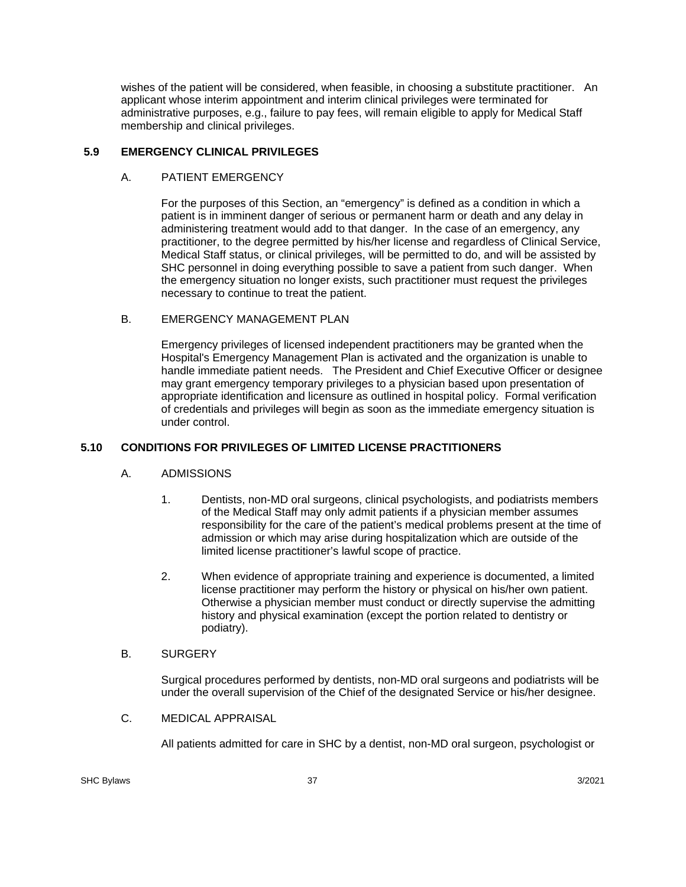wishes of the patient will be considered, when feasible, in choosing a substitute practitioner. An applicant whose interim appointment and interim clinical privileges were terminated for administrative purposes, e.g., failure to pay fees, will remain eligible to apply for Medical Staff membership and clinical privileges.

## 5.9 EMERGENCY CLINICAL PRIVILEGES

### A. PATIENT EMERGENCY

For the purposes of this Section, an "emergency" is defined as a condition in which a patient is in imminent danger of serious or permanent harm or death and any delay in administering treatment would add to that danger. In the case of an emergency, any practitioner, to the degree permitted by his/her license and regardless of Clinical Service, Medical Staff status, or clinical privileges, will be permitted to do, and will be assisted by SHC personnel in doing everything possible to save a patient from such danger. When the emergency situation no longer exists, such practitioner must request the privileges necessary to continue to treat the patient.

### B. EMERGENCY MANAGEMENT PLAN

Emergency privileges of licensed independent practitioners may be granted when the Hospital's Emergency Management Plan is activated and the organization is unable to handle immediate patient needs. The President and Chief Executive Officer or designee may grant emergency temporary privileges to a physician based upon presentation of appropriate identification and licensure as outlined in hospital policy. Formal verification of credentials and privileges will begin as soon as the immediate emergency situation is under control.

## 5.10 CONDITIONS FOR PRIVILEGES OF LIMITED LICENSE PRACTITIONERS

### A. ADMISSIONS

1. Dentists, non-MD oral surgeons, clinical psychologists, and podiatrists members of the Medical Staff may only admit patients if a physician member assumes responsibility for the care of the patient's medical problems present at the time of admission or which may arise during hospitalization which are outside of the limited license practitioner's lawful scope of practice.

2. When evidence of appropriate training and experience is documented, a limited license practitioner may perform the history or physical on his/her own patient. Otherwise a physician member must conduct or directly supervise the admitting history and physical examination (except the portion related to dentistry or podiatry).

### B. SURGERY

Surgical procedures performed by dentists, non-MD oral surgeons and podiatrists will be under the overall supervision of the Chief of the designated Service or his/her designee.

### C. MEDICAL APPRAISAL

All patients admitted for care in SHC by a dentist, non-MD oral surgeon, psychologist or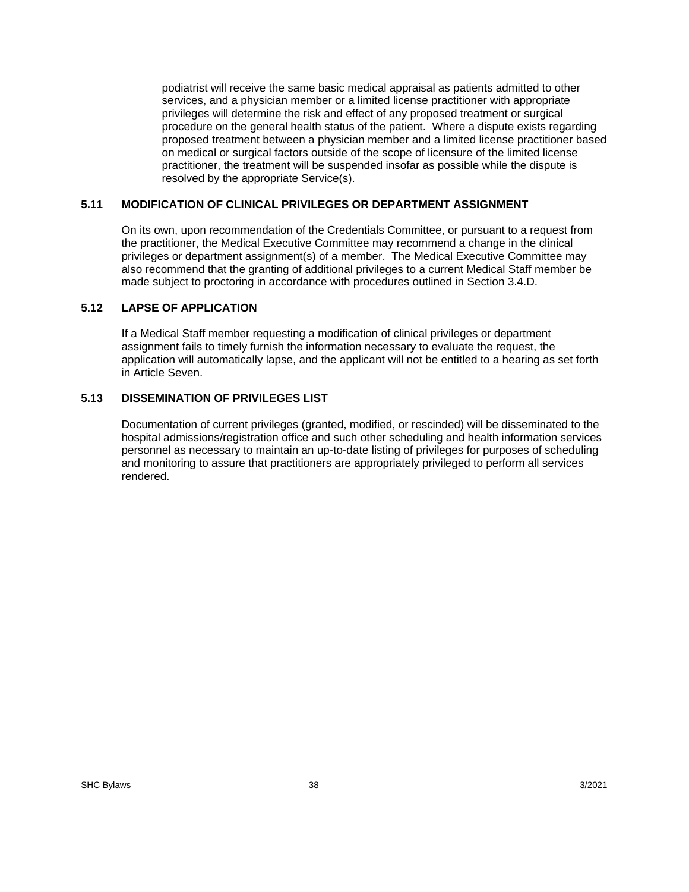podiatrist will receive the same basic medical appraisal as patients admitted to other services, and a physician member or a limited license practitioner with appropriate privileges will determine the risk and effect of any proposed treatment or surgical procedure on the general health status of the patient. Where a dispute exists regarding proposed treatment between a physician member and a limited license practitioner based on medical or surgical factors outside of the scope of licensure of the limited license practitioner, the treatment will be suspended insofar as possible while the dispute is resolved by the appropriate Service(s).

### 5.11 MODIFICATION OF CLINICAL PRIVILEGES OR DEPARTMENT ASSIGNMENT

On its own, upon recommendation of the Credentials Committee, or pursuant to a request from the practitioner, the Medical Executive Committee may recommend a change in the clinical privileges or department assignment(s) of a member. The Medical Executive Committee may also recommend that the granting of additional privileges to a current Medical Staff member be made subject to proctoring in accordance with procedures outlined in Section 3.4.D.

### 5.12 LAPSE OF APPLICATION

If a Medical Staff member requesting a modification of clinical privileges or department assignment fails to timely furnish the information necessary to evaluate the request, the application will automatically lapse, and the applicant will not be entitled to a hearing as set forth in Article Seven.

### 5.13 DISSEMINATION OF PRIVILEGES LIST

Documentation of current privileges (granted, modified, or rescinded) will be disseminated to the hospital admissions/registration office and such other scheduling and health information services personnel as necessary to maintain an up-to-date listing of privileges for purposes of scheduling and monitoring to assure that practitioners are appropriately privileged to perform all services rendered.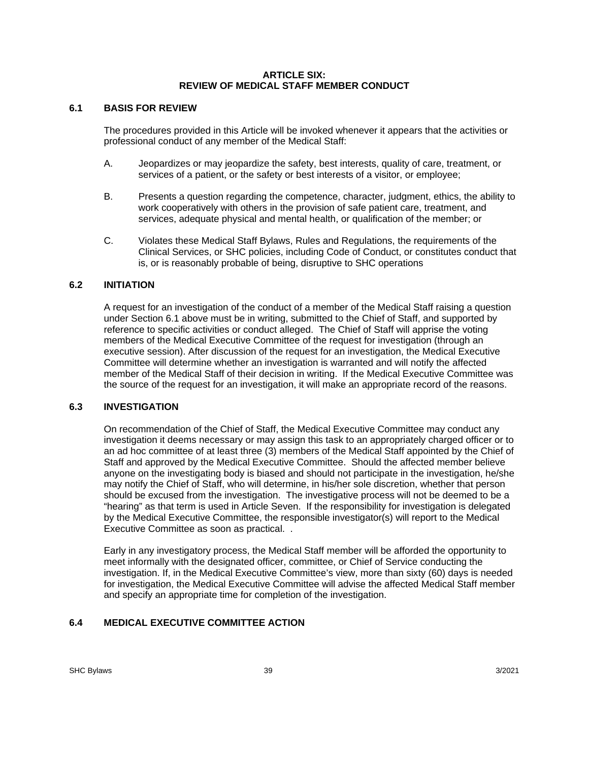# ARTICLE SIX:
# REVIEW OF MEDICAL STAFF MEMBER CONDUCT

## 6.1 BASIS FOR REVIEW

The procedures provided in this Article will be invoked whenever it appears that the activities or professional conduct of any member of the Medical Staff:

A. Jeopardizes or may jeopardize the safety, best interests, quality of care, treatment, or services of a patient, or the safety or best interests of a visitor, or employee;

B. Presents a question regarding the competence, character, judgment, ethics, the ability to work cooperatively with others in the provision of safe patient care, treatment, and services, adequate physical and mental health, or qualification of the member; or

C. Violates these Medical Staff Bylaws, Rules and Regulations, the requirements of the Clinical Services, or SHC policies, including Code of Conduct, or constitutes conduct that is, or is reasonably probable of being, disruptive to SHC operations

## 6.2 INITIATION

A request for an investigation of the conduct of a member of the Medical Staff raising a question under Section 6.1 above must be in writing, submitted to the Chief of Staff, and supported by reference to specific activities or conduct alleged. The Chief of Staff will apprise the voting members of the Medical Executive Committee of the request for investigation (through an executive session). After discussion of the request for an investigation, the Medical Executive Committee will determine whether an investigation is warranted and will notify the affected member of the Medical Staff of their decision in writing. If the Medical Executive Committee was the source of the request for an investigation, it will make an appropriate record of the reasons.

## 6.3 INVESTIGATION

On recommendation of the Chief of Staff, the Medical Executive Committee may conduct any investigation it deems necessary or may assign this task to an appropriately charged officer or to an ad hoc committee of at least three (3) members of the Medical Staff appointed by the Chief of Staff and approved by the Medical Executive Committee. Should the affected member believe anyone on the investigating body is biased and should not participate in the investigation, he/she may notify the Chief of Staff, who will determine, in his/her sole discretion, whether that person should be excused from the investigation. The investigative process will not be deemed to be a "hearing" as that term is used in Article Seven. If the responsibility for investigation is delegated by the Medical Executive Committee, the responsible investigator(s) will report to the Medical Executive Committee as soon as practical. .

Early in any investigatory process, the Medical Staff member will be afforded the opportunity to meet informally with the designated officer, committee, or Chief of Service conducting the investigation. If, in the Medical Executive Committee's view, more than sixty (60) days is needed for investigation, the Medical Executive Committee will advise the affected Medical Staff member and specify an appropriate time for completion of the investigation.

## 6.4 MEDICAL EXECUTIVE COMMITTEE ACTION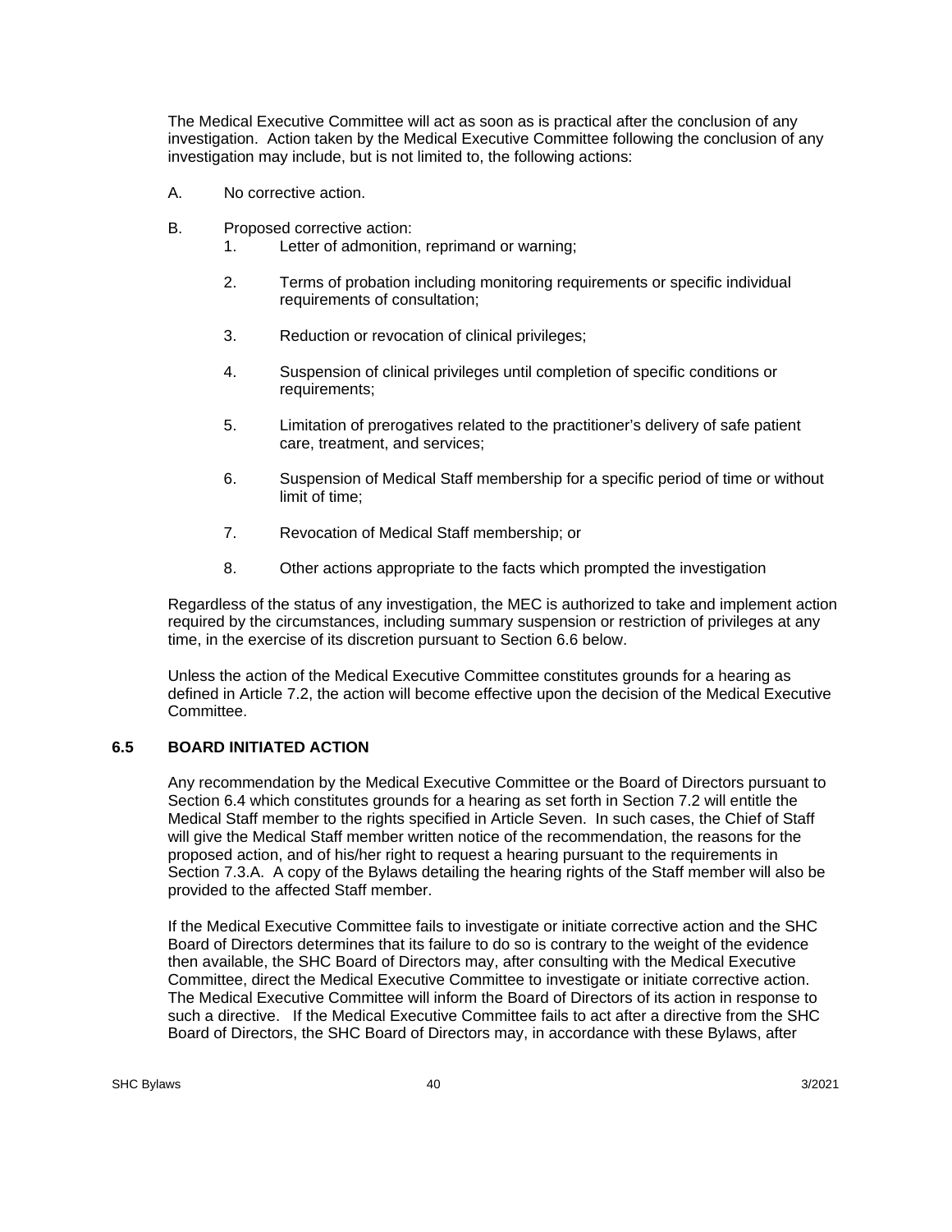The Medical Executive Committee will act as soon as is practical after the conclusion of any investigation. Action taken by the Medical Executive Committee following the conclusion of any investigation may include, but is not limited to, the following actions:

A. No corrective action.

B. Proposed corrective action:
   1. Letter of admonition, reprimand or warning;

   2. Terms of probation including monitoring requirements or specific individual requirements of consultation;

   3. Reduction or revocation of clinical privileges;

   4. Suspension of clinical privileges until completion of specific conditions or requirements;

   5. Limitation of prerogatives related to the practitioner's delivery of safe patient care, treatment, and services;

   6. Suspension of Medical Staff membership for a specific period of time or without limit of time;

   7. Revocation of Medical Staff membership; or

   8. Other actions appropriate to the facts which prompted the investigation

Regardless of the status of any investigation, the MEC is authorized to take and implement action required by the circumstances, including summary suspension or restriction of privileges at any time, in the exercise of its discretion pursuant to Section 6.6 below.

Unless the action of the Medical Executive Committee constitutes grounds for a hearing as defined in Article 7.2, the action will become effective upon the decision of the Medical Executive Committee.

### 6.5 BOARD INITIATED ACTION

Any recommendation by the Medical Executive Committee or the Board of Directors pursuant to Section 6.4 which constitutes grounds for a hearing as set forth in Section 7.2 will entitle the Medical Staff member to the rights specified in Article Seven. In such cases, the Chief of Staff will give the Medical Staff member written notice of the recommendation, the reasons for the proposed action, and of his/her right to request a hearing pursuant to the requirements in Section 7.3.A. A copy of the Bylaws detailing the hearing rights of the Staff member will also be provided to the affected Staff member.

If the Medical Executive Committee fails to investigate or initiate corrective action and the SHC Board of Directors determines that its failure to do so is contrary to the weight of the evidence then available, the SHC Board of Directors may, after consulting with the Medical Executive Committee, direct the Medical Executive Committee to investigate or initiate corrective action. The Medical Executive Committee will inform the Board of Directors of its action in response to such a directive. If the Medical Executive Committee fails to act after a directive from the SHC Board of Directors, the SHC Board of Directors may, in accordance with these Bylaws, after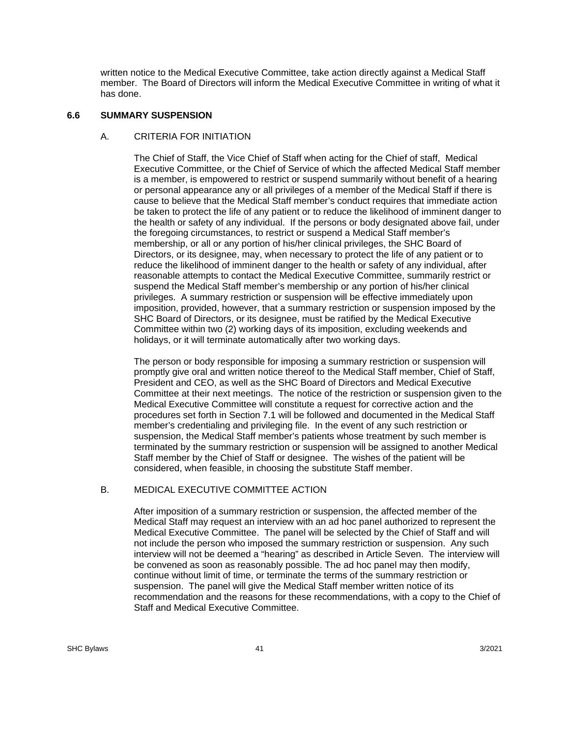written notice to the Medical Executive Committee, take action directly against a Medical Staff member. The Board of Directors will inform the Medical Executive Committee in writing of what it has done.

### 6.6 SUMMARY SUSPENSION

#### A. CRITERIA FOR INITIATION

The Chief of Staff, the Vice Chief of Staff when acting for the Chief of staff, Medical Executive Committee, or the Chief of Service of which the affected Medical Staff member is a member, is empowered to restrict or suspend summarily without benefit of a hearing or personal appearance any or all privileges of a member of the Medical Staff if there is cause to believe that the Medical Staff member's conduct requires that immediate action be taken to protect the life of any patient or to reduce the likelihood of imminent danger to the health or safety of any individual. If the persons or body designated above fail, under the foregoing circumstances, to restrict or suspend a Medical Staff member's membership, or all or any portion of his/her clinical privileges, the SHC Board of Directors, or its designee, may, when necessary to protect the life of any patient or to reduce the likelihood of imminent danger to the health or safety of any individual, after reasonable attempts to contact the Medical Executive Committee, summarily restrict or suspend the Medical Staff member's membership or any portion of his/her clinical privileges. A summary restriction or suspension will be effective immediately upon imposition, provided, however, that a summary restriction or suspension imposed by the SHC Board of Directors, or its designee, must be ratified by the Medical Executive Committee within two (2) working days of its imposition, excluding weekends and holidays, or it will terminate automatically after two working days.

The person or body responsible for imposing a summary restriction or suspension will promptly give oral and written notice thereof to the Medical Staff member, Chief of Staff, President and CEO, as well as the SHC Board of Directors and Medical Executive Committee at their next meetings. The notice of the restriction or suspension given to the Medical Executive Committee will constitute a request for corrective action and the procedures set forth in Section 7.1 will be followed and documented in the Medical Staff member's credentialing and privileging file. In the event of any such restriction or suspension, the Medical Staff member's patients whose treatment by such member is terminated by the summary restriction or suspension will be assigned to another Medical Staff member by the Chief of Staff or designee. The wishes of the patient will be considered, when feasible, in choosing the substitute Staff member.

#### B. MEDICAL EXECUTIVE COMMITTEE ACTION

After imposition of a summary restriction or suspension, the affected member of the Medical Staff may request an interview with an ad hoc panel authorized to represent the Medical Executive Committee. The panel will be selected by the Chief of Staff and will not include the person who imposed the summary restriction or suspension. Any such interview will not be deemed a "hearing" as described in Article Seven. The interview will be convened as soon as reasonably possible. The ad hoc panel may then modify, continue without limit of time, or terminate the terms of the summary restriction or suspension. The panel will give the Medical Staff member written notice of its recommendation and the reasons for these recommendations, with a copy to the Chief of Staff and Medical Executive Committee.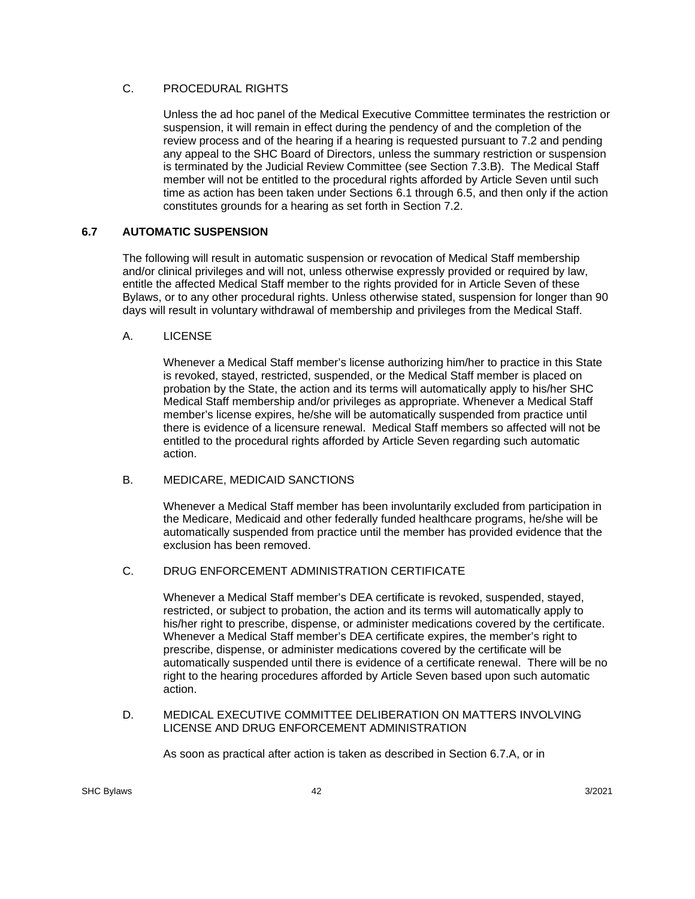C. PROCEDURAL RIGHTS

Unless the ad hoc panel of the Medical Executive Committee terminates the restriction or suspension, it will remain in effect during the pendency of and the completion of the review process and of the hearing if a hearing is requested pursuant to 7.2 and pending any appeal to the SHC Board of Directors, unless the summary restriction or suspension is terminated by the Judicial Review Committee (see Section 7.3.B). The Medical Staff member will not be entitled to the procedural rights afforded by Article Seven until such time as action has been taken under Sections 6.1 through 6.5, and then only if the action constitutes grounds for a hearing as set forth in Section 7.2.

### 6.7 AUTOMATIC SUSPENSION

The following will result in automatic suspension or revocation of Medical Staff membership and/or clinical privileges and will not, unless otherwise expressly provided or required by law, entitle the affected Medical Staff member to the rights provided for in Article Seven of these Bylaws, or to any other procedural rights. Unless otherwise stated, suspension for longer than 90 days will result in voluntary withdrawal of membership and privileges from the Medical Staff.

A. LICENSE

Whenever a Medical Staff member's license authorizing him/her to practice in this State is revoked, stayed, restricted, suspended, or the Medical Staff member is placed on probation by the State, the action and its terms will automatically apply to his/her SHC Medical Staff membership and/or privileges as appropriate. Whenever a Medical Staff member's license expires, he/she will be automatically suspended from practice until there is evidence of a licensure renewal. Medical Staff members so affected will not be entitled to the procedural rights afforded by Article Seven regarding such automatic action.

B. MEDICARE, MEDICAID SANCTIONS

Whenever a Medical Staff member has been involuntarily excluded from participation in the Medicare, Medicaid and other federally funded healthcare programs, he/she will be automatically suspended from practice until the member has provided evidence that the exclusion has been removed.

C. DRUG ENFORCEMENT ADMINISTRATION CERTIFICATE

Whenever a Medical Staff member's DEA certificate is revoked, suspended, stayed, restricted, or subject to probation, the action and its terms will automatically apply to his/her right to prescribe, dispense, or administer medications covered by the certificate. Whenever a Medical Staff member's DEA certificate expires, the member's right to prescribe, dispense, or administer medications covered by the certificate will be automatically suspended until there is evidence of a certificate renewal. There will be no right to the hearing procedures afforded by Article Seven based upon such automatic action.

D. MEDICAL EXECUTIVE COMMITTEE DELIBERATION ON MATTERS INVOLVING LICENSE AND DRUG ENFORCEMENT ADMINISTRATION

As soon as practical after action is taken as described in Section 6.7.A, or in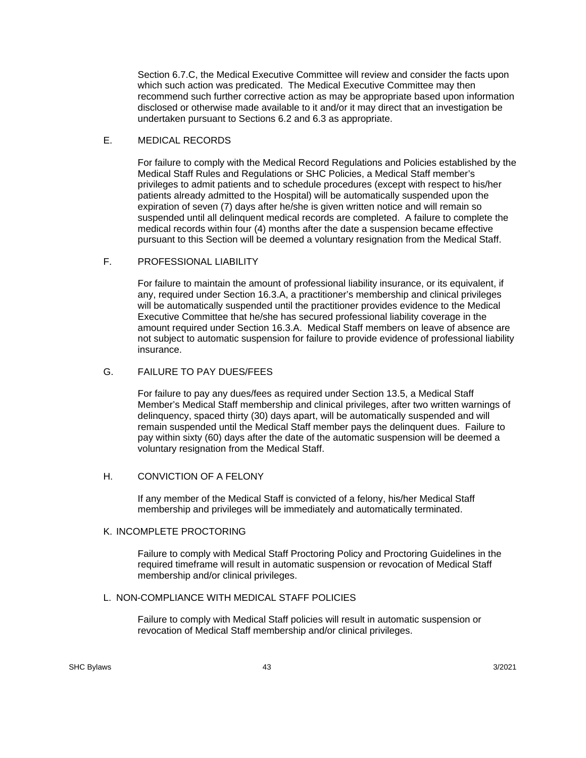Section 6.7.C, the Medical Executive Committee will review and consider the facts upon which such action was predicated. The Medical Executive Committee may then recommend such further corrective action as may be appropriate based upon information disclosed or otherwise made available to it and/or it may direct that an investigation be undertaken pursuant to Sections 6.2 and 6.3 as appropriate.

E. MEDICAL RECORDS

For failure to comply with the Medical Record Regulations and Policies established by the Medical Staff Rules and Regulations or SHC Policies, a Medical Staff member's privileges to admit patients and to schedule procedures (except with respect to his/her patients already admitted to the Hospital) will be automatically suspended upon the expiration of seven (7) days after he/she is given written notice and will remain so suspended until all delinquent medical records are completed. A failure to complete the medical records within four (4) months after the date a suspension became effective pursuant to this Section will be deemed a voluntary resignation from the Medical Staff.

F. PROFESSIONAL LIABILITY

For failure to maintain the amount of professional liability insurance, or its equivalent, if any, required under Section 16.3.A, a practitioner's membership and clinical privileges will be automatically suspended until the practitioner provides evidence to the Medical Executive Committee that he/she has secured professional liability coverage in the amount required under Section 16.3.A. Medical Staff members on leave of absence are not subject to automatic suspension for failure to provide evidence of professional liability insurance.

G. FAILURE TO PAY DUES/FEES

For failure to pay any dues/fees as required under Section 13.5, a Medical Staff Member's Medical Staff membership and clinical privileges, after two written warnings of delinquency, spaced thirty (30) days apart, will be automatically suspended and will remain suspended until the Medical Staff member pays the delinquent dues. Failure to pay within sixty (60) days after the date of the automatic suspension will be deemed a voluntary resignation from the Medical Staff.

H. CONVICTION OF A FELONY

If any member of the Medical Staff is convicted of a felony, his/her Medical Staff membership and privileges will be immediately and automatically terminated.

K. INCOMPLETE PROCTORING

Failure to comply with Medical Staff Proctoring Policy and Proctoring Guidelines in the required timeframe will result in automatic suspension or revocation of Medical Staff membership and/or clinical privileges.

L. NON-COMPLIANCE WITH MEDICAL STAFF POLICIES

Failure to comply with Medical Staff policies will result in automatic suspension or revocation of Medical Staff membership and/or clinical privileges.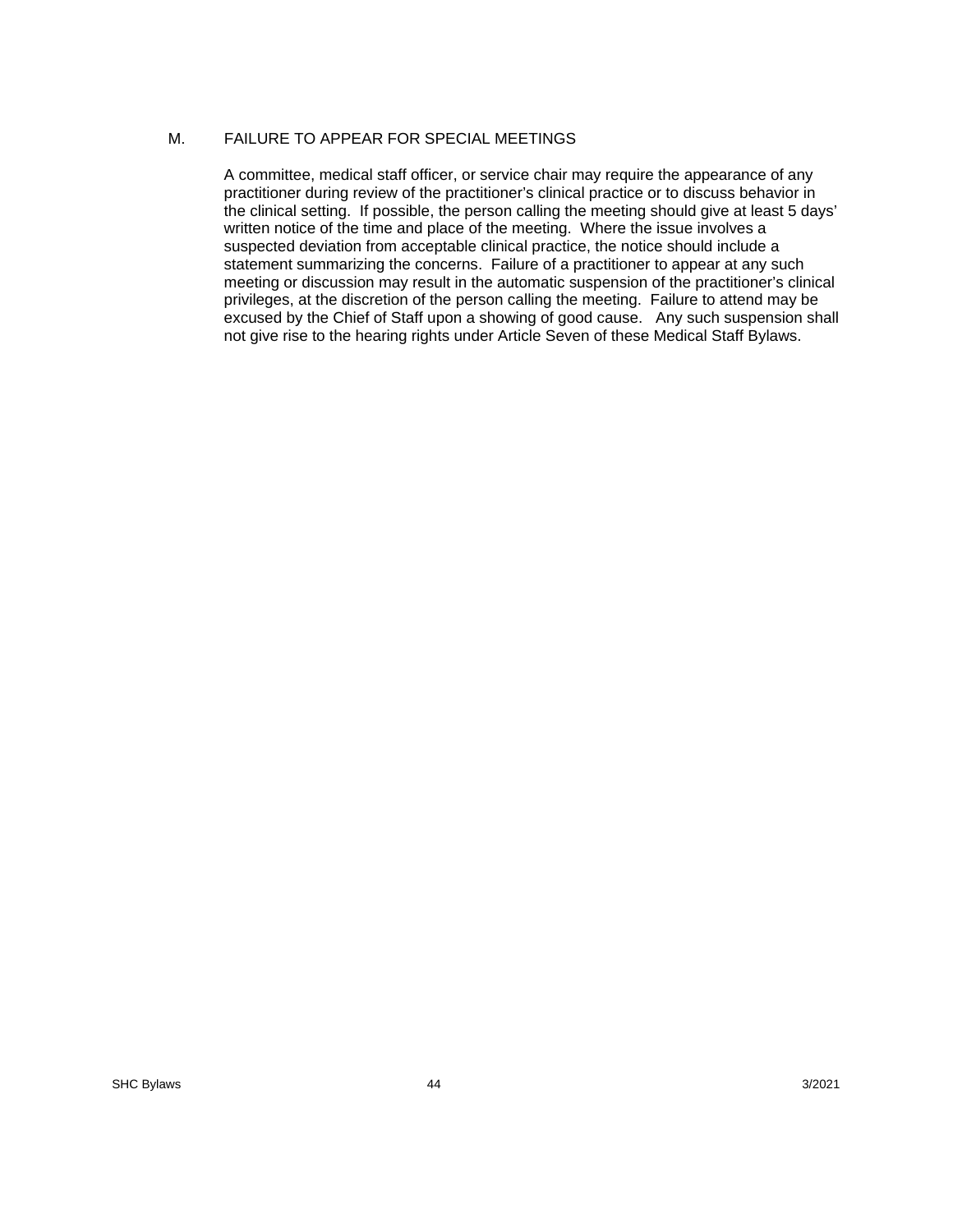### M. FAILURE TO APPEAR FOR SPECIAL MEETINGS

A committee, medical staff officer, or service chair may require the appearance of any practitioner during review of the practitioner's clinical practice or to discuss behavior in the clinical setting. If possible, the person calling the meeting should give at least 5 days' written notice of the time and place of the meeting. Where the issue involves a suspected deviation from acceptable clinical practice, the notice should include a statement summarizing the concerns. Failure of a practitioner to appear at any such meeting or discussion may result in the automatic suspension of the practitioner's clinical privileges, at the discretion of the person calling the meeting. Failure to attend may be excused by the Chief of Staff upon a showing of good cause. Any such suspension shall not give rise to the hearing rights under Article Seven of these Medical Staff Bylaws.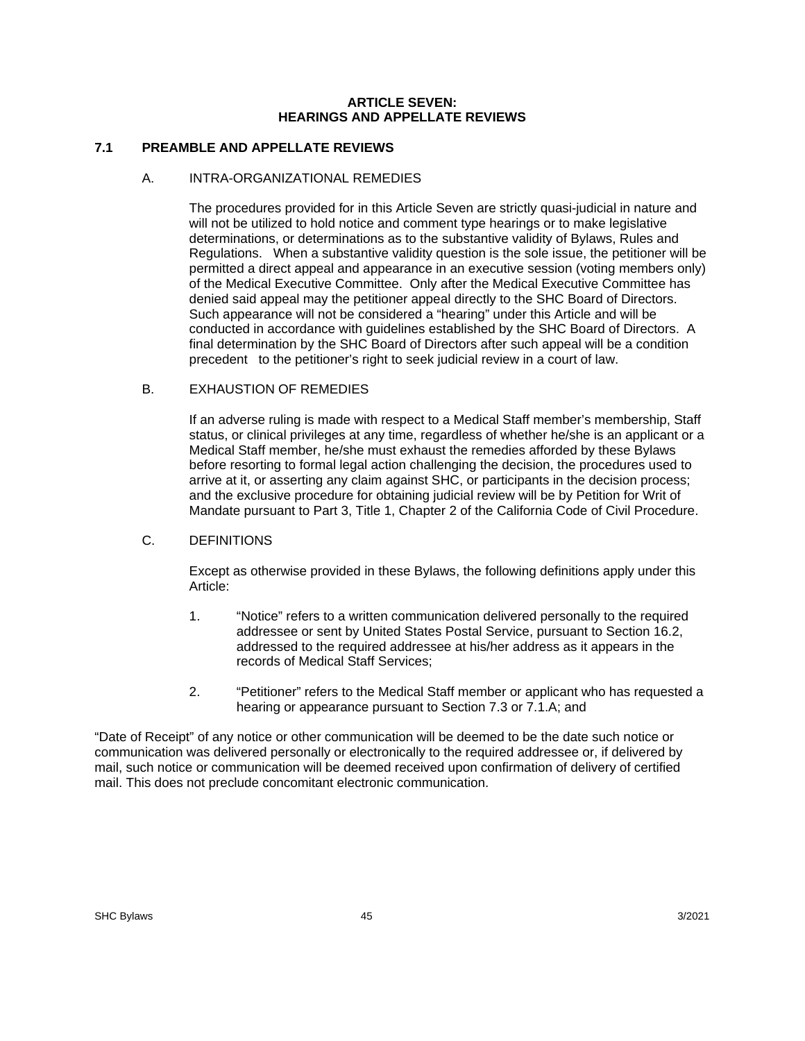# ARTICLE SEVEN:
# HEARINGS AND APPELLATE REVIEWS

## 7.1 PREAMBLE AND APPELLATE REVIEWS

### A. INTRA-ORGANIZATIONAL REMEDIES

The procedures provided for in this Article Seven are strictly quasi-judicial in nature and will not be utilized to hold notice and comment type hearings or to make legislative determinations, or determinations as to the substantive validity of Bylaws, Rules and Regulations. When a substantive validity question is the sole issue, the petitioner will be permitted a direct appeal and appearance in an executive session (voting members only) of the Medical Executive Committee. Only after the Medical Executive Committee has denied said appeal may the petitioner appeal directly to the SHC Board of Directors. Such appearance will not be considered a "hearing" under this Article and will be conducted in accordance with guidelines established by the SHC Board of Directors. A final determination by the SHC Board of Directors after such appeal will be a condition precedent to the petitioner's right to seek judicial review in a court of law.

### B. EXHAUSTION OF REMEDIES

If an adverse ruling is made with respect to a Medical Staff member's membership, Staff status, or clinical privileges at any time, regardless of whether he/she is an applicant or a Medical Staff member, he/she must exhaust the remedies afforded by these Bylaws before resorting to formal legal action challenging the decision, the procedures used to arrive at it, or asserting any claim against SHC, or participants in the decision process; and the exclusive procedure for obtaining judicial review will be by Petition for Writ of Mandate pursuant to Part 3, Title 1, Chapter 2 of the California Code of Civil Procedure.

### C. DEFINITIONS

Except as otherwise provided in these Bylaws, the following definitions apply under this Article:

1. "Notice" refers to a written communication delivered personally to the required addressee or sent by United States Postal Service, pursuant to Section 16.2, addressed to the required addressee at his/her address as it appears in the records of Medical Staff Services;

2. "Petitioner" refers to the Medical Staff member or applicant who has requested a hearing or appearance pursuant to Section 7.3 or 7.1.A; and

"Date of Receipt" of any notice or other communication will be deemed to be the date such notice or communication was delivered personally or electronically to the required addressee or, if delivered by mail, such notice or communication will be deemed received upon confirmation of delivery of certified mail. This does not preclude concomitant electronic communication.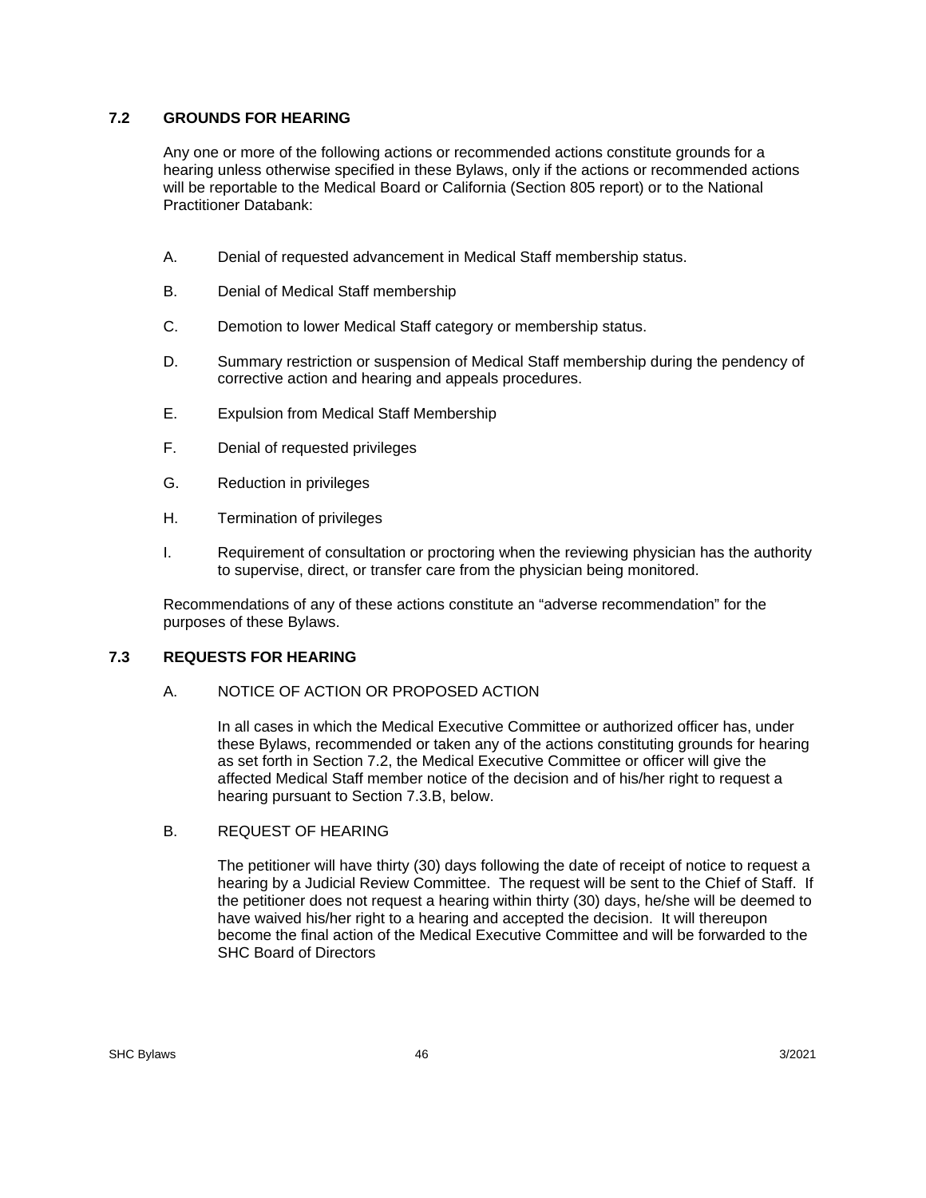## 7.2 GROUNDS FOR HEARING

Any one or more of the following actions or recommended actions constitute grounds for a hearing unless otherwise specified in these Bylaws, only if the actions or recommended actions will be reportable to the Medical Board or California (Section 805 report) or to the National Practitioner Databank:

A. Denial of requested advancement in Medical Staff membership status.

B. Denial of Medical Staff membership

C. Demotion to lower Medical Staff category or membership status.

D. Summary restriction or suspension of Medical Staff membership during the pendency of corrective action and hearing and appeals procedures.

E. Expulsion from Medical Staff Membership

F. Denial of requested privileges

G. Reduction in privileges

H. Termination of privileges

I. Requirement of consultation or proctoring when the reviewing physician has the authority to supervise, direct, or transfer care from the physician being monitored.

Recommendations of any of these actions constitute an "adverse recommendation" for the purposes of these Bylaws.

## 7.3 REQUESTS FOR HEARING

### A. NOTICE OF ACTION OR PROPOSED ACTION

In all cases in which the Medical Executive Committee or authorized officer has, under these Bylaws, recommended or taken any of the actions constituting grounds for hearing as set forth in Section 7.2, the Medical Executive Committee or officer will give the affected Medical Staff member notice of the decision and of his/her right to request a hearing pursuant to Section 7.3.B, below.

### B. REQUEST OF HEARING

The petitioner will have thirty (30) days following the date of receipt of notice to request a hearing by a Judicial Review Committee. The request will be sent to the Chief of Staff. If the petitioner does not request a hearing within thirty (30) days, he/she will be deemed to have waived his/her right to a hearing and accepted the decision. It will thereupon become the final action of the Medical Executive Committee and will be forwarded to the SHC Board of Directors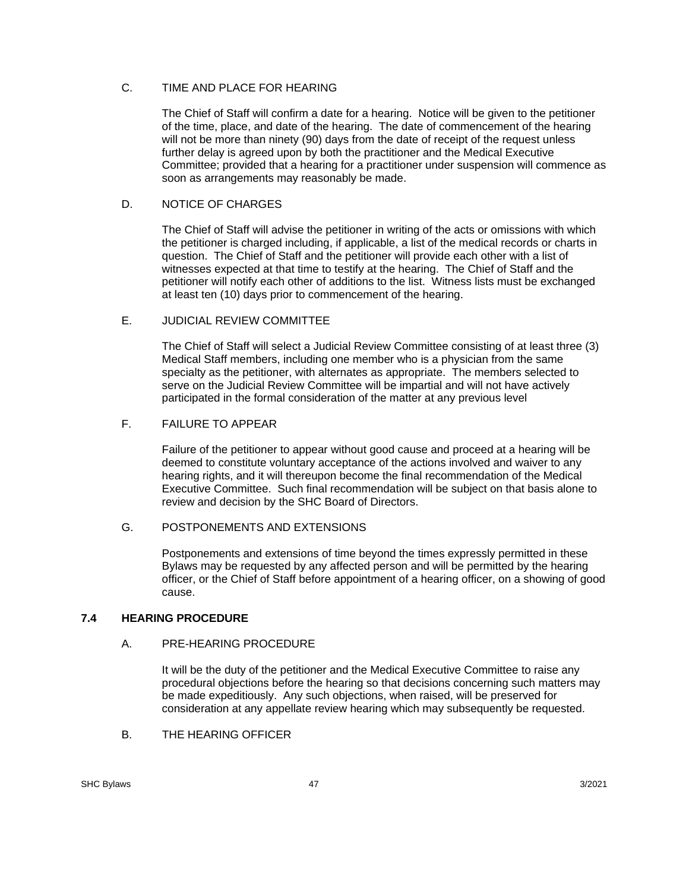C. TIME AND PLACE FOR HEARING

The Chief of Staff will confirm a date for a hearing. Notice will be given to the petitioner of the time, place, and date of the hearing. The date of commencement of the hearing will not be more than ninety (90) days from the date of receipt of the request unless further delay is agreed upon by both the practitioner and the Medical Executive Committee; provided that a hearing for a practitioner under suspension will commence as soon as arrangements may reasonably be made.

D. NOTICE OF CHARGES

The Chief of Staff will advise the petitioner in writing of the acts or omissions with which the petitioner is charged including, if applicable, a list of the medical records or charts in question. The Chief of Staff and the petitioner will provide each other with a list of witnesses expected at that time to testify at the hearing. The Chief of Staff and the petitioner will notify each other of additions to the list. Witness lists must be exchanged at least ten (10) days prior to commencement of the hearing.

E. JUDICIAL REVIEW COMMITTEE

The Chief of Staff will select a Judicial Review Committee consisting of at least three (3) Medical Staff members, including one member who is a physician from the same specialty as the petitioner, with alternates as appropriate. The members selected to serve on the Judicial Review Committee will be impartial and will not have actively participated in the formal consideration of the matter at any previous level

F. FAILURE TO APPEAR

Failure of the petitioner to appear without good cause and proceed at a hearing will be deemed to constitute voluntary acceptance of the actions involved and waiver to any hearing rights, and it will thereupon become the final recommendation of the Medical Executive Committee. Such final recommendation will be subject on that basis alone to review and decision by the SHC Board of Directors.

G. POSTPONEMENTS AND EXTENSIONS

Postponements and extensions of time beyond the times expressly permitted in these Bylaws may be requested by any affected person and will be permitted by the hearing officer, or the Chief of Staff before appointment of a hearing officer, on a showing of good cause.

## 7.4 HEARING PROCEDURE

A. PRE-HEARING PROCEDURE

It will be the duty of the petitioner and the Medical Executive Committee to raise any procedural objections before the hearing so that decisions concerning such matters may be made expeditiously. Any such objections, when raised, will be preserved for consideration at any appellate review hearing which may subsequently be requested.

B. THE HEARING OFFICER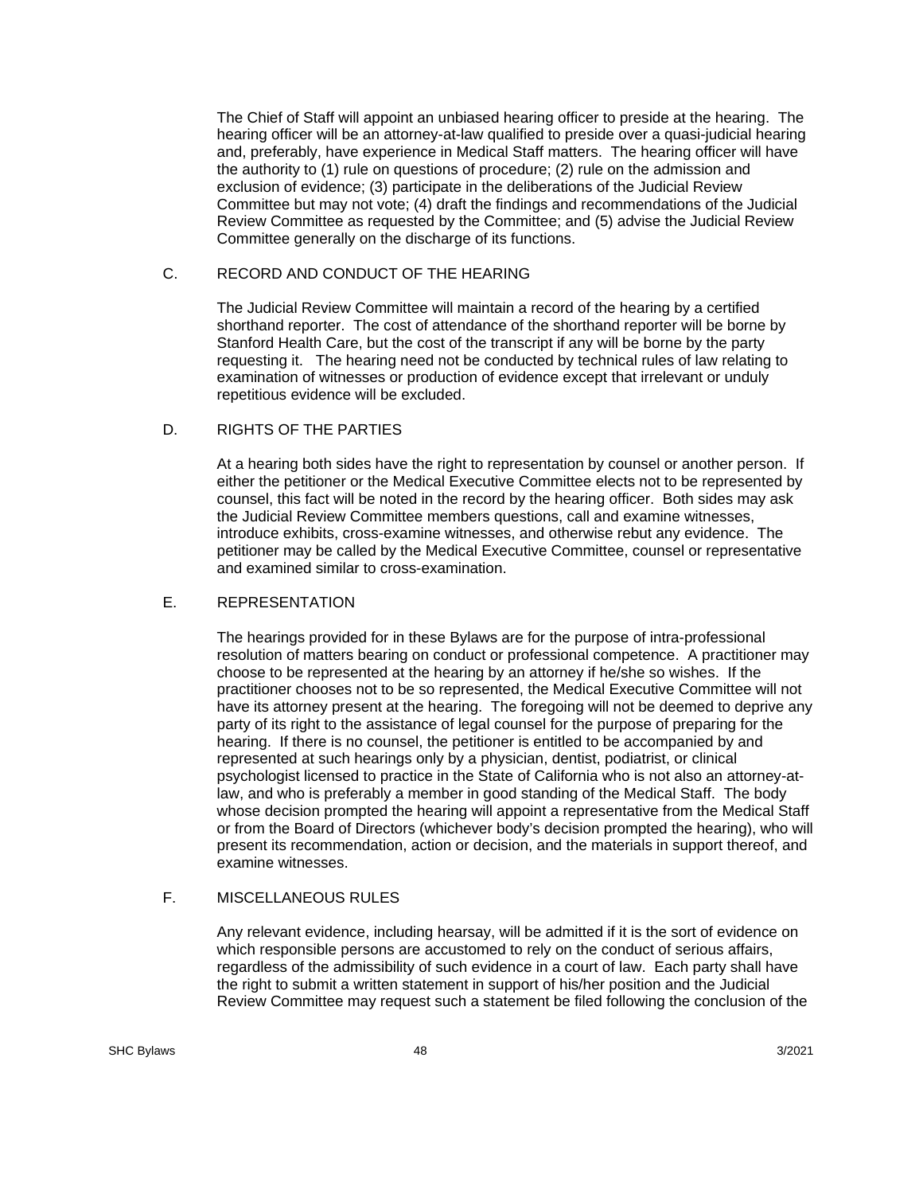The Chief of Staff will appoint an unbiased hearing officer to preside at the hearing. The hearing officer will be an attorney-at-law qualified to preside over a quasi-judicial hearing and, preferably, have experience in Medical Staff matters. The hearing officer will have the authority to (1) rule on questions of procedure; (2) rule on the admission and exclusion of evidence; (3) participate in the deliberations of the Judicial Review Committee but may not vote; (4) draft the findings and recommendations of the Judicial Review Committee as requested by the Committee; and (5) advise the Judicial Review Committee generally on the discharge of its functions.

### C. RECORD AND CONDUCT OF THE HEARING

The Judicial Review Committee will maintain a record of the hearing by a certified shorthand reporter. The cost of attendance of the shorthand reporter will be borne by Stanford Health Care, but the cost of the transcript if any will be borne by the party requesting it. The hearing need not be conducted by technical rules of law relating to examination of witnesses or production of evidence except that irrelevant or unduly repetitious evidence will be excluded.

### D. RIGHTS OF THE PARTIES

At a hearing both sides have the right to representation by counsel or another person. If either the petitioner or the Medical Executive Committee elects not to be represented by counsel, this fact will be noted in the record by the hearing officer. Both sides may ask the Judicial Review Committee members questions, call and examine witnesses, introduce exhibits, cross-examine witnesses, and otherwise rebut any evidence. The petitioner may be called by the Medical Executive Committee, counsel or representative and examined similar to cross-examination.

### E. REPRESENTATION

The hearings provided for in these Bylaws are for the purpose of intra-professional resolution of matters bearing on conduct or professional competence. A practitioner may choose to be represented at the hearing by an attorney if he/she so wishes. If the practitioner chooses not to be so represented, the Medical Executive Committee will not have its attorney present at the hearing. The foregoing will not be deemed to deprive any party of its right to the assistance of legal counsel for the purpose of preparing for the hearing. If there is no counsel, the petitioner is entitled to be accompanied by and represented at such hearings only by a physician, dentist, podiatrist, or clinical psychologist licensed to practice in the State of California who is not also an attorney-at-law, and who is preferably a member in good standing of the Medical Staff. The body whose decision prompted the hearing will appoint a representative from the Medical Staff or from the Board of Directors (whichever body's decision prompted the hearing), who will present its recommendation, action or decision, and the materials in support thereof, and examine witnesses.

### F. MISCELLANEOUS RULES

Any relevant evidence, including hearsay, will be admitted if it is the sort of evidence on which responsible persons are accustomed to rely on the conduct of serious affairs, regardless of the admissibility of such evidence in a court of law. Each party shall have the right to submit a written statement in support of his/her position and the Judicial Review Committee may request such a statement be filed following the conclusion of the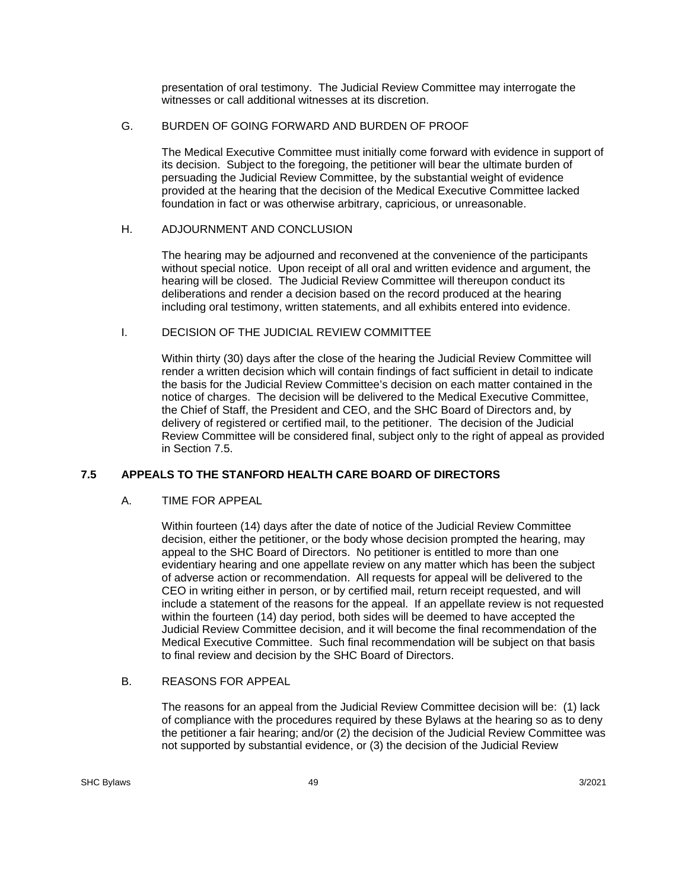presentation of oral testimony. The Judicial Review Committee may interrogate the witnesses or call additional witnesses at its discretion.

G. BURDEN OF GOING FORWARD AND BURDEN OF PROOF

The Medical Executive Committee must initially come forward with evidence in support of its decision. Subject to the foregoing, the petitioner will bear the ultimate burden of persuading the Judicial Review Committee, by the substantial weight of evidence provided at the hearing that the decision of the Medical Executive Committee lacked foundation in fact or was otherwise arbitrary, capricious, or unreasonable.

H. ADJOURNMENT AND CONCLUSION

The hearing may be adjourned and reconvened at the convenience of the participants without special notice. Upon receipt of all oral and written evidence and argument, the hearing will be closed. The Judicial Review Committee will thereupon conduct its deliberations and render a decision based on the record produced at the hearing including oral testimony, written statements, and all exhibits entered into evidence.

I. DECISION OF THE JUDICIAL REVIEW COMMITTEE

Within thirty (30) days after the close of the hearing the Judicial Review Committee will render a written decision which will contain findings of fact sufficient in detail to indicate the basis for the Judicial Review Committee's decision on each matter contained in the notice of charges. The decision will be delivered to the Medical Executive Committee, the Chief of Staff, the President and CEO, and the SHC Board of Directors and, by delivery of registered or certified mail, to the petitioner. The decision of the Judicial Review Committee will be considered final, subject only to the right of appeal as provided in Section 7.5.

## 7.5 APPEALS TO THE STANFORD HEALTH CARE BOARD OF DIRECTORS

A. TIME FOR APPEAL

Within fourteen (14) days after the date of notice of the Judicial Review Committee decision, either the petitioner, or the body whose decision prompted the hearing, may appeal to the SHC Board of Directors. No petitioner is entitled to more than one evidentiary hearing and one appellate review on any matter which has been the subject of adverse action or recommendation. All requests for appeal will be delivered to the CEO in writing either in person, or by certified mail, return receipt requested, and will include a statement of the reasons for the appeal. If an appellate review is not requested within the fourteen (14) day period, both sides will be deemed to have accepted the Judicial Review Committee decision, and it will become the final recommendation of the Medical Executive Committee. Such final recommendation will be subject on that basis to final review and decision by the SHC Board of Directors.

B. REASONS FOR APPEAL

The reasons for an appeal from the Judicial Review Committee decision will be: (1) lack of compliance with the procedures required by these Bylaws at the hearing so as to deny the petitioner a fair hearing; and/or (2) the decision of the Judicial Review Committee was not supported by substantial evidence, or (3) the decision of the Judicial Review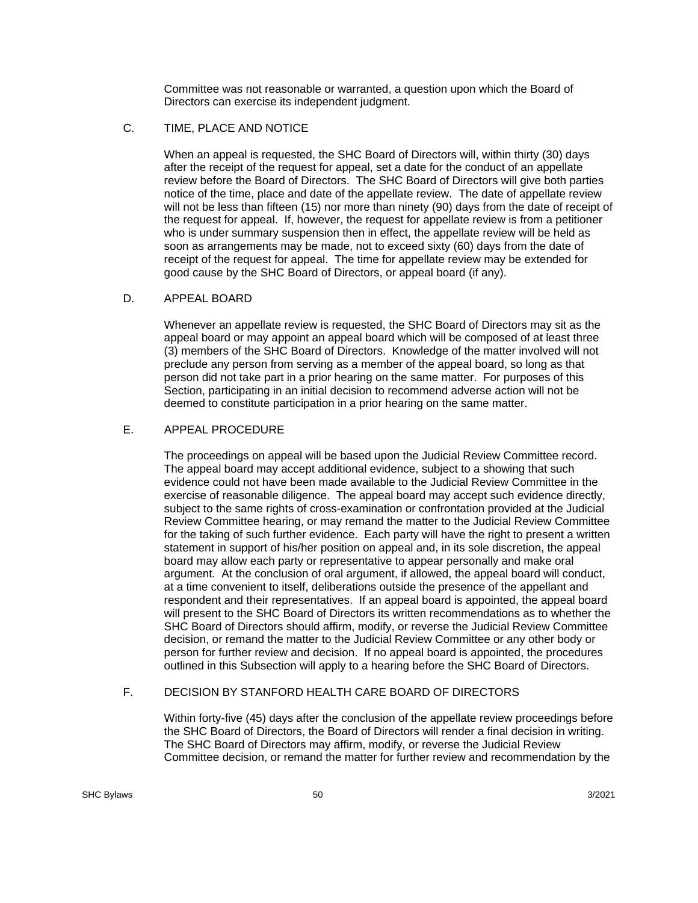Committee was not reasonable or warranted, a question upon which the Board of Directors can exercise its independent judgment.

### C. TIME, PLACE AND NOTICE

When an appeal is requested, the SHC Board of Directors will, within thirty (30) days after the receipt of the request for appeal, set a date for the conduct of an appellate review before the Board of Directors. The SHC Board of Directors will give both parties notice of the time, place and date of the appellate review. The date of appellate review will not be less than fifteen (15) nor more than ninety (90) days from the date of receipt of the request for appeal. If, however, the request for appellate review is from a petitioner who is under summary suspension then in effect, the appellate review will be held as soon as arrangements may be made, not to exceed sixty (60) days from the date of receipt of the request for appeal. The time for appellate review may be extended for good cause by the SHC Board of Directors, or appeal board (if any).

### D. APPEAL BOARD

Whenever an appellate review is requested, the SHC Board of Directors may sit as the appeal board or may appoint an appeal board which will be composed of at least three (3) members of the SHC Board of Directors. Knowledge of the matter involved will not preclude any person from serving as a member of the appeal board, so long as that person did not take part in a prior hearing on the same matter. For purposes of this Section, participating in an initial decision to recommend adverse action will not be deemed to constitute participation in a prior hearing on the same matter.

### E. APPEAL PROCEDURE

The proceedings on appeal will be based upon the Judicial Review Committee record. The appeal board may accept additional evidence, subject to a showing that such evidence could not have been made available to the Judicial Review Committee in the exercise of reasonable diligence. The appeal board may accept such evidence directly, subject to the same rights of cross-examination or confrontation provided at the Judicial Review Committee hearing, or may remand the matter to the Judicial Review Committee for the taking of such further evidence. Each party will have the right to present a written statement in support of his/her position on appeal and, in its sole discretion, the appeal board may allow each party or representative to appear personally and make oral argument. At the conclusion of oral argument, if allowed, the appeal board will conduct, at a time convenient to itself, deliberations outside the presence of the appellant and respondent and their representatives. If an appeal board is appointed, the appeal board will present to the SHC Board of Directors its written recommendations as to whether the SHC Board of Directors should affirm, modify, or reverse the Judicial Review Committee decision, or remand the matter to the Judicial Review Committee or any other body or person for further review and decision. If no appeal board is appointed, the procedures outlined in this Subsection will apply to a hearing before the SHC Board of Directors.

### F. DECISION BY STANFORD HEALTH CARE BOARD OF DIRECTORS

Within forty-five (45) days after the conclusion of the appellate review proceedings before the SHC Board of Directors, the Board of Directors will render a final decision in writing. The SHC Board of Directors may affirm, modify, or reverse the Judicial Review Committee decision, or remand the matter for further review and recommendation by the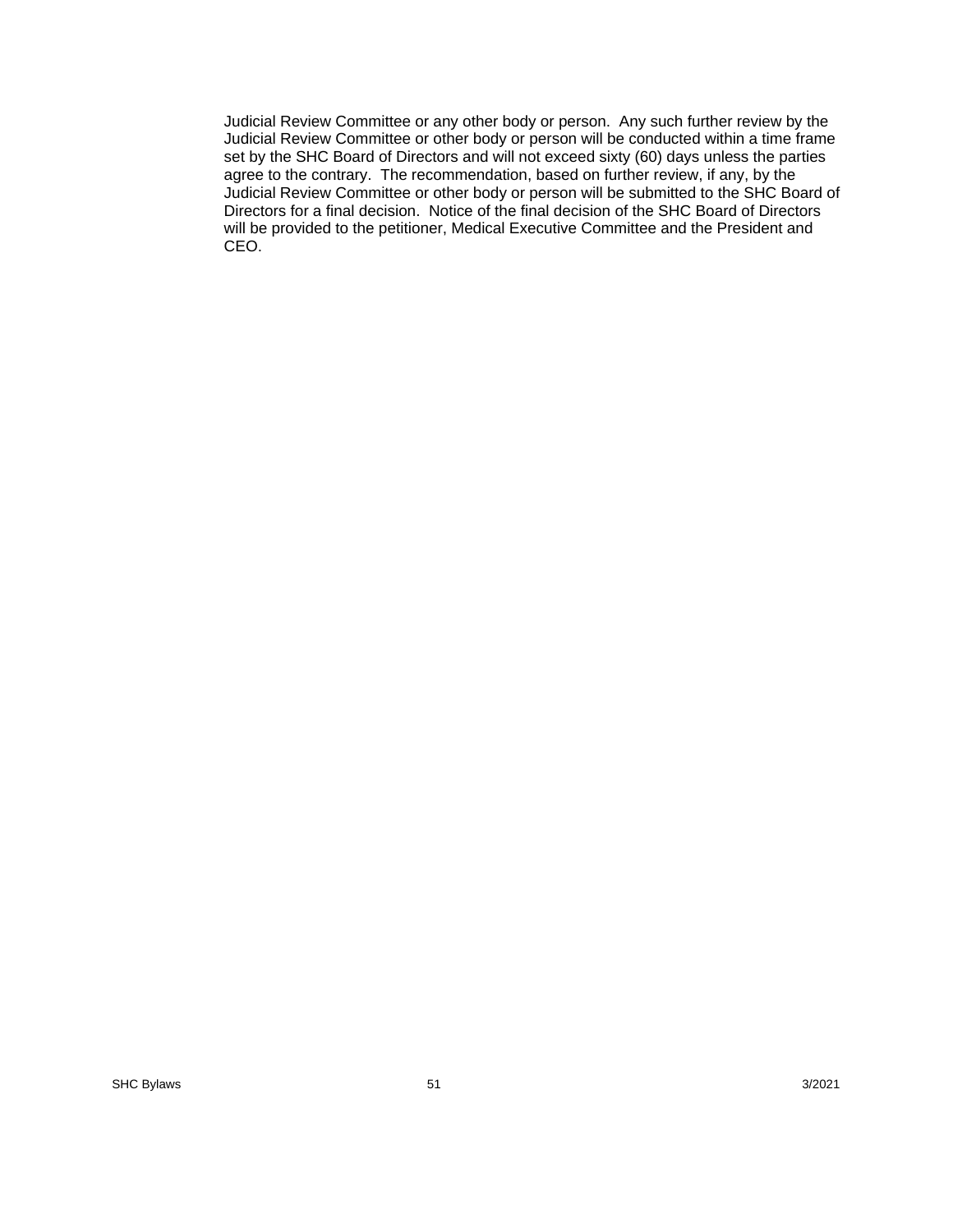Judicial Review Committee or any other body or person. Any such further review by the Judicial Review Committee or other body or person will be conducted within a time frame set by the SHC Board of Directors and will not exceed sixty (60) days unless the parties agree to the contrary. The recommendation, based on further review, if any, by the Judicial Review Committee or other body or person will be submitted to the SHC Board of Directors for a final decision. Notice of the final decision of the SHC Board of Directors will be provided to the petitioner, Medical Executive Committee and the President and CEO.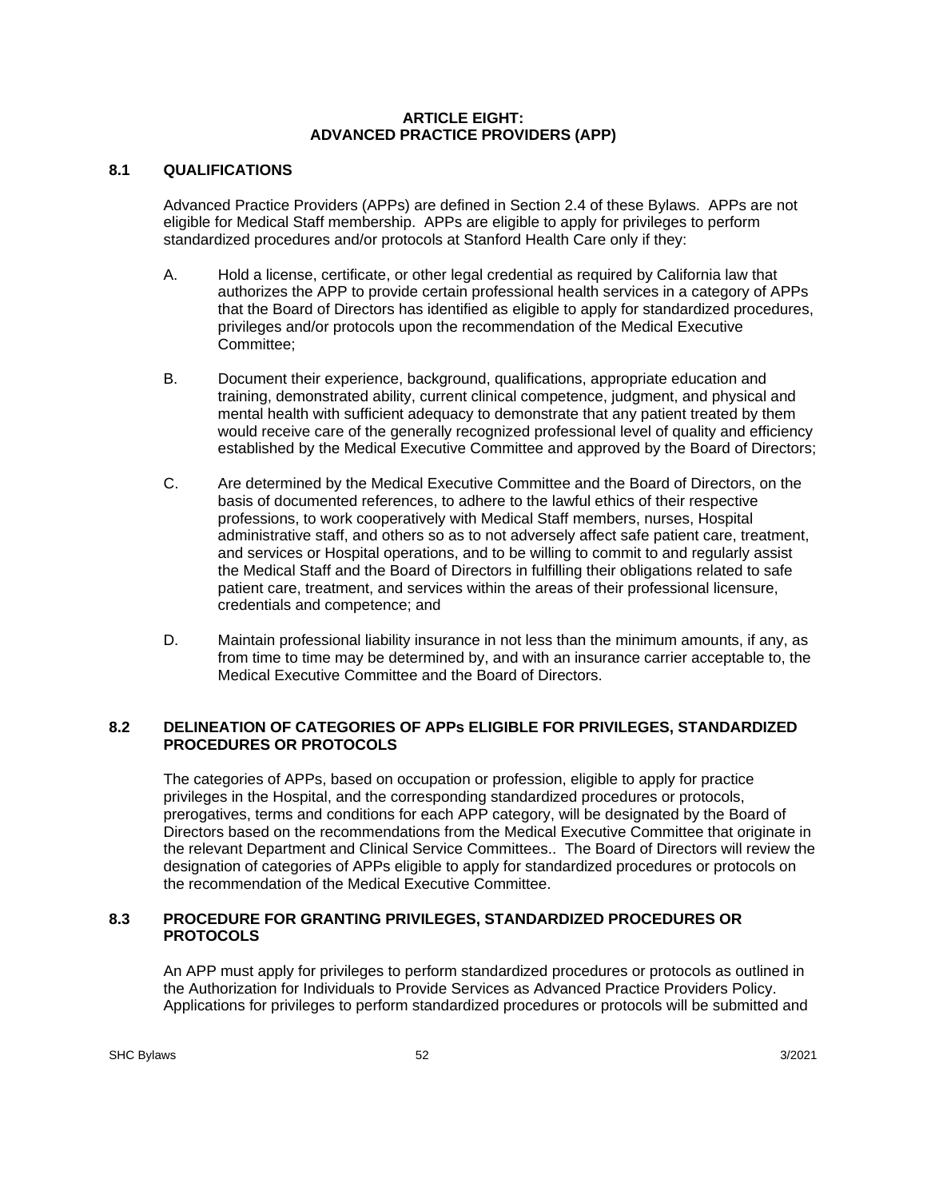# ARTICLE EIGHT:
# ADVANCED PRACTICE PROVIDERS (APP)

## 8.1 QUALIFICATIONS

Advanced Practice Providers (APPs) are defined in Section 2.4 of these Bylaws. APPs are not eligible for Medical Staff membership. APPs are eligible to apply for privileges to perform standardized procedures and/or protocols at Stanford Health Care only if they:

A. Hold a license, certificate, or other legal credential as required by California law that authorizes the APP to provide certain professional health services in a category of APPs that the Board of Directors has identified as eligible to apply for standardized procedures, privileges and/or protocols upon the recommendation of the Medical Executive Committee;

B. Document their experience, background, qualifications, appropriate education and training, demonstrated ability, current clinical competence, judgment, and physical and mental health with sufficient adequacy to demonstrate that any patient treated by them would receive care of the generally recognized professional level of quality and efficiency established by the Medical Executive Committee and approved by the Board of Directors;

C. Are determined by the Medical Executive Committee and the Board of Directors, on the basis of documented references, to adhere to the lawful ethics of their respective professions, to work cooperatively with Medical Staff members, nurses, Hospital administrative staff, and others so as to not adversely affect safe patient care, treatment, and services or Hospital operations, and to be willing to commit to and regularly assist the Medical Staff and the Board of Directors in fulfilling their obligations related to safe patient care, treatment, and services within the areas of their professional licensure, credentials and competence; and

D. Maintain professional liability insurance in not less than the minimum amounts, if any, as from time to time may be determined by, and with an insurance carrier acceptable to, the Medical Executive Committee and the Board of Directors.

## 8.2 DELINEATION OF CATEGORIES OF APPs ELIGIBLE FOR PRIVILEGES, STANDARDIZED PROCEDURES OR PROTOCOLS

The categories of APPs, based on occupation or profession, eligible to apply for practice privileges in the Hospital, and the corresponding standardized procedures or protocols, prerogatives, terms and conditions for each APP category, will be designated by the Board of Directors based on the recommendations from the Medical Executive Committee that originate in the relevant Department and Clinical Service Committees.. The Board of Directors will review the designation of categories of APPs eligible to apply for standardized procedures or protocols on the recommendation of the Medical Executive Committee.

## 8.3 PROCEDURE FOR GRANTING PRIVILEGES, STANDARDIZED PROCEDURES OR PROTOCOLS

An APP must apply for privileges to perform standardized procedures or protocols as outlined in the Authorization for Individuals to Provide Services as Advanced Practice Providers Policy. Applications for privileges to perform standardized procedures or protocols will be submitted and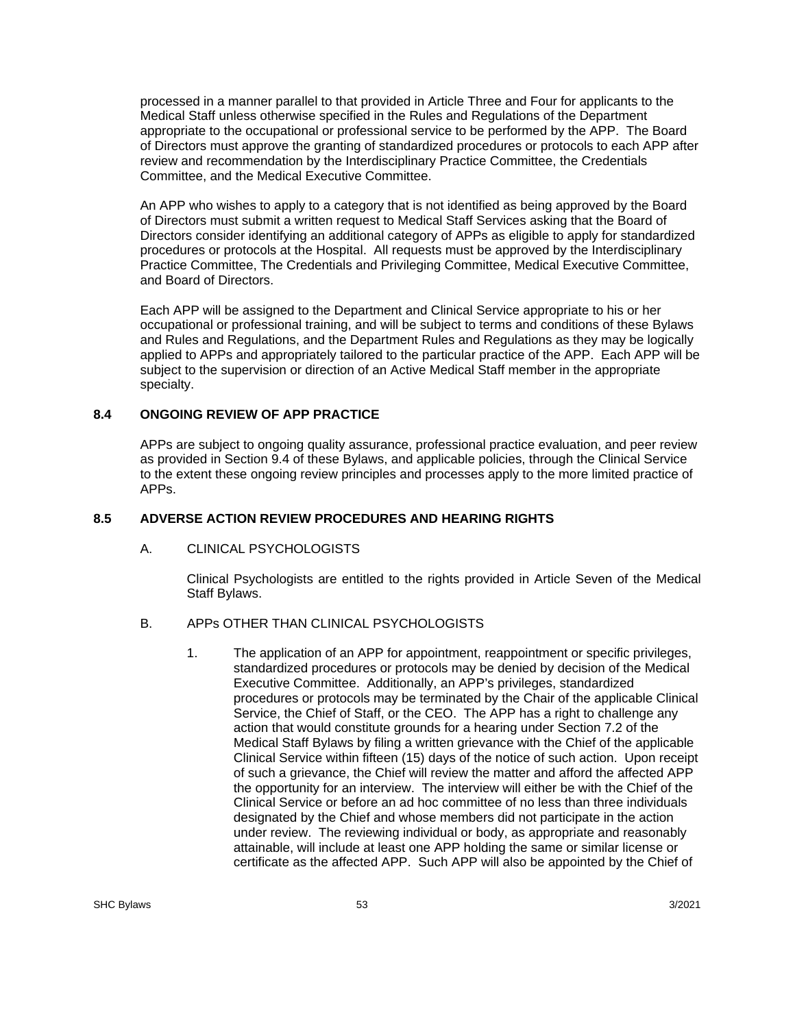processed in a manner parallel to that provided in Article Three and Four for applicants to the Medical Staff unless otherwise specified in the Rules and Regulations of the Department appropriate to the occupational or professional service to be performed by the APP. The Board of Directors must approve the granting of standardized procedures or protocols to each APP after review and recommendation by the Interdisciplinary Practice Committee, the Credentials Committee, and the Medical Executive Committee.

An APP who wishes to apply to a category that is not identified as being approved by the Board of Directors must submit a written request to Medical Staff Services asking that the Board of Directors consider identifying an additional category of APPs as eligible to apply for standardized procedures or protocols at the Hospital. All requests must be approved by the Interdisciplinary Practice Committee, The Credentials and Privileging Committee, Medical Executive Committee, and Board of Directors.

Each APP will be assigned to the Department and Clinical Service appropriate to his or her occupational or professional training, and will be subject to terms and conditions of these Bylaws and Rules and Regulations, and the Department Rules and Regulations as they may be logically applied to APPs and appropriately tailored to the particular practice of the APP. Each APP will be subject to the supervision or direction of an Active Medical Staff member in the appropriate specialty.

### 8.4 ONGOING REVIEW OF APP PRACTICE

APPs are subject to ongoing quality assurance, professional practice evaluation, and peer review as provided in Section 9.4 of these Bylaws, and applicable policies, through the Clinical Service to the extent these ongoing review principles and processes apply to the more limited practice of APPs.

### 8.5 ADVERSE ACTION REVIEW PROCEDURES AND HEARING RIGHTS

A. CLINICAL PSYCHOLOGISTS

Clinical Psychologists are entitled to the rights provided in Article Seven of the Medical Staff Bylaws.

B. APPs OTHER THAN CLINICAL PSYCHOLOGISTS

1. The application of an APP for appointment, reappointment or specific privileges, standardized procedures or protocols may be denied by decision of the Medical Executive Committee. Additionally, an APP's privileges, standardized procedures or protocols may be terminated by the Chair of the applicable Clinical Service, the Chief of Staff, or the CEO. The APP has a right to challenge any action that would constitute grounds for a hearing under Section 7.2 of the Medical Staff Bylaws by filing a written grievance with the Chief of the applicable Clinical Service within fifteen (15) days of the notice of such action. Upon receipt of such a grievance, the Chief will review the matter and afford the affected APP the opportunity for an interview. The interview will either be with the Chief of the Clinical Service or before an ad hoc committee of no less than three individuals designated by the Chief and whose members did not participate in the action under review. The reviewing individual or body, as appropriate and reasonably attainable, will include at least one APP holding the same or similar license or certificate as the affected APP. Such APP will also be appointed by the Chief of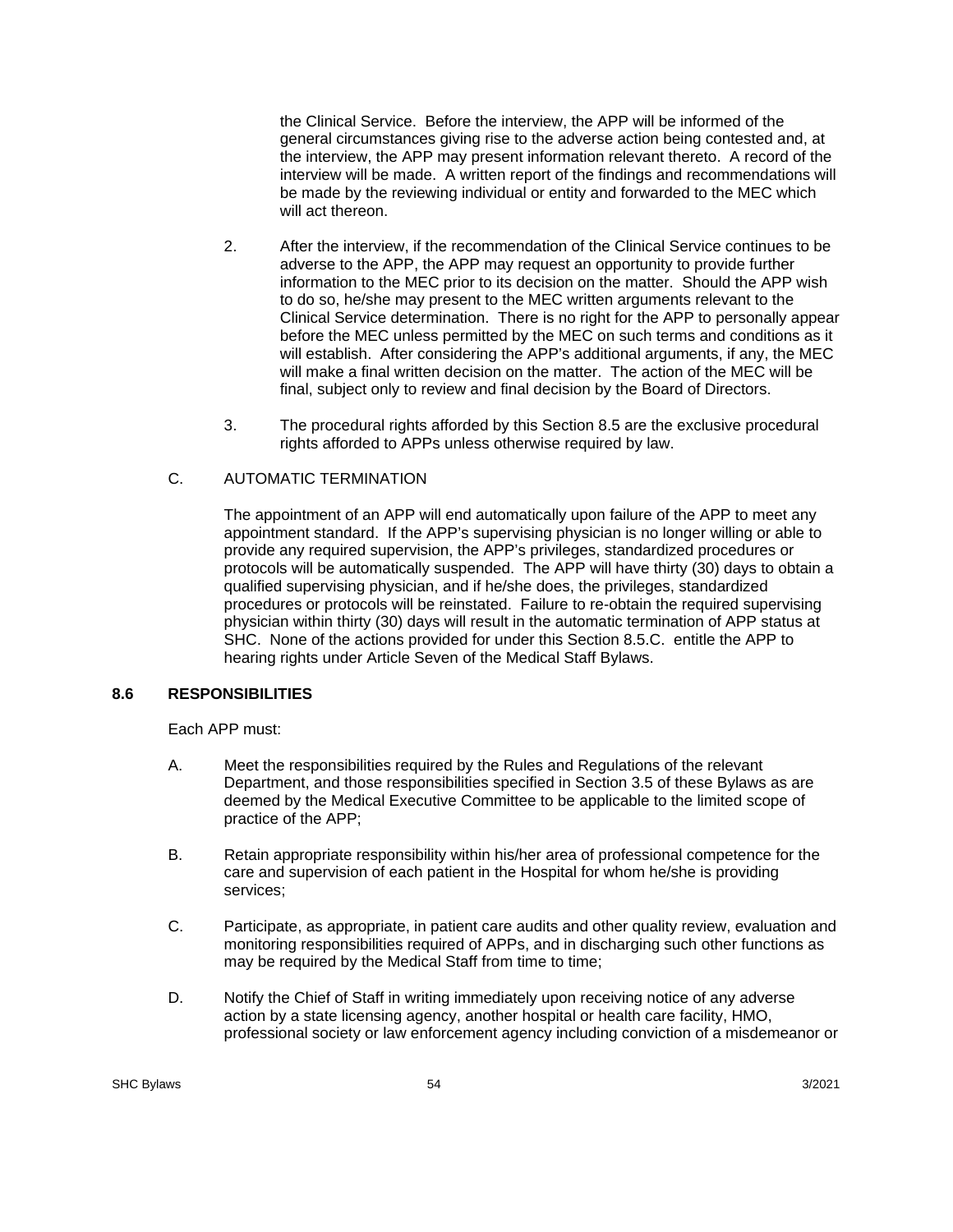the Clinical Service. Before the interview, the APP will be informed of the general circumstances giving rise to the adverse action being contested and, at the interview, the APP may present information relevant thereto. A record of the interview will be made. A written report of the findings and recommendations will be made by the reviewing individual or entity and forwarded to the MEC which will act thereon.

2. After the interview, if the recommendation of the Clinical Service continues to be adverse to the APP, the APP may request an opportunity to provide further information to the MEC prior to its decision on the matter. Should the APP wish to do so, he/she may present to the MEC written arguments relevant to the Clinical Service determination. There is no right for the APP to personally appear before the MEC unless permitted by the MEC on such terms and conditions as it will establish. After considering the APP's additional arguments, if any, the MEC will make a final written decision on the matter. The action of the MEC will be final, subject only to review and final decision by the Board of Directors.

3. The procedural rights afforded by this Section 8.5 are the exclusive procedural rights afforded to APPs unless otherwise required by law.

C. AUTOMATIC TERMINATION

The appointment of an APP will end automatically upon failure of the APP to meet any appointment standard. If the APP's supervising physician is no longer willing or able to provide any required supervision, the APP's privileges, standardized procedures or protocols will be automatically suspended. The APP will have thirty (30) days to obtain a qualified supervising physician, and if he/she does, the privileges, standardized procedures or protocols will be reinstated. Failure to re-obtain the required supervising physician within thirty (30) days will result in the automatic termination of APP status at SHC. None of the actions provided for under this Section 8.5.C. entitle the APP to hearing rights under Article Seven of the Medical Staff Bylaws.

### 8.6 RESPONSIBILITIES

Each APP must:

A. Meet the responsibilities required by the Rules and Regulations of the relevant Department, and those responsibilities specified in Section 3.5 of these Bylaws as are deemed by the Medical Executive Committee to be applicable to the limited scope of practice of the APP;

B. Retain appropriate responsibility within his/her area of professional competence for the care and supervision of each patient in the Hospital for whom he/she is providing services;

C. Participate, as appropriate, in patient care audits and other quality review, evaluation and monitoring responsibilities required of APPs, and in discharging such other functions as may be required by the Medical Staff from time to time;

D. Notify the Chief of Staff in writing immediately upon receiving notice of any adverse action by a state licensing agency, another hospital or health care facility, HMO, professional society or law enforcement agency including conviction of a misdemeanor or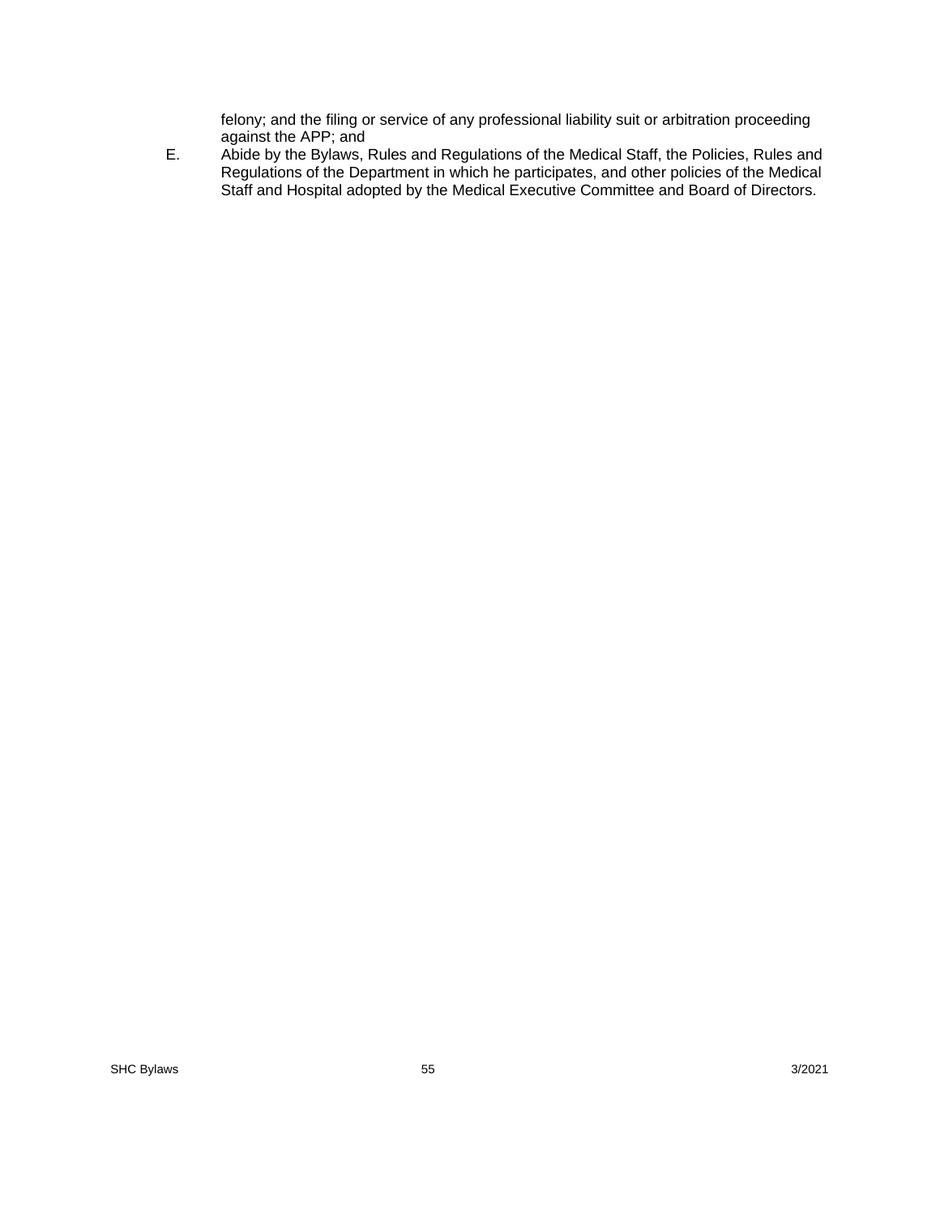felony; and the filing or service of any professional liability suit or arbitration proceeding against the APP; and

E. Abide by the Bylaws, Rules and Regulations of the Medical Staff, the Policies, Rules and Regulations of the Department in which he participates, and other policies of the Medical Staff and Hospital adopted by the Medical Executive Committee and Board of Directors.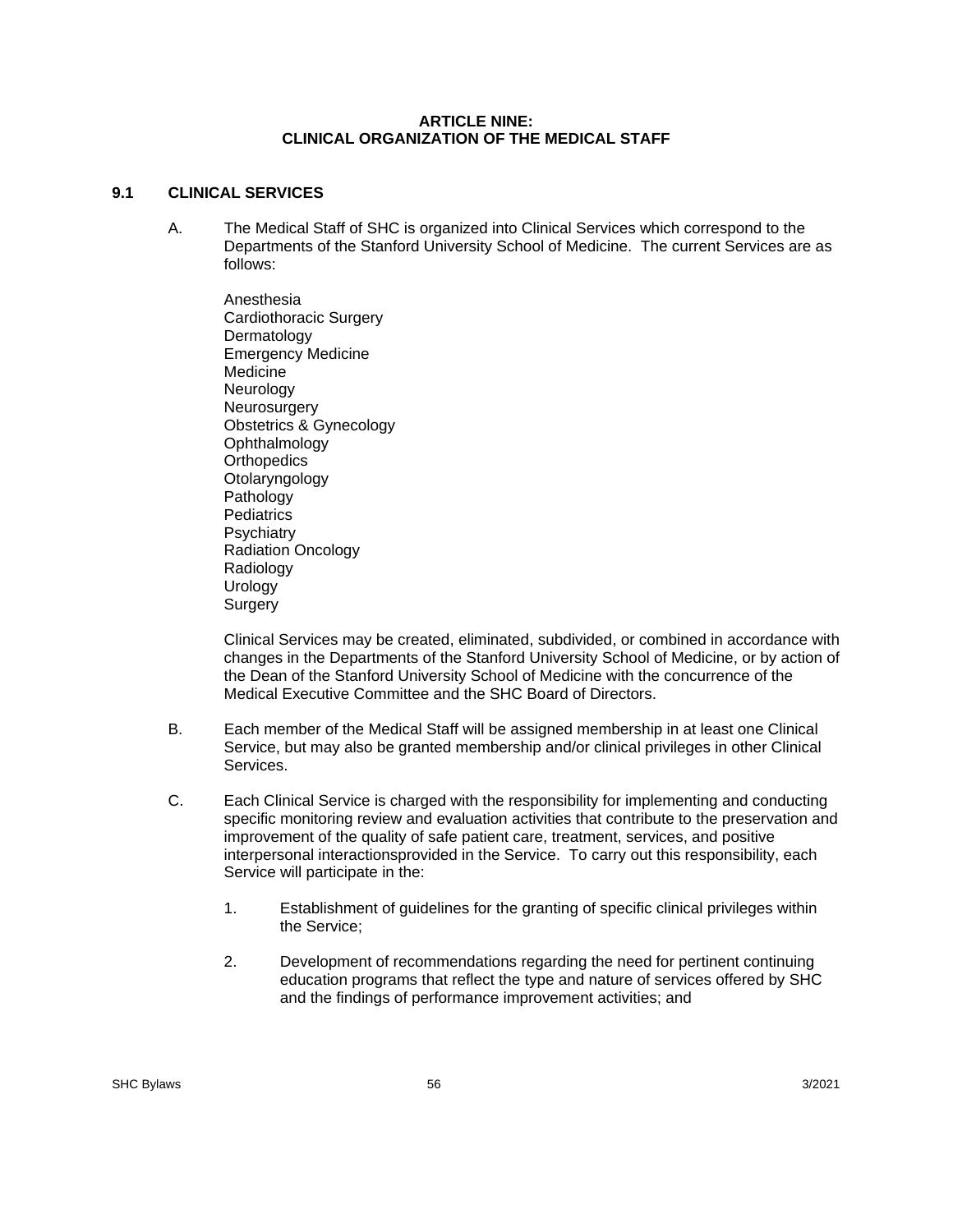# ARTICLE NINE: CLINICAL ORGANIZATION OF THE MEDICAL STAFF

## 9.1 CLINICAL SERVICES

A. The Medical Staff of SHC is organized into Clinical Services which correspond to the Departments of the Stanford University School of Medicine. The current Services are as follows:

Anesthesia
Cardiothoracic Surgery
Dermatology
Emergency Medicine
Medicine
Neurology
Neurosurgery
Obstetrics & Gynecology
Ophthalmology
Orthopedics
Otolaryngology
Pathology
Pediatrics
Psychiatry
Radiation Oncology
Radiology
Urology
Surgery

Clinical Services may be created, eliminated, subdivided, or combined in accordance with changes in the Departments of the Stanford University School of Medicine, or by action of the Dean of the Stanford University School of Medicine with the concurrence of the Medical Executive Committee and the SHC Board of Directors.

B. Each member of the Medical Staff will be assigned membership in at least one Clinical Service, but may also be granted membership and/or clinical privileges in other Clinical Services.

C. Each Clinical Service is charged with the responsibility for implementing and conducting specific monitoring review and evaluation activities that contribute to the preservation and improvement of the quality of safe patient care, treatment, services, and positive interpersonal interactionsprovided in the Service. To carry out this responsibility, each Service will participate in the:

1. Establishment of guidelines for the granting of specific clinical privileges within the Service;

2. Development of recommendations regarding the need for pertinent continuing education programs that reflect the type and nature of services offered by SHC and the findings of performance improvement activities; and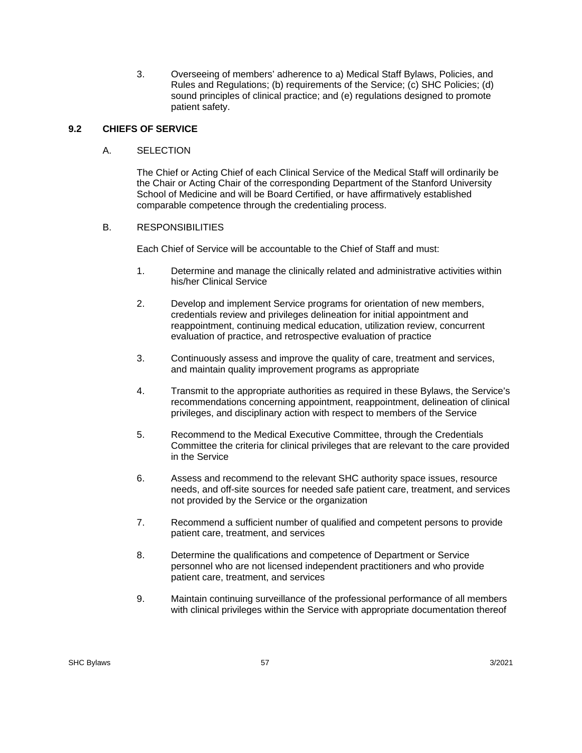3. Overseeing of members' adherence to a) Medical Staff Bylaws, Policies, and Rules and Regulations; (b) requirements of the Service; (c) SHC Policies; (d) sound principles of clinical practice; and (e) regulations designed to promote patient safety.

## 9.2 CHIEFS OF SERVICE

### A. SELECTION

The Chief or Acting Chief of each Clinical Service of the Medical Staff will ordinarily be the Chair or Acting Chair of the corresponding Department of the Stanford University School of Medicine and will be Board Certified, or have affirmatively established comparable competence through the credentialing process.

### B. RESPONSIBILITIES

Each Chief of Service will be accountable to the Chief of Staff and must:

1. Determine and manage the clinically related and administrative activities within his/her Clinical Service

2. Develop and implement Service programs for orientation of new members, credentials review and privileges delineation for initial appointment and reappointment, continuing medical education, utilization review, concurrent evaluation of practice, and retrospective evaluation of practice

3. Continuously assess and improve the quality of care, treatment and services, and maintain quality improvement programs as appropriate

4. Transmit to the appropriate authorities as required in these Bylaws, the Service's recommendations concerning appointment, reappointment, delineation of clinical privileges, and disciplinary action with respect to members of the Service

5. Recommend to the Medical Executive Committee, through the Credentials Committee the criteria for clinical privileges that are relevant to the care provided in the Service

6. Assess and recommend to the relevant SHC authority space issues, resource needs, and off-site sources for needed safe patient care, treatment, and services not provided by the Service or the organization

7. Recommend a sufficient number of qualified and competent persons to provide patient care, treatment, and services

8. Determine the qualifications and competence of Department or Service personnel who are not licensed independent practitioners and who provide patient care, treatment, and services

9. Maintain continuing surveillance of the professional performance of all members with clinical privileges within the Service with appropriate documentation thereof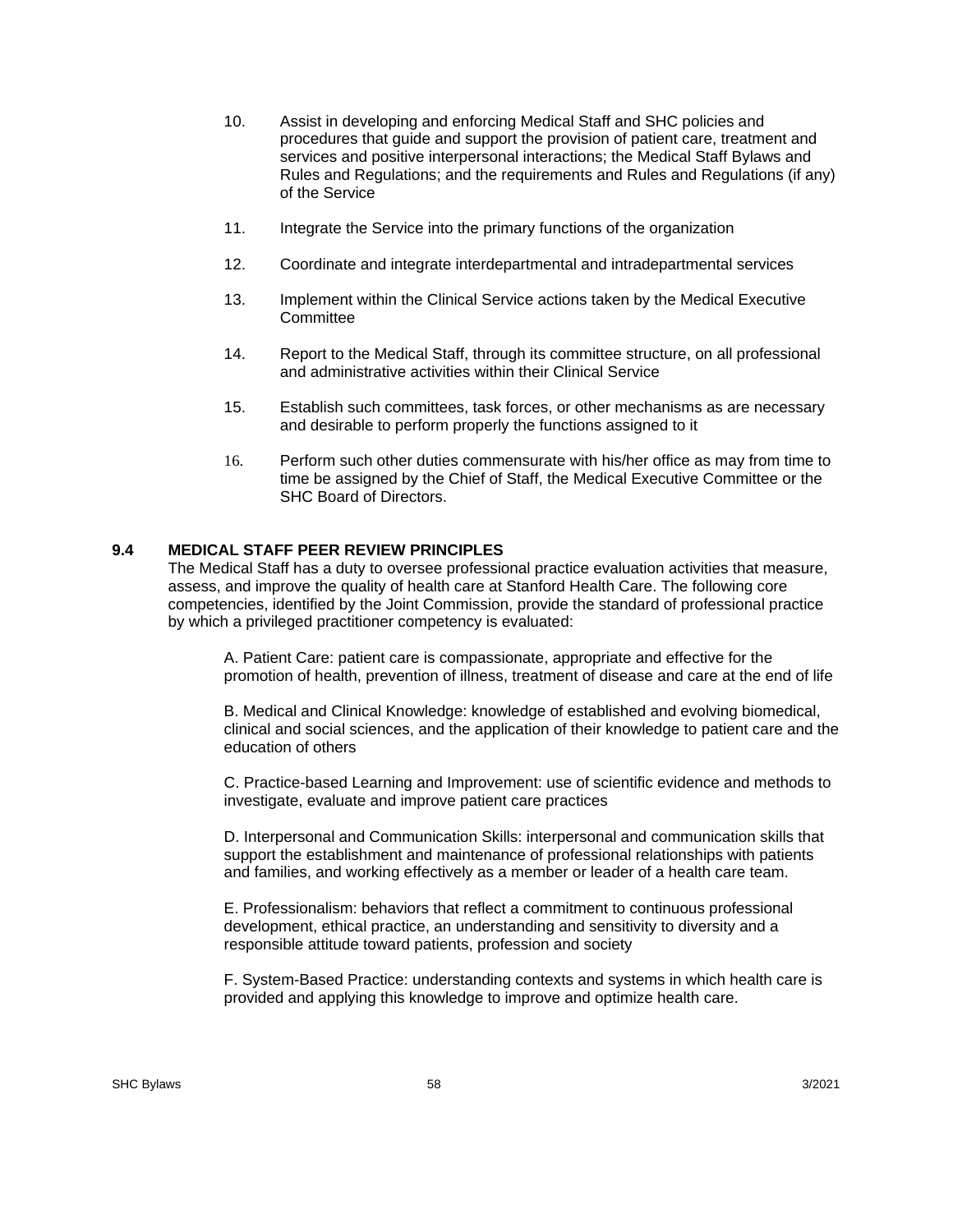10. Assist in developing and enforcing Medical Staff and SHC policies and procedures that guide and support the provision of patient care, treatment and services and positive interpersonal interactions; the Medical Staff Bylaws and Rules and Regulations; and the requirements and Rules and Regulations (if any) of the Service

11. Integrate the Service into the primary functions of the organization

12. Coordinate and integrate interdepartmental and intradepartmental services

13. Implement within the Clinical Service actions taken by the Medical Executive Committee

14. Report to the Medical Staff, through its committee structure, on all professional and administrative activities within their Clinical Service

15. Establish such committees, task forces, or other mechanisms as are necessary and desirable to perform properly the functions assigned to it

16. Perform such other duties commensurate with his/her office as may from time to time be assigned by the Chief of Staff, the Medical Executive Committee or the SHC Board of Directors.

### 9.4 MEDICAL STAFF PEER REVIEW PRINCIPLES

The Medical Staff has a duty to oversee professional practice evaluation activities that measure, assess, and improve the quality of health care at Stanford Health Care. The following core competencies, identified by the Joint Commission, provide the standard of professional practice by which a privileged practitioner competency is evaluated:

A. Patient Care: patient care is compassionate, appropriate and effective for the promotion of health, prevention of illness, treatment of disease and care at the end of life

B. Medical and Clinical Knowledge: knowledge of established and evolving biomedical, clinical and social sciences, and the application of their knowledge to patient care and the education of others

C. Practice-based Learning and Improvement: use of scientific evidence and methods to investigate, evaluate and improve patient care practices

D. Interpersonal and Communication Skills: interpersonal and communication skills that support the establishment and maintenance of professional relationships with patients and families, and working effectively as a member or leader of a health care team.

E. Professionalism: behaviors that reflect a commitment to continuous professional development, ethical practice, an understanding and sensitivity to diversity and a responsible attitude toward patients, profession and society

F. System-Based Practice: understanding contexts and systems in which health care is provided and applying this knowledge to improve and optimize health care.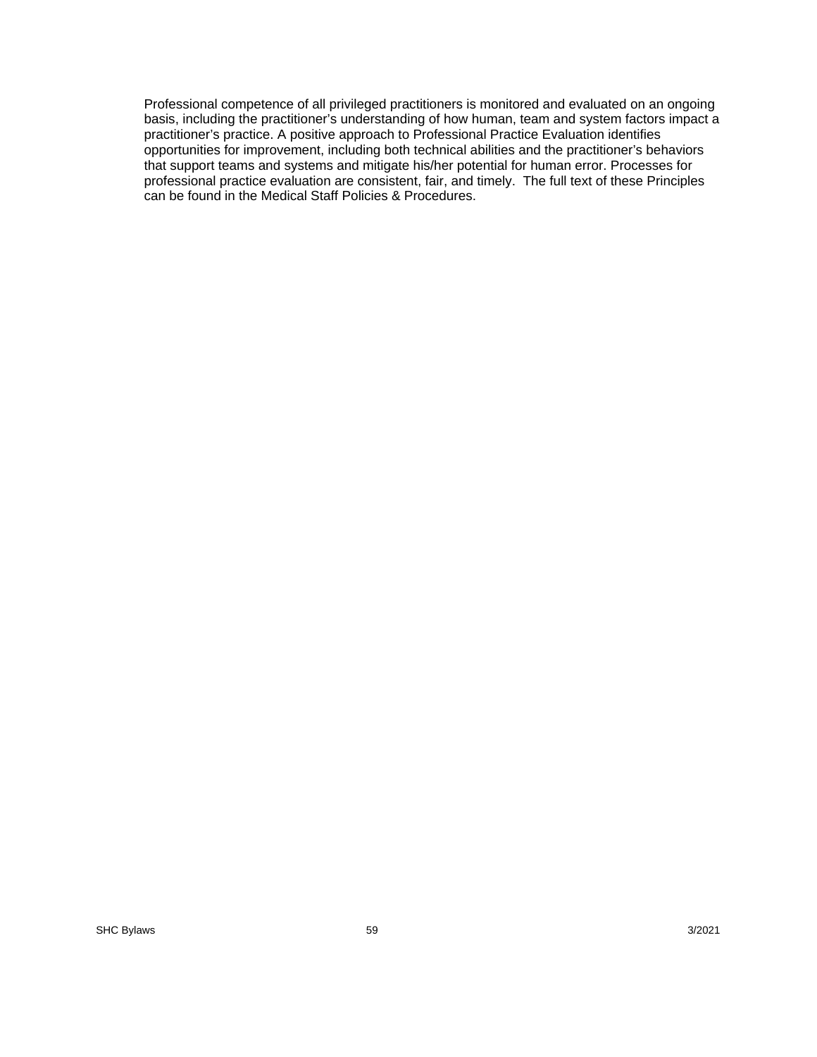Professional competence of all privileged practitioners is monitored and evaluated on an ongoing basis, including the practitioner's understanding of how human, team and system factors impact a practitioner's practice. A positive approach to Professional Practice Evaluation identifies opportunities for improvement, including both technical abilities and the practitioner's behaviors that support teams and systems and mitigate his/her potential for human error. Processes for professional practice evaluation are consistent, fair, and timely. The full text of these Principles can be found in the Medical Staff Policies & Procedures.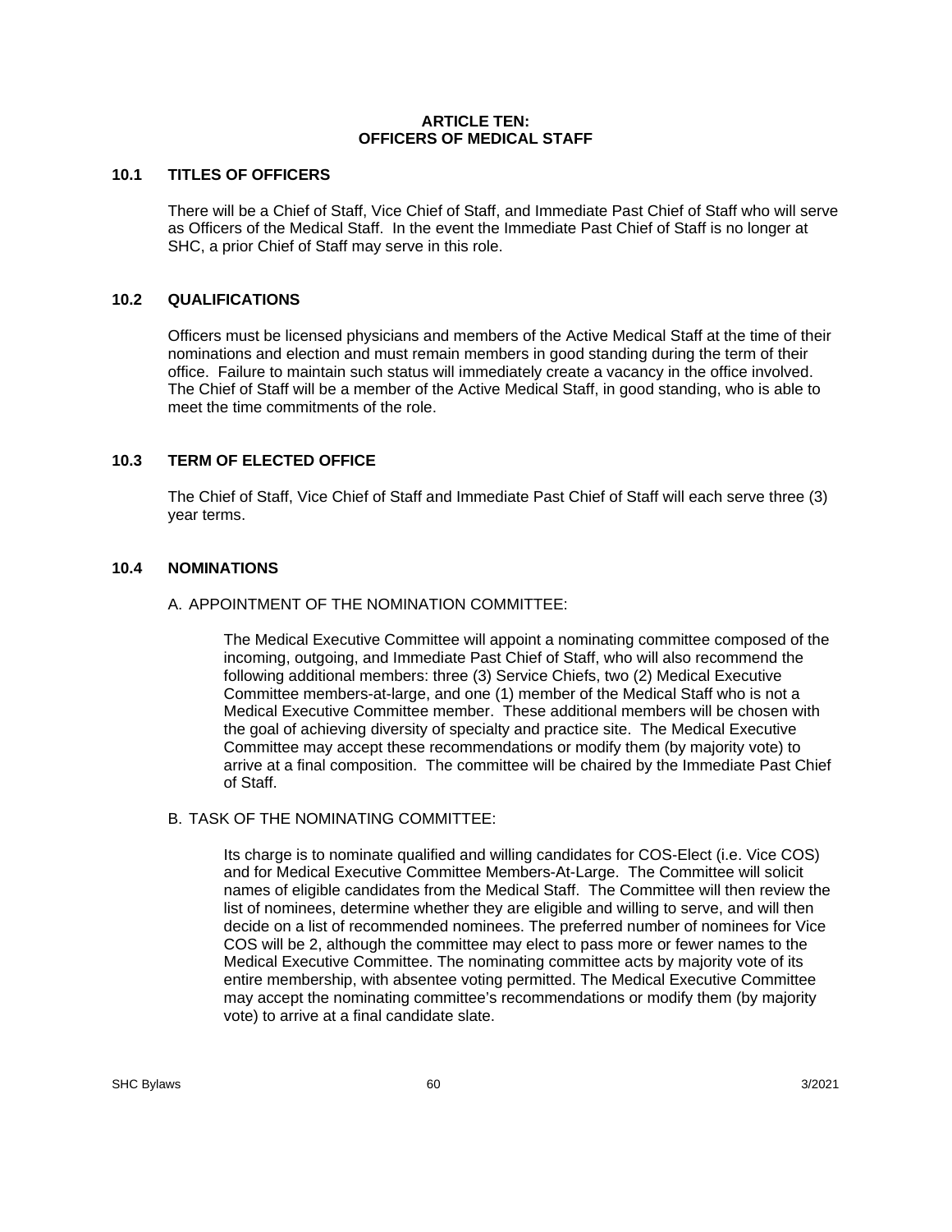# ARTICLE TEN: OFFICERS OF MEDICAL STAFF

## 10.1 TITLES OF OFFICERS

There will be a Chief of Staff, Vice Chief of Staff, and Immediate Past Chief of Staff who will serve as Officers of the Medical Staff. In the event the Immediate Past Chief of Staff is no longer at SHC, a prior Chief of Staff may serve in this role.

## 10.2 QUALIFICATIONS

Officers must be licensed physicians and members of the Active Medical Staff at the time of their nominations and election and must remain members in good standing during the term of their office. Failure to maintain such status will immediately create a vacancy in the office involved. The Chief of Staff will be a member of the Active Medical Staff, in good standing, who is able to meet the time commitments of the role.

## 10.3 TERM OF ELECTED OFFICE

The Chief of Staff, Vice Chief of Staff and Immediate Past Chief of Staff will each serve three (3) year terms.

## 10.4 NOMINATIONS

A. APPOINTMENT OF THE NOMINATION COMMITTEE:

The Medical Executive Committee will appoint a nominating committee composed of the incoming, outgoing, and Immediate Past Chief of Staff, who will also recommend the following additional members: three (3) Service Chiefs, two (2) Medical Executive Committee members-at-large, and one (1) member of the Medical Staff who is not a Medical Executive Committee member. These additional members will be chosen with the goal of achieving diversity of specialty and practice site. The Medical Executive Committee may accept these recommendations or modify them (by majority vote) to arrive at a final composition. The committee will be chaired by the Immediate Past Chief of Staff.

B. TASK OF THE NOMINATING COMMITTEE:

Its charge is to nominate qualified and willing candidates for COS-Elect (i.e. Vice COS) and for Medical Executive Committee Members-At-Large. The Committee will solicit names of eligible candidates from the Medical Staff. The Committee will then review the list of nominees, determine whether they are eligible and willing to serve, and will then decide on a list of recommended nominees. The preferred number of nominees for Vice COS will be 2, although the committee may elect to pass more or fewer names to the Medical Executive Committee. The nominating committee acts by majority vote of its entire membership, with absentee voting permitted. The Medical Executive Committee may accept the nominating committee's recommendations or modify them (by majority vote) to arrive at a final candidate slate.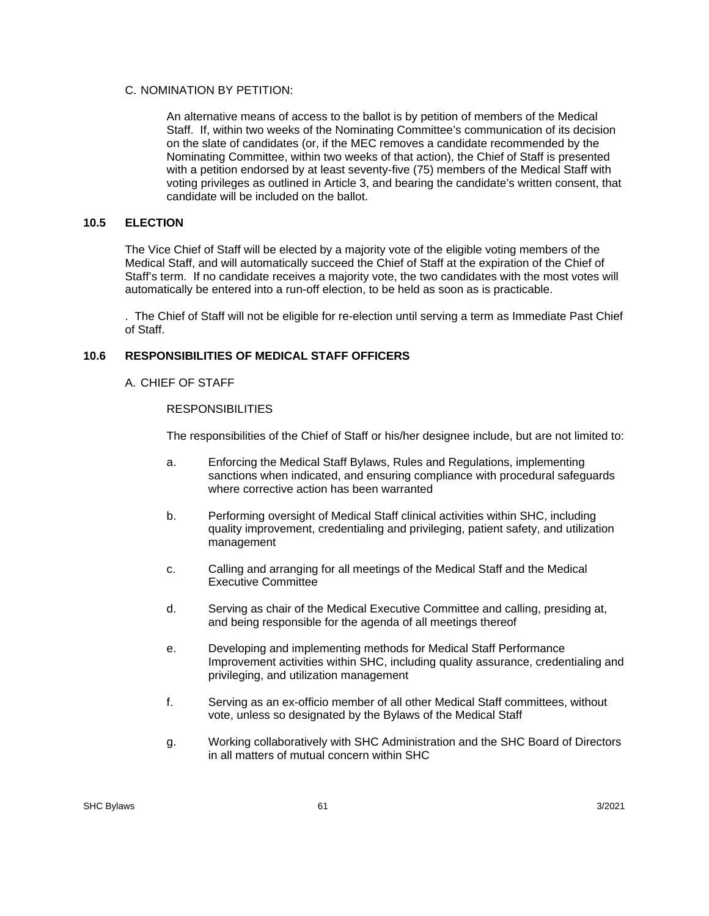C. NOMINATION BY PETITION:

An alternative means of access to the ballot is by petition of members of the Medical Staff. If, within two weeks of the Nominating Committee's communication of its decision on the slate of candidates (or, if the MEC removes a candidate recommended by the Nominating Committee, within two weeks of that action), the Chief of Staff is presented with a petition endorsed by at least seventy-five (75) members of the Medical Staff with voting privileges as outlined in Article 3, and bearing the candidate's written consent, that candidate will be included on the ballot.

## 10.5 ELECTION

The Vice Chief of Staff will be elected by a majority vote of the eligible voting members of the Medical Staff, and will automatically succeed the Chief of Staff at the expiration of the Chief of Staff's term. If no candidate receives a majority vote, the two candidates with the most votes will automatically be entered into a run-off election, to be held as soon as is practicable.

. The Chief of Staff will not be eligible for re-election until serving a term as Immediate Past Chief of Staff.

## 10.6 RESPONSIBILITIES OF MEDICAL STAFF OFFICERS

A. CHIEF OF STAFF

RESPONSIBILITIES

The responsibilities of the Chief of Staff or his/her designee include, but are not limited to:

a. Enforcing the Medical Staff Bylaws, Rules and Regulations, implementing sanctions when indicated, and ensuring compliance with procedural safeguards where corrective action has been warranted

b. Performing oversight of Medical Staff clinical activities within SHC, including quality improvement, credentialing and privileging, patient safety, and utilization management

c. Calling and arranging for all meetings of the Medical Staff and the Medical Executive Committee

d. Serving as chair of the Medical Executive Committee and calling, presiding at, and being responsible for the agenda of all meetings thereof

e. Developing and implementing methods for Medical Staff Performance Improvement activities within SHC, including quality assurance, credentialing and privileging, and utilization management

f. Serving as an ex-officio member of all other Medical Staff committees, without vote, unless so designated by the Bylaws of the Medical Staff

g. Working collaboratively with SHC Administration and the SHC Board of Directors in all matters of mutual concern within SHC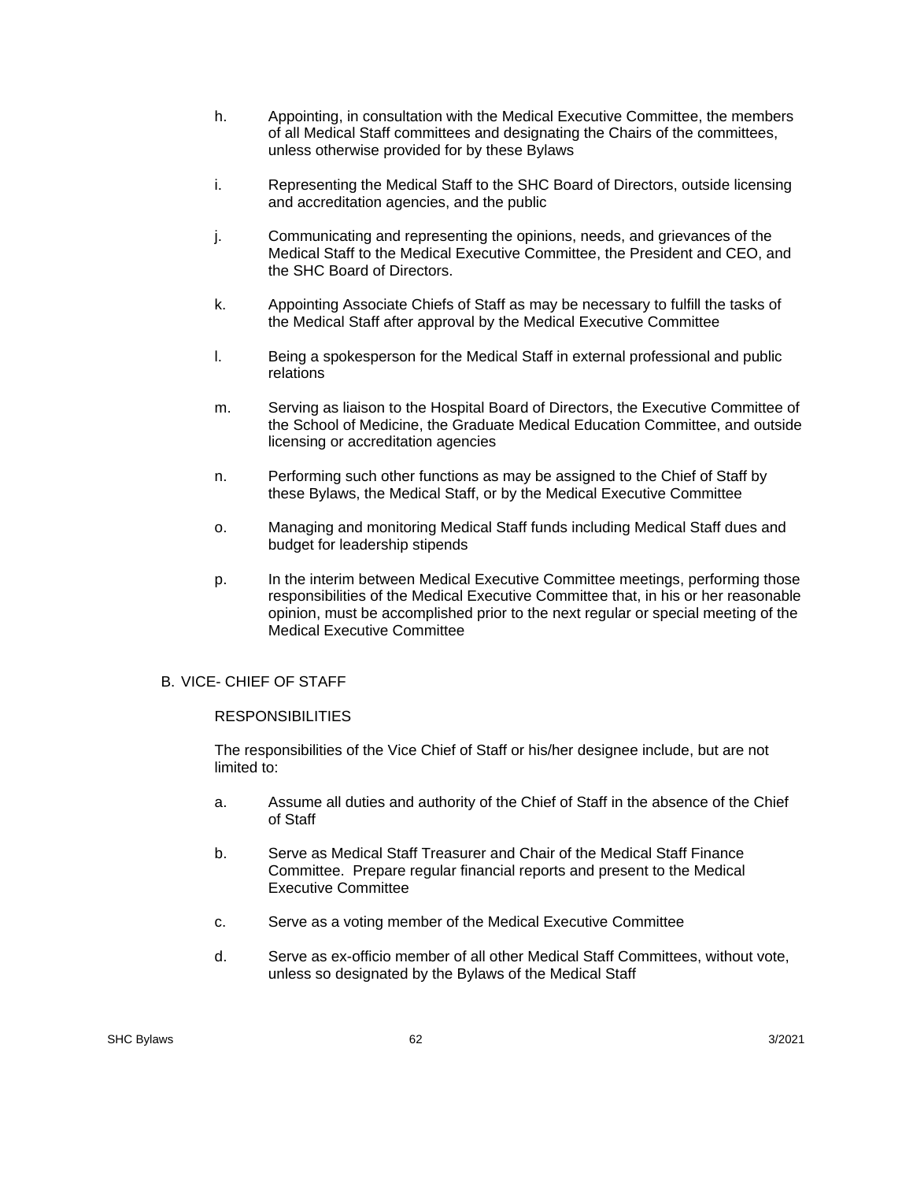h. Appointing, in consultation with the Medical Executive Committee, the members of all Medical Staff committees and designating the Chairs of the committees, unless otherwise provided for by these Bylaws

i. Representing the Medical Staff to the SHC Board of Directors, outside licensing and accreditation agencies, and the public

j. Communicating and representing the opinions, needs, and grievances of the Medical Staff to the Medical Executive Committee, the President and CEO, and the SHC Board of Directors.

k. Appointing Associate Chiefs of Staff as may be necessary to fulfill the tasks of the Medical Staff after approval by the Medical Executive Committee

l. Being a spokesperson for the Medical Staff in external professional and public relations

m. Serving as liaison to the Hospital Board of Directors, the Executive Committee of the School of Medicine, the Graduate Medical Education Committee, and outside licensing or accreditation agencies

n. Performing such other functions as may be assigned to the Chief of Staff by these Bylaws, the Medical Staff, or by the Medical Executive Committee

o. Managing and monitoring Medical Staff funds including Medical Staff dues and budget for leadership stipends

p. In the interim between Medical Executive Committee meetings, performing those responsibilities of the Medical Executive Committee that, in his or her reasonable opinion, must be accomplished prior to the next regular or special meeting of the Medical Executive Committee

## B. VICE- CHIEF OF STAFF

RESPONSIBILITIES

The responsibilities of the Vice Chief of Staff or his/her designee include, but are not limited to:

a. Assume all duties and authority of the Chief of Staff in the absence of the Chief of Staff

b. Serve as Medical Staff Treasurer and Chair of the Medical Staff Finance Committee. Prepare regular financial reports and present to the Medical Executive Committee

c. Serve as a voting member of the Medical Executive Committee

d. Serve as ex-officio member of all other Medical Staff Committees, without vote, unless so designated by the Bylaws of the Medical Staff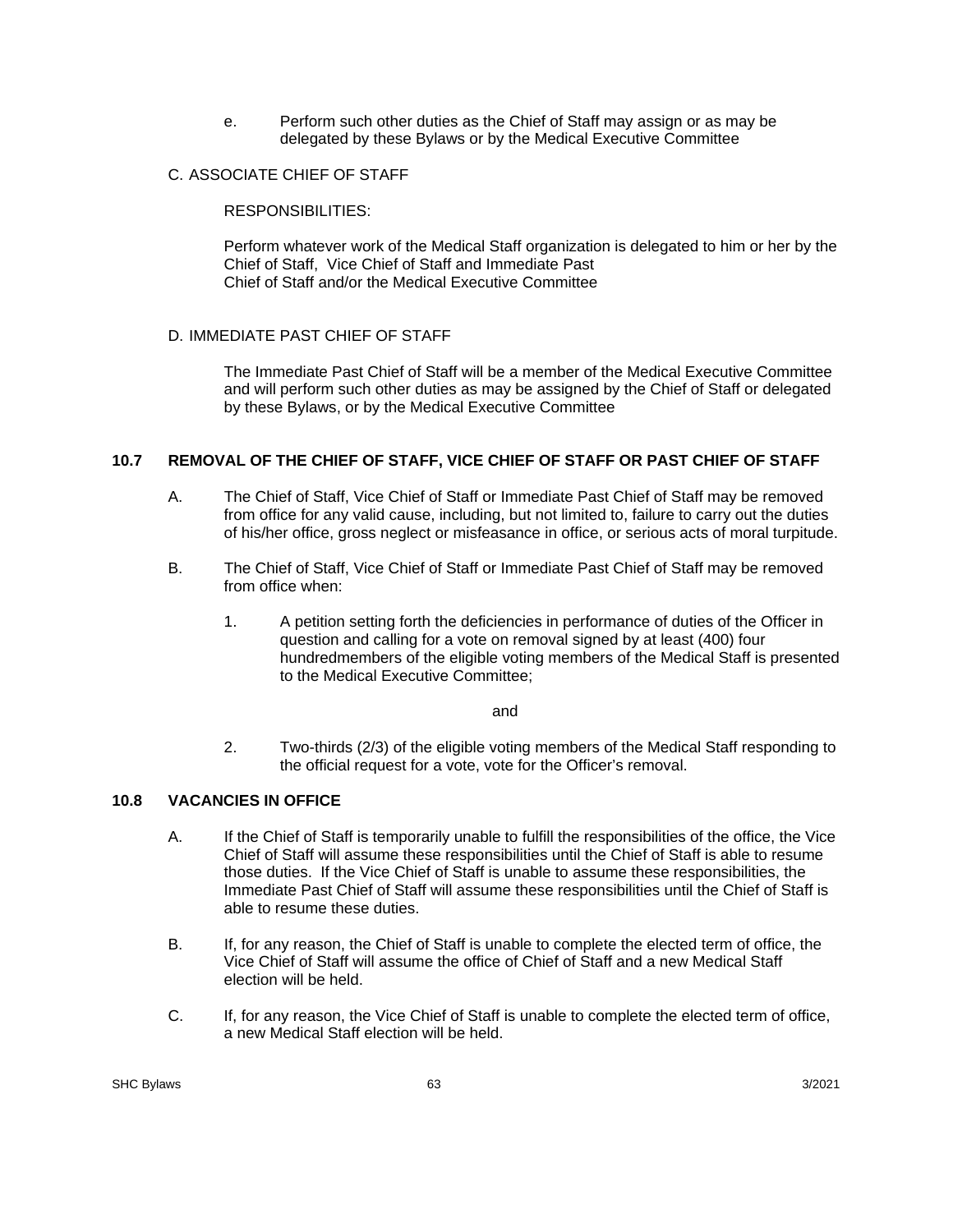e. Perform such other duties as the Chief of Staff may assign or as may be delegated by these Bylaws or by the Medical Executive Committee

C. ASSOCIATE CHIEF OF STAFF

RESPONSIBILITIES:

Perform whatever work of the Medical Staff organization is delegated to him or her by the Chief of Staff, Vice Chief of Staff and Immediate Past Chief of Staff and/or the Medical Executive Committee

D. IMMEDIATE PAST CHIEF OF STAFF

The Immediate Past Chief of Staff will be a member of the Medical Executive Committee and will perform such other duties as may be assigned by the Chief of Staff or delegated by these Bylaws, or by the Medical Executive Committee

### 10.7 REMOVAL OF THE CHIEF OF STAFF, VICE CHIEF OF STAFF OR PAST CHIEF OF STAFF

A. The Chief of Staff, Vice Chief of Staff or Immediate Past Chief of Staff may be removed from office for any valid cause, including, but not limited to, failure to carry out the duties of his/her office, gross neglect or misfeasance in office, or serious acts of moral turpitude.

B. The Chief of Staff, Vice Chief of Staff or Immediate Past Chief of Staff may be removed from office when:

1. A petition setting forth the deficiencies in performance of duties of the Officer in question and calling for a vote on removal signed by at least (400) four hundredmembers of the eligible voting members of the Medical Staff is presented to the Medical Executive Committee;

and

2. Two-thirds (2/3) of the eligible voting members of the Medical Staff responding to the official request for a vote, vote for the Officer's removal.

### 10.8 VACANCIES IN OFFICE

A. If the Chief of Staff is temporarily unable to fulfill the responsibilities of the office, the Vice Chief of Staff will assume these responsibilities until the Chief of Staff is able to resume those duties. If the Vice Chief of Staff is unable to assume these responsibilities, the Immediate Past Chief of Staff will assume these responsibilities until the Chief of Staff is able to resume these duties.

B. If, for any reason, the Chief of Staff is unable to complete the elected term of office, the Vice Chief of Staff will assume the office of Chief of Staff and a new Medical Staff election will be held.

C. If, for any reason, the Vice Chief of Staff is unable to complete the elected term of office, a new Medical Staff election will be held.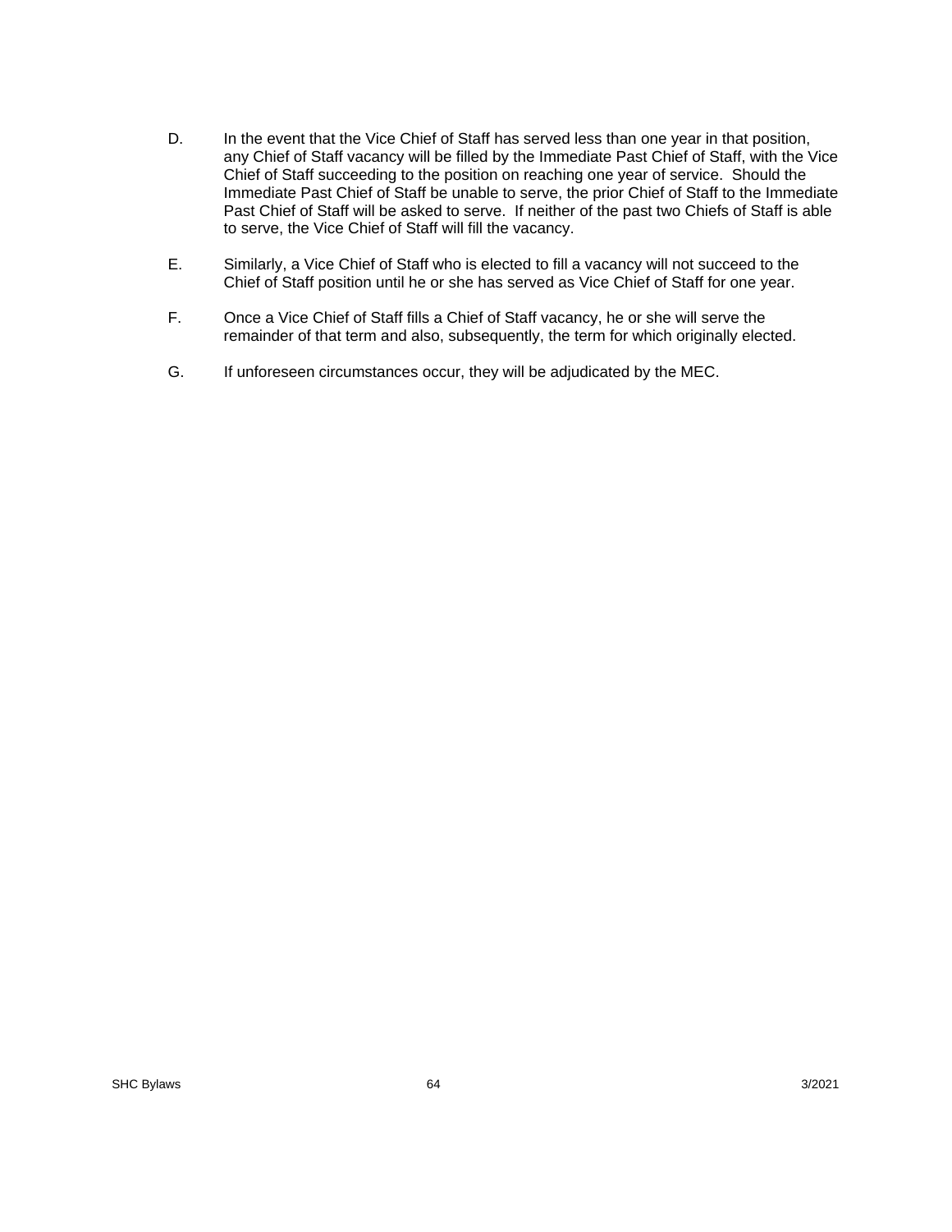D. In the event that the Vice Chief of Staff has served less than one year in that position, any Chief of Staff vacancy will be filled by the Immediate Past Chief of Staff, with the Vice Chief of Staff succeeding to the position on reaching one year of service. Should the Immediate Past Chief of Staff be unable to serve, the prior Chief of Staff to the Immediate Past Chief of Staff will be asked to serve. If neither of the past two Chiefs of Staff is able to serve, the Vice Chief of Staff will fill the vacancy.

E. Similarly, a Vice Chief of Staff who is elected to fill a vacancy will not succeed to the Chief of Staff position until he or she has served as Vice Chief of Staff for one year.

F. Once a Vice Chief of Staff fills a Chief of Staff vacancy, he or she will serve the remainder of that term and also, subsequently, the term for which originally elected.

G. If unforeseen circumstances occur, they will be adjudicated by the MEC.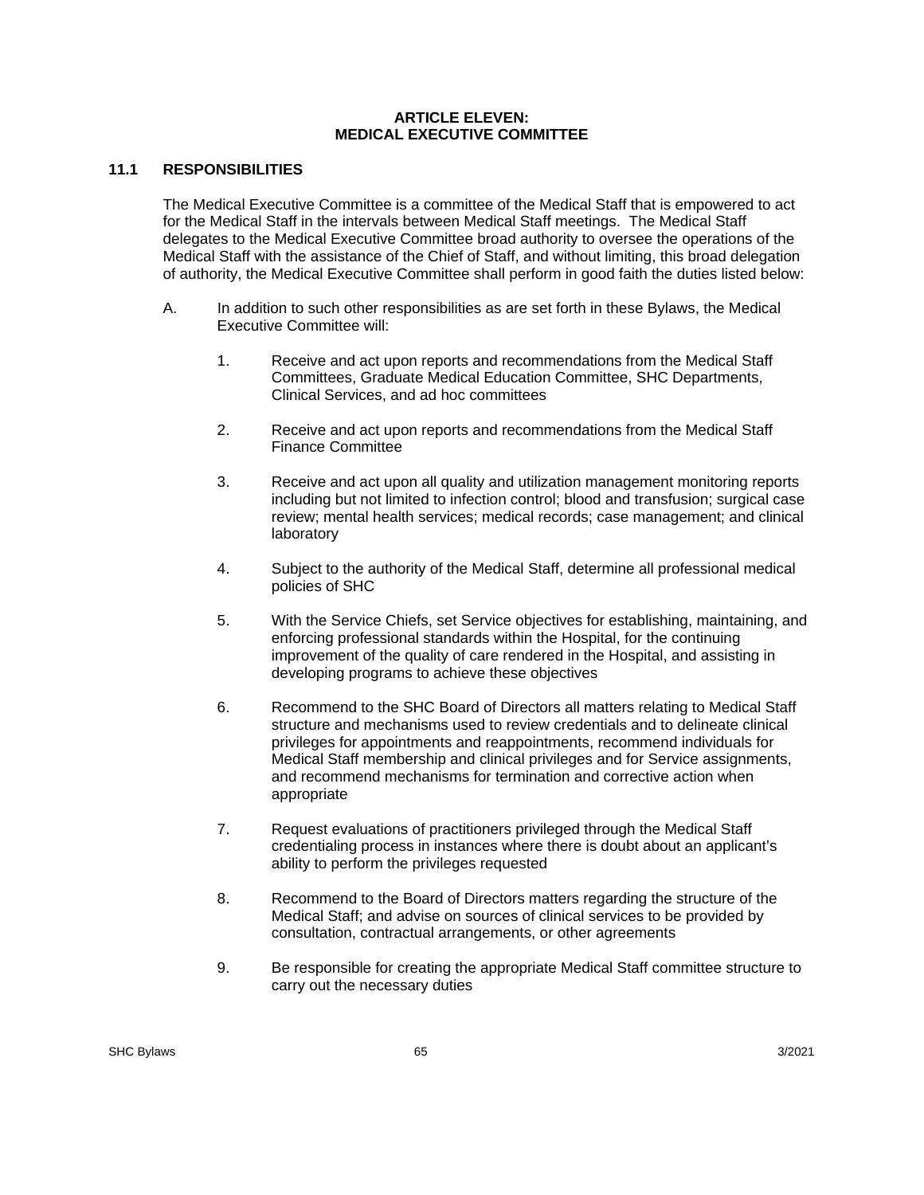# ARTICLE ELEVEN: MEDICAL EXECUTIVE COMMITTEE

## 11.1 RESPONSIBILITIES

The Medical Executive Committee is a committee of the Medical Staff that is empowered to act for the Medical Staff in the intervals between Medical Staff meetings. The Medical Staff delegates to the Medical Executive Committee broad authority to oversee the operations of the Medical Staff with the assistance of the Chief of Staff, and without limiting, this broad delegation of authority, the Medical Executive Committee shall perform in good faith the duties listed below:

A. In addition to such other responsibilities as are set forth in these Bylaws, the Medical Executive Committee will:

1. Receive and act upon reports and recommendations from the Medical Staff Committees, Graduate Medical Education Committee, SHC Departments, Clinical Services, and ad hoc committees

2. Receive and act upon reports and recommendations from the Medical Staff Finance Committee

3. Receive and act upon all quality and utilization management monitoring reports including but not limited to infection control; blood and transfusion; surgical case review; mental health services; medical records; case management; and clinical laboratory

4. Subject to the authority of the Medical Staff, determine all professional medical policies of SHC

5. With the Service Chiefs, set Service objectives for establishing, maintaining, and enforcing professional standards within the Hospital, for the continuing improvement of the quality of care rendered in the Hospital, and assisting in developing programs to achieve these objectives

6. Recommend to the SHC Board of Directors all matters relating to Medical Staff structure and mechanisms used to review credentials and to delineate clinical privileges for appointments and reappointments, recommend individuals for Medical Staff membership and clinical privileges and for Service assignments, and recommend mechanisms for termination and corrective action when appropriate

7. Request evaluations of practitioners privileged through the Medical Staff credentialing process in instances where there is doubt about an applicant's ability to perform the privileges requested

8. Recommend to the Board of Directors matters regarding the structure of the Medical Staff; and advise on sources of clinical services to be provided by consultation, contractual arrangements, or other agreements

9. Be responsible for creating the appropriate Medical Staff committee structure to carry out the necessary duties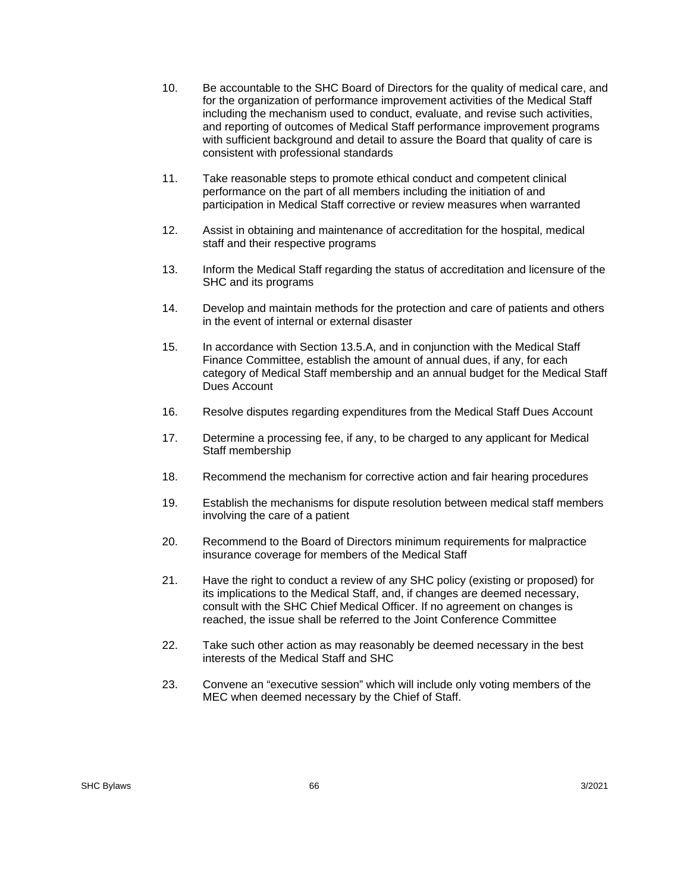10. Be accountable to the SHC Board of Directors for the quality of medical care, and for the organization of performance improvement activities of the Medical Staff including the mechanism used to conduct, evaluate, and revise such activities, and reporting of outcomes of Medical Staff performance improvement programs with sufficient background and detail to assure the Board that quality of care is consistent with professional standards

11. Take reasonable steps to promote ethical conduct and competent clinical performance on the part of all members including the initiation of and participation in Medical Staff corrective or review measures when warranted

12. Assist in obtaining and maintenance of accreditation for the hospital, medical staff and their respective programs

13. Inform the Medical Staff regarding the status of accreditation and licensure of the SHC and its programs

14. Develop and maintain methods for the protection and care of patients and others in the event of internal or external disaster

15. In accordance with Section 13.5.A, and in conjunction with the Medical Staff Finance Committee, establish the amount of annual dues, if any, for each category of Medical Staff membership and an annual budget for the Medical Staff Dues Account

16. Resolve disputes regarding expenditures from the Medical Staff Dues Account

17. Determine a processing fee, if any, to be charged to any applicant for Medical Staff membership

18. Recommend the mechanism for corrective action and fair hearing procedures

19. Establish the mechanisms for dispute resolution between medical staff members involving the care of a patient

20. Recommend to the Board of Directors minimum requirements for malpractice insurance coverage for members of the Medical Staff

21. Have the right to conduct a review of any SHC policy (existing or proposed) for its implications to the Medical Staff, and, if changes are deemed necessary, consult with the SHC Chief Medical Officer. If no agreement on changes is reached, the issue shall be referred to the Joint Conference Committee

22. Take such other action as may reasonably be deemed necessary in the best interests of the Medical Staff and SHC

23. Convene an “executive session” which will include only voting members of the MEC when deemed necessary by the Chief of Staff.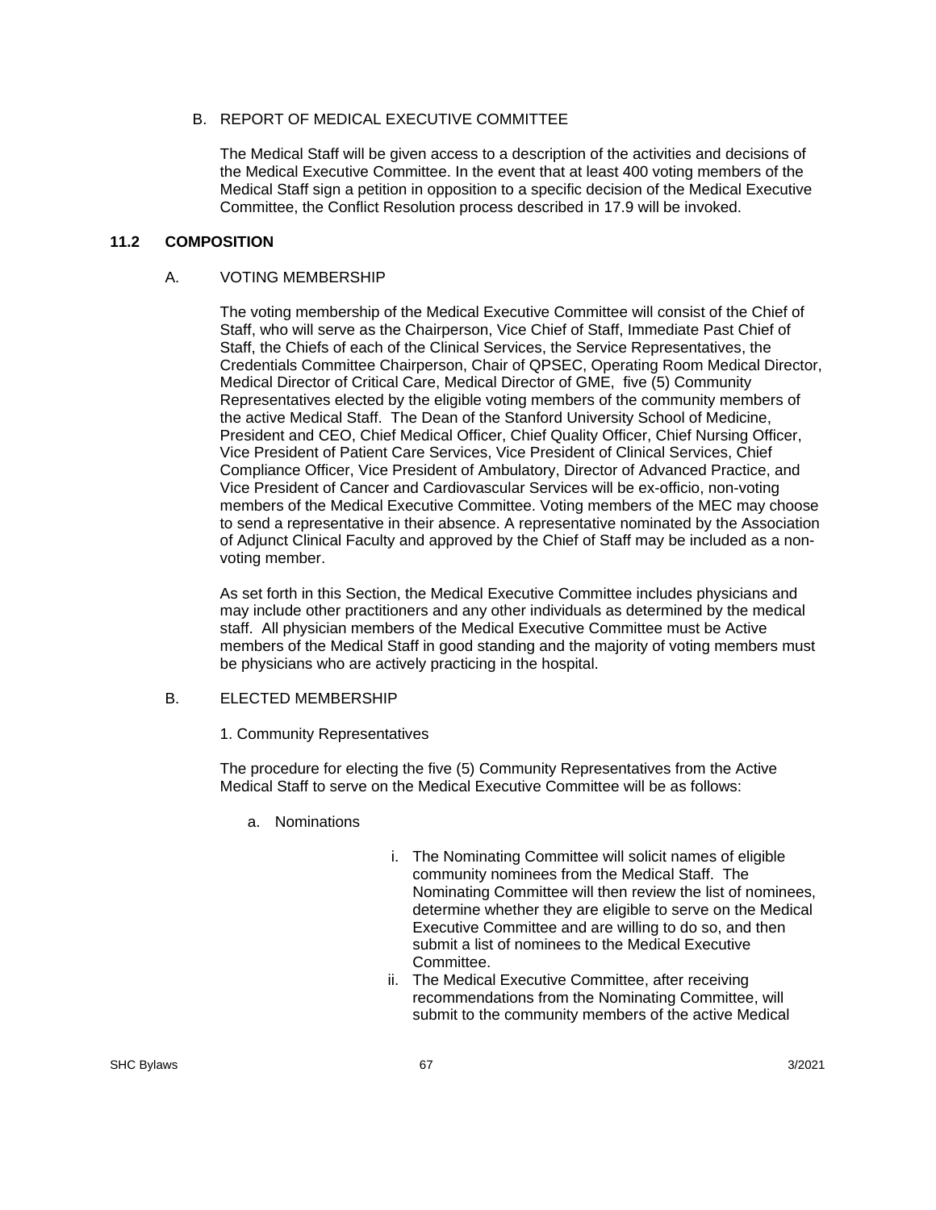### B. REPORT OF MEDICAL EXECUTIVE COMMITTEE

The Medical Staff will be given access to a description of the activities and decisions of the Medical Executive Committee. In the event that at least 400 voting members of the Medical Staff sign a petition in opposition to a specific decision of the Medical Executive Committee, the Conflict Resolution process described in 17.9 will be invoked.

## 11.2 COMPOSITION

### A. VOTING MEMBERSHIP

The voting membership of the Medical Executive Committee will consist of the Chief of Staff, who will serve as the Chairperson, Vice Chief of Staff, Immediate Past Chief of Staff, the Chiefs of each of the Clinical Services, the Service Representatives, the Credentials Committee Chairperson, Chair of QPSEC, Operating Room Medical Director, Medical Director of Critical Care, Medical Director of GME, five (5) Community Representatives elected by the eligible voting members of the community members of the active Medical Staff. The Dean of the Stanford University School of Medicine, President and CEO, Chief Medical Officer, Chief Quality Officer, Chief Nursing Officer, Vice President of Patient Care Services, Vice President of Clinical Services, Chief Compliance Officer, Vice President of Ambulatory, Director of Advanced Practice, and Vice President of Cancer and Cardiovascular Services will be ex-officio, non-voting members of the Medical Executive Committee. Voting members of the MEC may choose to send a representative in their absence. A representative nominated by the Association of Adjunct Clinical Faculty and approved by the Chief of Staff may be included as a non-voting member.

As set forth in this Section, the Medical Executive Committee includes physicians and may include other practitioners and any other individuals as determined by the medical staff. All physician members of the Medical Executive Committee must be Active members of the Medical Staff in good standing and the majority of voting members must be physicians who are actively practicing in the hospital.

### B. ELECTED MEMBERSHIP

1. Community Representatives

The procedure for electing the five (5) Community Representatives from the Active Medical Staff to serve on the Medical Executive Committee will be as follows:

a. Nominations

i. The Nominating Committee will solicit names of eligible community nominees from the Medical Staff. The Nominating Committee will then review the list of nominees, determine whether they are eligible to serve on the Medical Executive Committee and are willing to do so, and then submit a list of nominees to the Medical Executive Committee.

ii. The Medical Executive Committee, after receiving recommendations from the Nominating Committee, will submit to the community members of the active Medical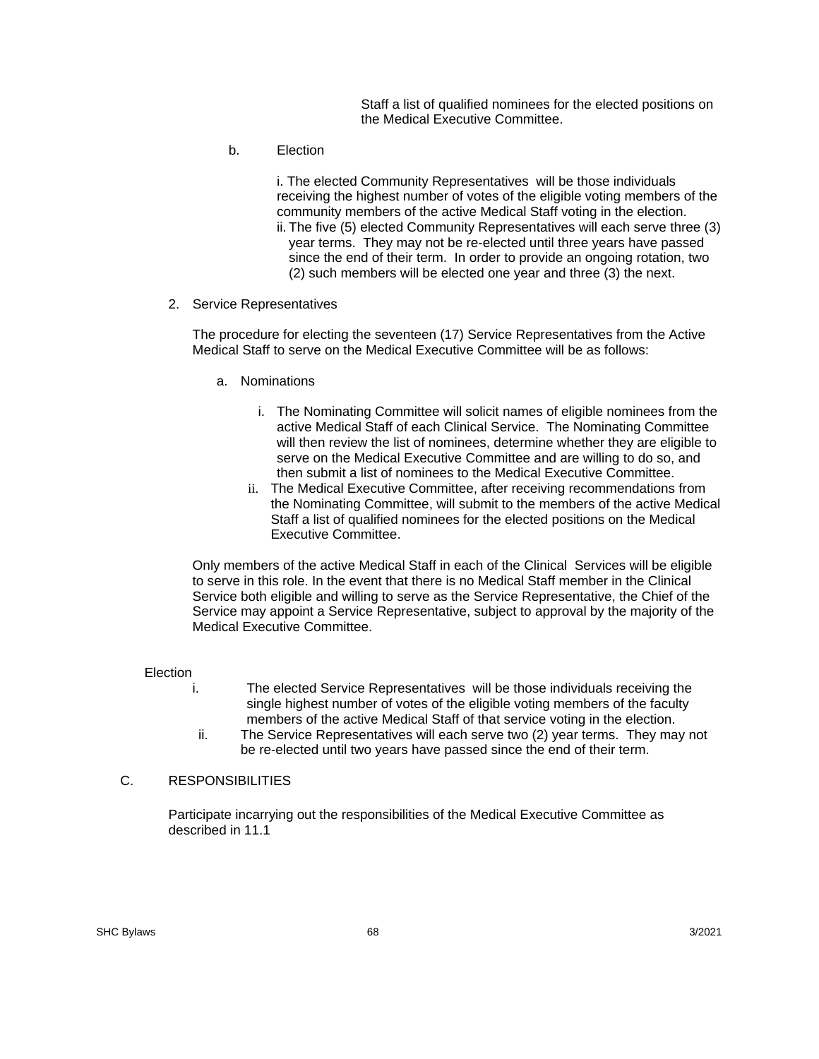Staff a list of qualified nominees for the elected positions on the Medical Executive Committee.

b. Election

i. The elected Community Representatives will be those individuals receiving the highest number of votes of the eligible voting members of the community members of the active Medical Staff voting in the election.

ii. The five (5) elected Community Representatives will each serve three (3) year terms. They may not be re-elected until three years have passed since the end of their term. In order to provide an ongoing rotation, two (2) such members will be elected one year and three (3) the next.

2. Service Representatives

The procedure for electing the seventeen (17) Service Representatives from the Active Medical Staff to serve on the Medical Executive Committee will be as follows:

a. Nominations

i. The Nominating Committee will solicit names of eligible nominees from the active Medical Staff of each Clinical Service. The Nominating Committee will then review the list of nominees, determine whether they are eligible to serve on the Medical Executive Committee and are willing to do so, and then submit a list of nominees to the Medical Executive Committee.

ii. The Medical Executive Committee, after receiving recommendations from the Nominating Committee, will submit to the members of the active Medical Staff a list of qualified nominees for the elected positions on the Medical Executive Committee.

Only members of the active Medical Staff in each of the Clinical Services will be eligible to serve in this role. In the event that there is no Medical Staff member in the Clinical Service both eligible and willing to serve as the Service Representative, the Chief of the Service may appoint a Service Representative, subject to approval by the majority of the Medical Executive Committee.

Election

i. The elected Service Representatives will be those individuals receiving the single highest number of votes of the eligible voting members of the faculty members of the active Medical Staff of that service voting in the election.

ii. The Service Representatives will each serve two (2) year terms. They may not be re-elected until two years have passed since the end of their term.

C. RESPONSIBILITIES

Participate incarrying out the responsibilities of the Medical Executive Committee as described in 11.1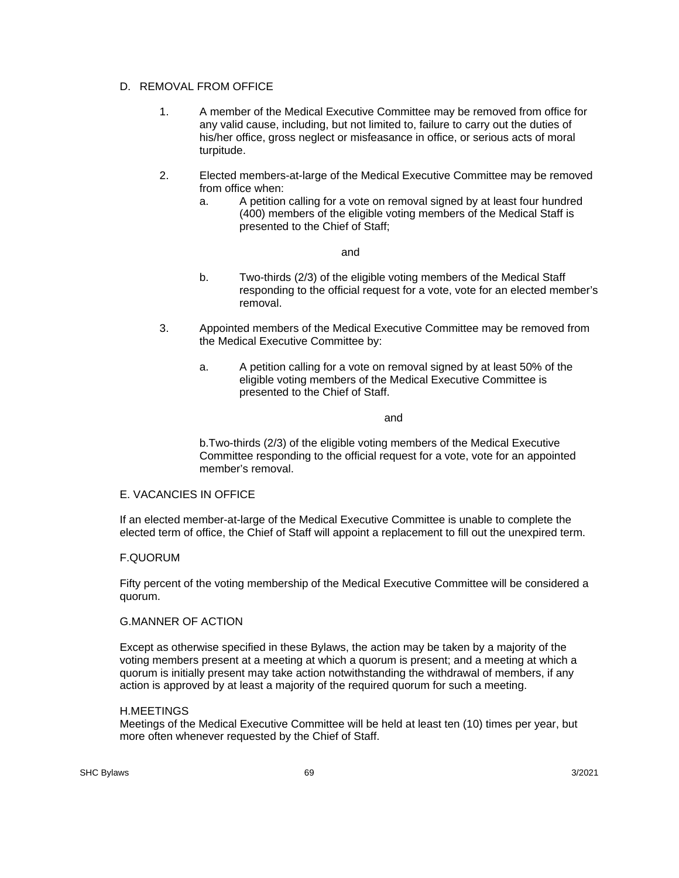## D. REMOVAL FROM OFFICE

1. A member of the Medical Executive Committee may be removed from office for any valid cause, including, but not limited to, failure to carry out the duties of his/her office, gross neglect or misfeasance in office, or serious acts of moral turpitude.

2. Elected members-at-large of the Medical Executive Committee may be removed from office when:
   a. A petition calling for a vote on removal signed by at least four hundred (400) members of the eligible voting members of the Medical Staff is presented to the Chief of Staff;

   and

   b. Two-thirds (2/3) of the eligible voting members of the Medical Staff responding to the official request for a vote, vote for an elected member's removal.

3. Appointed members of the Medical Executive Committee may be removed from the Medical Executive Committee by:

   a. A petition calling for a vote on removal signed by at least 50% of the eligible voting members of the Medical Executive Committee is presented to the Chief of Staff.

   and

   b. Two-thirds (2/3) of the eligible voting members of the Medical Executive Committee responding to the official request for a vote, vote for an appointed member's removal.

## E. VACANCIES IN OFFICE

If an elected member-at-large of the Medical Executive Committee is unable to complete the elected term of office, the Chief of Staff will appoint a replacement to fill out the unexpired term.

## F. QUORUM

Fifty percent of the voting membership of the Medical Executive Committee will be considered a quorum.

## G. MANNER OF ACTION

Except as otherwise specified in these Bylaws, the action may be taken by a majority of the voting members present at a meeting at which a quorum is present; and a meeting at which a quorum is initially present may take action notwithstanding the withdrawal of members, if any action is approved by at least a majority of the required quorum for such a meeting.

## H. MEETINGS

Meetings of the Medical Executive Committee will be held at least ten (10) times per year, but more often whenever requested by the Chief of Staff.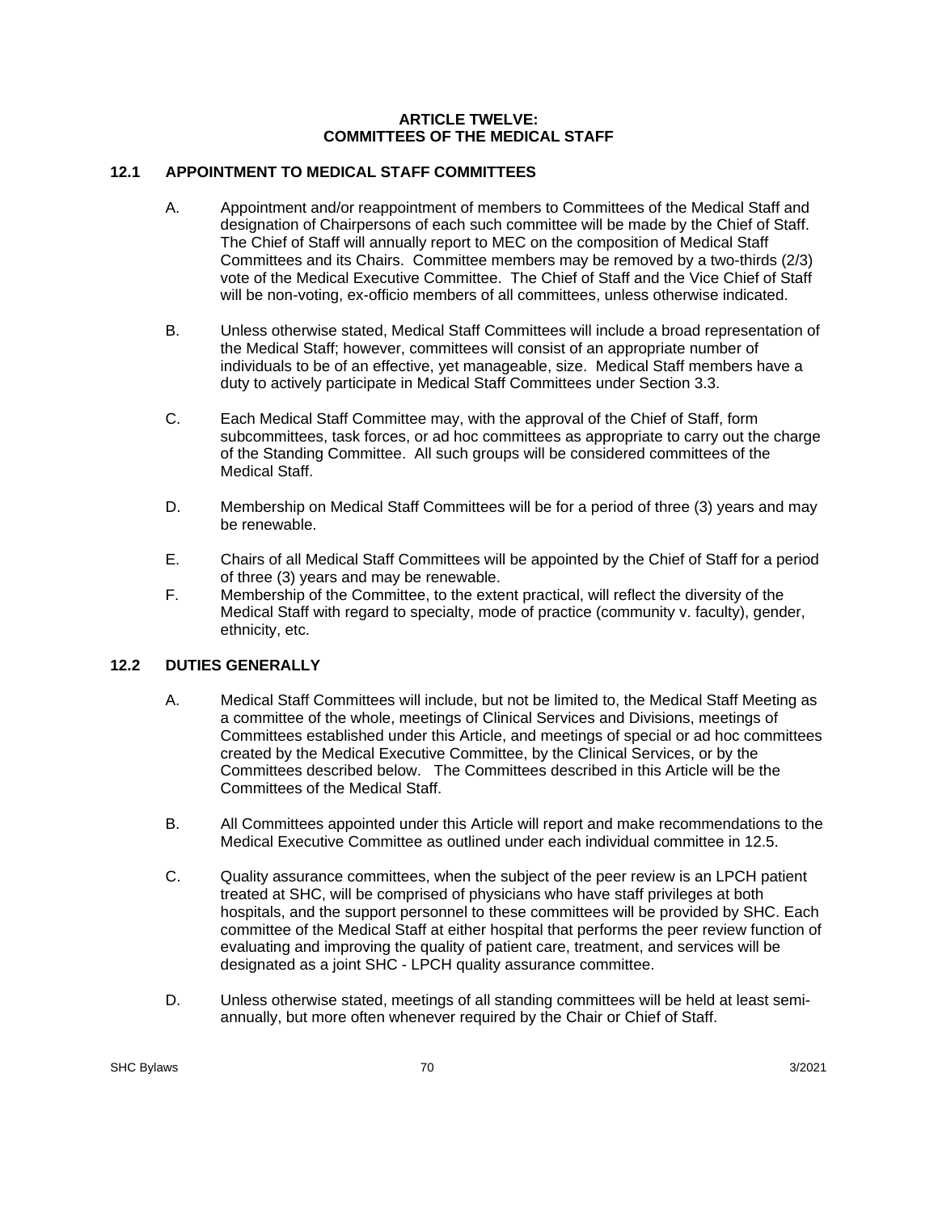# ARTICLE TWELVE:
# COMMITTEES OF THE MEDICAL STAFF

## 12.1 APPOINTMENT TO MEDICAL STAFF COMMITTEES

A. Appointment and/or reappointment of members to Committees of the Medical Staff and designation of Chairpersons of each such committee will be made by the Chief of Staff. The Chief of Staff will annually report to MEC on the composition of Medical Staff Committees and its Chairs. Committee members may be removed by a two-thirds (2/3) vote of the Medical Executive Committee. The Chief of Staff and the Vice Chief of Staff will be non-voting, ex-officio members of all committees, unless otherwise indicated.

B. Unless otherwise stated, Medical Staff Committees will include a broad representation of the Medical Staff; however, committees will consist of an appropriate number of individuals to be of an effective, yet manageable, size. Medical Staff members have a duty to actively participate in Medical Staff Committees under Section 3.3.

C. Each Medical Staff Committee may, with the approval of the Chief of Staff, form subcommittees, task forces, or ad hoc committees as appropriate to carry out the charge of the Standing Committee. All such groups will be considered committees of the Medical Staff.

D. Membership on Medical Staff Committees will be for a period of three (3) years and may be renewable.

E. Chairs of all Medical Staff Committees will be appointed by the Chief of Staff for a period of three (3) years and may be renewable.

F. Membership of the Committee, to the extent practical, will reflect the diversity of the Medical Staff with regard to specialty, mode of practice (community v. faculty), gender, ethnicity, etc.

## 12.2 DUTIES GENERALLY

A. Medical Staff Committees will include, but not be limited to, the Medical Staff Meeting as a committee of the whole, meetings of Clinical Services and Divisions, meetings of Committees established under this Article, and meetings of special or ad hoc committees created by the Medical Executive Committee, by the Clinical Services, or by the Committees described below. The Committees described in this Article will be the Committees of the Medical Staff.

B. All Committees appointed under this Article will report and make recommendations to the Medical Executive Committee as outlined under each individual committee in 12.5.

C. Quality assurance committees, when the subject of the peer review is an LPCH patient treated at SHC, will be comprised of physicians who have staff privileges at both hospitals, and the support personnel to these committees will be provided by SHC. Each committee of the Medical Staff at either hospital that performs the peer review function of evaluating and improving the quality of patient care, treatment, and services will be designated as a joint SHC - LPCH quality assurance committee.

D. Unless otherwise stated, meetings of all standing committees will be held at least semi-annually, but more often whenever required by the Chair or Chief of Staff.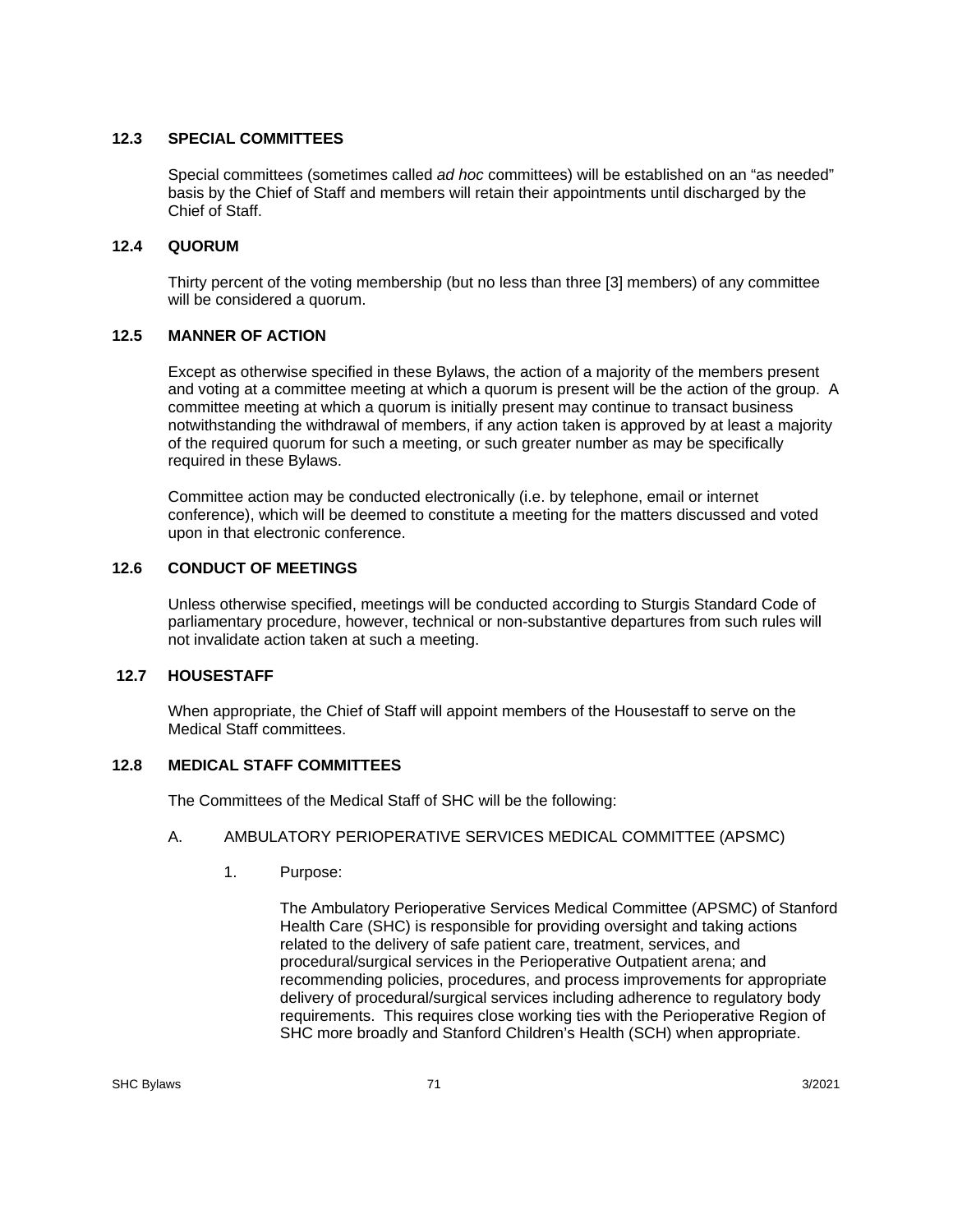### 12.3 SPECIAL COMMITTEES

Special committees (sometimes called *ad hoc* committees) will be established on an "as needed" basis by the Chief of Staff and members will retain their appointments until discharged by the Chief of Staff.

### 12.4 QUORUM

Thirty percent of the voting membership (but no less than three [3] members) of any committee will be considered a quorum.

### 12.5 MANNER OF ACTION

Except as otherwise specified in these Bylaws, the action of a majority of the members present and voting at a committee meeting at which a quorum is present will be the action of the group. A committee meeting at which a quorum is initially present may continue to transact business notwithstanding the withdrawal of members, if any action taken is approved by at least a majority of the required quorum for such a meeting, or such greater number as may be specifically required in these Bylaws.

Committee action may be conducted electronically (i.e. by telephone, email or internet conference), which will be deemed to constitute a meeting for the matters discussed and voted upon in that electronic conference.

### 12.6 CONDUCT OF MEETINGS

Unless otherwise specified, meetings will be conducted according to Sturgis Standard Code of parliamentary procedure, however, technical or non-substantive departures from such rules will not invalidate action taken at such a meeting.

### 12.7 HOUSESTAFF

When appropriate, the Chief of Staff will appoint members of the Housestaff to serve on the Medical Staff committees.

### 12.8 MEDICAL STAFF COMMITTEES

The Committees of the Medical Staff of SHC will be the following:

A. AMBULATORY PERIOPERATIVE SERVICES MEDICAL COMMITTEE (APSMC)

1. Purpose:

   The Ambulatory Perioperative Services Medical Committee (APSMC) of Stanford Health Care (SHC) is responsible for providing oversight and taking actions related to the delivery of safe patient care, treatment, services, and procedural/surgical services in the Perioperative Outpatient arena; and recommending policies, procedures, and process improvements for appropriate delivery of procedural/surgical services including adherence to regulatory body requirements. This requires close working ties with the Perioperative Region of SHC more broadly and Stanford Children's Health (SCH) when appropriate.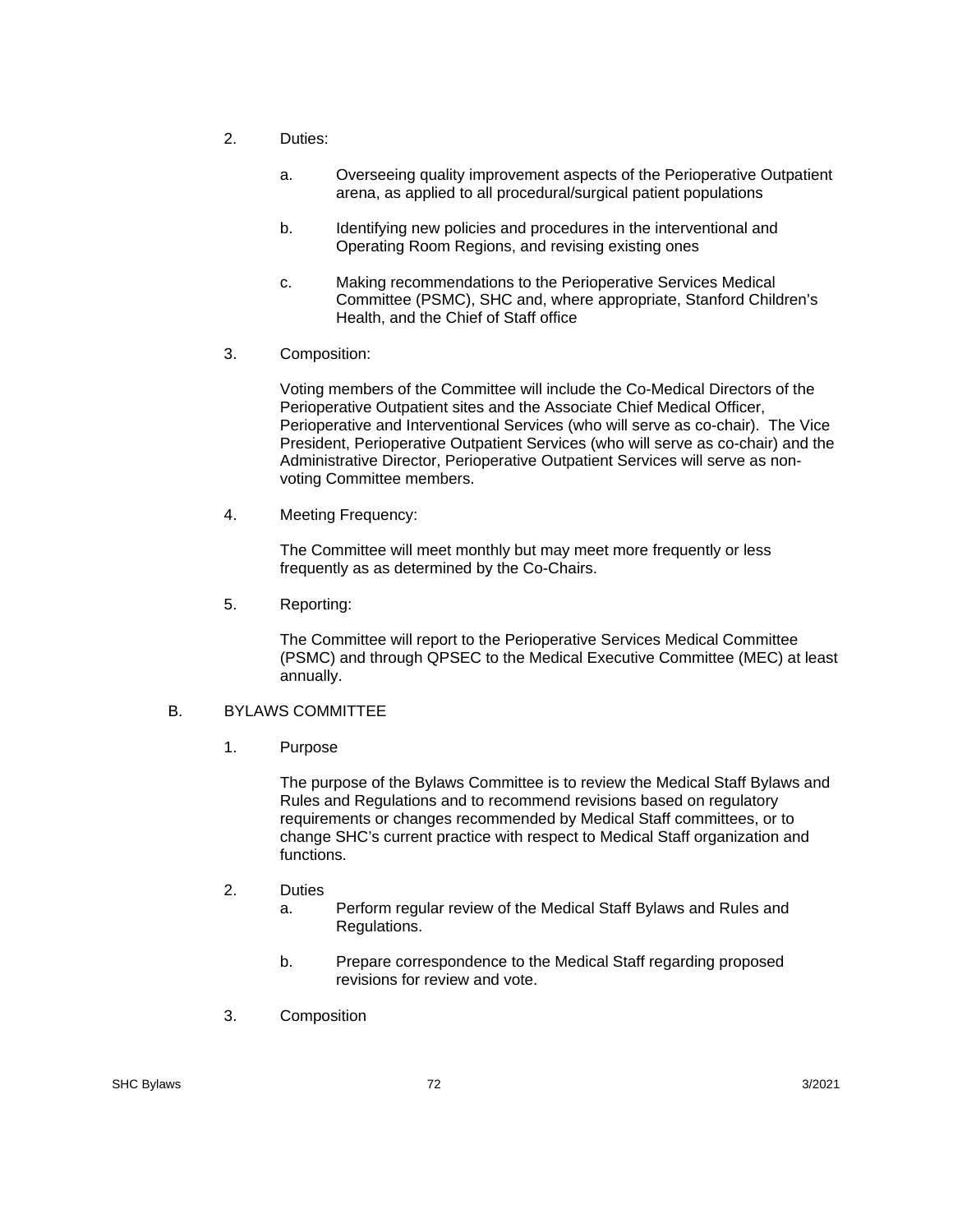2. Duties:

   a. Overseeing quality improvement aspects of the Perioperative Outpatient arena, as applied to all procedural/surgical patient populations

   b. Identifying new policies and procedures in the interventional and Operating Room Regions, and revising existing ones

   c. Making recommendations to the Perioperative Services Medical Committee (PSMC), SHC and, where appropriate, Stanford Children's Health, and the Chief of Staff office

3. Composition:

   Voting members of the Committee will include the Co-Medical Directors of the Perioperative Outpatient sites and the Associate Chief Medical Officer, Perioperative and Interventional Services (who will serve as co-chair). The Vice President, Perioperative Outpatient Services (who will serve as co-chair) and the Administrative Director, Perioperative Outpatient Services will serve as non-voting Committee members.

4. Meeting Frequency:

   The Committee will meet monthly but may meet more frequently or less frequently as as determined by the Co-Chairs.

5. Reporting:

   The Committee will report to the Perioperative Services Medical Committee (PSMC) and through QPSEC to the Medical Executive Committee (MEC) at least annually.

## B. BYLAWS COMMITTEE

1. Purpose

   The purpose of the Bylaws Committee is to review the Medical Staff Bylaws and Rules and Regulations and to recommend revisions based on regulatory requirements or changes recommended by Medical Staff committees, or to change SHC's current practice with respect to Medical Staff organization and functions.

2. Duties

   a. Perform regular review of the Medical Staff Bylaws and Rules and Regulations.

   b. Prepare correspondence to the Medical Staff regarding proposed revisions for review and vote.

3. Composition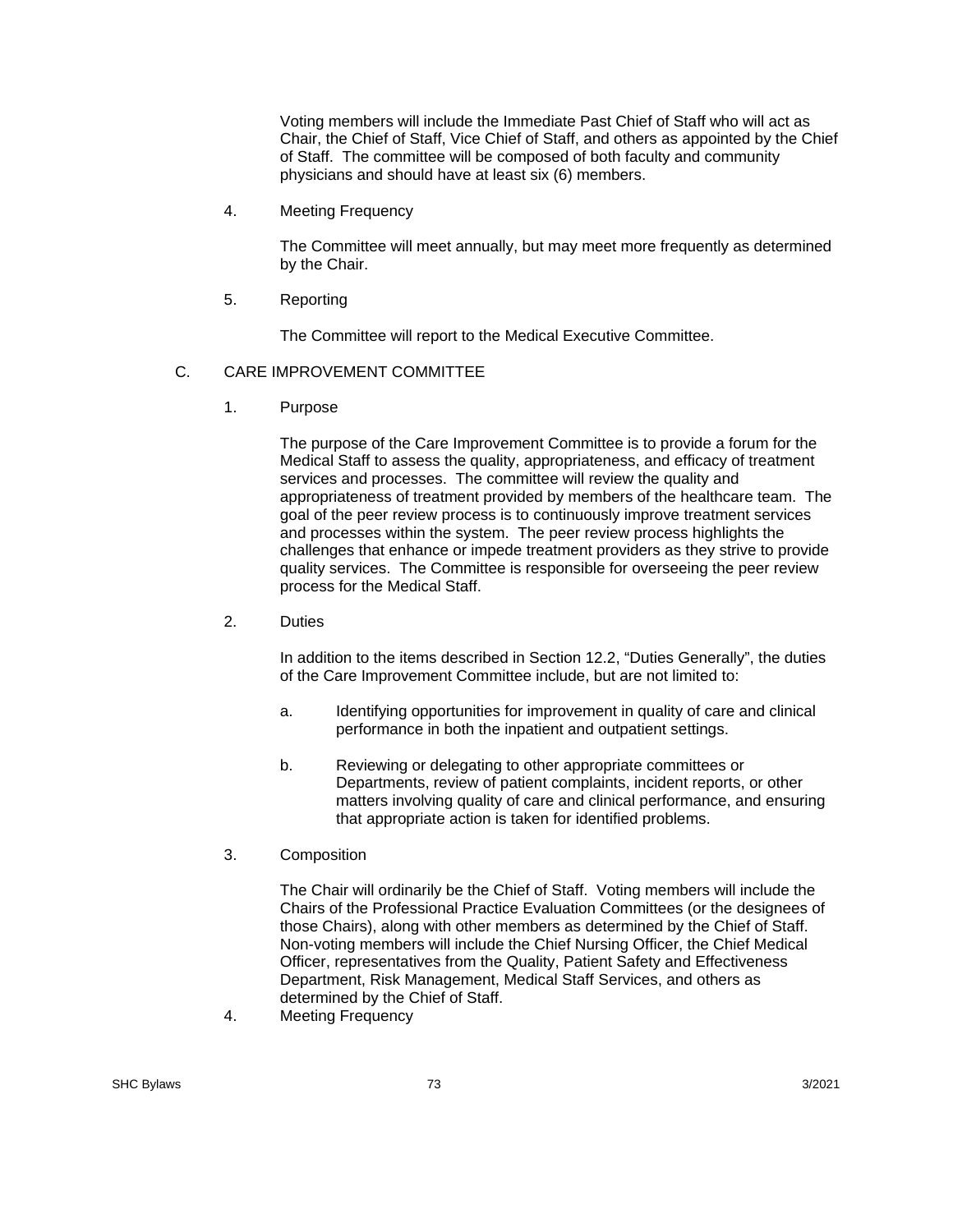Voting members will include the Immediate Past Chief of Staff who will act as Chair, the Chief of Staff, Vice Chief of Staff, and others as appointed by the Chief of Staff. The committee will be composed of both faculty and community physicians and should have at least six (6) members.

4. Meeting Frequency

   The Committee will meet annually, but may meet more frequently as determined by the Chair.

5. Reporting

   The Committee will report to the Medical Executive Committee.

C. CARE IMPROVEMENT COMMITTEE

1. Purpose

   The purpose of the Care Improvement Committee is to provide a forum for the Medical Staff to assess the quality, appropriateness, and efficacy of treatment services and processes. The committee will review the quality and appropriateness of treatment provided by members of the healthcare team. The goal of the peer review process is to continuously improve treatment services and processes within the system. The peer review process highlights the challenges that enhance or impede treatment providers as they strive to provide quality services. The Committee is responsible for overseeing the peer review process for the Medical Staff.

2. Duties

   In addition to the items described in Section 12.2, "Duties Generally", the duties of the Care Improvement Committee include, but are not limited to:

   a. Identifying opportunities for improvement in quality of care and clinical performance in both the inpatient and outpatient settings.

   b. Reviewing or delegating to other appropriate committees or Departments, review of patient complaints, incident reports, or other matters involving quality of care and clinical performance, and ensuring that appropriate action is taken for identified problems.

3. Composition

   The Chair will ordinarily be the Chief of Staff. Voting members will include the Chairs of the Professional Practice Evaluation Committees (or the designees of those Chairs), along with other members as determined by the Chief of Staff. Non-voting members will include the Chief Nursing Officer, the Chief Medical Officer, representatives from the Quality, Patient Safety and Effectiveness Department, Risk Management, Medical Staff Services, and others as determined by the Chief of Staff.

4. Meeting Frequency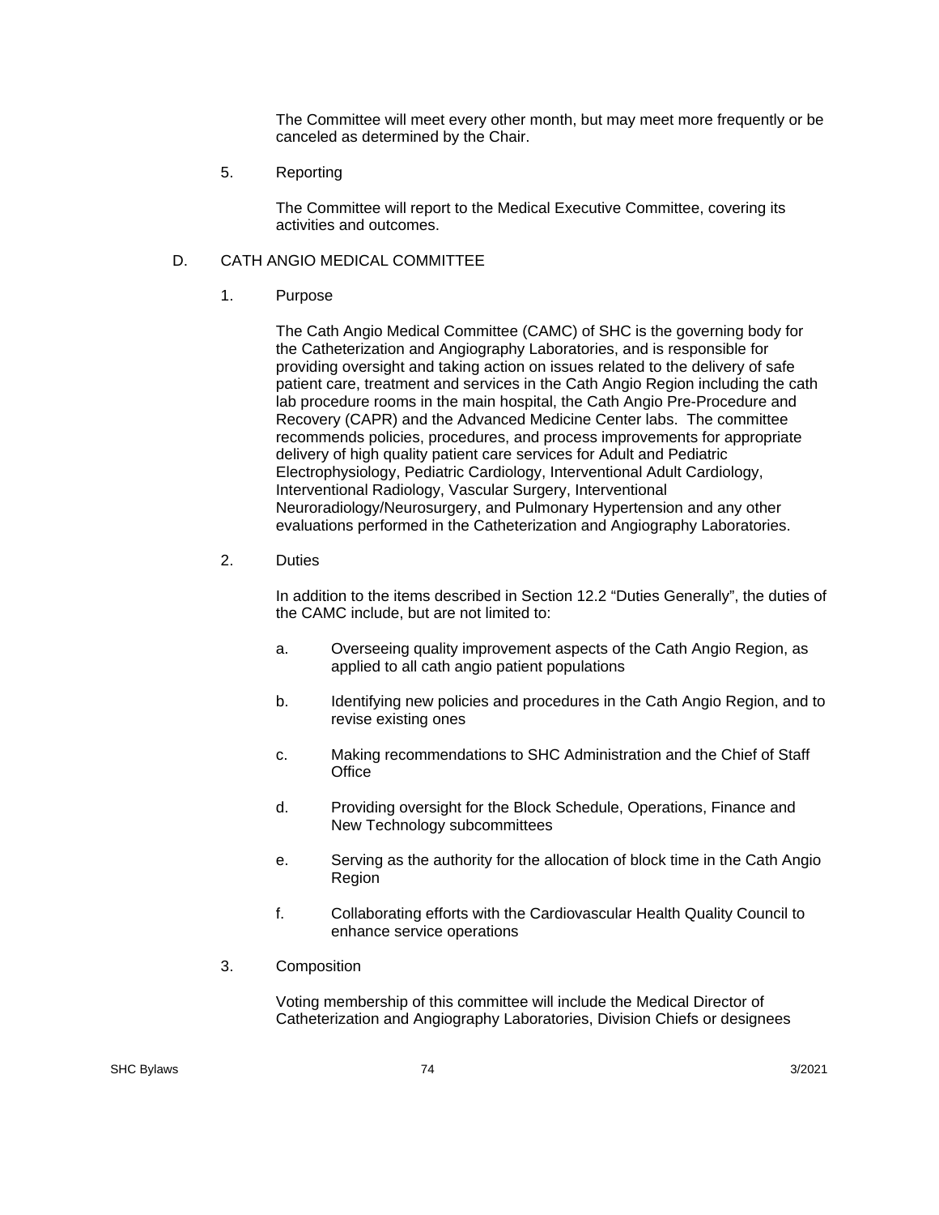The Committee will meet every other month, but may meet more frequently or be canceled as determined by the Chair.

5. Reporting

The Committee will report to the Medical Executive Committee, covering its activities and outcomes.

## D. CATH ANGIO MEDICAL COMMITTEE

1. Purpose

The Cath Angio Medical Committee (CAMC) of SHC is the governing body for the Catheterization and Angiography Laboratories, and is responsible for providing oversight and taking action on issues related to the delivery of safe patient care, treatment and services in the Cath Angio Region including the cath lab procedure rooms in the main hospital, the Cath Angio Pre-Procedure and Recovery (CAPR) and the Advanced Medicine Center labs. The committee recommends policies, procedures, and process improvements for appropriate delivery of high quality patient care services for Adult and Pediatric Electrophysiology, Pediatric Cardiology, Interventional Adult Cardiology, Interventional Radiology, Vascular Surgery, Interventional Neuroradiology/Neurosurgery, and Pulmonary Hypertension and any other evaluations performed in the Catheterization and Angiography Laboratories.

2. Duties

In addition to the items described in Section 12.2 "Duties Generally", the duties of the CAMC include, but are not limited to:

a. Overseeing quality improvement aspects of the Cath Angio Region, as applied to all cath angio patient populations

b. Identifying new policies and procedures in the Cath Angio Region, and to revise existing ones

c. Making recommendations to SHC Administration and the Chief of Staff Office

d. Providing oversight for the Block Schedule, Operations, Finance and New Technology subcommittees

e. Serving as the authority for the allocation of block time in the Cath Angio Region

f. Collaborating efforts with the Cardiovascular Health Quality Council to enhance service operations

3. Composition

Voting membership of this committee will include the Medical Director of Catheterization and Angiography Laboratories, Division Chiefs or designees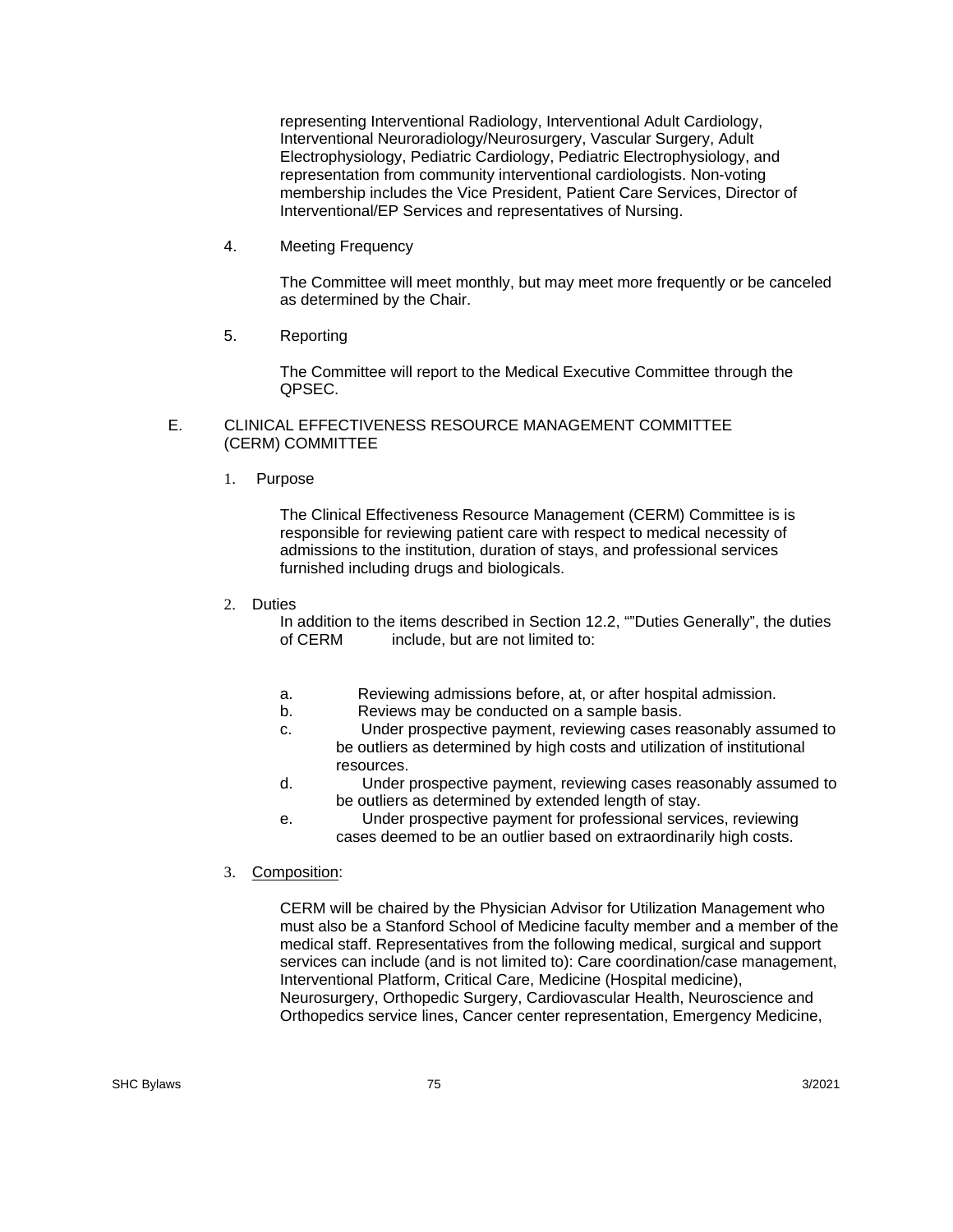representing Interventional Radiology, Interventional Adult Cardiology, Interventional Neuroradiology/Neurosurgery, Vascular Surgery, Adult Electrophysiology, Pediatric Cardiology, Pediatric Electrophysiology, and representation from community interventional cardiologists. Non-voting membership includes the Vice President, Patient Care Services, Director of Interventional/EP Services and representatives of Nursing.

4. Meeting Frequency

   The Committee will meet monthly, but may meet more frequently or be canceled as determined by the Chair.

5. Reporting

   The Committee will report to the Medical Executive Committee through the QPSEC.

E. CLINICAL EFFECTIVENESS RESOURCE MANAGEMENT COMMITTEE (CERM) COMMITTEE

1. Purpose

   The Clinical Effectiveness Resource Management (CERM) Committee is is responsible for reviewing patient care with respect to medical necessity of admissions to the institution, duration of stays, and professional services furnished including drugs and biologicals.

2. Duties

   In addition to the items described in Section 12.2, “”Duties Generally”, the duties of CERM include, but are not limited to:

   a. Reviewing admissions before, at, or after hospital admission.
   b. Reviews may be conducted on a sample basis.
   c. Under prospective payment, reviewing cases reasonably assumed to be outliers as determined by high costs and utilization of institutional resources.
   d. Under prospective payment, reviewing cases reasonably assumed to be outliers as determined by extended length of stay.
   e. Under prospective payment for professional services, reviewing cases deemed to be an outlier based on extraordinarily high costs.

3. Composition:

   CERM will be chaired by the Physician Advisor for Utilization Management who must also be a Stanford School of Medicine faculty member and a member of the medical staff. Representatives from the following medical, surgical and support services can include (and is not limited to): Care coordination/case management, Interventional Platform, Critical Care, Medicine (Hospital medicine), Neurosurgery, Orthopedic Surgery, Cardiovascular Health, Neuroscience and Orthopedics service lines, Cancer center representation, Emergency Medicine,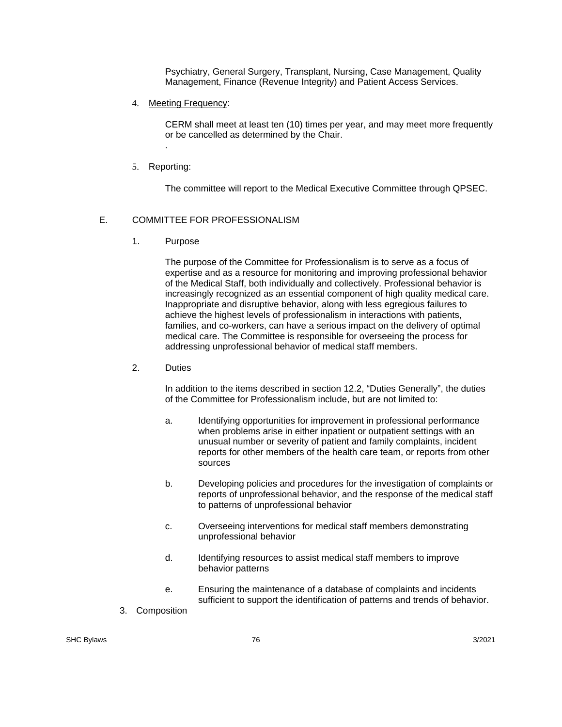Psychiatry, General Surgery, Transplant, Nursing, Case Management, Quality Management, Finance (Revenue Integrity) and Patient Access Services.

4. Meeting Frequency:

   CERM shall meet at least ten (10) times per year, and may meet more frequently or be cancelled as determined by the Chair.

   .

5. Reporting:

   The committee will report to the Medical Executive Committee through QPSEC.

E. COMMITTEE FOR PROFESSIONALISM

1. Purpose

   The purpose of the Committee for Professionalism is to serve as a focus of expertise and as a resource for monitoring and improving professional behavior of the Medical Staff, both individually and collectively. Professional behavior is increasingly recognized as an essential component of high quality medical care. Inappropriate and disruptive behavior, along with less egregious failures to achieve the highest levels of professionalism in interactions with patients, families, and co-workers, can have a serious impact on the delivery of optimal medical care. The Committee is responsible for overseeing the process for addressing unprofessional behavior of medical staff members.

2. Duties

   In addition to the items described in section 12.2, "Duties Generally", the duties of the Committee for Professionalism include, but are not limited to:

   a. Identifying opportunities for improvement in professional performance when problems arise in either inpatient or outpatient settings with an unusual number or severity of patient and family complaints, incident reports for other members of the health care team, or reports from other sources

   b. Developing policies and procedures for the investigation of complaints or reports of unprofessional behavior, and the response of the medical staff to patterns of unprofessional behavior

   c. Overseeing interventions for medical staff members demonstrating unprofessional behavior

   d. Identifying resources to assist medical staff members to improve behavior patterns

   e. Ensuring the maintenance of a database of complaints and incidents sufficient to support the identification of patterns and trends of behavior.

3. Composition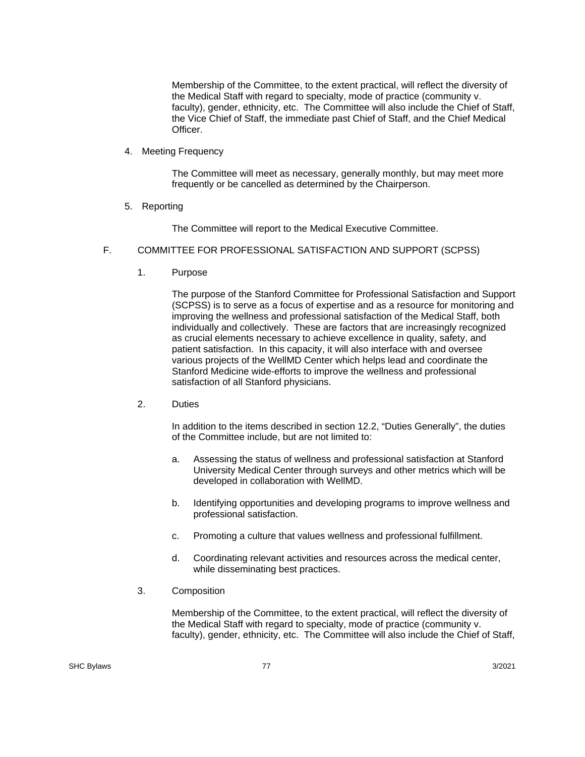Membership of the Committee, to the extent practical, will reflect the diversity of the Medical Staff with regard to specialty, mode of practice (community v. faculty), gender, ethnicity, etc. The Committee will also include the Chief of Staff, the Vice Chief of Staff, the immediate past Chief of Staff, and the Chief Medical Officer.

4. Meeting Frequency

   The Committee will meet as necessary, generally monthly, but may meet more frequently or be cancelled as determined by the Chairperson.

5. Reporting

   The Committee will report to the Medical Executive Committee.

## F. COMMITTEE FOR PROFESSIONAL SATISFACTION AND SUPPORT (SCPSS)

1. Purpose

   The purpose of the Stanford Committee for Professional Satisfaction and Support (SCPSS) is to serve as a focus of expertise and as a resource for monitoring and improving the wellness and professional satisfaction of the Medical Staff, both individually and collectively. These are factors that are increasingly recognized as crucial elements necessary to achieve excellence in quality, safety, and patient satisfaction. In this capacity, it will also interface with and oversee various projects of the WellMD Center which helps lead and coordinate the Stanford Medicine wide-efforts to improve the wellness and professional satisfaction of all Stanford physicians.

2. Duties

   In addition to the items described in section 12.2, "Duties Generally", the duties of the Committee include, but are not limited to:

   a. Assessing the status of wellness and professional satisfaction at Stanford University Medical Center through surveys and other metrics which will be developed in collaboration with WellMD.

   b. Identifying opportunities and developing programs to improve wellness and professional satisfaction.

   c. Promoting a culture that values wellness and professional fulfillment.

   d. Coordinating relevant activities and resources across the medical center, while disseminating best practices.

3. Composition

   Membership of the Committee, to the extent practical, will reflect the diversity of the Medical Staff with regard to specialty, mode of practice (community v. faculty), gender, ethnicity, etc. The Committee will also include the Chief of Staff,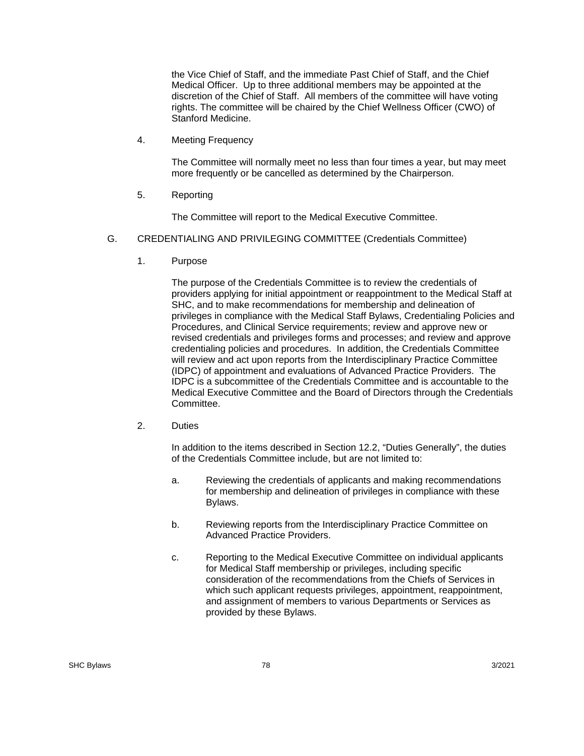the Vice Chief of Staff, and the immediate Past Chief of Staff, and the Chief Medical Officer. Up to three additional members may be appointed at the discretion of the Chief of Staff. All members of the committee will have voting rights. The committee will be chaired by the Chief Wellness Officer (CWO) of Stanford Medicine.

4. Meeting Frequency

   The Committee will normally meet no less than four times a year, but may meet more frequently or be cancelled as determined by the Chairperson.

5. Reporting

   The Committee will report to the Medical Executive Committee.

G. CREDENTIALING AND PRIVILEGING COMMITTEE (Credentials Committee)

1. Purpose

   The purpose of the Credentials Committee is to review the credentials of providers applying for initial appointment or reappointment to the Medical Staff at SHC, and to make recommendations for membership and delineation of privileges in compliance with the Medical Staff Bylaws, Credentialing Policies and Procedures, and Clinical Service requirements; review and approve new or revised credentials and privileges forms and processes; and review and approve credentialing policies and procedures. In addition, the Credentials Committee will review and act upon reports from the Interdisciplinary Practice Committee (IDPC) of appointment and evaluations of Advanced Practice Providers. The IDPC is a subcommittee of the Credentials Committee and is accountable to the Medical Executive Committee and the Board of Directors through the Credentials Committee.

2. Duties

   In addition to the items described in Section 12.2, "Duties Generally", the duties of the Credentials Committee include, but are not limited to:

   a. Reviewing the credentials of applicants and making recommendations for membership and delineation of privileges in compliance with these Bylaws.

   b. Reviewing reports from the Interdisciplinary Practice Committee on Advanced Practice Providers.

   c. Reporting to the Medical Executive Committee on individual applicants for Medical Staff membership or privileges, including specific consideration of the recommendations from the Chiefs of Services in which such applicant requests privileges, appointment, reappointment, and assignment of members to various Departments or Services as provided by these Bylaws.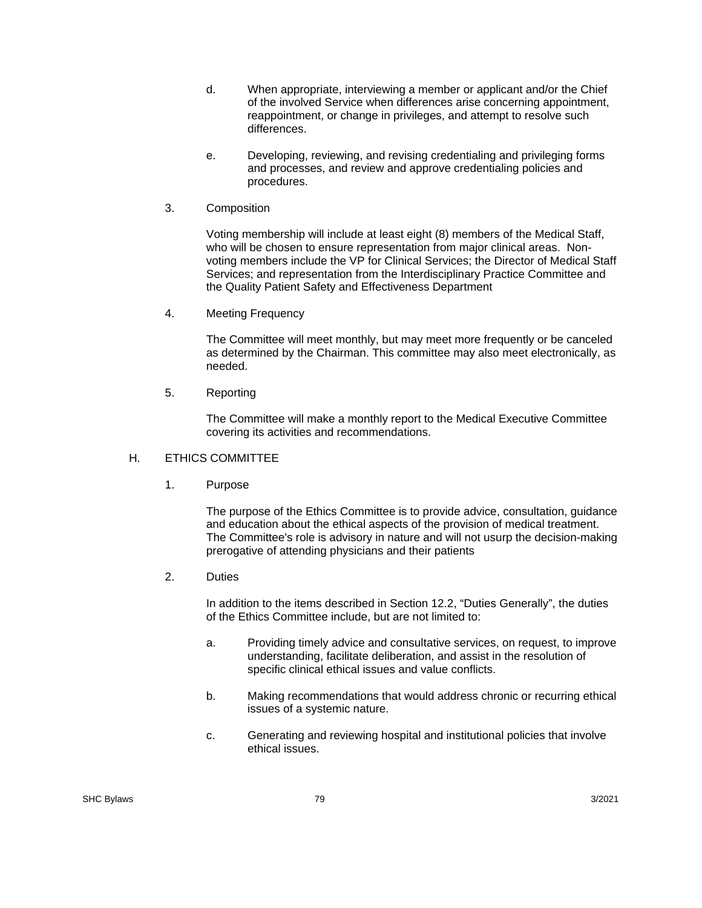d. When appropriate, interviewing a member or applicant and/or the Chief of the involved Service when differences arise concerning appointment, reappointment, or change in privileges, and attempt to resolve such differences.

e. Developing, reviewing, and revising credentialing and privileging forms and processes, and review and approve credentialing policies and procedures.

3. Composition

Voting membership will include at least eight (8) members of the Medical Staff, who will be chosen to ensure representation from major clinical areas. Non-voting members include the VP for Clinical Services; the Director of Medical Staff Services; and representation from the Interdisciplinary Practice Committee and the Quality Patient Safety and Effectiveness Department

4. Meeting Frequency

The Committee will meet monthly, but may meet more frequently or be canceled as determined by the Chairman. This committee may also meet electronically, as needed.

5. Reporting

The Committee will make a monthly report to the Medical Executive Committee covering its activities and recommendations.

H. ETHICS COMMITTEE

1. Purpose

The purpose of the Ethics Committee is to provide advice, consultation, guidance and education about the ethical aspects of the provision of medical treatment. The Committee's role is advisory in nature and will not usurp the decision-making prerogative of attending physicians and their patients

2. Duties

In addition to the items described in Section 12.2, "Duties Generally", the duties of the Ethics Committee include, but are not limited to:

a. Providing timely advice and consultative services, on request, to improve understanding, facilitate deliberation, and assist in the resolution of specific clinical ethical issues and value conflicts.

b. Making recommendations that would address chronic or recurring ethical issues of a systemic nature.

c. Generating and reviewing hospital and institutional policies that involve ethical issues.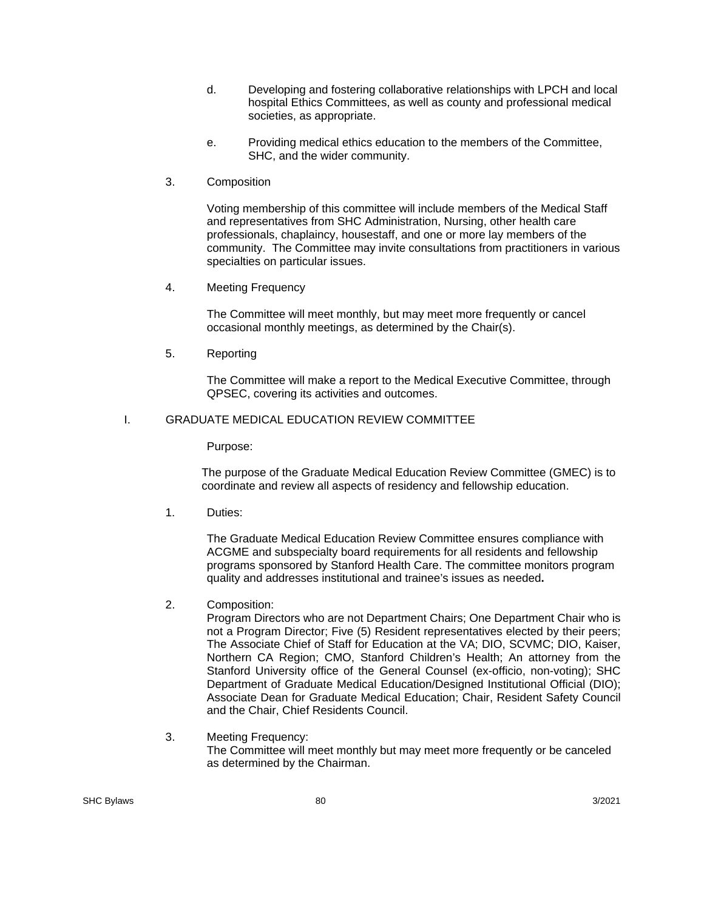d. Developing and fostering collaborative relationships with LPCH and local hospital Ethics Committees, as well as county and professional medical societies, as appropriate.

e. Providing medical ethics education to the members of the Committee, SHC, and the wider community.

3. Composition

Voting membership of this committee will include members of the Medical Staff and representatives from SHC Administration, Nursing, other health care professionals, chaplaincy, housestaff, and one or more lay members of the community. The Committee may invite consultations from practitioners in various specialties on particular issues.

4. Meeting Frequency

The Committee will meet monthly, but may meet more frequently or cancel occasional monthly meetings, as determined by the Chair(s).

5. Reporting

The Committee will make a report to the Medical Executive Committee, through QPSEC, covering its activities and outcomes.

I. GRADUATE MEDICAL EDUCATION REVIEW COMMITTEE

Purpose:

The purpose of the Graduate Medical Education Review Committee (GMEC) is to coordinate and review all aspects of residency and fellowship education.

1. Duties:

The Graduate Medical Education Review Committee ensures compliance with ACGME and subspecialty board requirements for all residents and fellowship programs sponsored by Stanford Health Care. The committee monitors program quality and addresses institutional and trainee's issues as needed**.**

2. Composition:
Program Directors who are not Department Chairs; One Department Chair who is not a Program Director; Five (5) Resident representatives elected by their peers; The Associate Chief of Staff for Education at the VA; DIO, SCVMC; DIO, Kaiser, Northern CA Region; CMO, Stanford Children's Health; An attorney from the Stanford University office of the General Counsel (ex-officio, non-voting); SHC Department of Graduate Medical Education/Designed Institutional Official (DIO); Associate Dean for Graduate Medical Education; Chair, Resident Safety Council and the Chair, Chief Residents Council.

3. Meeting Frequency:
The Committee will meet monthly but may meet more frequently or be canceled as determined by the Chairman.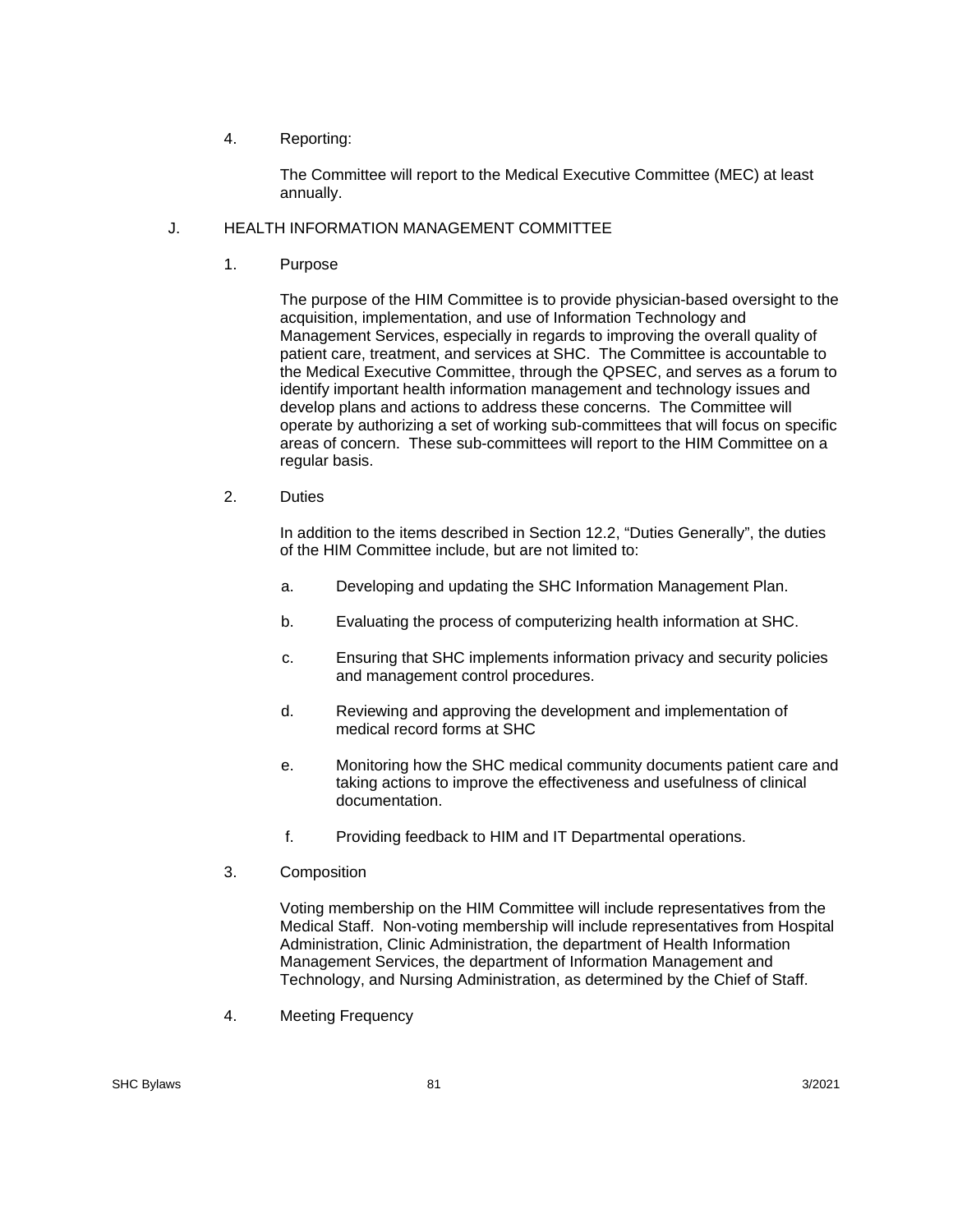4. Reporting:

   The Committee will report to the Medical Executive Committee (MEC) at least annually.

## J. HEALTH INFORMATION MANAGEMENT COMMITTEE

1. Purpose

   The purpose of the HIM Committee is to provide physician-based oversight to the acquisition, implementation, and use of Information Technology and Management Services, especially in regards to improving the overall quality of patient care, treatment, and services at SHC. The Committee is accountable to the Medical Executive Committee, through the QPSEC, and serves as a forum to identify important health information management and technology issues and develop plans and actions to address these concerns. The Committee will operate by authorizing a set of working sub-committees that will focus on specific areas of concern. These sub-committees will report to the HIM Committee on a regular basis.

2. Duties

   In addition to the items described in Section 12.2, "Duties Generally", the duties of the HIM Committee include, but are not limited to:

   a. Developing and updating the SHC Information Management Plan.

   b. Evaluating the process of computerizing health information at SHC.

   c. Ensuring that SHC implements information privacy and security policies and management control procedures.

   d. Reviewing and approving the development and implementation of medical record forms at SHC

   e. Monitoring how the SHC medical community documents patient care and taking actions to improve the effectiveness and usefulness of clinical documentation.

   f. Providing feedback to HIM and IT Departmental operations.

3. Composition

   Voting membership on the HIM Committee will include representatives from the Medical Staff. Non-voting membership will include representatives from Hospital Administration, Clinic Administration, the department of Health Information Management Services, the department of Information Management and Technology, and Nursing Administration, as determined by the Chief of Staff.

4. Meeting Frequency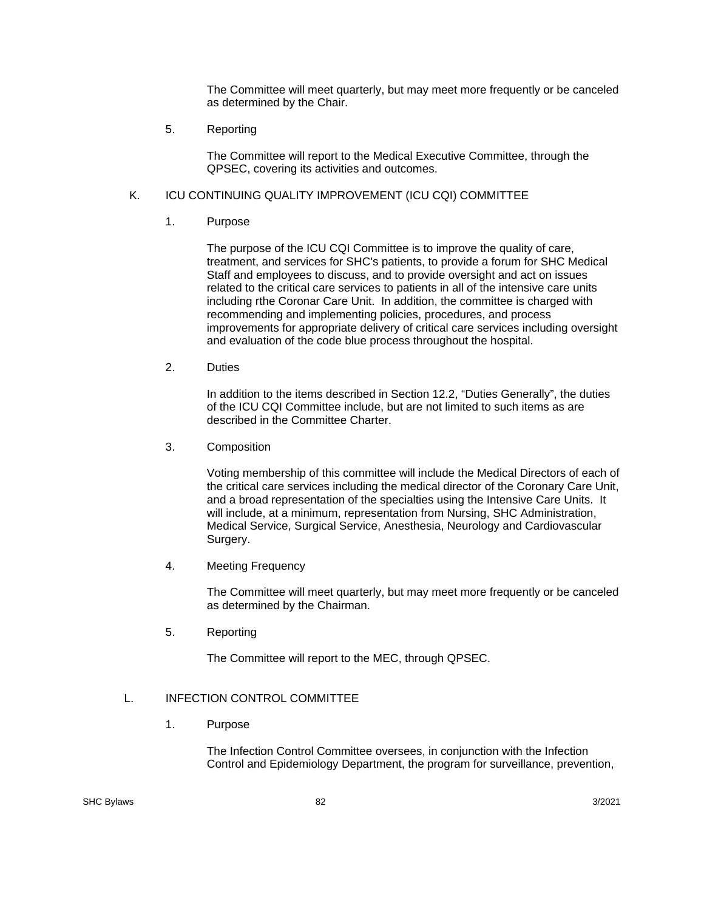The Committee will meet quarterly, but may meet more frequently or be canceled as determined by the Chair.

5. Reporting

The Committee will report to the Medical Executive Committee, through the QPSEC, covering its activities and outcomes.

## K. ICU CONTINUING QUALITY IMPROVEMENT (ICU CQI) COMMITTEE

1. Purpose

The purpose of the ICU CQI Committee is to improve the quality of care, treatment, and services for SHC's patients, to provide a forum for SHC Medical Staff and employees to discuss, and to provide oversight and act on issues related to the critical care services to patients in all of the intensive care units including rthe Coronar Care Unit. In addition, the committee is charged with recommending and implementing policies, procedures, and process improvements for appropriate delivery of critical care services including oversight and evaluation of the code blue process throughout the hospital.

2. Duties

In addition to the items described in Section 12.2, "Duties Generally", the duties of the ICU CQI Committee include, but are not limited to such items as are described in the Committee Charter.

3. Composition

Voting membership of this committee will include the Medical Directors of each of the critical care services including the medical director of the Coronary Care Unit, and a broad representation of the specialties using the Intensive Care Units. It will include, at a minimum, representation from Nursing, SHC Administration, Medical Service, Surgical Service, Anesthesia, Neurology and Cardiovascular Surgery.

4. Meeting Frequency

The Committee will meet quarterly, but may meet more frequently or be canceled as determined by the Chairman.

5. Reporting

The Committee will report to the MEC, through QPSEC.

## L. INFECTION CONTROL COMMITTEE

1. Purpose

The Infection Control Committee oversees, in conjunction with the Infection Control and Epidemiology Department, the program for surveillance, prevention,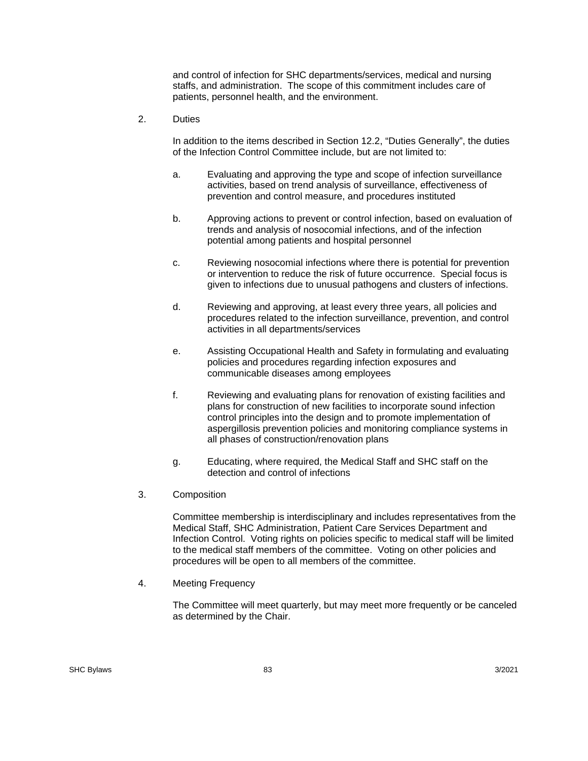and control of infection for SHC departments/services, medical and nursing staffs, and administration. The scope of this commitment includes care of patients, personnel health, and the environment.

2. Duties

   In addition to the items described in Section 12.2, "Duties Generally", the duties of the Infection Control Committee include, but are not limited to:

   a. Evaluating and approving the type and scope of infection surveillance activities, based on trend analysis of surveillance, effectiveness of prevention and control measure, and procedures instituted

   b. Approving actions to prevent or control infection, based on evaluation of trends and analysis of nosocomial infections, and of the infection potential among patients and hospital personnel

   c. Reviewing nosocomial infections where there is potential for prevention or intervention to reduce the risk of future occurrence. Special focus is given to infections due to unusual pathogens and clusters of infections.

   d. Reviewing and approving, at least every three years, all policies and procedures related to the infection surveillance, prevention, and control activities in all departments/services

   e. Assisting Occupational Health and Safety in formulating and evaluating policies and procedures regarding infection exposures and communicable diseases among employees

   f. Reviewing and evaluating plans for renovation of existing facilities and plans for construction of new facilities to incorporate sound infection control principles into the design and to promote implementation of aspergillosis prevention policies and monitoring compliance systems in all phases of construction/renovation plans

   g. Educating, where required, the Medical Staff and SHC staff on the detection and control of infections

3. Composition

   Committee membership is interdisciplinary and includes representatives from the Medical Staff, SHC Administration, Patient Care Services Department and Infection Control. Voting rights on policies specific to medical staff will be limited to the medical staff members of the committee. Voting on other policies and procedures will be open to all members of the committee.

4. Meeting Frequency

   The Committee will meet quarterly, but may meet more frequently or be canceled as determined by the Chair.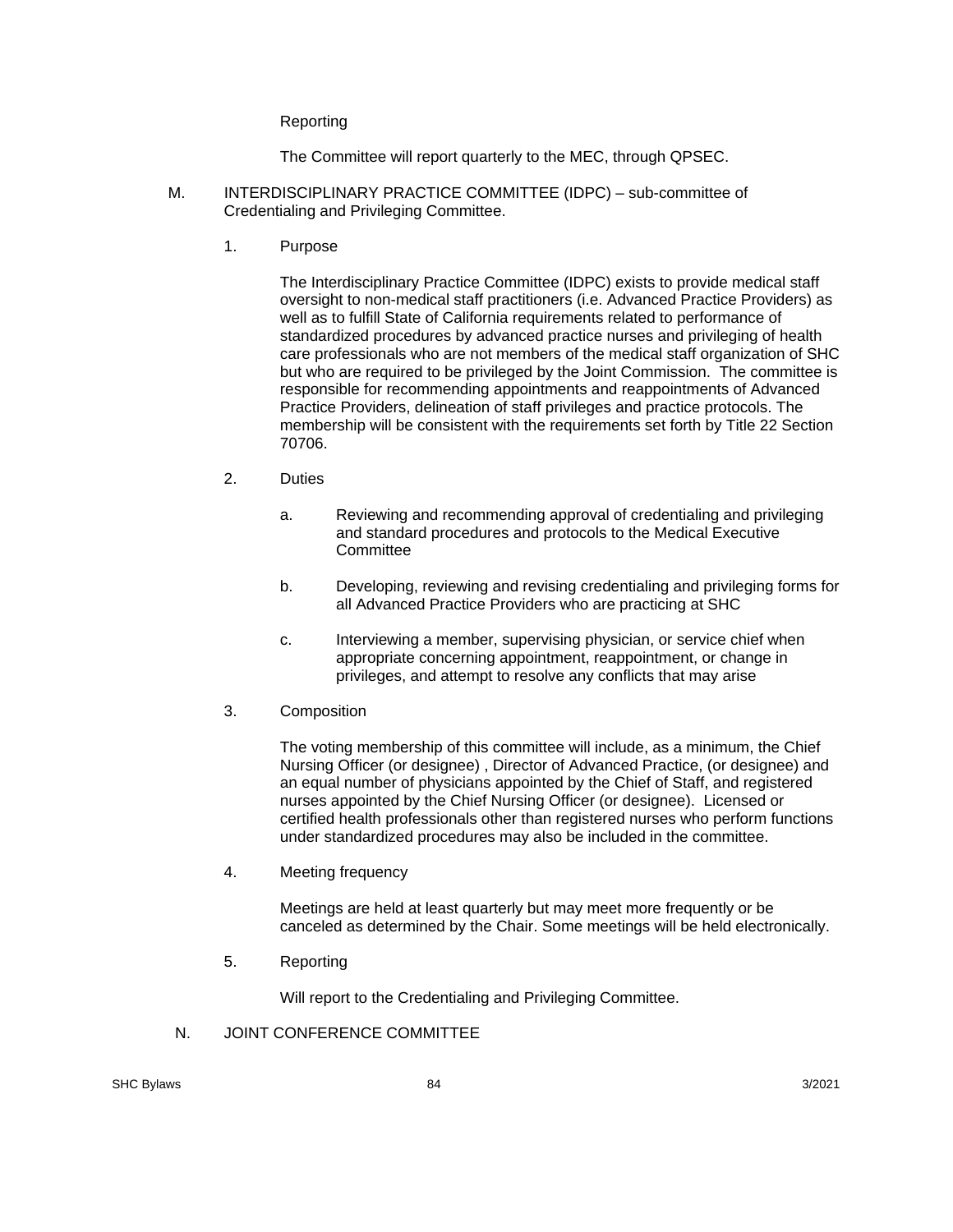Reporting

The Committee will report quarterly to the MEC, through QPSEC.

M. INTERDISCIPLINARY PRACTICE COMMITTEE (IDPC) – sub-committee of Credentialing and Privileging Committee.

1. Purpose

The Interdisciplinary Practice Committee (IDPC) exists to provide medical staff oversight to non-medical staff practitioners (i.e. Advanced Practice Providers) as well as to fulfill State of California requirements related to performance of standardized procedures by advanced practice nurses and privileging of health care professionals who are not members of the medical staff organization of SHC but who are required to be privileged by the Joint Commission. The committee is responsible for recommending appointments and reappointments of Advanced Practice Providers, delineation of staff privileges and practice protocols. The membership will be consistent with the requirements set forth by Title 22 Section 70706.

2. Duties

a. Reviewing and recommending approval of credentialing and privileging and standard procedures and protocols to the Medical Executive Committee

b. Developing, reviewing and revising credentialing and privileging forms for all Advanced Practice Providers who are practicing at SHC

c. Interviewing a member, supervising physician, or service chief when appropriate concerning appointment, reappointment, or change in privileges, and attempt to resolve any conflicts that may arise

3. Composition

The voting membership of this committee will include, as a minimum, the Chief Nursing Officer (or designee) , Director of Advanced Practice, (or designee) and an equal number of physicians appointed by the Chief of Staff, and registered nurses appointed by the Chief Nursing Officer (or designee). Licensed or certified health professionals other than registered nurses who perform functions under standardized procedures may also be included in the committee.

4. Meeting frequency

Meetings are held at least quarterly but may meet more frequently or be canceled as determined by the Chair. Some meetings will be held electronically.

5. Reporting

Will report to the Credentialing and Privileging Committee.

N. JOINT CONFERENCE COMMITTEE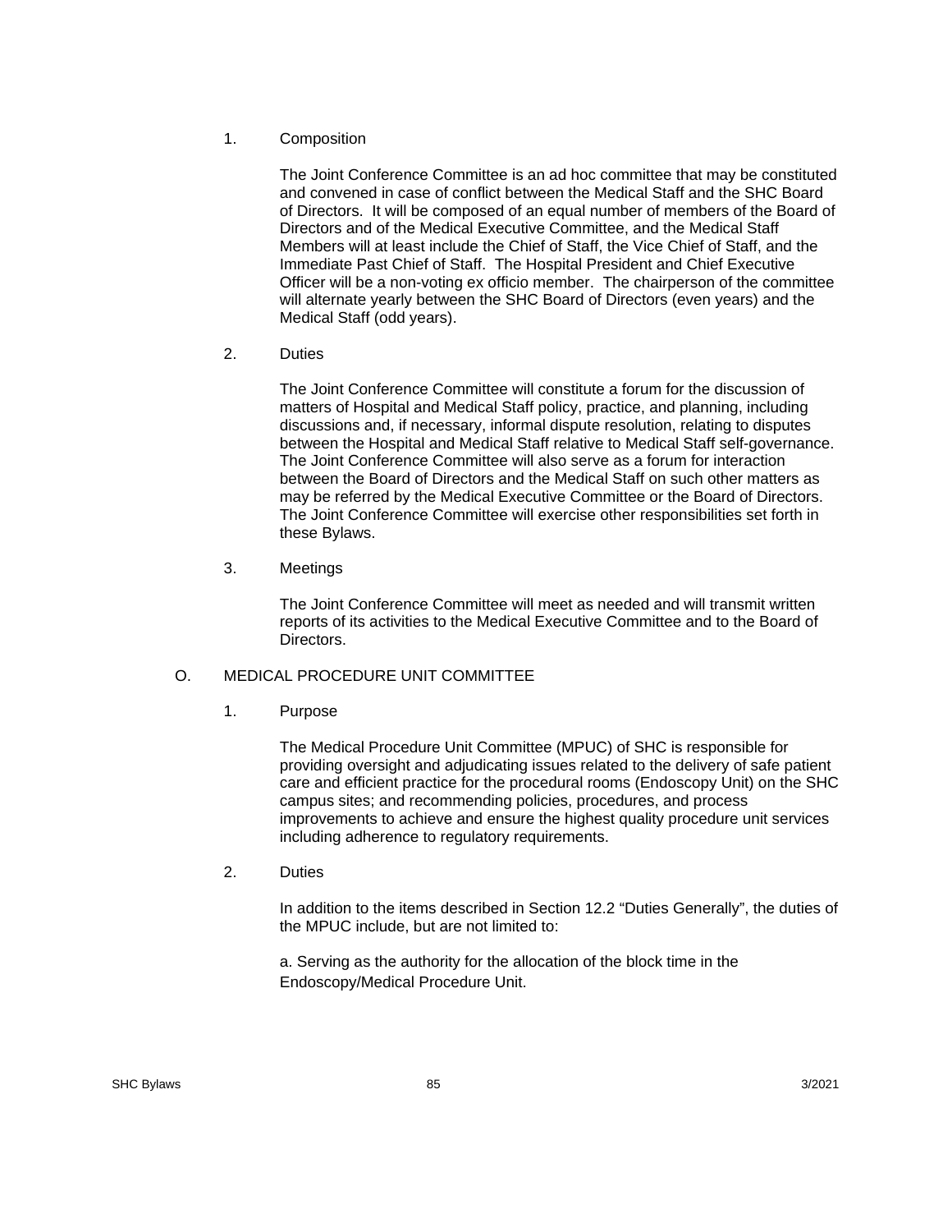1. Composition

The Joint Conference Committee is an ad hoc committee that may be constituted and convened in case of conflict between the Medical Staff and the SHC Board of Directors. It will be composed of an equal number of members of the Board of Directors and of the Medical Executive Committee, and the Medical Staff Members will at least include the Chief of Staff, the Vice Chief of Staff, and the Immediate Past Chief of Staff. The Hospital President and Chief Executive Officer will be a non-voting ex officio member. The chairperson of the committee will alternate yearly between the SHC Board of Directors (even years) and the Medical Staff (odd years).

2. Duties

The Joint Conference Committee will constitute a forum for the discussion of matters of Hospital and Medical Staff policy, practice, and planning, including discussions and, if necessary, informal dispute resolution, relating to disputes between the Hospital and Medical Staff relative to Medical Staff self-governance. The Joint Conference Committee will also serve as a forum for interaction between the Board of Directors and the Medical Staff on such other matters as may be referred by the Medical Executive Committee or the Board of Directors. The Joint Conference Committee will exercise other responsibilities set forth in these Bylaws.

3. Meetings

The Joint Conference Committee will meet as needed and will transmit written reports of its activities to the Medical Executive Committee and to the Board of Directors.

O. MEDICAL PROCEDURE UNIT COMMITTEE

1. Purpose

The Medical Procedure Unit Committee (MPUC) of SHC is responsible for providing oversight and adjudicating issues related to the delivery of safe patient care and efficient practice for the procedural rooms (Endoscopy Unit) on the SHC campus sites; and recommending policies, procedures, and process improvements to achieve and ensure the highest quality procedure unit services including adherence to regulatory requirements.

2. Duties

In addition to the items described in Section 12.2 "Duties Generally", the duties of the MPUC include, but are not limited to:

a. Serving as the authority for the allocation of the block time in the Endoscopy/Medical Procedure Unit.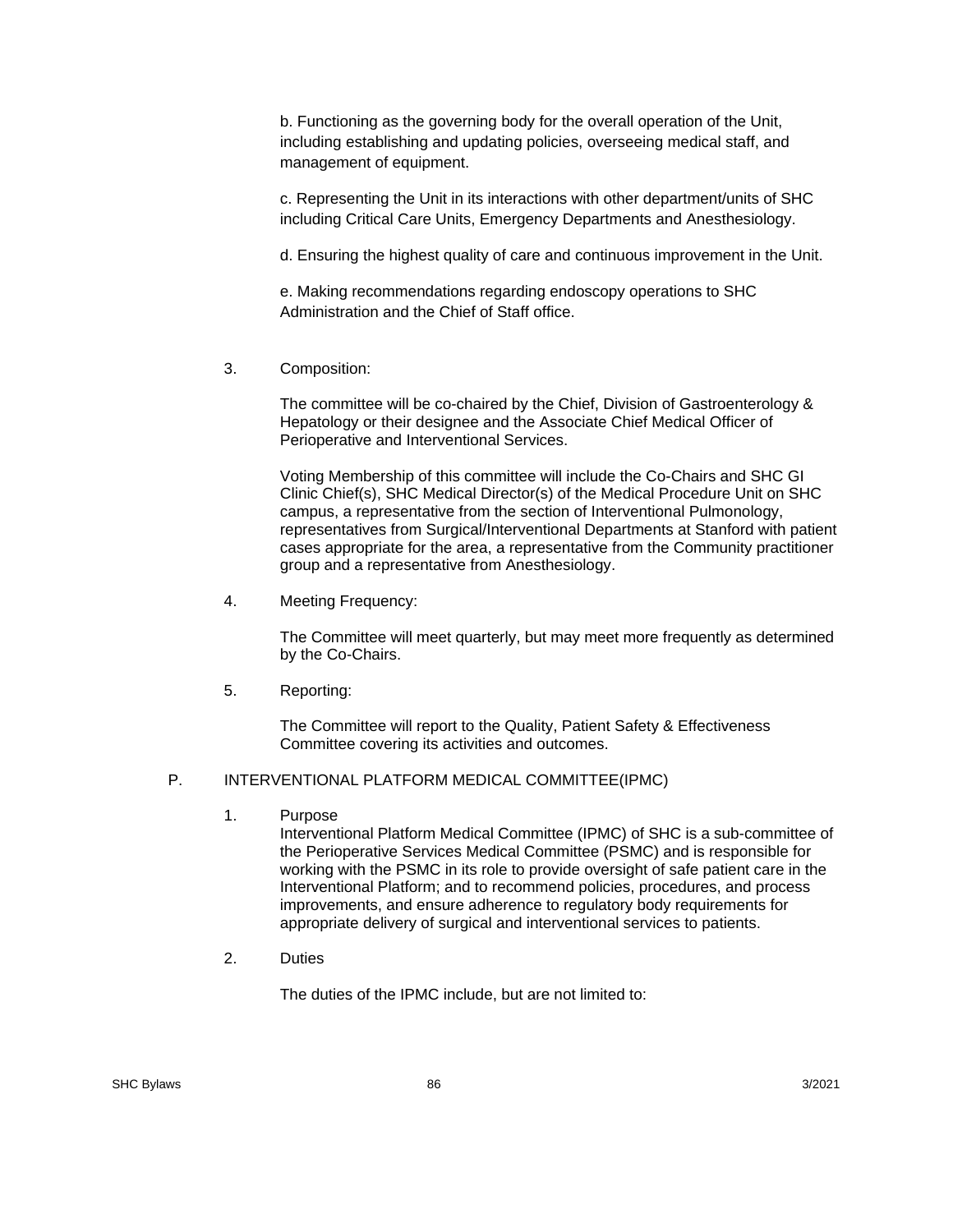b. Functioning as the governing body for the overall operation of the Unit, including establishing and updating policies, overseeing medical staff, and management of equipment.

c. Representing the Unit in its interactions with other department/units of SHC including Critical Care Units, Emergency Departments and Anesthesiology.

d. Ensuring the highest quality of care and continuous improvement in the Unit.

e. Making recommendations regarding endoscopy operations to SHC Administration and the Chief of Staff office.

3. Composition:

The committee will be co-chaired by the Chief, Division of Gastroenterology & Hepatology or their designee and the Associate Chief Medical Officer of Perioperative and Interventional Services.

Voting Membership of this committee will include the Co-Chairs and SHC GI Clinic Chief(s), SHC Medical Director(s) of the Medical Procedure Unit on SHC campus, a representative from the section of Interventional Pulmonology, representatives from Surgical/Interventional Departments at Stanford with patient cases appropriate for the area, a representative from the Community practitioner group and a representative from Anesthesiology.

4. Meeting Frequency:

The Committee will meet quarterly, but may meet more frequently as determined by the Co-Chairs.

5. Reporting:

The Committee will report to the Quality, Patient Safety & Effectiveness Committee covering its activities and outcomes.

## P. INTERVENTIONAL PLATFORM MEDICAL COMMITTEE(IPMC)

1. Purpose

Interventional Platform Medical Committee (IPMC) of SHC is a sub-committee of the Perioperative Services Medical Committee (PSMC) and is responsible for working with the PSMC in its role to provide oversight of safe patient care in the Interventional Platform; and to recommend policies, procedures, and process improvements, and ensure adherence to regulatory body requirements for appropriate delivery of surgical and interventional services to patients.

2. Duties

The duties of the IPMC include, but are not limited to: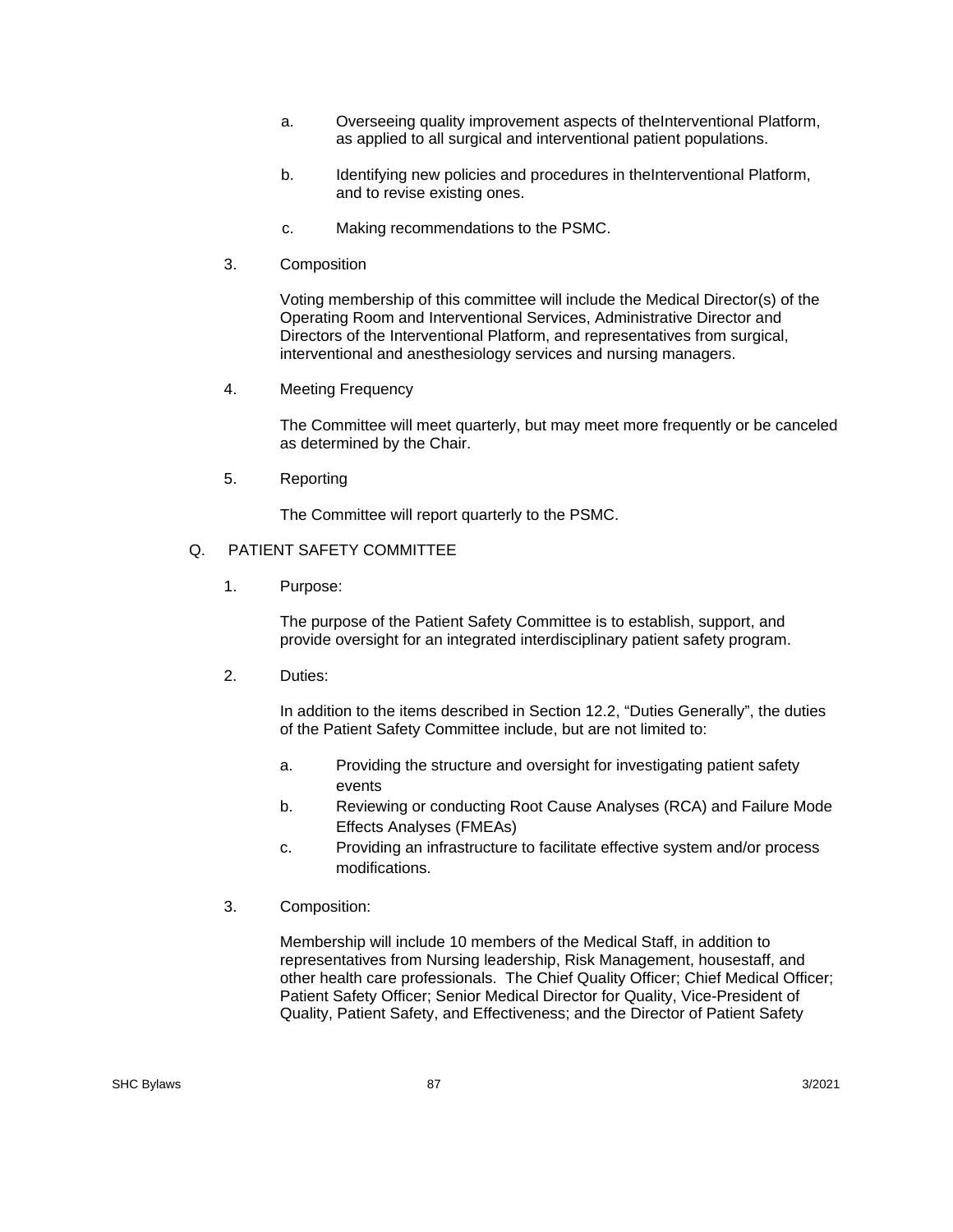a. Overseeing quality improvement aspects of theInterventional Platform, as applied to all surgical and interventional patient populations.

b. Identifying new policies and procedures in theInterventional Platform, and to revise existing ones.

c. Making recommendations to the PSMC.

3. Composition

Voting membership of this committee will include the Medical Director(s) of the Operating Room and Interventional Services, Administrative Director and Directors of the Interventional Platform, and representatives from surgical, interventional and anesthesiology services and nursing managers.

4. Meeting Frequency

The Committee will meet quarterly, but may meet more frequently or be canceled as determined by the Chair.

5. Reporting

The Committee will report quarterly to the PSMC.

Q. PATIENT SAFETY COMMITTEE

1. Purpose:

The purpose of the Patient Safety Committee is to establish, support, and provide oversight for an integrated interdisciplinary patient safety program.

2. Duties:

In addition to the items described in Section 12.2, “Duties Generally”, the duties of the Patient Safety Committee include, but are not limited to:

a. Providing the structure and oversight for investigating patient safety events
b. Reviewing or conducting Root Cause Analyses (RCA) and Failure Mode Effects Analyses (FMEAs)
c. Providing an infrastructure to facilitate effective system and/or process modifications.

3. Composition:

Membership will include 10 members of the Medical Staff, in addition to representatives from Nursing leadership, Risk Management, housestaff, and other health care professionals. The Chief Quality Officer; Chief Medical Officer; Patient Safety Officer; Senior Medical Director for Quality, Vice-President of Quality, Patient Safety, and Effectiveness; and the Director of Patient Safety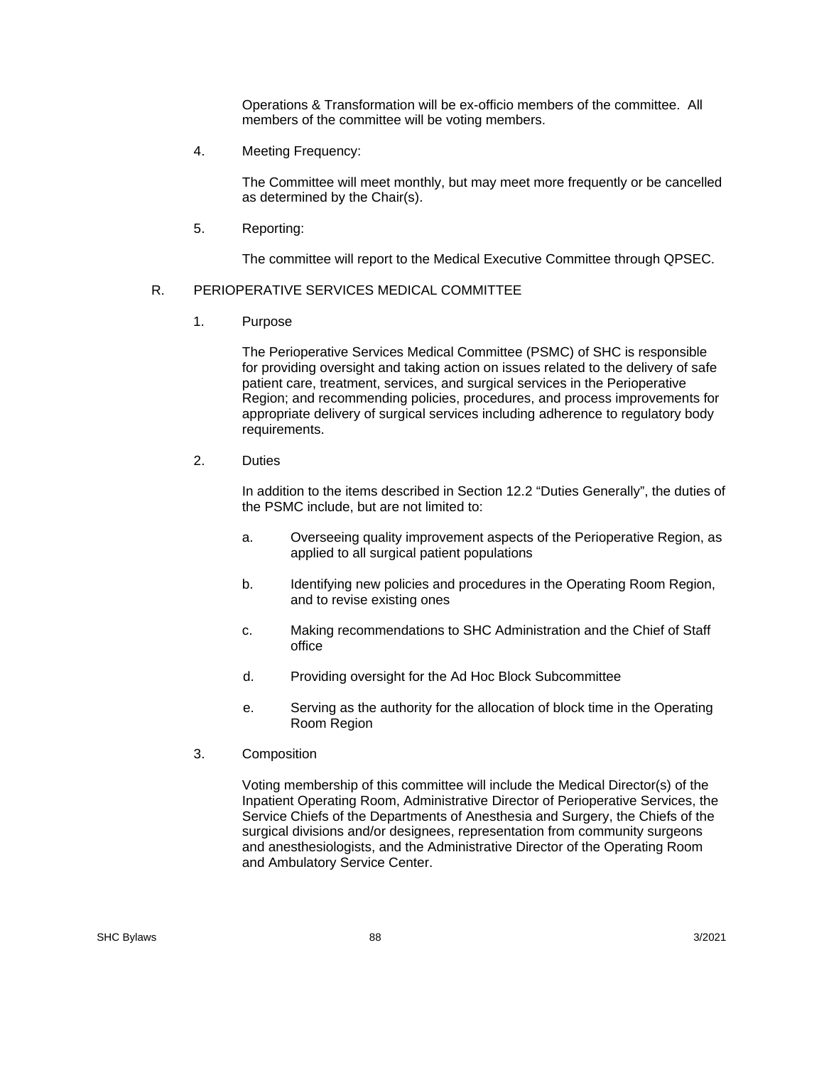Operations & Transformation will be ex-officio members of the committee. All members of the committee will be voting members.

4. Meeting Frequency:

   The Committee will meet monthly, but may meet more frequently or be cancelled as determined by the Chair(s).

5. Reporting:

   The committee will report to the Medical Executive Committee through QPSEC.

## R. PERIOPERATIVE SERVICES MEDICAL COMMITTEE

1. Purpose

   The Perioperative Services Medical Committee (PSMC) of SHC is responsible for providing oversight and taking action on issues related to the delivery of safe patient care, treatment, services, and surgical services in the Perioperative Region; and recommending policies, procedures, and process improvements for appropriate delivery of surgical services including adherence to regulatory body requirements.

2. Duties

   In addition to the items described in Section 12.2 “Duties Generally”, the duties of the PSMC include, but are not limited to:

   a. Overseeing quality improvement aspects of the Perioperative Region, as applied to all surgical patient populations

   b. Identifying new policies and procedures in the Operating Room Region, and to revise existing ones

   c. Making recommendations to SHC Administration and the Chief of Staff office

   d. Providing oversight for the Ad Hoc Block Subcommittee

   e. Serving as the authority for the allocation of block time in the Operating Room Region

3. Composition

   Voting membership of this committee will include the Medical Director(s) of the Inpatient Operating Room, Administrative Director of Perioperative Services, the Service Chiefs of the Departments of Anesthesia and Surgery, the Chiefs of the surgical divisions and/or designees, representation from community surgeons and anesthesiologists, and the Administrative Director of the Operating Room and Ambulatory Service Center.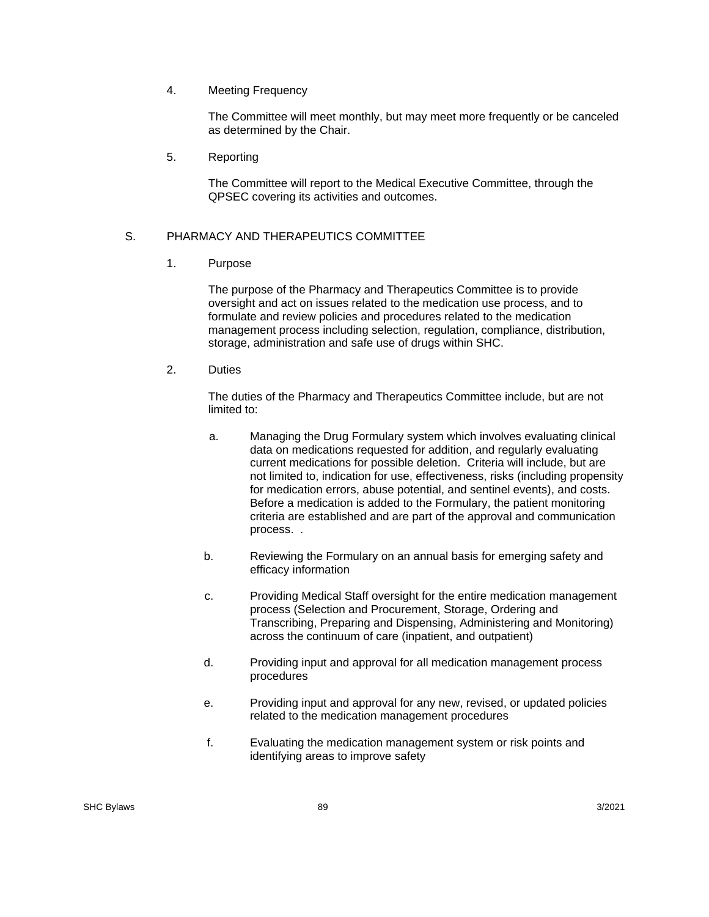4. Meeting Frequency

   The Committee will meet monthly, but may meet more frequently or be canceled as determined by the Chair.

5. Reporting

   The Committee will report to the Medical Executive Committee, through the QPSEC covering its activities and outcomes.

S. PHARMACY AND THERAPEUTICS COMMITTEE

1. Purpose

   The purpose of the Pharmacy and Therapeutics Committee is to provide oversight and act on issues related to the medication use process, and to formulate and review policies and procedures related to the medication management process including selection, regulation, compliance, distribution, storage, administration and safe use of drugs within SHC.

2. Duties

   The duties of the Pharmacy and Therapeutics Committee include, but are not limited to:

   a. Managing the Drug Formulary system which involves evaluating clinical data on medications requested for addition, and regularly evaluating current medications for possible deletion. Criteria will include, but are not limited to, indication for use, effectiveness, risks (including propensity for medication errors, abuse potential, and sentinel events), and costs. Before a medication is added to the Formulary, the patient monitoring criteria are established and are part of the approval and communication process. .

   b. Reviewing the Formulary on an annual basis for emerging safety and efficacy information

   c. Providing Medical Staff oversight for the entire medication management process (Selection and Procurement, Storage, Ordering and Transcribing, Preparing and Dispensing, Administering and Monitoring) across the continuum of care (inpatient, and outpatient)

   d. Providing input and approval for all medication management process procedures

   e. Providing input and approval for any new, revised, or updated policies related to the medication management procedures

   f. Evaluating the medication management system or risk points and identifying areas to improve safety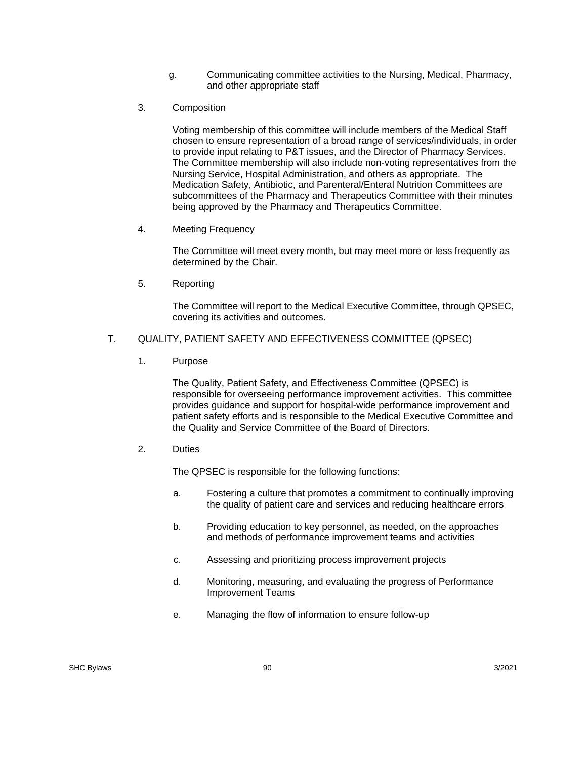g. Communicating committee activities to the Nursing, Medical, Pharmacy, and other appropriate staff

3. Composition

Voting membership of this committee will include members of the Medical Staff chosen to ensure representation of a broad range of services/individuals, in order to provide input relating to P&T issues, and the Director of Pharmacy Services. The Committee membership will also include non-voting representatives from the Nursing Service, Hospital Administration, and others as appropriate. The Medication Safety, Antibiotic, and Parenteral/Enteral Nutrition Committees are subcommittees of the Pharmacy and Therapeutics Committee with their minutes being approved by the Pharmacy and Therapeutics Committee.

4. Meeting Frequency

The Committee will meet every month, but may meet more or less frequently as determined by the Chair.

5. Reporting

The Committee will report to the Medical Executive Committee, through QPSEC, covering its activities and outcomes.

T. QUALITY, PATIENT SAFETY AND EFFECTIVENESS COMMITTEE (QPSEC)

1. Purpose

The Quality, Patient Safety, and Effectiveness Committee (QPSEC) is responsible for overseeing performance improvement activities. This committee provides guidance and support for hospital-wide performance improvement and patient safety efforts and is responsible to the Medical Executive Committee and the Quality and Service Committee of the Board of Directors.

2. Duties

The QPSEC is responsible for the following functions:

a. Fostering a culture that promotes a commitment to continually improving the quality of patient care and services and reducing healthcare errors

b. Providing education to key personnel, as needed, on the approaches and methods of performance improvement teams and activities

c. Assessing and prioritizing process improvement projects

d. Monitoring, measuring, and evaluating the progress of Performance Improvement Teams

e. Managing the flow of information to ensure follow-up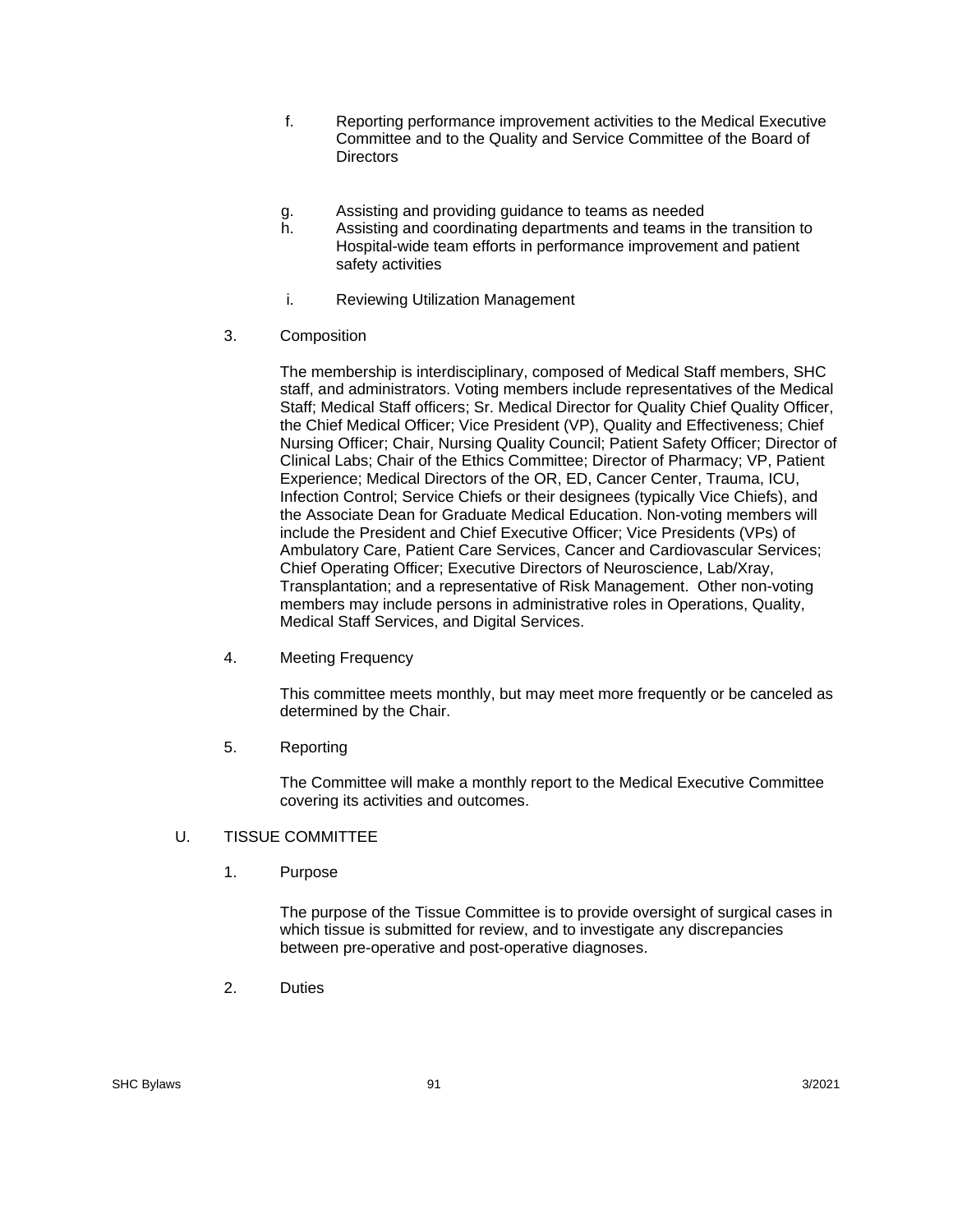f. Reporting performance improvement activities to the Medical Executive Committee and to the Quality and Service Committee of the Board of Directors

g. Assisting and providing guidance to teams as needed

h. Assisting and coordinating departments and teams in the transition to Hospital-wide team efforts in performance improvement and patient safety activities

i. Reviewing Utilization Management

3. Composition

The membership is interdisciplinary, composed of Medical Staff members, SHC staff, and administrators. Voting members include representatives of the Medical Staff; Medical Staff officers; Sr. Medical Director for Quality Chief Quality Officer, the Chief Medical Officer; Vice President (VP), Quality and Effectiveness; Chief Nursing Officer; Chair, Nursing Quality Council; Patient Safety Officer; Director of Clinical Labs; Chair of the Ethics Committee; Director of Pharmacy; VP, Patient Experience; Medical Directors of the OR, ED, Cancer Center, Trauma, ICU, Infection Control; Service Chiefs or their designees (typically Vice Chiefs), and the Associate Dean for Graduate Medical Education. Non-voting members will include the President and Chief Executive Officer; Vice Presidents (VPs) of Ambulatory Care, Patient Care Services, Cancer and Cardiovascular Services; Chief Operating Officer; Executive Directors of Neuroscience, Lab/Xray, Transplantation; and a representative of Risk Management. Other non-voting members may include persons in administrative roles in Operations, Quality, Medical Staff Services, and Digital Services.

4. Meeting Frequency

This committee meets monthly, but may meet more frequently or be canceled as determined by the Chair.

5. Reporting

The Committee will make a monthly report to the Medical Executive Committee covering its activities and outcomes.

U. TISSUE COMMITTEE

1. Purpose

The purpose of the Tissue Committee is to provide oversight of surgical cases in which tissue is submitted for review, and to investigate any discrepancies between pre-operative and post-operative diagnoses.

2. Duties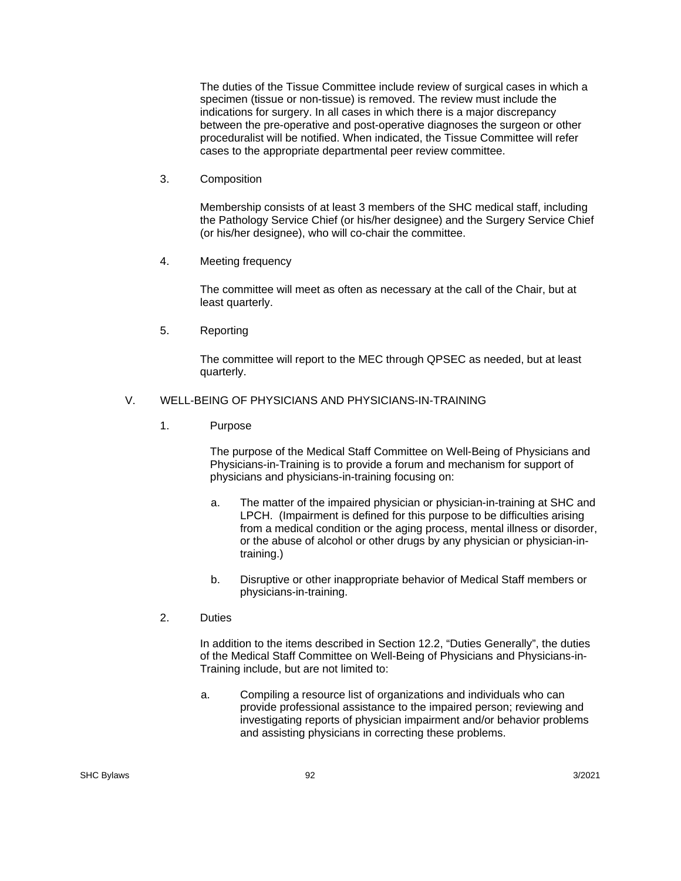The duties of the Tissue Committee include review of surgical cases in which a specimen (tissue or non-tissue) is removed. The review must include the indications for surgery. In all cases in which there is a major discrepancy between the pre-operative and post-operative diagnoses the surgeon or other proceduralist will be notified. When indicated, the Tissue Committee will refer cases to the appropriate departmental peer review committee.

3. Composition

Membership consists of at least 3 members of the SHC medical staff, including the Pathology Service Chief (or his/her designee) and the Surgery Service Chief (or his/her designee), who will co-chair the committee.

4. Meeting frequency

The committee will meet as often as necessary at the call of the Chair, but at least quarterly.

5. Reporting

The committee will report to the MEC through QPSEC as needed, but at least quarterly.

## V. WELL-BEING OF PHYSICIANS AND PHYSICIANS-IN-TRAINING

1. Purpose

The purpose of the Medical Staff Committee on Well-Being of Physicians and Physicians-in-Training is to provide a forum and mechanism for support of physicians and physicians-in-training focusing on:

a. The matter of the impaired physician or physician-in-training at SHC and LPCH. (Impairment is defined for this purpose to be difficulties arising from a medical condition or the aging process, mental illness or disorder, or the abuse of alcohol or other drugs by any physician or physician-in-training.)

b. Disruptive or other inappropriate behavior of Medical Staff members or physicians-in-training.

2. Duties

In addition to the items described in Section 12.2, “Duties Generally”, the duties of the Medical Staff Committee on Well-Being of Physicians and Physicians-in-Training include, but are not limited to:

a. Compiling a resource list of organizations and individuals who can provide professional assistance to the impaired person; reviewing and investigating reports of physician impairment and/or behavior problems and assisting physicians in correcting these problems.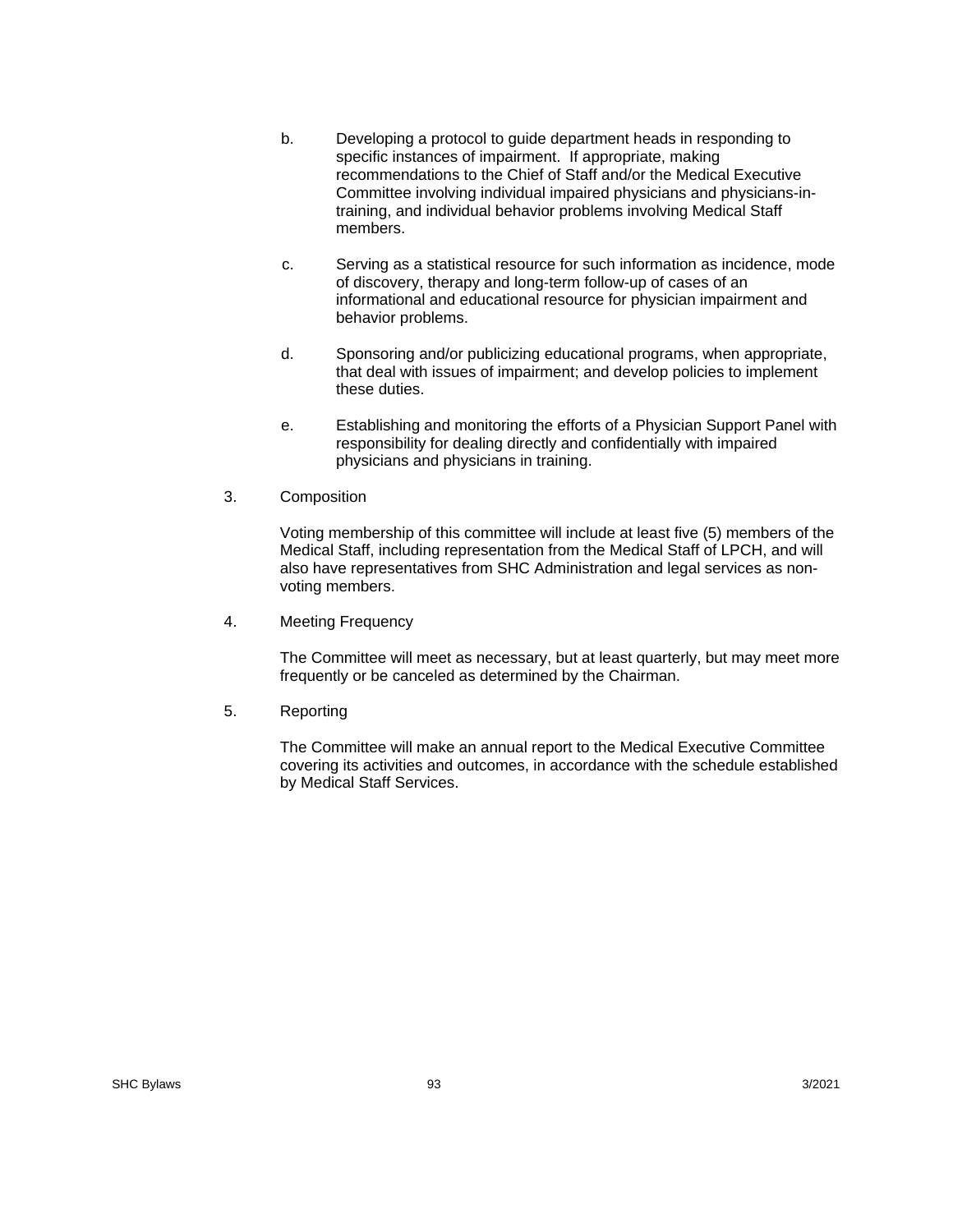b. Developing a protocol to guide department heads in responding to specific instances of impairment. If appropriate, making recommendations to the Chief of Staff and/or the Medical Executive Committee involving individual impaired physicians and physicians-in-training, and individual behavior problems involving Medical Staff members.

c. Serving as a statistical resource for such information as incidence, mode of discovery, therapy and long-term follow-up of cases of an informational and educational resource for physician impairment and behavior problems.

d. Sponsoring and/or publicizing educational programs, when appropriate, that deal with issues of impairment; and develop policies to implement these duties.

e. Establishing and monitoring the efforts of a Physician Support Panel with responsibility for dealing directly and confidentially with impaired physicians and physicians in training.

3. Composition

Voting membership of this committee will include at least five (5) members of the Medical Staff, including representation from the Medical Staff of LPCH, and will also have representatives from SHC Administration and legal services as non-voting members.

4. Meeting Frequency

The Committee will meet as necessary, but at least quarterly, but may meet more frequently or be canceled as determined by the Chairman.

5. Reporting

The Committee will make an annual report to the Medical Executive Committee covering its activities and outcomes, in accordance with the schedule established by Medical Staff Services.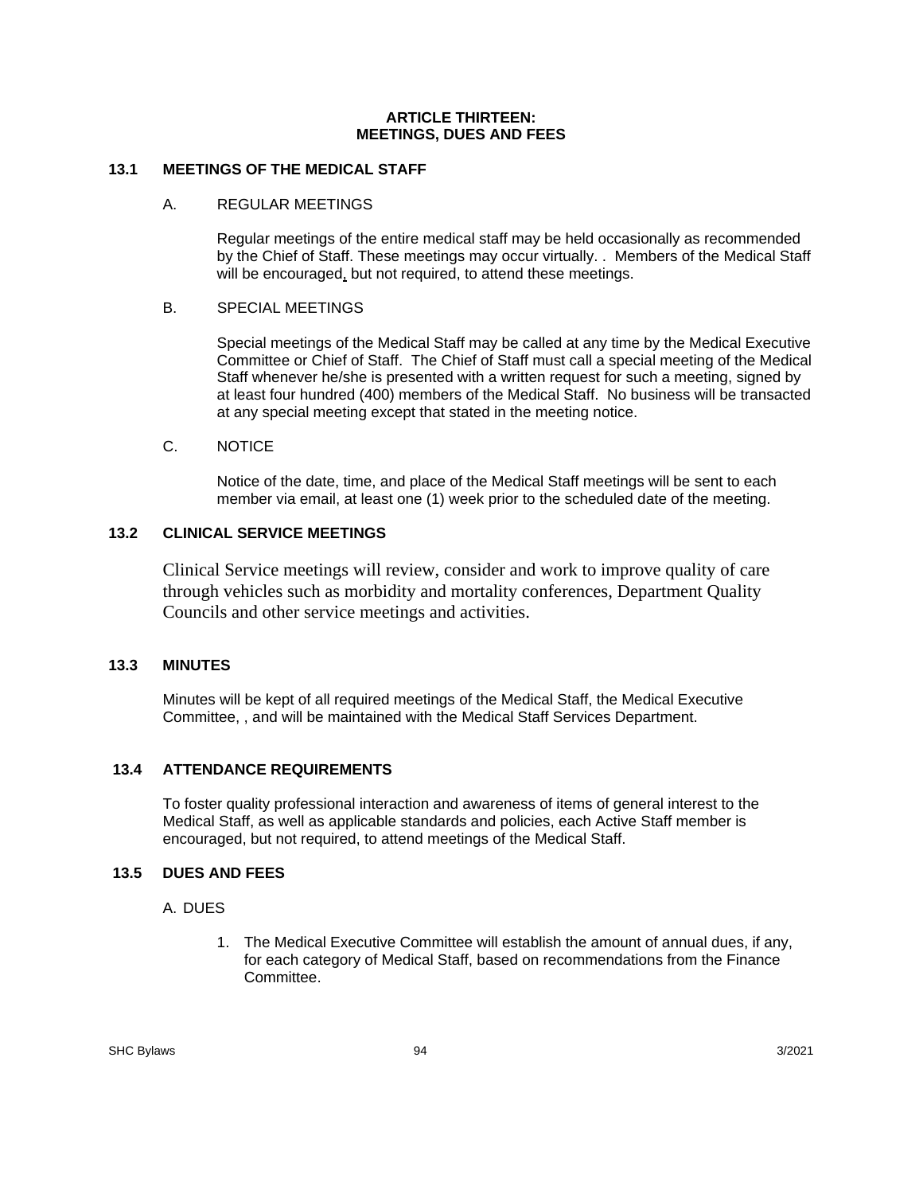# ARTICLE THIRTEEN:
# MEETINGS, DUES AND FEES

## 13.1 MEETINGS OF THE MEDICAL STAFF

### A. REGULAR MEETINGS

Regular meetings of the entire medical staff may be held occasionally as recommended by the Chief of Staff. These meetings may occur virtually. . Members of the Medical Staff will be encouraged, but not required, to attend these meetings.

### B. SPECIAL MEETINGS

Special meetings of the Medical Staff may be called at any time by the Medical Executive Committee or Chief of Staff. The Chief of Staff must call a special meeting of the Medical Staff whenever he/she is presented with a written request for such a meeting, signed by at least four hundred (400) members of the Medical Staff. No business will be transacted at any special meeting except that stated in the meeting notice.

### C. NOTICE

Notice of the date, time, and place of the Medical Staff meetings will be sent to each member via email, at least one (1) week prior to the scheduled date of the meeting.

## 13.2 CLINICAL SERVICE MEETINGS

Clinical Service meetings will review, consider and work to improve quality of care through vehicles such as morbidity and mortality conferences, Department Quality Councils and other service meetings and activities.

## 13.3 MINUTES

Minutes will be kept of all required meetings of the Medical Staff, the Medical Executive Committee, , and will be maintained with the Medical Staff Services Department.

## 13.4 ATTENDANCE REQUIREMENTS

To foster quality professional interaction and awareness of items of general interest to the Medical Staff, as well as applicable standards and policies, each Active Staff member is encouraged, but not required, to attend meetings of the Medical Staff.

## 13.5 DUES AND FEES

### A. DUES

1. The Medical Executive Committee will establish the amount of annual dues, if any, for each category of Medical Staff, based on recommendations from the Finance Committee.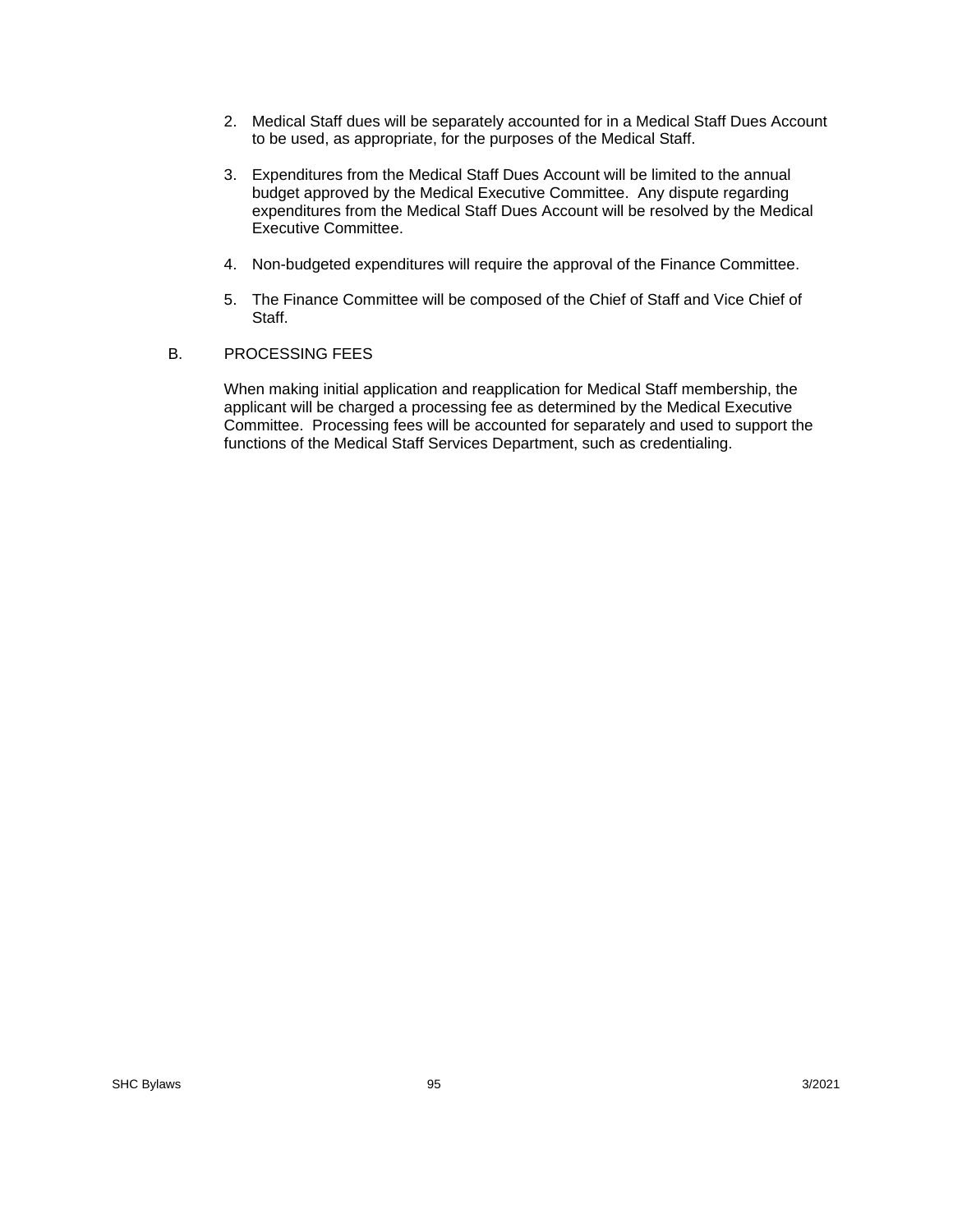2. Medical Staff dues will be separately accounted for in a Medical Staff Dues Account to be used, as appropriate, for the purposes of the Medical Staff.

3. Expenditures from the Medical Staff Dues Account will be limited to the annual budget approved by the Medical Executive Committee. Any dispute regarding expenditures from the Medical Staff Dues Account will be resolved by the Medical Executive Committee.

4. Non-budgeted expenditures will require the approval of the Finance Committee.

5. The Finance Committee will be composed of the Chief of Staff and Vice Chief of Staff.

B. PROCESSING FEES

When making initial application and reapplication for Medical Staff membership, the applicant will be charged a processing fee as determined by the Medical Executive Committee. Processing fees will be accounted for separately and used to support the functions of the Medical Staff Services Department, such as credentialing.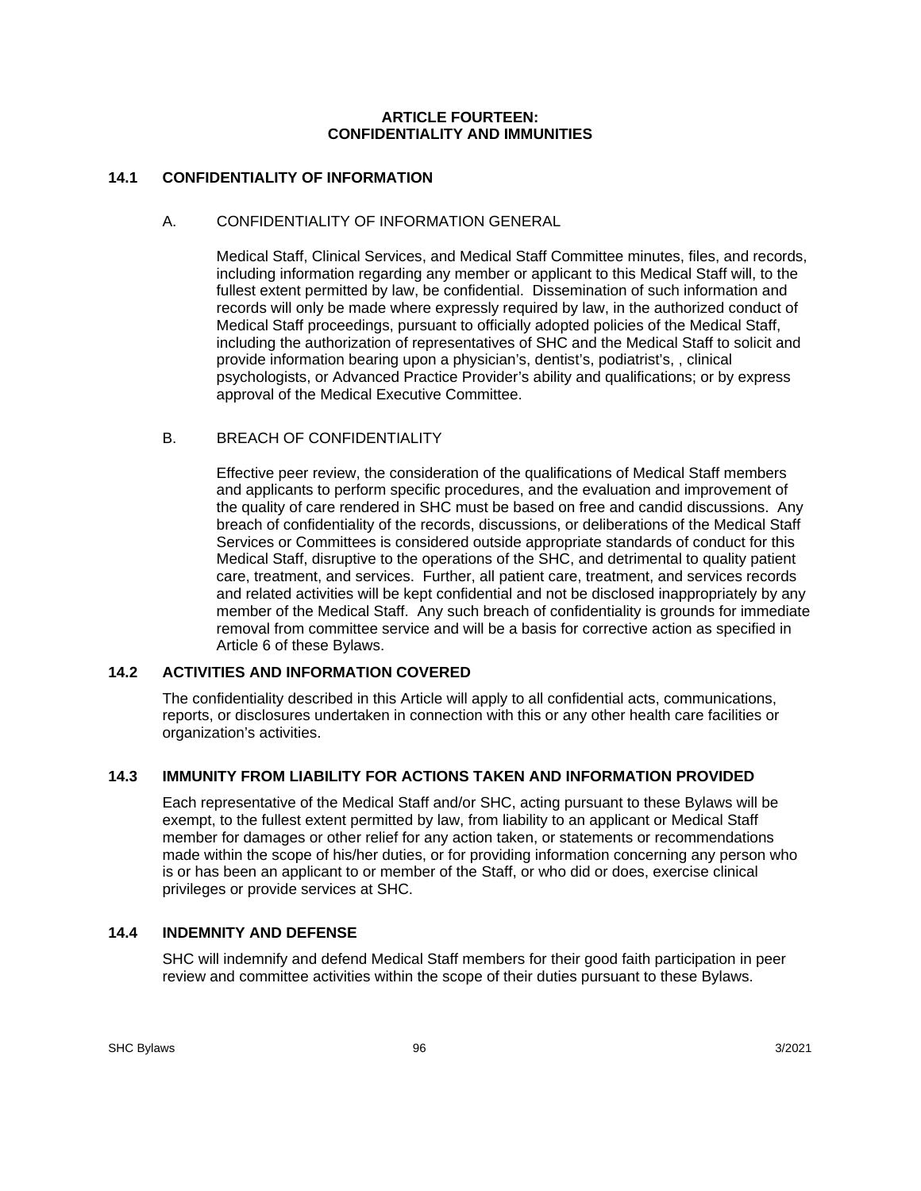# ARTICLE FOURTEEN: CONFIDENTIALITY AND IMMUNITIES

## 14.1 CONFIDENTIALITY OF INFORMATION

### A. CONFIDENTIALITY OF INFORMATION GENERAL

Medical Staff, Clinical Services, and Medical Staff Committee minutes, files, and records, including information regarding any member or applicant to this Medical Staff will, to the fullest extent permitted by law, be confidential. Dissemination of such information and records will only be made where expressly required by law, in the authorized conduct of Medical Staff proceedings, pursuant to officially adopted policies of the Medical Staff, including the authorization of representatives of SHC and the Medical Staff to solicit and provide information bearing upon a physician's, dentist's, podiatrist's, , clinical psychologists, or Advanced Practice Provider's ability and qualifications; or by express approval of the Medical Executive Committee.

### B. BREACH OF CONFIDENTIALITY

Effective peer review, the consideration of the qualifications of Medical Staff members and applicants to perform specific procedures, and the evaluation and improvement of the quality of care rendered in SHC must be based on free and candid discussions. Any breach of confidentiality of the records, discussions, or deliberations of the Medical Staff Services or Committees is considered outside appropriate standards of conduct for this Medical Staff, disruptive to the operations of the SHC, and detrimental to quality patient care, treatment, and services. Further, all patient care, treatment, and services records and related activities will be kept confidential and not be disclosed inappropriately by any member of the Medical Staff. Any such breach of confidentiality is grounds for immediate removal from committee service and will be a basis for corrective action as specified in Article 6 of these Bylaws.

## 14.2 ACTIVITIES AND INFORMATION COVERED

The confidentiality described in this Article will apply to all confidential acts, communications, reports, or disclosures undertaken in connection with this or any other health care facilities or organization's activities.

## 14.3 IMMUNITY FROM LIABILITY FOR ACTIONS TAKEN AND INFORMATION PROVIDED

Each representative of the Medical Staff and/or SHC, acting pursuant to these Bylaws will be exempt, to the fullest extent permitted by law, from liability to an applicant or Medical Staff member for damages or other relief for any action taken, or statements or recommendations made within the scope of his/her duties, or for providing information concerning any person who is or has been an applicant to or member of the Staff, or who did or does, exercise clinical privileges or provide services at SHC.

## 14.4 INDEMNITY AND DEFENSE

SHC will indemnify and defend Medical Staff members for their good faith participation in peer review and committee activities within the scope of their duties pursuant to these Bylaws.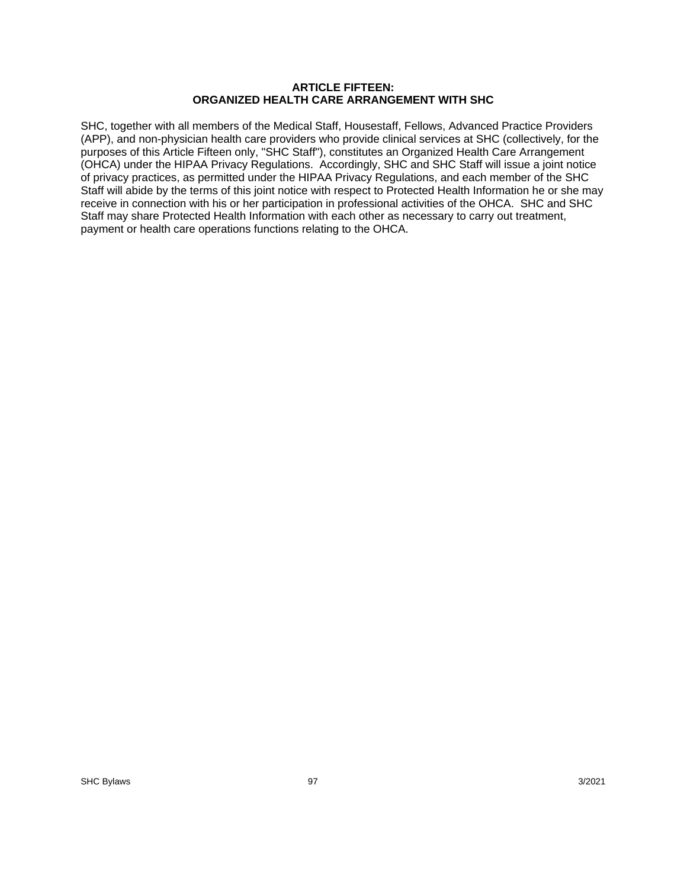## ARTICLE FIFTEEN: ORGANIZED HEALTH CARE ARRANGEMENT WITH SHC

SHC, together with all members of the Medical Staff, Housestaff, Fellows, Advanced Practice Providers (APP), and non-physician health care providers who provide clinical services at SHC (collectively, for the purposes of this Article Fifteen only, "SHC Staff"), constitutes an Organized Health Care Arrangement (OHCA) under the HIPAA Privacy Regulations. Accordingly, SHC and SHC Staff will issue a joint notice of privacy practices, as permitted under the HIPAA Privacy Regulations, and each member of the SHC Staff will abide by the terms of this joint notice with respect to Protected Health Information he or she may receive in connection with his or her participation in professional activities of the OHCA. SHC and SHC Staff may share Protected Health Information with each other as necessary to carry out treatment, payment or health care operations functions relating to the OHCA.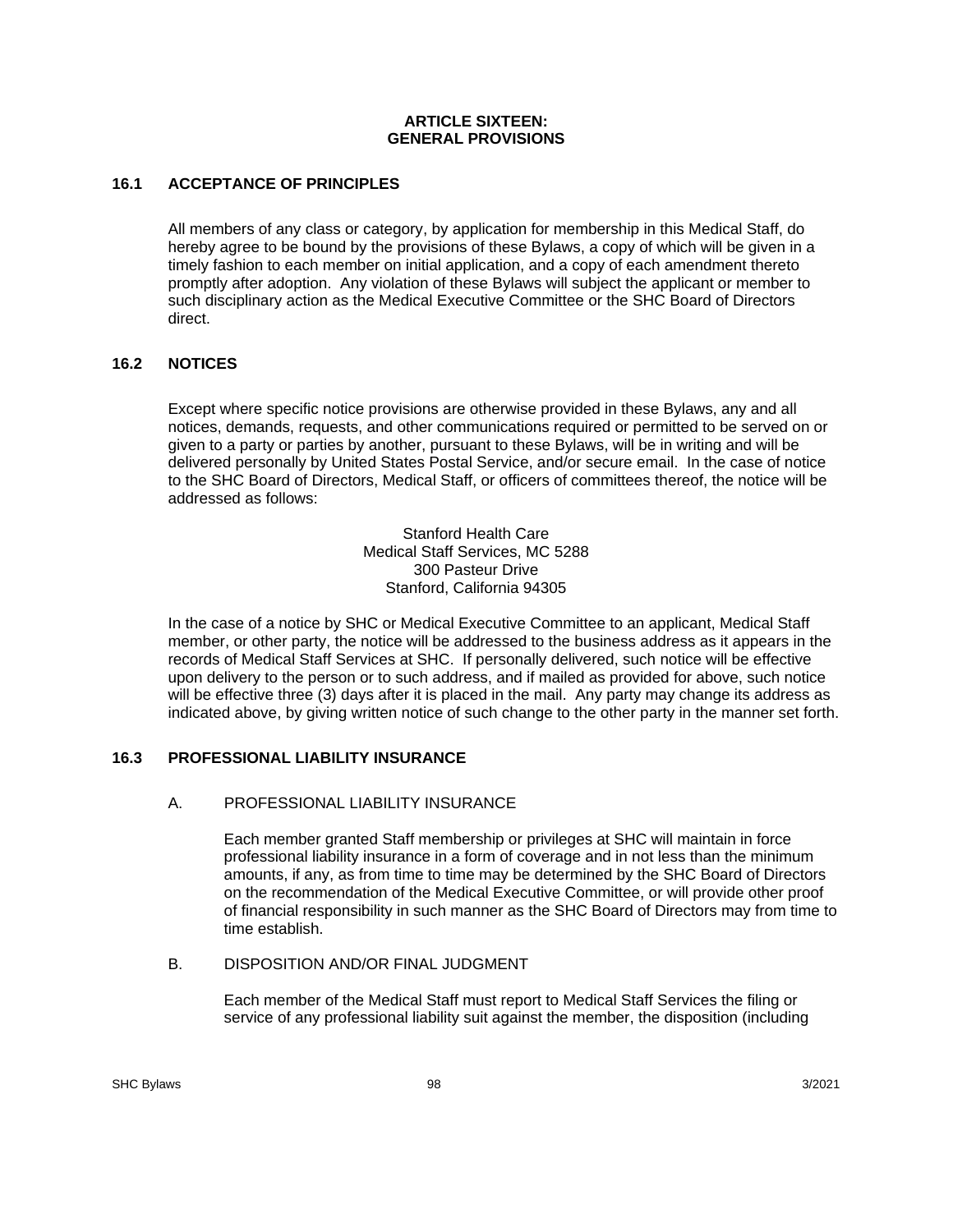# ARTICLE SIXTEEN: GENERAL PROVISIONS

## 16.1 ACCEPTANCE OF PRINCIPLES

All members of any class or category, by application for membership in this Medical Staff, do hereby agree to be bound by the provisions of these Bylaws, a copy of which will be given in a timely fashion to each member on initial application, and a copy of each amendment thereto promptly after adoption. Any violation of these Bylaws will subject the applicant or member to such disciplinary action as the Medical Executive Committee or the SHC Board of Directors direct.

## 16.2 NOTICES

Except where specific notice provisions are otherwise provided in these Bylaws, any and all notices, demands, requests, and other communications required or permitted to be served on or given to a party or parties by another, pursuant to these Bylaws, will be in writing and will be delivered personally by United States Postal Service, and/or secure email. In the case of notice to the SHC Board of Directors, Medical Staff, or officers of committees thereof, the notice will be addressed as follows:

Stanford Health Care
Medical Staff Services, MC 5288
300 Pasteur Drive
Stanford, California 94305

In the case of a notice by SHC or Medical Executive Committee to an applicant, Medical Staff member, or other party, the notice will be addressed to the business address as it appears in the records of Medical Staff Services at SHC. If personally delivered, such notice will be effective upon delivery to the person or to such address, and if mailed as provided for above, such notice will be effective three (3) days after it is placed in the mail. Any party may change its address as indicated above, by giving written notice of such change to the other party in the manner set forth.

## 16.3 PROFESSIONAL LIABILITY INSURANCE

### A. PROFESSIONAL LIABILITY INSURANCE

Each member granted Staff membership or privileges at SHC will maintain in force professional liability insurance in a form of coverage and in not less than the minimum amounts, if any, as from time to time may be determined by the SHC Board of Directors on the recommendation of the Medical Executive Committee, or will provide other proof of financial responsibility in such manner as the SHC Board of Directors may from time to time establish.

### B. DISPOSITION AND/OR FINAL JUDGMENT

Each member of the Medical Staff must report to Medical Staff Services the filing or service of any professional liability suit against the member, the disposition (including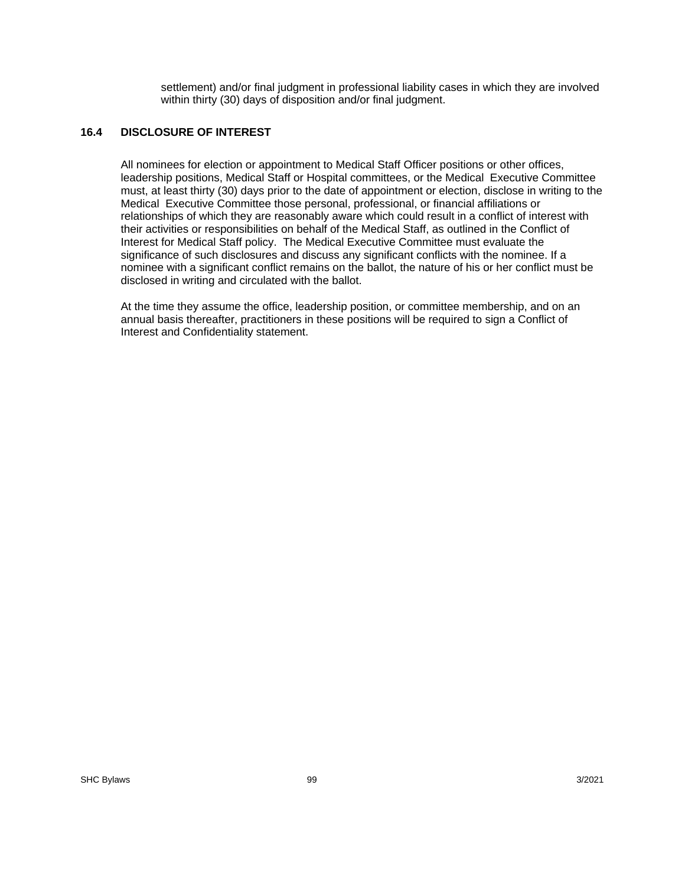settlement) and/or final judgment in professional liability cases in which they are involved within thirty (30) days of disposition and/or final judgment.

### 16.4 DISCLOSURE OF INTEREST

All nominees for election or appointment to Medical Staff Officer positions or other offices, leadership positions, Medical Staff or Hospital committees, or the Medical Executive Committee must, at least thirty (30) days prior to the date of appointment or election, disclose in writing to the Medical Executive Committee those personal, professional, or financial affiliations or relationships of which they are reasonably aware which could result in a conflict of interest with their activities or responsibilities on behalf of the Medical Staff, as outlined in the Conflict of Interest for Medical Staff policy. The Medical Executive Committee must evaluate the significance of such disclosures and discuss any significant conflicts with the nominee. If a nominee with a significant conflict remains on the ballot, the nature of his or her conflict must be disclosed in writing and circulated with the ballot.

At the time they assume the office, leadership position, or committee membership, and on an annual basis thereafter, practitioners in these positions will be required to sign a Conflict of Interest and Confidentiality statement.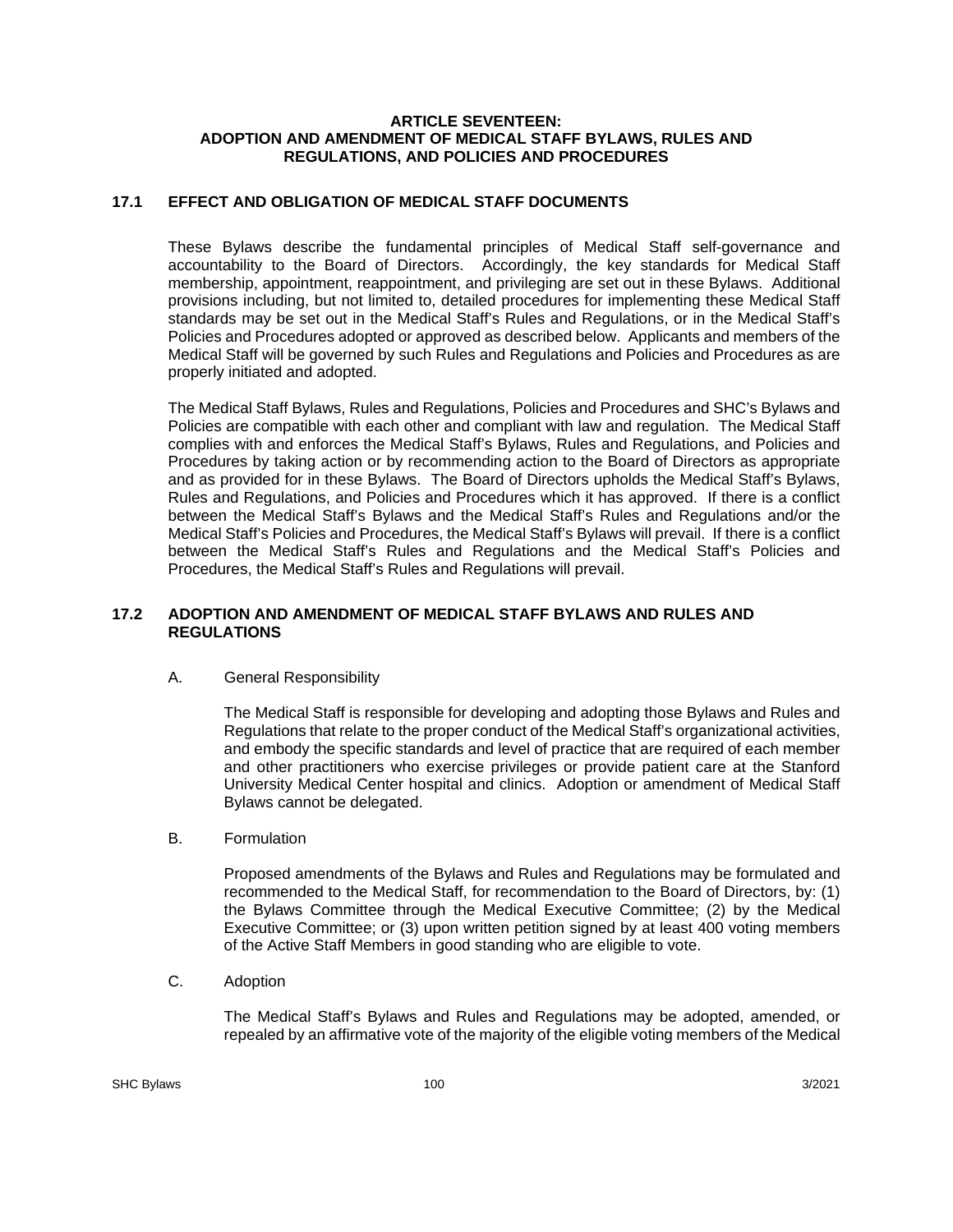## ARTICLE SEVENTEEN: ADOPTION AND AMENDMENT OF MEDICAL STAFF BYLAWS, RULES AND REGULATIONS, AND POLICIES AND PROCEDURES

### 17.1 EFFECT AND OBLIGATION OF MEDICAL STAFF DOCUMENTS

These Bylaws describe the fundamental principles of Medical Staff self-governance and accountability to the Board of Directors. Accordingly, the key standards for Medical Staff membership, appointment, reappointment, and privileging are set out in these Bylaws. Additional provisions including, but not limited to, detailed procedures for implementing these Medical Staff standards may be set out in the Medical Staff's Rules and Regulations, or in the Medical Staff's Policies and Procedures adopted or approved as described below. Applicants and members of the Medical Staff will be governed by such Rules and Regulations and Policies and Procedures as are properly initiated and adopted.

The Medical Staff Bylaws, Rules and Regulations, Policies and Procedures and SHC's Bylaws and Policies are compatible with each other and compliant with law and regulation. The Medical Staff complies with and enforces the Medical Staff's Bylaws, Rules and Regulations, and Policies and Procedures by taking action or by recommending action to the Board of Directors as appropriate and as provided for in these Bylaws. The Board of Directors upholds the Medical Staff's Bylaws, Rules and Regulations, and Policies and Procedures which it has approved. If there is a conflict between the Medical Staff's Bylaws and the Medical Staff's Rules and Regulations and/or the Medical Staff's Policies and Procedures, the Medical Staff's Bylaws will prevail. If there is a conflict between the Medical Staff's Rules and Regulations and the Medical Staff's Policies and Procedures, the Medical Staff's Rules and Regulations will prevail.

### 17.2 ADOPTION AND AMENDMENT OF MEDICAL STAFF BYLAWS AND RULES AND REGULATIONS

A. General Responsibility

The Medical Staff is responsible for developing and adopting those Bylaws and Rules and Regulations that relate to the proper conduct of the Medical Staff's organizational activities, and embody the specific standards and level of practice that are required of each member and other practitioners who exercise privileges or provide patient care at the Stanford University Medical Center hospital and clinics. Adoption or amendment of Medical Staff Bylaws cannot be delegated.

B. Formulation

Proposed amendments of the Bylaws and Rules and Regulations may be formulated and recommended to the Medical Staff, for recommendation to the Board of Directors, by: (1) the Bylaws Committee through the Medical Executive Committee; (2) by the Medical Executive Committee; or (3) upon written petition signed by at least 400 voting members of the Active Staff Members in good standing who are eligible to vote.

C. Adoption

The Medical Staff's Bylaws and Rules and Regulations may be adopted, amended, or repealed by an affirmative vote of the majority of the eligible voting members of the Medical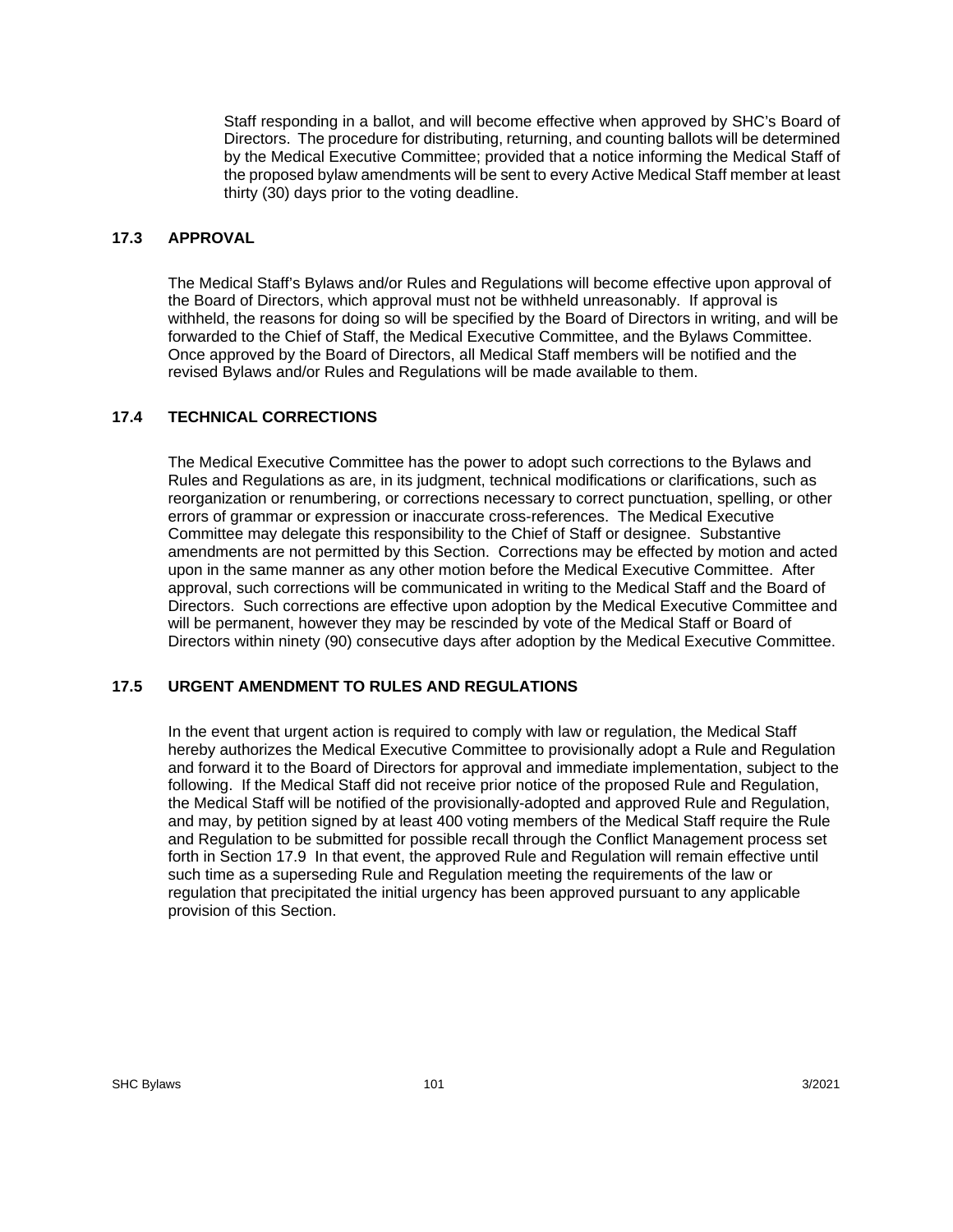Staff responding in a ballot, and will become effective when approved by SHC's Board of Directors. The procedure for distributing, returning, and counting ballots will be determined by the Medical Executive Committee; provided that a notice informing the Medical Staff of the proposed bylaw amendments will be sent to every Active Medical Staff member at least thirty (30) days prior to the voting deadline.

### 17.3 APPROVAL

The Medical Staff's Bylaws and/or Rules and Regulations will become effective upon approval of the Board of Directors, which approval must not be withheld unreasonably. If approval is withheld, the reasons for doing so will be specified by the Board of Directors in writing, and will be forwarded to the Chief of Staff, the Medical Executive Committee, and the Bylaws Committee. Once approved by the Board of Directors, all Medical Staff members will be notified and the revised Bylaws and/or Rules and Regulations will be made available to them.

### 17.4 TECHNICAL CORRECTIONS

The Medical Executive Committee has the power to adopt such corrections to the Bylaws and Rules and Regulations as are, in its judgment, technical modifications or clarifications, such as reorganization or renumbering, or corrections necessary to correct punctuation, spelling, or other errors of grammar or expression or inaccurate cross-references. The Medical Executive Committee may delegate this responsibility to the Chief of Staff or designee. Substantive amendments are not permitted by this Section. Corrections may be effected by motion and acted upon in the same manner as any other motion before the Medical Executive Committee. After approval, such corrections will be communicated in writing to the Medical Staff and the Board of Directors. Such corrections are effective upon adoption by the Medical Executive Committee and will be permanent, however they may be rescinded by vote of the Medical Staff or Board of Directors within ninety (90) consecutive days after adoption by the Medical Executive Committee.

### 17.5 URGENT AMENDMENT TO RULES AND REGULATIONS

In the event that urgent action is required to comply with law or regulation, the Medical Staff hereby authorizes the Medical Executive Committee to provisionally adopt a Rule and Regulation and forward it to the Board of Directors for approval and immediate implementation, subject to the following. If the Medical Staff did not receive prior notice of the proposed Rule and Regulation, the Medical Staff will be notified of the provisionally-adopted and approved Rule and Regulation, and may, by petition signed by at least 400 voting members of the Medical Staff require the Rule and Regulation to be submitted for possible recall through the Conflict Management process set forth in Section 17.9 In that event, the approved Rule and Regulation will remain effective until such time as a superseding Rule and Regulation meeting the requirements of the law or regulation that precipitated the initial urgency has been approved pursuant to any applicable provision of this Section.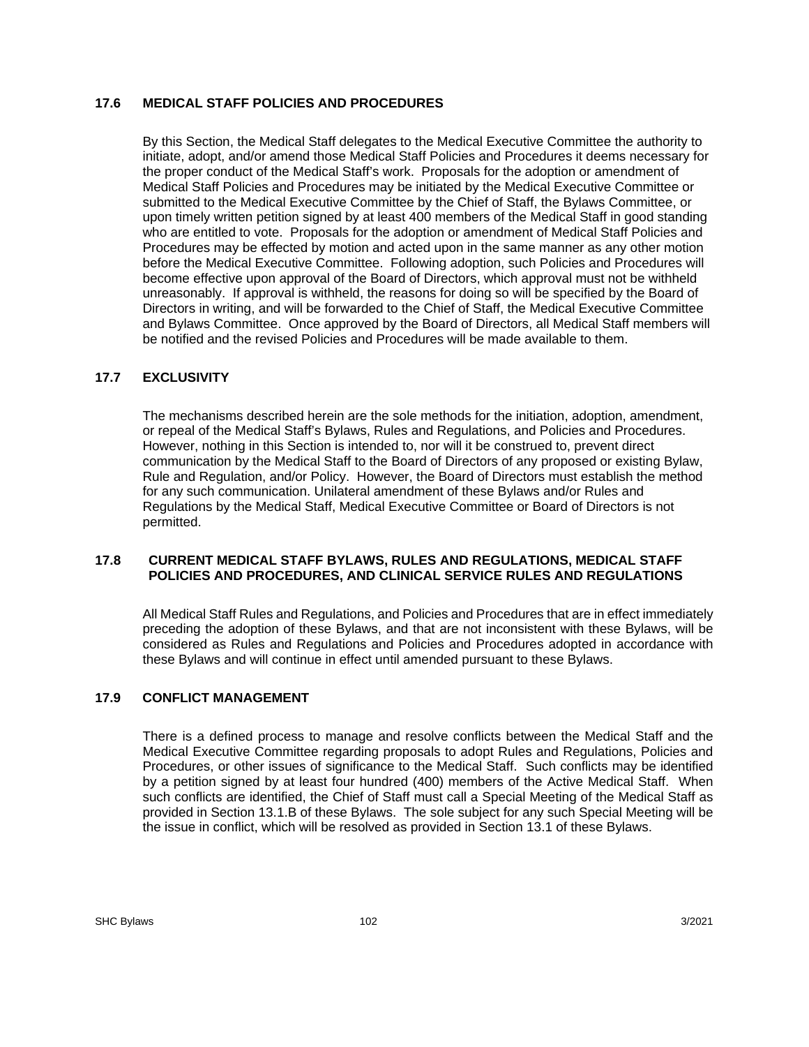## 17.6 MEDICAL STAFF POLICIES AND PROCEDURES

By this Section, the Medical Staff delegates to the Medical Executive Committee the authority to initiate, adopt, and/or amend those Medical Staff Policies and Procedures it deems necessary for the proper conduct of the Medical Staff's work. Proposals for the adoption or amendment of Medical Staff Policies and Procedures may be initiated by the Medical Executive Committee or submitted to the Medical Executive Committee by the Chief of Staff, the Bylaws Committee, or upon timely written petition signed by at least 400 members of the Medical Staff in good standing who are entitled to vote. Proposals for the adoption or amendment of Medical Staff Policies and Procedures may be effected by motion and acted upon in the same manner as any other motion before the Medical Executive Committee. Following adoption, such Policies and Procedures will become effective upon approval of the Board of Directors, which approval must not be withheld unreasonably. If approval is withheld, the reasons for doing so will be specified by the Board of Directors in writing, and will be forwarded to the Chief of Staff, the Medical Executive Committee and Bylaws Committee. Once approved by the Board of Directors, all Medical Staff members will be notified and the revised Policies and Procedures will be made available to them.

## 17.7 EXCLUSIVITY

The mechanisms described herein are the sole methods for the initiation, adoption, amendment, or repeal of the Medical Staff's Bylaws, Rules and Regulations, and Policies and Procedures. However, nothing in this Section is intended to, nor will it be construed to, prevent direct communication by the Medical Staff to the Board of Directors of any proposed or existing Bylaw, Rule and Regulation, and/or Policy. However, the Board of Directors must establish the method for any such communication. Unilateral amendment of these Bylaws and/or Rules and Regulations by the Medical Staff, Medical Executive Committee or Board of Directors is not permitted.

## 17.8 CURRENT MEDICAL STAFF BYLAWS, RULES AND REGULATIONS, MEDICAL STAFF POLICIES AND PROCEDURES, AND CLINICAL SERVICE RULES AND REGULATIONS

All Medical Staff Rules and Regulations, and Policies and Procedures that are in effect immediately preceding the adoption of these Bylaws, and that are not inconsistent with these Bylaws, will be considered as Rules and Regulations and Policies and Procedures adopted in accordance with these Bylaws and will continue in effect until amended pursuant to these Bylaws.

## 17.9 CONFLICT MANAGEMENT

There is a defined process to manage and resolve conflicts between the Medical Staff and the Medical Executive Committee regarding proposals to adopt Rules and Regulations, Policies and Procedures, or other issues of significance to the Medical Staff. Such conflicts may be identified by a petition signed by at least four hundred (400) members of the Active Medical Staff. When such conflicts are identified, the Chief of Staff must call a Special Meeting of the Medical Staff as provided in Section 13.1.B of these Bylaws. The sole subject for any such Special Meeting will be the issue in conflict, which will be resolved as provided in Section 13.1 of these Bylaws.